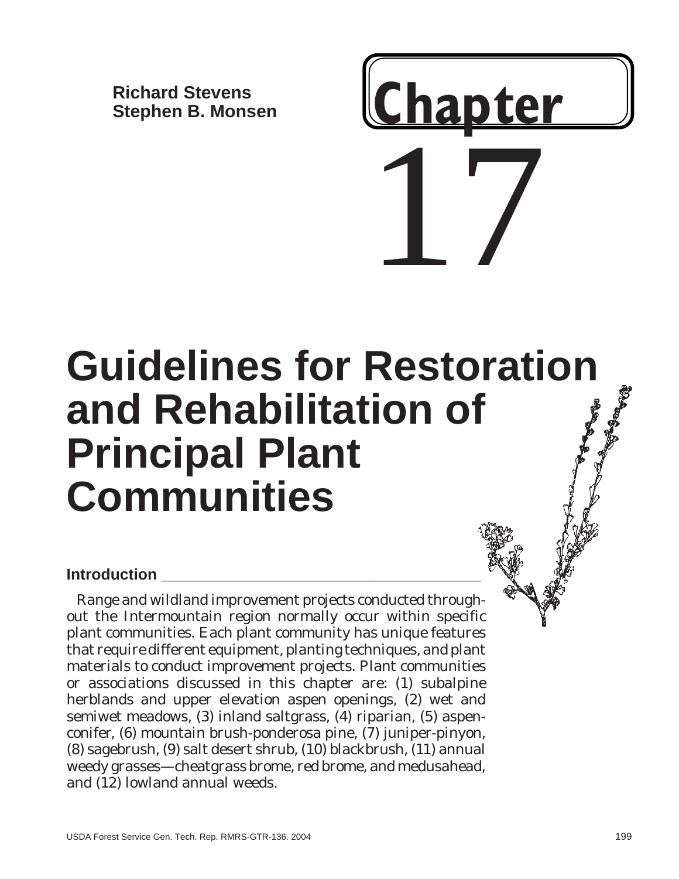Richard Stevens
Stephen B. Monsen

# Chapter 17

# Guidelines for Restoration and Rehabilitation of Principal Plant Communities

## Introduction

Range and wildland improvement projects conducted throughout the Intermountain region normally occur within specific plant communities. Each plant community has unique features that require different equipment, planting techniques, and plant materials to conduct improvement projects. Plant communities or associations discussed in this chapter are: (1) subalpine herblands and upper elevation aspen openings, (2) wet and semiwet meadows, (3) inland saltgrass, (4) riparian, (5) aspen-conifer, (6) mountain brush-ponderosa pine, (7) juniper-pinyon, (8) sagebrush, (9) salt desert shrub, (10) blackbrush, (11) annual weedy grasses—cheatgrass brome, red brome, and medusahead, and (12) lowland annual weeds.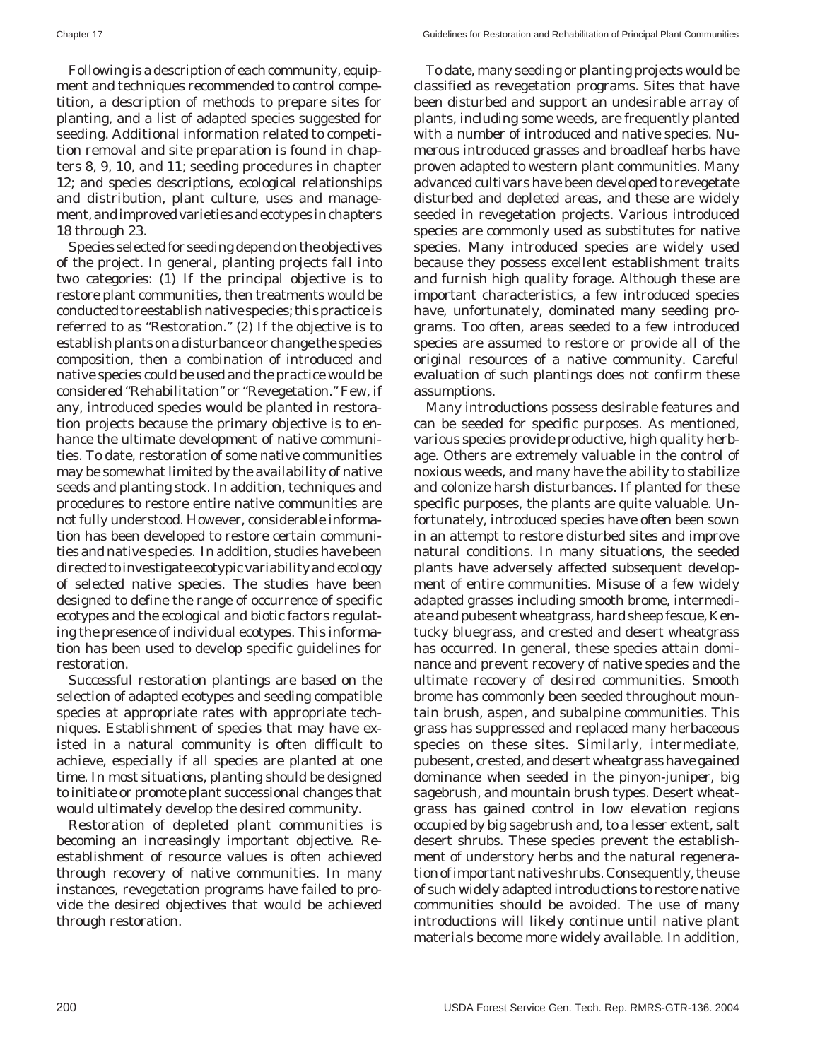Following is a description of each community, equipment and techniques recommended to control competition, a description of methods to prepare sites for planting, and a list of adapted species suggested for seeding. Additional information related to competition removal and site preparation is found in chapters 8, 9, 10, and 11; seeding procedures in chapter 12; and species descriptions, ecological relationships and distribution, plant culture, uses and management, and improved varieties and ecotypes in chapters 18 through 23.

Species selected for seeding depend on the objectives of the project. In general, planting projects fall into two categories: (1) If the principal objective is to restore plant communities, then treatments would be conducted to reestablish native species; this practice is referred to as "Restoration." (2) If the objective is to establish plants on a disturbance or change the species composition, then a combination of introduced and native species could be used and the practice would be considered "Rehabilitation" or "Revegetation." Few, if any, introduced species would be planted in restoration projects because the primary objective is to enhance the ultimate development of native communities. To date, restoration of some native communities may be somewhat limited by the availability of native seeds and planting stock. In addition, techniques and procedures to restore entire native communities are not fully understood. However, considerable information has been developed to restore certain communities and native species. In addition, studies have been directed to investigate ecotypic variability and ecology of selected native species. The studies have been designed to define the range of occurrence of specific ecotypes and the ecological and biotic factors regulating the presence of individual ecotypes. This information has been used to develop specific guidelines for restoration.

Successful restoration plantings are based on the selection of adapted ecotypes and seeding compatible species at appropriate rates with appropriate techniques. Establishment of species that may have existed in a natural community is often difficult to achieve, especially if all species are planted at one time. In most situations, planting should be designed to initiate or promote plant successional changes that would ultimately develop the desired community.

Restoration of depleted plant communities is becoming an increasingly important objective. Reestablishment of resource values is often achieved through recovery of native communities. In many instances, revegetation programs have failed to provide the desired objectives that would be achieved through restoration.

To date, many seeding or planting projects would be classified as revegetation programs. Sites that have been disturbed and support an undesirable array of plants, including some weeds, are frequently planted with a number of introduced and native species. Numerous introduced grasses and broadleaf herbs have proven adapted to western plant communities. Many advanced cultivars have been developed to revegetate disturbed and depleted areas, and these are widely seeded in revegetation projects. Various introduced species are commonly used as substitutes for native species. Many introduced species are widely used because they possess excellent establishment traits and furnish high quality forage. Although these are important characteristics, a few introduced species have, unfortunately, dominated many seeding programs. Too often, areas seeded to a few introduced species are assumed to restore or provide all of the original resources of a native community. Careful evaluation of such plantings does not confirm these assumptions.

Many introductions possess desirable features and can be seeded for specific purposes. As mentioned, various species provide productive, high quality herbage. Others are extremely valuable in the control of noxious weeds, and many have the ability to stabilize and colonize harsh disturbances. If planted for these specific purposes, the plants are quite valuable. Unfortunately, introduced species have often been sown in an attempt to restore disturbed sites and improve natural conditions. In many situations, the seeded plants have adversely affected subsequent development of entire communities. Misuse of a few widely adapted grasses including smooth brome, intermediate and pubesent wheatgrass, hard sheep fescue, Kentucky bluegrass, and crested and desert wheatgrass has occurred. In general, these species attain dominance and prevent recovery of native species and the ultimate recovery of desired communities. Smooth brome has commonly been seeded throughout mountain brush, aspen, and subalpine communities. This grass has suppressed and replaced many herbaceous species on these sites. Similarly, intermediate, pubesent, crested, and desert wheatgrass have gained dominance when seeded in the pinyon-juniper, big sagebrush, and mountain brush types. Desert wheatgrass has gained control in low elevation regions occupied by big sagebrush and, to a lesser extent, salt desert shrubs. These species prevent the establishment of understory herbs and the natural regeneration of important native shrubs. Consequently, the use of such widely adapted introductions to restore native communities should be avoided. The use of many introductions will likely continue until native plant materials become more widely available. In addition,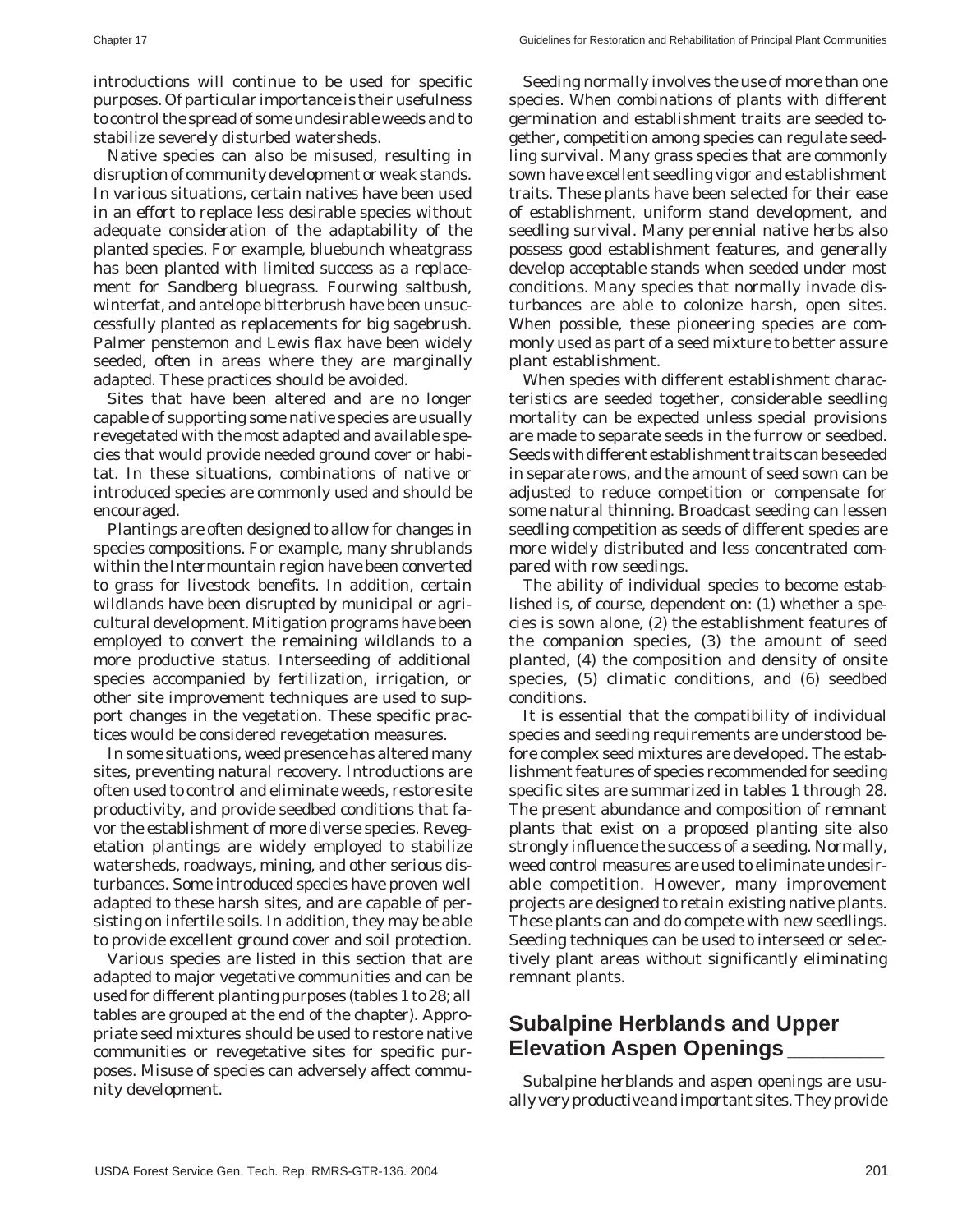introductions will continue to be used for specific purposes. Of particular importance is their usefulness to control the spread of some undesirable weeds and to stabilize severely disturbed watersheds.

Native species can also be misused, resulting in disruption of community development or weak stands. In various situations, certain natives have been used in an effort to replace less desirable species without adequate consideration of the adaptability of the planted species. For example, bluebunch wheatgrass has been planted with limited success as a replacement for Sandberg bluegrass. Fourwing saltbush, winterfat, and antelope bitterbrush have been unsuccessfully planted as replacements for big sagebrush. Palmer penstemon and Lewis flax have been widely seeded, often in areas where they are marginally adapted. These practices should be avoided.

Sites that have been altered and are no longer capable of supporting some native species are usually revegetated with the most adapted and available species that would provide needed ground cover or habitat. In these situations, combinations of native or introduced species are commonly used and should be encouraged.

Plantings are often designed to allow for changes in species compositions. For example, many shrublands within the Intermountain region have been converted to grass for livestock benefits. In addition, certain wildlands have been disrupted by municipal or agricultural development. Mitigation programs have been employed to convert the remaining wildlands to a more productive status. Interseeding of additional species accompanied by fertilization, irrigation, or other site improvement techniques are used to support changes in the vegetation. These specific practices would be considered revegetation measures.

In some situations, weed presence has altered many sites, preventing natural recovery. Introductions are often used to control and eliminate weeds, restore site productivity, and provide seedbed conditions that favor the establishment of more diverse species. Revegetation plantings are widely employed to stabilize watersheds, roadways, mining, and other serious disturbances. Some introduced species have proven well adapted to these harsh sites, and are capable of persisting on infertile soils. In addition, they may be able to provide excellent ground cover and soil protection.

Various species are listed in this section that are adapted to major vegetative communities and can be used for different planting purposes (tables 1 to 28; all tables are grouped at the end of the chapter). Appropriate seed mixtures should be used to restore native communities or revegetative sites for specific purposes. Misuse of species can adversely affect community development.

Seeding normally involves the use of more than one species. When combinations of plants with different germination and establishment traits are seeded together, competition among species can regulate seedling survival. Many grass species that are commonly sown have excellent seedling vigor and establishment traits. These plants have been selected for their ease of establishment, uniform stand development, and seedling survival. Many perennial native herbs also possess good establishment features, and generally develop acceptable stands when seeded under most conditions. Many species that normally invade disturbances are able to colonize harsh, open sites. When possible, these pioneering species are commonly used as part of a seed mixture to better assure plant establishment.

When species with different establishment characteristics are seeded together, considerable seedling mortality can be expected unless special provisions are made to separate seeds in the furrow or seedbed. Seeds with different establishment traits can be seeded in separate rows, and the amount of seed sown can be adjusted to reduce competition or compensate for some natural thinning. Broadcast seeding can lessen seedling competition as seeds of different species are more widely distributed and less concentrated compared with row seedings.

The ability of individual species to become established is, of course, dependent on: (1) whether a species is sown alone, (2) the establishment features of the companion species, (3) the amount of seed planted, (4) the composition and density of onsite species, (5) climatic conditions, and (6) seedbed conditions.

It is essential that the compatibility of individual species and seeding requirements are understood before complex seed mixtures are developed. The establishment features of species recommended for seeding specific sites are summarized in tables 1 through 28. The present abundance and composition of remnant plants that exist on a proposed planting site also strongly influence the success of a seeding. Normally, weed control measures are used to eliminate undesirable competition. However, many improvement projects are designed to retain existing native plants. These plants can and do compete with new seedlings. Seeding techniques can be used to interseed or selectively plant areas without significantly eliminating remnant plants.

## Subalpine Herblands and Upper Elevation Aspen Openings

Subalpine herblands and aspen openings are usually very productive and important sites. They provide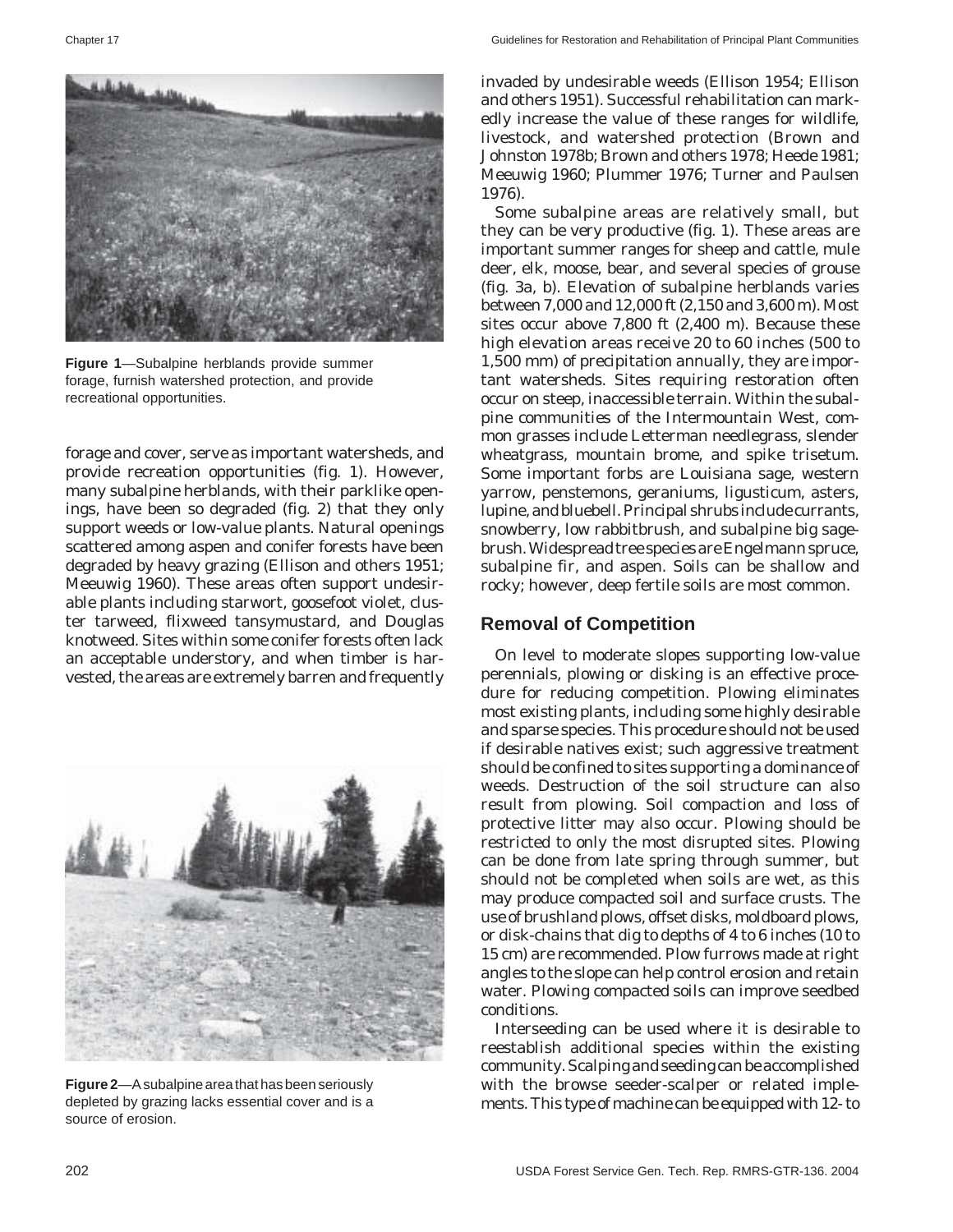Figure 1—Subalpine herblands provide summer forage, furnish watershed protection, and provide recreational opportunities.

forage and cover, serve as important watersheds, and provide recreation opportunities (fig. 1). However, many subalpine herblands, with their parklike openings, have been so degraded (fig. 2) that they only support weeds or low-value plants. Natural openings scattered among aspen and conifer forests have been degraded by heavy grazing (Ellison and others 1951; Meeuwig 1960). These areas often support undesirable plants including starwort, goosefoot violet, cluster tarweed, flixweed tansymustard, and Douglas knotweed. Sites within some conifer forests often lack an acceptable understory, and when timber is harvested, the areas are extremely barren and frequently invaded by undesirable weeds (Ellison 1954; Ellison and others 1951). Successful rehabilitation can markedly increase the value of these ranges for wildlife, livestock, and watershed protection (Brown and Johnston 1978b; Brown and others 1978; Heede 1981; Meeuwig 1960; Plummer 1976; Turner and Paulsen 1976).

Some subalpine areas are relatively small, but they can be very productive (fig. 1). These areas are important summer ranges for sheep and cattle, mule deer, elk, moose, bear, and several species of grouse (fig. 3a, b). Elevation of subalpine herblands varies between 7,000 and 12,000 ft (2,150 and 3,600 m). Most sites occur above 7,800 ft (2,400 m). Because these high elevation areas receive 20 to 60 inches (500 to 1,500 mm) of precipitation annually, they are important watersheds. Sites requiring restoration often occur on steep, inaccessible terrain. Within the subalpine communities of the Intermountain West, common grasses include Letterman needlegrass, slender wheatgrass, mountain brome, and spike trisetum. Some important forbs are Louisiana sage, western yarrow, penstemons, geraniums, ligusticum, asters, lupine, and bluebell. Principal shrubs include currants, snowberry, low rabbitbrush, and subalpine big sagebrush. Widespread tree species are Engelmann spruce, subalpine fir, and aspen. Soils can be shallow and rocky; however, deep fertile soils are most common.

Figure 2—A subalpine area that has been seriously depleted by grazing lacks essential cover and is a source of erosion.

## Removal of Competition

On level to moderate slopes supporting low-value perennials, plowing or disking is an effective procedure for reducing competition. Plowing eliminates most existing plants, including some highly desirable and sparse species. This procedure should not be used if desirable natives exist; such aggressive treatment should be confined to sites supporting a dominance of weeds. Destruction of the soil structure can also result from plowing. Soil compaction and loss of protective litter may also occur. Plowing should be restricted to only the most disrupted sites. Plowing can be done from late spring through summer, but should not be completed when soils are wet, as this may produce compacted soil and surface crusts. The use of brushland plows, offset disks, moldboard plows, or disk-chains that dig to depths of 4 to 6 inches (10 to 15 cm) are recommended. Plow furrows made at right angles to the slope can help control erosion and retain water. Plowing compacted soils can improve seedbed conditions.

Interseeding can be used where it is desirable to reestablish additional species within the existing community. Scalping and seeding can be accomplished with the browse seeder-scalper or related implements. This type of machine can be equipped with 12- to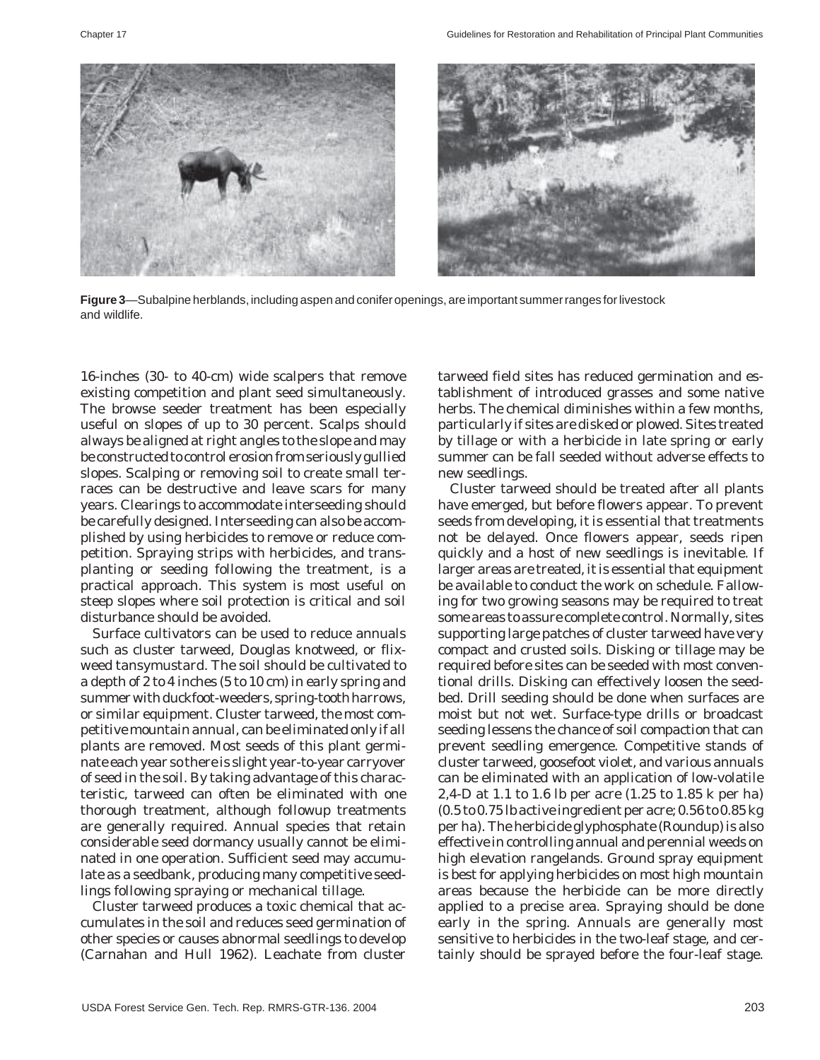**Figure 3**—Subalpine herblands, including aspen and conifer openings, are important summer ranges for livestock and wildlife.

16-inches (30- to 40-cm) wide scalpers that remove existing competition and plant seed simultaneously. The browse seeder treatment has been especially useful on slopes of up to 30 percent. Scalps should always be aligned at right angles to the slope and may be constructed to control erosion from seriously gullied slopes. Scalping or removing soil to create small terraces can be destructive and leave scars for many years. Clearings to accommodate interseeding should be carefully designed. Interseeding can also be accomplished by using herbicides to remove or reduce competition. Spraying strips with herbicides, and transplanting or seeding following the treatment, is a practical approach. This system is most useful on steep slopes where soil protection is critical and soil disturbance should be avoided.

Surface cultivators can be used to reduce annuals such as cluster tarweed, Douglas knotweed, or flixweed tansymustard. The soil should be cultivated to a depth of 2 to 4 inches (5 to 10 cm) in early spring and summer with duckfoot-weeders, spring-tooth harrows, or similar equipment. Cluster tarweed, the most competitive mountain annual, can be eliminated only if all plants are removed. Most seeds of this plant germinate each year so there is slight year-to-year carryover of seed in the soil. By taking advantage of this characteristic, tarweed can often be eliminated with one thorough treatment, although followup treatments are generally required. Annual species that retain considerable seed dormancy usually cannot be eliminated in one operation. Sufficient seed may accumulate as a seedbank, producing many competitive seedlings following spraying or mechanical tillage.

Cluster tarweed produces a toxic chemical that accumulates in the soil and reduces seed germination of other species or causes abnormal seedlings to develop (Carnahan and Hull 1962). Leachate from cluster tarweed field sites has reduced germination and establishment of introduced grasses and some native herbs. The chemical diminishes within a few months, particularly if sites are disked or plowed. Sites treated by tillage or with a herbicide in late spring or early summer can be fall seeded without adverse effects to new seedlings.

Cluster tarweed should be treated after all plants have emerged, but before flowers appear. To prevent seeds from developing, it is essential that treatments not be delayed. Once flowers appear, seeds ripen quickly and a host of new seedlings is inevitable. If larger areas are treated, it is essential that equipment be available to conduct the work on schedule. Fallowing for two growing seasons may be required to treat some areas to assure complete control. Normally, sites supporting large patches of cluster tarweed have very compact and crusted soils. Disking or tillage may be required before sites can be seeded with most conventional drills. Disking can effectively loosen the seedbed. Drill seeding should be done when surfaces are moist but not wet. Surface-type drills or broadcast seeding lessens the chance of soil compaction that can prevent seedling emergence. Competitive stands of cluster tarweed, goosefoot violet, and various annuals can be eliminated with an application of low-volatile 2,4-D at 1.1 to 1.6 lb per acre (1.25 to 1.85 k per ha) (0.5 to 0.75 lb active ingredient per acre; 0.56 to 0.85 kg per ha). The herbicide glyphosphate (Roundup) is also effective in controlling annual and perennial weeds on high elevation rangelands. Ground spray equipment is best for applying herbicides on most high mountain areas because the herbicide can be more directly applied to a precise area. Spraying should be done early in the spring. Annuals are generally most sensitive to herbicides in the two-leaf stage, and certainly should be sprayed before the four-leaf stage.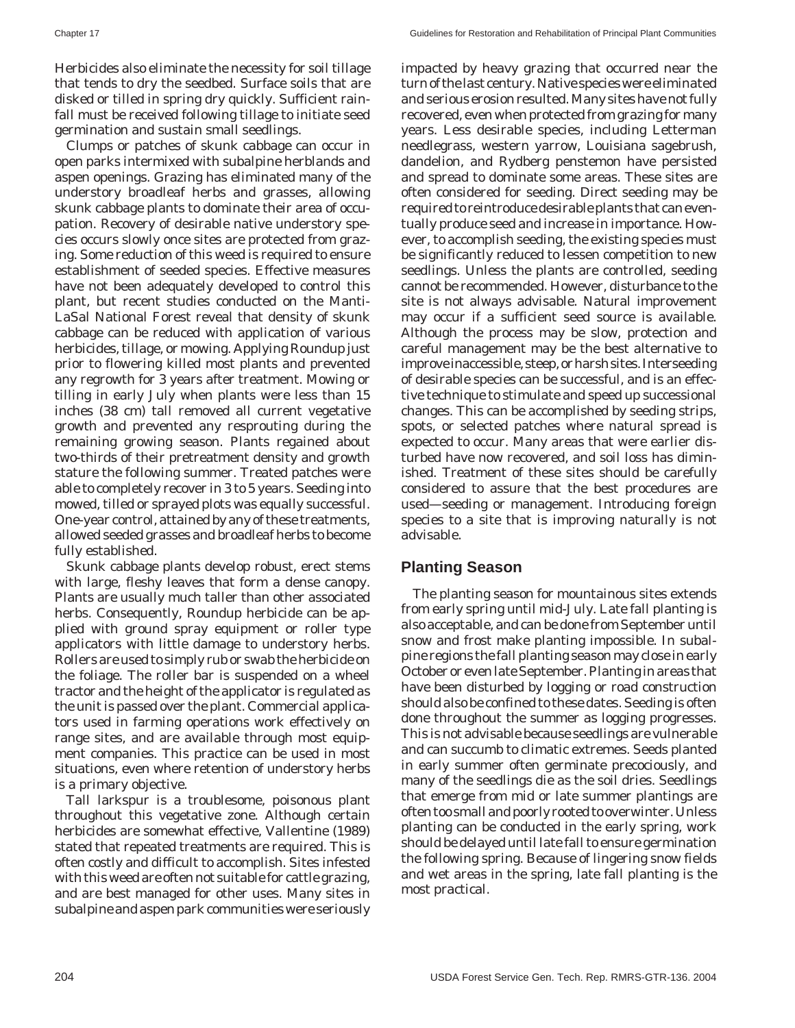Herbicides also eliminate the necessity for soil tillage that tends to dry the seedbed. Surface soils that are disked or tilled in spring dry quickly. Sufficient rainfall must be received following tillage to initiate seed germination and sustain small seedlings.

Clumps or patches of skunk cabbage can occur in open parks intermixed with subalpine herblands and aspen openings. Grazing has eliminated many of the understory broadleaf herbs and grasses, allowing skunk cabbage plants to dominate their area of occupation. Recovery of desirable native understory species occurs slowly once sites are protected from grazing. Some reduction of this weed is required to ensure establishment of seeded species. Effective measures have not been adequately developed to control this plant, but recent studies conducted on the Manti-LaSal National Forest reveal that density of skunk cabbage can be reduced with application of various herbicides, tillage, or mowing. Applying Roundup just prior to flowering killed most plants and prevented any regrowth for 3 years after treatment. Mowing or tilling in early July when plants were less than 15 inches (38 cm) tall removed all current vegetative growth and prevented any resprouting during the remaining growing season. Plants regained about two-thirds of their pretreatment density and growth stature the following summer. Treated patches were able to completely recover in 3 to 5 years. Seeding into mowed, tilled or sprayed plots was equally successful. One-year control, attained by any of these treatments, allowed seeded grasses and broadleaf herbs to become fully established.

Skunk cabbage plants develop robust, erect stems with large, fleshy leaves that form a dense canopy. Plants are usually much taller than other associated herbs. Consequently, Roundup herbicide can be applied with ground spray equipment or roller type applicators with little damage to understory herbs. Rollers are used to simply rub or swab the herbicide on the foliage. The roller bar is suspended on a wheel tractor and the height of the applicator is regulated as the unit is passed over the plant. Commercial applicators used in farming operations work effectively on range sites, and are available through most equipment companies. This practice can be used in most situations, even where retention of understory herbs is a primary objective.

Tall larkspur is a troublesome, poisonous plant throughout this vegetative zone. Although certain herbicides are somewhat effective, Vallentine (1989) stated that repeated treatments are required. This is often costly and difficult to accomplish. Sites infested with this weed are often not suitable for cattle grazing, and are best managed for other uses. Many sites in subalpine and aspen park communities were seriously impacted by heavy grazing that occurred near the turn of the last century. Native species were eliminated and serious erosion resulted. Many sites have not fully recovered, even when protected from grazing for many years. Less desirable species, including Letterman needlegrass, western yarrow, Louisiana sagebrush, dandelion, and Rydberg penstemon have persisted and spread to dominate some areas. These sites are often considered for seeding. Direct seeding may be required to reintroduce desirable plants that can eventually produce seed and increase in importance. However, to accomplish seeding, the existing species must be significantly reduced to lessen competition to new seedlings. Unless the plants are controlled, seeding cannot be recommended. However, disturbance to the site is not always advisable. Natural improvement may occur if a sufficient seed source is available. Although the process may be slow, protection and careful management may be the best alternative to improve inaccessible, steep, or harsh sites. Interseeding of desirable species can be successful, and is an effective technique to stimulate and speed up successional changes. This can be accomplished by seeding strips, spots, or selected patches where natural spread is expected to occur. Many areas that were earlier disturbed have now recovered, and soil loss has diminished. Treatment of these sites should be carefully considered to assure that the best procedures are used—seeding or management. Introducing foreign species to a site that is improving naturally is not advisable.

## Planting Season

The planting season for mountainous sites extends from early spring until mid-July. Late fall planting is also acceptable, and can be done from September until snow and frost make planting impossible. In subalpine regions the fall planting season may close in early October or even late September. Planting in areas that have been disturbed by logging or road construction should also be confined to these dates. Seeding is often done throughout the summer as logging progresses. This is not advisable because seedlings are vulnerable and can succumb to climatic extremes. Seeds planted in early summer often germinate precociously, and many of the seedlings die as the soil dries. Seedlings that emerge from mid or late summer plantings are often too small and poorly rooted to overwinter. Unless planting can be conducted in the early spring, work should be delayed until late fall to ensure germination the following spring. Because of lingering snow fields and wet areas in the spring, late fall planting is the most practical.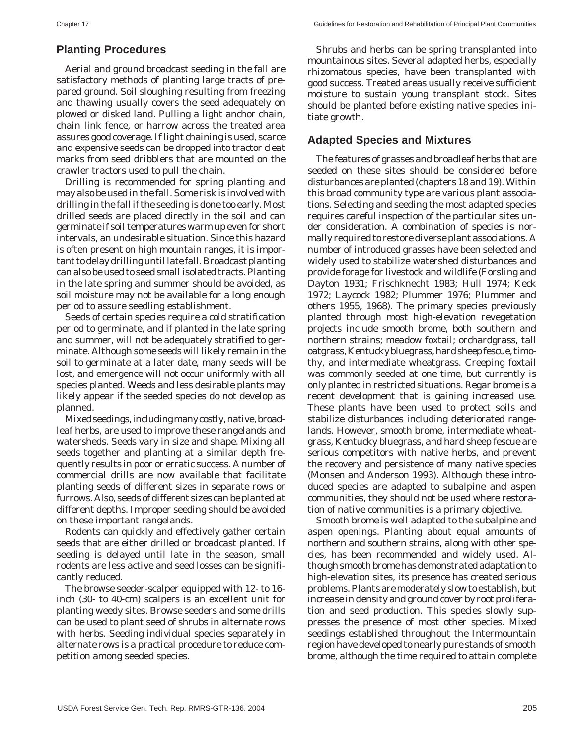## Planting Procedures

Aerial and ground broadcast seeding in the fall are satisfactory methods of planting large tracts of prepared ground. Soil sloughing resulting from freezing and thawing usually covers the seed adequately on plowed or disked land. Pulling a light anchor chain, chain link fence, or harrow across the treated area assures good coverage. If light chaining is used, scarce and expensive seeds can be dropped into tractor cleat marks from seed dribblers that are mounted on the crawler tractors used to pull the chain.

Drilling is recommended for spring planting and may also be used in the fall. Some risk is involved with drilling in the fall if the seeding is done too early. Most drilled seeds are placed directly in the soil and can germinate if soil temperatures warm up even for short intervals, an undesirable situation. Since this hazard is often present on high mountain ranges, it is important to delay drilling until late fall. Broadcast planting can also be used to seed small isolated tracts. Planting in the late spring and summer should be avoided, as soil moisture may not be available for a long enough period to assure seedling establishment.

Seeds of certain species require a cold stratification period to germinate, and if planted in the late spring and summer, will not be adequately stratified to germinate. Although some seeds will likely remain in the soil to germinate at a later date, many seeds will be lost, and emergence will not occur uniformly with all species planted. Weeds and less desirable plants may likely appear if the seeded species do not develop as planned.

Mixed seedings, including many costly, native, broadleaf herbs, are used to improve these rangelands and watersheds. Seeds vary in size and shape. Mixing all seeds together and planting at a similar depth frequently results in poor or erratic success. A number of commercial drills are now available that facilitate planting seeds of different sizes in separate rows or furrows. Also, seeds of different sizes can be planted at different depths. Improper seeding should be avoided on these important rangelands.

Rodents can quickly and effectively gather certain seeds that are either drilled or broadcast planted. If seeding is delayed until late in the season, small rodents are less active and seed losses can be significantly reduced.

The browse seeder-scalper equipped with 12- to 16-inch (30- to 40-cm) scalpers is an excellent unit for planting weedy sites. Browse seeders and some drills can be used to plant seed of shrubs in alternate rows with herbs. Seeding individual species separately in alternate rows is a practical procedure to reduce competition among seeded species.

Shrubs and herbs can be spring transplanted into mountainous sites. Several adapted herbs, especially rhizomatous species, have been transplanted with good success. Treated areas usually receive sufficient moisture to sustain young transplant stock. Sites should be planted before existing native species initiate growth.

## Adapted Species and Mixtures

The features of grasses and broadleaf herbs that are seeded on these sites should be considered before disturbances are planted (chapters 18 and 19). Within this broad community type are various plant associations. Selecting and seeding the most adapted species requires careful inspection of the particular sites under consideration. A combination of species is normally required to restore diverse plant associations. A number of introduced grasses have been selected and widely used to stabilize watershed disturbances and provide forage for livestock and wildlife (Forsling and Dayton 1931; Frischknecht 1983; Hull 1974; Keck 1972; Laycock 1982; Plummer 1976; Plummer and others 1955, 1968). The primary species previously planted through most high-elevation revegetation projects include smooth brome, both southern and northern strains; meadow foxtail; orchardgrass, tall oatgrass, Kentucky bluegrass, hard sheep fescue, timothy, and intermediate wheatgrass. Creeping foxtail was commonly seeded at one time, but currently is only planted in restricted situations. Regar brome is a recent development that is gaining increased use. These plants have been used to protect soils and stabilize disturbances including deteriorated rangelands. However, smooth brome, intermediate wheatgrass, Kentucky bluegrass, and hard sheep fescue are serious competitors with native herbs, and prevent the recovery and persistence of many native species (Monsen and Anderson 1993). Although these introduced species are adapted to subalpine and aspen communities, they should not be used where restoration of native communities is a primary objective.

Smooth brome is well adapted to the subalpine and aspen openings. Planting about equal amounts of northern and southern strains, along with other species, has been recommended and widely used. Although smooth brome has demonstrated adaptation to high-elevation sites, its presence has created serious problems. Plants are moderately slow to establish, but increase in density and ground cover by root proliferation and seed production. This species slowly suppresses the presence of most other species. Mixed seedings established throughout the Intermountain region have developed to nearly pure stands of smooth brome, although the time required to attain complete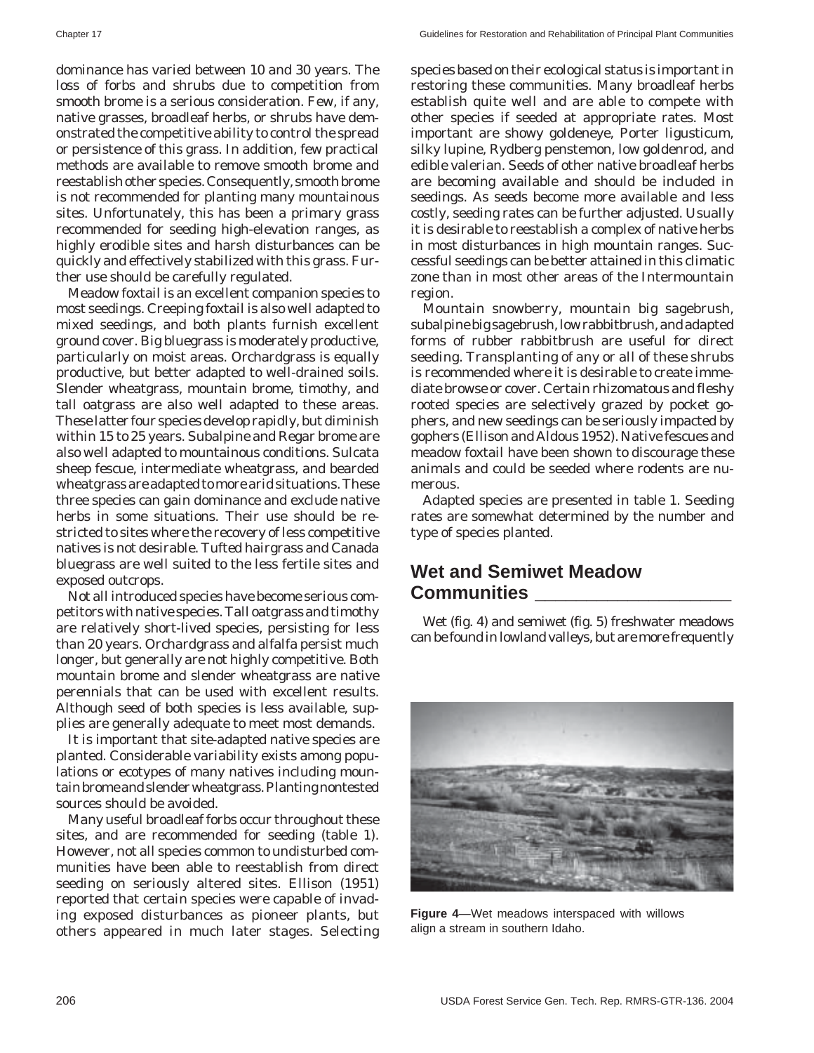dominance has varied between 10 and 30 years. The loss of forbs and shrubs due to competition from smooth brome is a serious consideration. Few, if any, native grasses, broadleaf herbs, or shrubs have demonstrated the competitive ability to control the spread or persistence of this grass. In addition, few practical methods are available to remove smooth brome and reestablish other species. Consequently, smooth brome is not recommended for planting many mountainous sites. Unfortunately, this has been a primary grass recommended for seeding high-elevation ranges, as highly erodible sites and harsh disturbances can be quickly and effectively stabilized with this grass. Further use should be carefully regulated.

Meadow foxtail is an excellent companion species to most seedings. Creeping foxtail is also well adapted to mixed seedings, and both plants furnish excellent ground cover. Big bluegrass is moderately productive, particularly on moist areas. Orchardgrass is equally productive, but better adapted to well-drained soils. Slender wheatgrass, mountain brome, timothy, and tall oatgrass are also well adapted to these areas. These latter four species develop rapidly, but diminish within 15 to 25 years. Subalpine and Regar brome are also well adapted to mountainous conditions. Sulcata sheep fescue, intermediate wheatgrass, and bearded wheatgrass are adapted to more arid situations. These three species can gain dominance and exclude native herbs in some situations. Their use should be restricted to sites where the recovery of less competitive natives is not desirable. Tufted hairgrass and Canada bluegrass are well suited to the less fertile sites and exposed outcrops.

Not all introduced species have become serious competitors with native species. Tall oatgrass and timothy are relatively short-lived species, persisting for less than 20 years. Orchardgrass and alfalfa persist much longer, but generally are not highly competitive. Both mountain brome and slender wheatgrass are native perennials that can be used with excellent results. Although seed of both species is less available, supplies are generally adequate to meet most demands.

It is important that site-adapted native species are planted. Considerable variability exists among populations or ecotypes of many natives including mountain brome and slender wheatgrass. Planting nontested sources should be avoided.

Many useful broadleaf forbs occur throughout these sites, and are recommended for seeding (table 1). However, not all species common to undisturbed communities have been able to reestablish from direct seeding on seriously altered sites. Ellison (1951) reported that certain species were capable of invading exposed disturbances as pioneer plants, but others appeared in much later stages. Selecting species based on their ecological status is important in restoring these communities. Many broadleaf herbs establish quite well and are able to compete with other species if seeded at appropriate rates. Most important are showy goldeneye, Porter ligusticum, silky lupine, Rydberg penstemon, low goldenrod, and edible valerian. Seeds of other native broadleaf herbs are becoming available and should be included in seedings. As seeds become more available and less costly, seeding rates can be further adjusted. Usually it is desirable to reestablish a complex of native herbs in most disturbances in high mountain ranges. Successful seedings can be better attained in this climatic zone than in most other areas of the Intermountain region.

Mountain snowberry, mountain big sagebrush, subalpine big sagebrush, low rabbitbrush, and adapted forms of rubber rabbitbrush are useful for direct seeding. Transplanting of any or all of these shrubs is recommended where it is desirable to create immediate browse or cover. Certain rhizomatous and fleshy rooted species are selectively grazed by pocket gophers, and new seedings can be seriously impacted by gophers (Ellison and Aldous 1952). Native fescues and meadow foxtail have been shown to discourage these animals and could be seeded where rodents are numerous.

Adapted species are presented in table 1. Seeding rates are somewhat determined by the number and type of species planted.

## Wet and Semiwet Meadow Communities

Wet (fig. 4) and semiwet (fig. 5) freshwater meadows can be found in lowland valleys, but are more frequently

**Figure 4**—Wet meadows interspaced with willows align a stream in southern Idaho.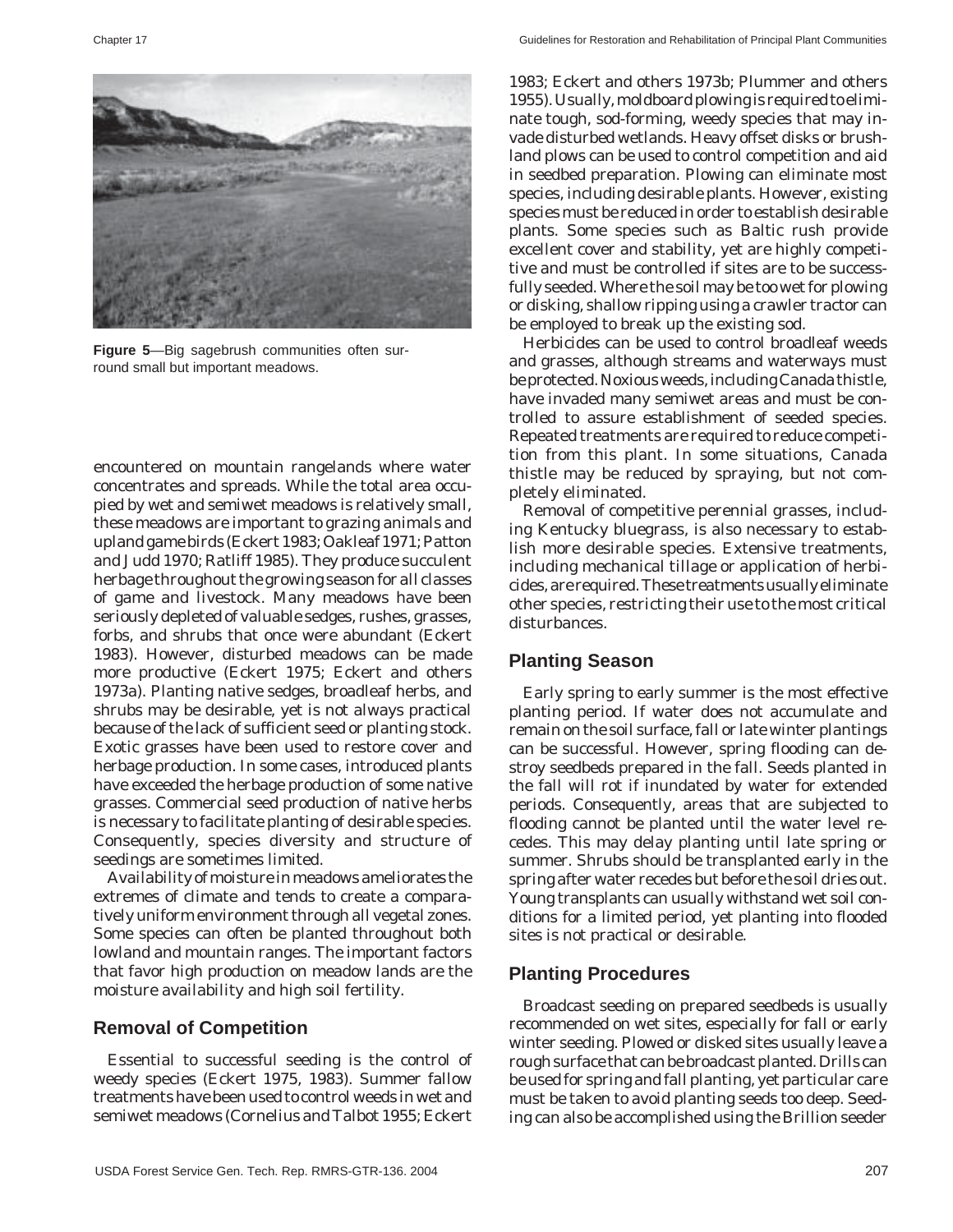Figure 5—Big sagebrush communities often surround small but important meadows.

encountered on mountain rangelands where water concentrates and spreads. While the total area occupied by wet and semiwet meadows is relatively small, these meadows are important to grazing animals and upland game birds (Eckert 1983; Oakleaf 1971; Patton and Judd 1970; Ratliff 1985). They produce succulent herbage throughout the growing season for all classes of game and livestock. Many meadows have been seriously depleted of valuable sedges, rushes, grasses, forbs, and shrubs that once were abundant (Eckert 1983). However, disturbed meadows can be made more productive (Eckert 1975; Eckert and others 1973a). Planting native sedges, broadleaf herbs, and shrubs may be desirable, yet is not always practical because of the lack of sufficient seed or planting stock. Exotic grasses have been used to restore cover and herbage production. In some cases, introduced plants have exceeded the herbage production of some native grasses. Commercial seed production of native herbs is necessary to facilitate planting of desirable species. Consequently, species diversity and structure of seedings are sometimes limited.

Availability of moisture in meadows ameliorates the extremes of climate and tends to create a comparatively uniform environment through all vegetal zones. Some species can often be planted throughout both lowland and mountain ranges. The important factors that favor high production on meadow lands are the moisture availability and high soil fertility.

## Removal of Competition

Essential to successful seeding is the control of weedy species (Eckert 1975, 1983). Summer fallow treatments have been used to control weeds in wet and semiwet meadows (Cornelius and Talbot 1955; Eckert 1983; Eckert and others 1973b; Plummer and others 1955). Usually, moldboard plowing is required to eliminate tough, sod-forming, weedy species that may invade disturbed wetlands. Heavy offset disks or brushland plows can be used to control competition and aid in seedbed preparation. Plowing can eliminate most species, including desirable plants. However, existing species must be reduced in order to establish desirable plants. Some species such as Baltic rush provide excellent cover and stability, yet are highly competitive and must be controlled if sites are to be successfully seeded. Where the soil may be too wet for plowing or disking, shallow ripping using a crawler tractor can be employed to break up the existing sod.

Herbicides can be used to control broadleaf weeds and grasses, although streams and waterways must be protected. Noxious weeds, including Canada thistle, have invaded many semiwet areas and must be controlled to assure establishment of seeded species. Repeated treatments are required to reduce competition from this plant. In some situations, Canada thistle may be reduced by spraying, but not completely eliminated.

Removal of competitive perennial grasses, including Kentucky bluegrass, is also necessary to establish more desirable species. Extensive treatments, including mechanical tillage or application of herbicides, are required. These treatments usually eliminate other species, restricting their use to the most critical disturbances.

## Planting Season

Early spring to early summer is the most effective planting period. If water does not accumulate and remain on the soil surface, fall or late winter plantings can be successful. However, spring flooding can destroy seedbeds prepared in the fall. Seeds planted in the fall will rot if inundated by water for extended periods. Consequently, areas that are subjected to flooding cannot be planted until the water level recedes. This may delay planting until late spring or summer. Shrubs should be transplanted early in the spring after water recedes but before the soil dries out. Young transplants can usually withstand wet soil conditions for a limited period, yet planting into flooded sites is not practical or desirable.

## Planting Procedures

Broadcast seeding on prepared seedbeds is usually recommended on wet sites, especially for fall or early winter seeding. Plowed or disked sites usually leave a rough surface that can be broadcast planted. Drills can be used for spring and fall planting, yet particular care must be taken to avoid planting seeds too deep. Seeding can also be accomplished using the Brillion seeder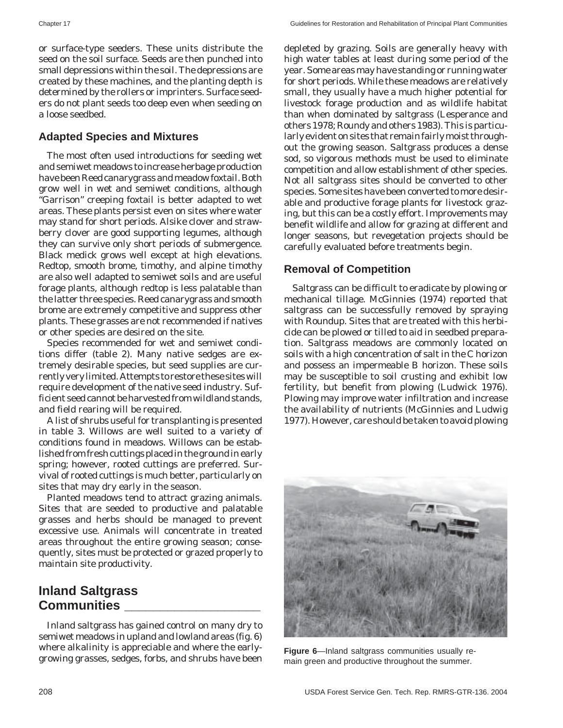or surface-type seeders. These units distribute the seed on the soil surface. Seeds are then punched into small depressions within the soil. The depressions are created by these machines, and the planting depth is determined by the rollers or imprinters. Surface seeders do not plant seeds too deep even when seeding on a loose seedbed.

### Adapted Species and Mixtures

The most often used introductions for seeding wet and semiwet meadows to increase herbage production have been Reed canarygrass and meadow foxtail. Both grow well in wet and semiwet conditions, although "Garrison" creeping foxtail is better adapted to wet areas. These plants persist even on sites where water may stand for short periods. Alsike clover and strawberry clover are good supporting legumes, although they can survive only short periods of submergence. Black medick grows well except at high elevations. Redtop, smooth brome, timothy, and alpine timothy are also well adapted to semiwet soils and are useful forage plants, although redtop is less palatable than the latter three species. Reed canarygrass and smooth brome are extremely competitive and suppress other plants. These grasses are not recommended if natives or other species are desired on the site.

Species recommended for wet and semiwet conditions differ (table 2). Many native sedges are extremely desirable species, but seed supplies are currently very limited. Attempts to restore these sites will require development of the native seed industry. Sufficient seed cannot be harvested from wildland stands, and field rearing will be required.

A list of shrubs useful for transplanting is presented in table 3. Willows are well suited to a variety of conditions found in meadows. Willows can be established from fresh cuttings placed in the ground in early spring; however, rooted cuttings are preferred. Survival of rooted cuttings is much better, particularly on sites that may dry early in the season.

Planted meadows tend to attract grazing animals. Sites that are seeded to productive and palatable grasses and herbs should be managed to prevent excessive use. Animals will concentrate in treated areas throughout the entire growing season; consequently, sites must be protected or grazed properly to maintain site productivity.

## Inland Saltgrass Communities

Inland saltgrass has gained control on many dry to semiwet meadows in upland and lowland areas (fig. 6) where alkalinity is appreciable and where the early-growing grasses, sedges, forbs, and shrubs have been depleted by grazing. Soils are generally heavy with high water tables at least during some period of the year. Some areas may have standing or running water for short periods. While these meadows are relatively small, they usually have a much higher potential for livestock forage production and as wildlife habitat than when dominated by saltgrass (Lesperance and others 1978; Roundy and others 1983). This is particularly evident on sites that remain fairly moist throughout the growing season. Saltgrass produces a dense sod, so vigorous methods must be used to eliminate competition and allow establishment of other species. Not all saltgrass sites should be converted to other species. Some sites have been converted to more desirable and productive forage plants for livestock grazing, but this can be a costly effort. Improvements may benefit wildlife and allow for grazing at different and longer seasons, but revegetation projects should be carefully evaluated before treatments begin.

### Removal of Competition

Saltgrass can be difficult to eradicate by plowing or mechanical tillage. McGinnies (1974) reported that saltgrass can be successfully removed by spraying with Roundup. Sites that are treated with this herbicide can be plowed or tilled to aid in seedbed preparation. Saltgrass meadows are commonly located on soils with a high concentration of salt in the C horizon and possess an impermeable B horizon. These soils may be susceptible to soil crusting and exhibit low fertility, but benefit from plowing (Ludwick 1976). Plowing may improve water infiltration and increase the availability of nutrients (McGinnies and Ludwig 1977). However, care should be taken to avoid plowing

**Figure 6**—Inland saltgrass communities usually remain green and productive throughout the summer.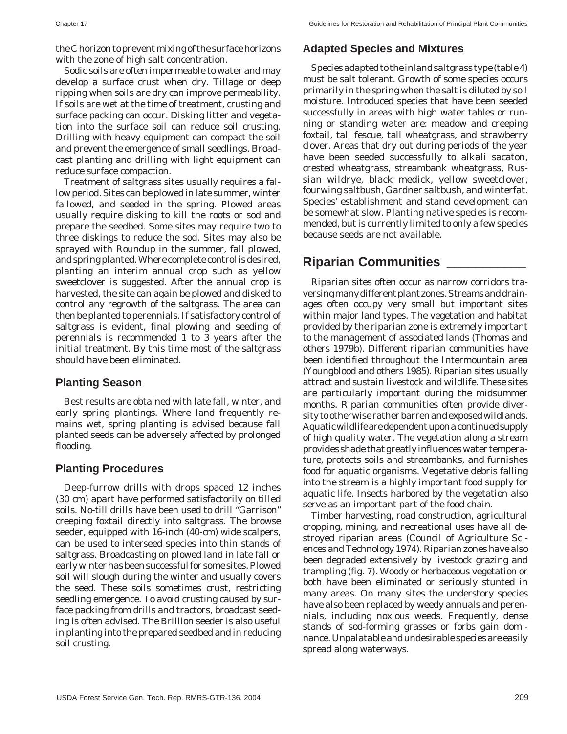the C horizon to prevent mixing of the surface horizons with the zone of high salt concentration.

Sodic soils are often impermeable to water and may develop a surface crust when dry. Tillage or deep ripping when soils are dry can improve permeability. If soils are wet at the time of treatment, crusting and surface packing can occur. Disking litter and vegetation into the surface soil can reduce soil crusting. Drilling with heavy equipment can compact the soil and prevent the emergence of small seedlings. Broadcast planting and drilling with light equipment can reduce surface compaction.

Treatment of saltgrass sites usually requires a fallow period. Sites can be plowed in late summer, winter fallowed, and seeded in the spring. Plowed areas usually require disking to kill the roots or sod and prepare the seedbed. Some sites may require two to three diskings to reduce the sod. Sites may also be sprayed with Roundup in the summer, fall plowed, and spring planted. Where complete control is desired, planting an interim annual crop such as yellow sweetclover is suggested. After the annual crop is harvested, the site can again be plowed and disked to control any regrowth of the saltgrass. The area can then be planted to perennials. If satisfactory control of saltgrass is evident, final plowing and seeding of perennials is recommended 1 to 3 years after the initial treatment. By this time most of the saltgrass should have been eliminated.

### Planting Season

Best results are obtained with late fall, winter, and early spring plantings. Where land frequently remains wet, spring planting is advised because fall planted seeds can be adversely affected by prolonged flooding.

### Planting Procedures

Deep-furrow drills with drops spaced 12 inches (30 cm) apart have performed satisfactorily on tilled soils. No-till drills have been used to drill "Garrison" creeping foxtail directly into saltgrass. The browse seeder, equipped with 16-inch (40-cm) wide scalpers, can be used to interseed species into thin stands of saltgrass. Broadcasting on plowed land in late fall or early winter has been successful for some sites. Plowed soil will slough during the winter and usually covers the seed. These soils sometimes crust, restricting seedling emergence. To avoid crusting caused by surface packing from drills and tractors, broadcast seeding is often advised. The Brillion seeder is also useful in planting into the prepared seedbed and in reducing soil crusting.

### Adapted Species and Mixtures

Species adapted to the inland saltgrass type (table 4) must be salt tolerant. Growth of some species occurs primarily in the spring when the salt is diluted by soil moisture. Introduced species that have been seeded successfully in areas with high water tables or running or standing water are: meadow and creeping foxtail, tall fescue, tall wheatgrass, and strawberry clover. Areas that dry out during periods of the year have been seeded successfully to alkali sacaton, crested wheatgrass, streambank wheatgrass, Russian wildrye, black medick, yellow sweetclover, fourwing saltbush, Gardner saltbush, and winterfat. Species' establishment and stand development can be somewhat slow. Planting native species is recommended, but is currently limited to only a few species because seeds are not available.

## Riparian Communities

Riparian sites often occur as narrow corridors traversing many different plant zones. Streams and drainages often occupy very small but important sites within major land types. The vegetation and habitat provided by the riparian zone is extremely important to the management of associated lands (Thomas and others 1979b). Different riparian communities have been identified throughout the Intermountain area (Youngblood and others 1985). Riparian sites usually attract and sustain livestock and wildlife. These sites are particularly important during the midsummer months. Riparian communities often provide diversity to otherwise rather barren and exposed wildlands. Aquatic wildlife are dependent upon a continued supply of high quality water. The vegetation along a stream provides shade that greatly influences water temperature, protects soils and streambanks, and furnishes food for aquatic organisms. Vegetative debris falling into the stream is a highly important food supply for aquatic life. Insects harbored by the vegetation also serve as an important part of the food chain.

Timber harvesting, road construction, agricultural cropping, mining, and recreational uses have all destroyed riparian areas (Council of Agriculture Sciences and Technology 1974). Riparian zones have also been degraded extensively by livestock grazing and trampling (fig. 7). Woody or herbaceous vegetation or both have been eliminated or seriously stunted in many areas. On many sites the understory species have also been replaced by weedy annuals and perennials, including noxious weeds. Frequently, dense stands of sod-forming grasses or forbs gain dominance. Unpalatable and undesirable species are easily spread along waterways.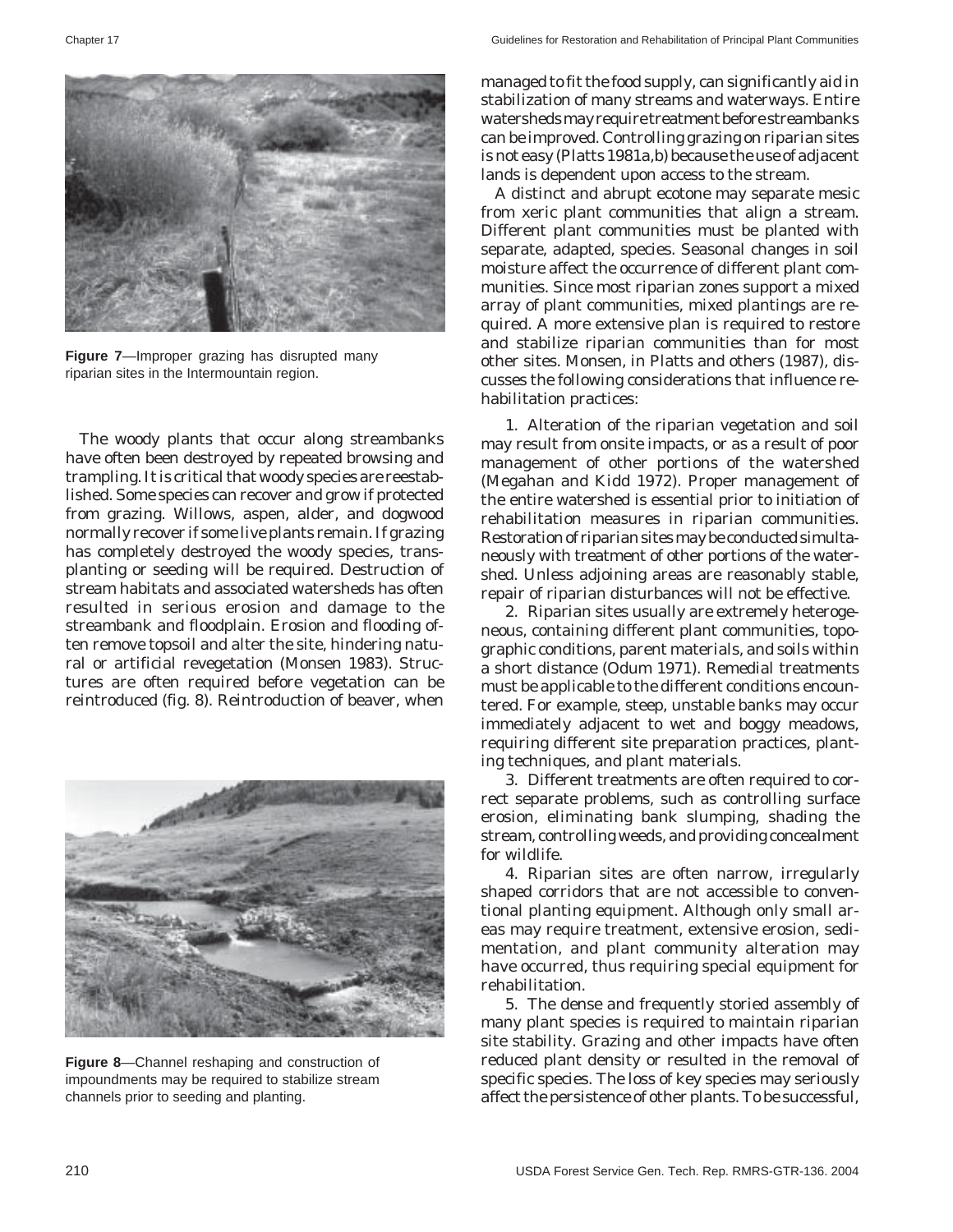**Figure 7**—Improper grazing has disrupted many riparian sites in the Intermountain region.

The woody plants that occur along streambanks have often been destroyed by repeated browsing and trampling. It is critical that woody species are reestablished. Some species can recover and grow if protected from grazing. Willows, aspen, alder, and dogwood normally recover if some live plants remain. If grazing has completely destroyed the woody species, transplanting or seeding will be required. Destruction of stream habitats and associated watersheds has often resulted in serious erosion and damage to the streambank and floodplain. Erosion and flooding often remove topsoil and alter the site, hindering natural or artificial revegetation (Monsen 1983). Structures are often required before vegetation can be reintroduced (fig. 8). Reintroduction of beaver, when managed to fit the food supply, can significantly aid in stabilization of many streams and waterways. Entire watersheds may require treatment before streambanks can be improved. Controlling grazing on riparian sites is not easy (Platts 1981a,b) because the use of adjacent lands is dependent upon access to the stream.

**Figure 8**—Channel reshaping and construction of impoundments may be required to stabilize stream channels prior to seeding and planting.

A distinct and abrupt ecotone may separate mesic from xeric plant communities that align a stream. Different plant communities must be planted with separate, adapted, species. Seasonal changes in soil moisture affect the occurrence of different plant communities. Since most riparian zones support a mixed array of plant communities, mixed plantings are required. A more extensive plan is required to restore and stabilize riparian communities than for most other sites. Monsen, in Platts and others (1987), discusses the following considerations that influence rehabilitation practices:

1. Alteration of the riparian vegetation and soil may result from onsite impacts, or as a result of poor management of other portions of the watershed (Megahan and Kidd 1972). Proper management of the entire watershed is essential prior to initiation of rehabilitation measures in riparian communities. Restoration of riparian sites may be conducted simultaneously with treatment of other portions of the watershed. Unless adjoining areas are reasonably stable, repair of riparian disturbances will not be effective.

2. Riparian sites usually are extremely heterogeneous, containing different plant communities, topographic conditions, parent materials, and soils within a short distance (Odum 1971). Remedial treatments must be applicable to the different conditions encountered. For example, steep, unstable banks may occur immediately adjacent to wet and boggy meadows, requiring different site preparation practices, planting techniques, and plant materials.

3. Different treatments are often required to correct separate problems, such as controlling surface erosion, eliminating bank slumping, shading the stream, controlling weeds, and providing concealment for wildlife.

4. Riparian sites are often narrow, irregularly shaped corridors that are not accessible to conventional planting equipment. Although only small areas may require treatment, extensive erosion, sedimentation, and plant community alteration may have occurred, thus requiring special equipment for rehabilitation.

5. The dense and frequently storied assembly of many plant species is required to maintain riparian site stability. Grazing and other impacts have often reduced plant density or resulted in the removal of specific species. The loss of key species may seriously affect the persistence of other plants. To be successful,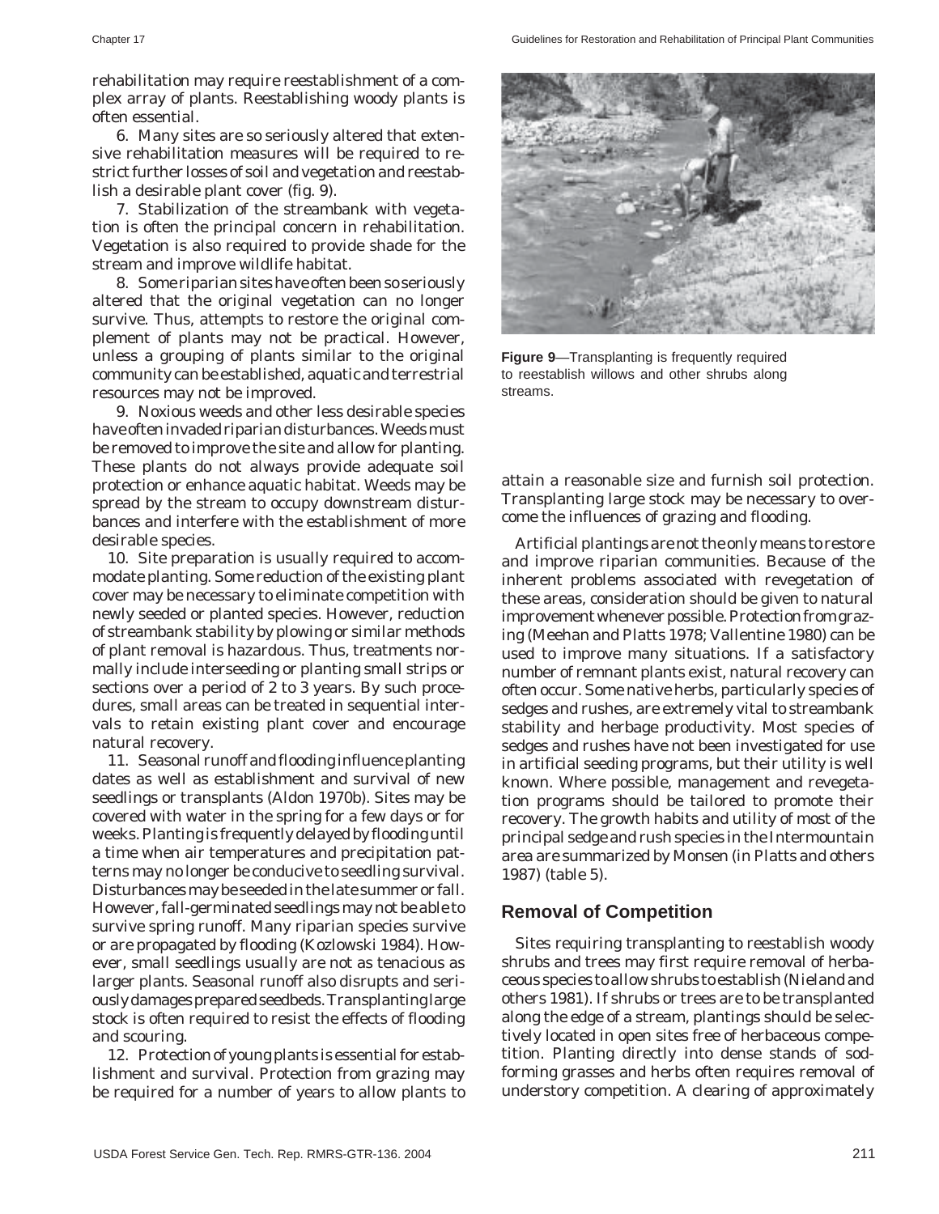rehabilitation may require reestablishment of a complex array of plants. Reestablishing woody plants is often essential.

6. Many sites are so seriously altered that extensive rehabilitation measures will be required to restrict further losses of soil and vegetation and reestablish a desirable plant cover (fig. 9).

7. Stabilization of the streambank with vegetation is often the principal concern in rehabilitation. Vegetation is also required to provide shade for the stream and improve wildlife habitat.

8. Some riparian sites have often been so seriously altered that the original vegetation can no longer survive. Thus, attempts to restore the original complement of plants may not be practical. However, unless a grouping of plants similar to the original community can be established, aquatic and terrestrial resources may not be improved.

9. Noxious weeds and other less desirable species have often invaded riparian disturbances. Weeds must be removed to improve the site and allow for planting. These plants do not always provide adequate soil protection or enhance aquatic habitat. Weeds may be spread by the stream to occupy downstream disturbances and interfere with the establishment of more desirable species.

10. Site preparation is usually required to accommodate planting. Some reduction of the existing plant cover may be necessary to eliminate competition with newly seeded or planted species. However, reduction of streambank stability by plowing or similar methods of plant removal is hazardous. Thus, treatments normally include interseeding or planting small strips or sections over a period of 2 to 3 years. By such procedures, small areas can be treated in sequential intervals to retain existing plant cover and encourage natural recovery.

11. Seasonal runoff and flooding influence planting dates as well as establishment and survival of new seedlings or transplants (Aldon 1970b). Sites may be covered with water in the spring for a few days or for weeks. Planting is frequently delayed by flooding until a time when air temperatures and precipitation patterns may no longer be conducive to seedling survival. Disturbances may be seeded in the late summer or fall. However, fall-germinated seedlings may not be able to survive spring runoff. Many riparian species survive or are propagated by flooding (Kozlowski 1984). However, small seedlings usually are not as tenacious as larger plants. Seasonal runoff also disrupts and seriously damages prepared seedbeds. Transplanting large stock is often required to resist the effects of flooding and scouring.

12. Protection of young plants is essential for establishment and survival. Protection from grazing may be required for a number of years to allow plants to attain a reasonable size and furnish soil protection. Transplanting large stock may be necessary to overcome the influences of grazing and flooding.

**Figure 9**—Transplanting is frequently required to reestablish willows and other shrubs along streams.

Artificial plantings are not the only means to restore and improve riparian communities. Because of the inherent problems associated with revegetation of these areas, consideration should be given to natural improvement whenever possible. Protection from grazing (Meehan and Platts 1978; Vallentine 1980) can be used to improve many situations. If a satisfactory number of remnant plants exist, natural recovery can often occur. Some native herbs, particularly species of sedges and rushes, are extremely vital to streambank stability and herbage productivity. Most species of sedges and rushes have not been investigated for use in artificial seeding programs, but their utility is well known. Where possible, management and revegetation programs should be tailored to promote their recovery. The growth habits and utility of most of the principal sedge and rush species in the Intermountain area are summarized by Monsen (in Platts and others 1987) (table 5).

## Removal of Competition

Sites requiring transplanting to reestablish woody shrubs and trees may first require removal of herbaceous species to allow shrubs to establish (Nieland and others 1981). If shrubs or trees are to be transplanted along the edge of a stream, plantings should be selectively located in open sites free of herbaceous competition. Planting directly into dense stands of sod-forming grasses and herbs often requires removal of understory competition. A clearing of approximately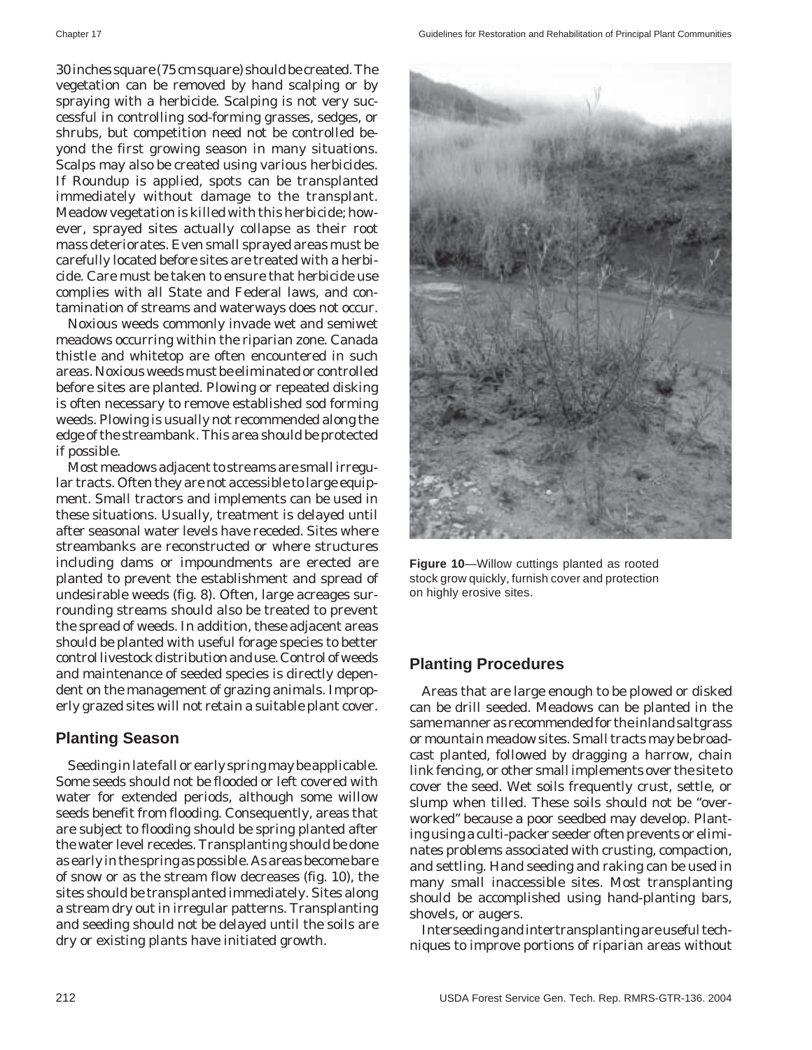30 inches square (75 cm square) should be created. The vegetation can be removed by hand scalping or by spraying with a herbicide. Scalping is not very successful in controlling sod-forming grasses, sedges, or shrubs, but competition need not be controlled beyond the first growing season in many situations. Scalps may also be created using various herbicides. If Roundup is applied, spots can be transplanted immediately without damage to the transplant. Meadow vegetation is killed with this herbicide; however, sprayed sites actually collapse as their root mass deteriorates. Even small sprayed areas must be carefully located before sites are treated with a herbicide. Care must be taken to ensure that herbicide use complies with all State and Federal laws, and contamination of streams and waterways does not occur.

Noxious weeds commonly invade wet and semiwet meadows occurring within the riparian zone. Canada thistle and whitetop are often encountered in such areas. Noxious weeds must be eliminated or controlled before sites are planted. Plowing or repeated disking is often necessary to remove established sod forming weeds. Plowing is usually not recommended along the edge of the streambank. This area should be protected if possible.

Most meadows adjacent to streams are small irregular tracts. Often they are not accessible to large equipment. Small tractors and implements can be used in these situations. Usually, treatment is delayed until after seasonal water levels have receded. Sites where streambanks are reconstructed or where structures including dams or impoundments are erected are planted to prevent the establishment and spread of undesirable weeds (fig. 8). Often, large acreages surrounding streams should also be treated to prevent the spread of weeds. In addition, these adjacent areas should be planted with useful forage species to better control livestock distribution and use. Control of weeds and maintenance of seeded species is directly dependent on the management of grazing animals. Improperly grazed sites will not retain a suitable plant cover.

## Planting Season

Seeding in late fall or early spring may be applicable. Some seeds should not be flooded or left covered with water for extended periods, although some willow seeds benefit from flooding. Consequently, areas that are subject to flooding should be spring planted after the water level recedes. Transplanting should be done as early in the spring as possible. As areas become bare of snow or as the stream flow decreases (fig. 10), the sites should be transplanted immediately. Sites along a stream dry out in irregular patterns. Transplanting and seeding should not be delayed until the soils are dry or existing plants have initiated growth.

**Figure 10**—Willow cuttings planted as rooted stock grow quickly, furnish cover and protection on highly erosive sites.

## Planting Procedures

Areas that are large enough to be plowed or disked can be drill seeded. Meadows can be planted in the same manner as recommended for the inland saltgrass or mountain meadow sites. Small tracts may be broadcast planted, followed by dragging a harrow, chain link fencing, or other small implements over the site to cover the seed. Wet soils frequently crust, settle, or slump when tilled. These soils should not be "overworked" because a poor seedbed may develop. Planting using a culti-packer seeder often prevents or eliminates problems associated with crusting, compaction, and settling. Hand seeding and raking can be used in many small inaccessible sites. Most transplanting should be accomplished using hand-planting bars, shovels, or augers.

Interseeding and intertransplanting are useful techniques to improve portions of riparian areas without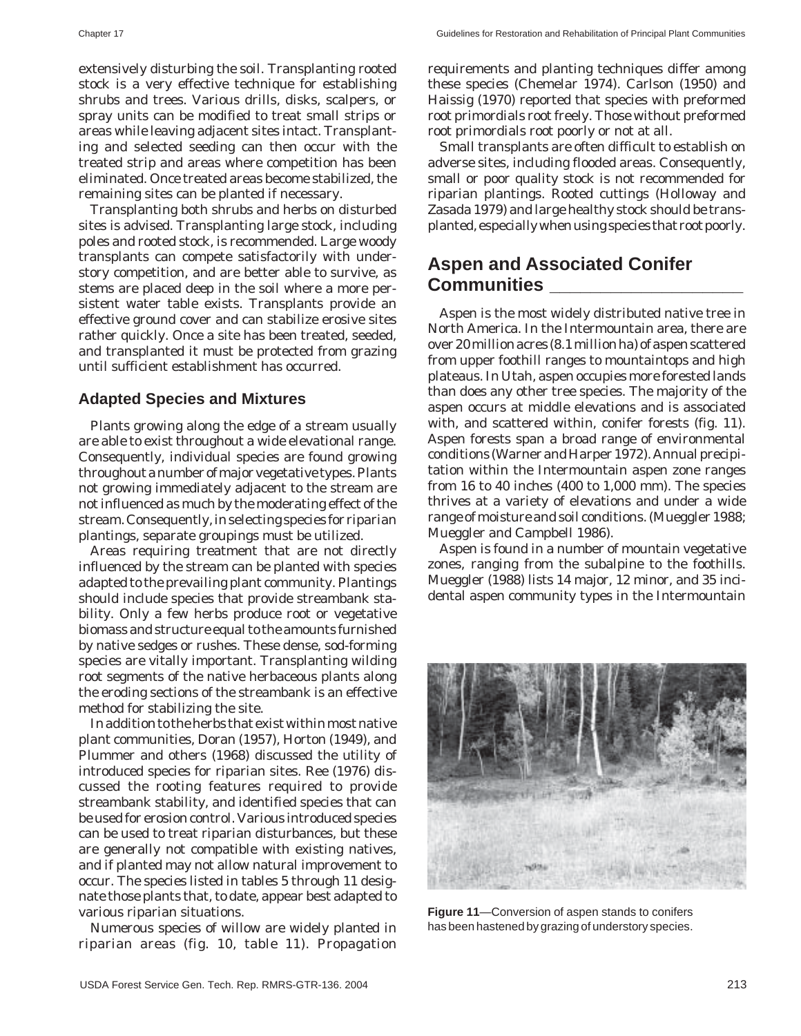extensively disturbing the soil. Transplanting rooted stock is a very effective technique for establishing shrubs and trees. Various drills, disks, scalpers, or spray units can be modified to treat small strips or areas while leaving adjacent sites intact. Transplanting and selected seeding can then occur with the treated strip and areas where competition has been eliminated. Once treated areas become stabilized, the remaining sites can be planted if necessary.

Transplanting both shrubs and herbs on disturbed sites is advised. Transplanting large stock, including poles and rooted stock, is recommended. Large woody transplants can compete satisfactorily with understory competition, and are better able to survive, as stems are placed deep in the soil where a more persistent water table exists. Transplants provide an effective ground cover and can stabilize erosive sites rather quickly. Once a site has been treated, seeded, and transplanted it must be protected from grazing until sufficient establishment has occurred.

### Adapted Species and Mixtures

Plants growing along the edge of a stream usually are able to exist throughout a wide elevational range. Consequently, individual species are found growing throughout a number of major vegetative types. Plants not growing immediately adjacent to the stream are not influenced as much by the moderating effect of the stream. Consequently, in selecting species for riparian plantings, separate groupings must be utilized.

Areas requiring treatment that are not directly influenced by the stream can be planted with species adapted to the prevailing plant community. Plantings should include species that provide streambank stability. Only a few herbs produce root or vegetative biomass and structure equal to the amounts furnished by native sedges or rushes. These dense, sod-forming species are vitally important. Transplanting wilding root segments of the native herbaceous plants along the eroding sections of the streambank is an effective method for stabilizing the site.

In addition to the herbs that exist within most native plant communities, Doran (1957), Horton (1949), and Plummer and others (1968) discussed the utility of introduced species for riparian sites. Ree (1976) discussed the rooting features required to provide streambank stability, and identified species that can be used for erosion control. Various introduced species can be used to treat riparian disturbances, but these are generally not compatible with existing natives, and if planted may not allow natural improvement to occur. The species listed in tables 5 through 11 designate those plants that, to date, appear best adapted to various riparian situations.

Numerous species of willow are widely planted in riparian areas (fig. 10, table 11). Propagation requirements and planting techniques differ among these species (Chemelar 1974). Carlson (1950) and Haissig (1970) reported that species with preformed root primordials root freely. Those without preformed root primordials root poorly or not at all.

Small transplants are often difficult to establish on adverse sites, including flooded areas. Consequently, small or poor quality stock is not recommended for riparian plantings. Rooted cuttings (Holloway and Zasada 1979) and large healthy stock should be transplanted, especially when using species that root poorly.

## Aspen and Associated Conifer Communities

Aspen is the most widely distributed native tree in North America. In the Intermountain area, there are over 20 million acres (8.1 million ha) of aspen scattered from upper foothill ranges to mountaintops and high plateaus. In Utah, aspen occupies more forested lands than does any other tree species. The majority of the aspen occurs at middle elevations and is associated with, and scattered within, conifer forests (fig. 11). Aspen forests span a broad range of environmental conditions (Warner and Harper 1972). Annual precipitation within the Intermountain aspen zone ranges from 16 to 40 inches (400 to 1,000 mm). The species thrives at a variety of elevations and under a wide range of moisture and soil conditions. (Mueggler 1988; Mueggler and Campbell 1986).

Aspen is found in a number of mountain vegetative zones, ranging from the subalpine to the foothills. Mueggler (1988) lists 14 major, 12 minor, and 35 incidental aspen community types in the Intermountain

**Figure 11**—Conversion of aspen stands to conifers has been hastened by grazing of understory species.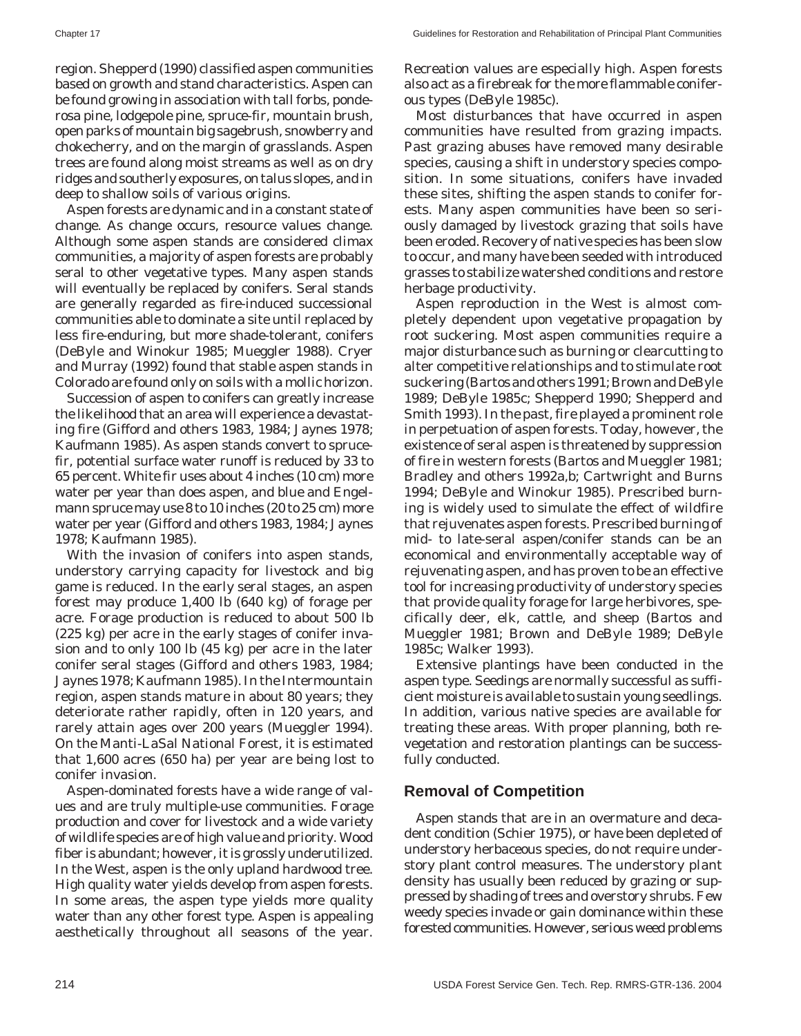region. Shepperd (1990) classified aspen communities based on growth and stand characteristics. Aspen can be found growing in association with tall forbs, ponderosa pine, lodgepole pine, spruce-fir, mountain brush, open parks of mountain big sagebrush, snowberry and chokecherry, and on the margin of grasslands. Aspen trees are found along moist streams as well as on dry ridges and southerly exposures, on talus slopes, and in deep to shallow soils of various origins.

Aspen forests are dynamic and in a constant state of change. As change occurs, resource values change. Although some aspen stands are considered climax communities, a majority of aspen forests are probably seral to other vegetative types. Many aspen stands will eventually be replaced by conifers. Seral stands are generally regarded as fire-induced successional communities able to dominate a site until replaced by less fire-enduring, but more shade-tolerant, conifers (DeByle and Winokur 1985; Mueggler 1988). Cryer and Murray (1992) found that stable aspen stands in Colorado are found only on soils with a mollic horizon.

Succession of aspen to conifers can greatly increase the likelihood that an area will experience a devastating fire (Gifford and others 1983, 1984; Jaynes 1978; Kaufmann 1985). As aspen stands convert to spruce-fir, potential surface water runoff is reduced by 33 to 65 percent. White fir uses about 4 inches (10 cm) more water per year than does aspen, and blue and Engelmann spruce may use 8 to 10 inches (20 to 25 cm) more water per year (Gifford and others 1983, 1984; Jaynes 1978; Kaufmann 1985).

With the invasion of conifers into aspen stands, understory carrying capacity for livestock and big game is reduced. In the early seral stages, an aspen forest may produce 1,400 lb (640 kg) of forage per acre. Forage production is reduced to about 500 lb (225 kg) per acre in the early stages of conifer invasion and to only 100 lb (45 kg) per acre in the later conifer seral stages (Gifford and others 1983, 1984; Jaynes 1978; Kaufmann 1985). In the Intermountain region, aspen stands mature in about 80 years; they deteriorate rather rapidly, often in 120 years, and rarely attain ages over 200 years (Mueggler 1994). On the Manti-LaSal National Forest, it is estimated that 1,600 acres (650 ha) per year are being lost to conifer invasion.

Aspen-dominated forests have a wide range of values and are truly multiple-use communities. Forage production and cover for livestock and a wide variety of wildlife species are of high value and priority. Wood fiber is abundant; however, it is grossly underutilized. In the West, aspen is the only upland hardwood tree. High quality water yields develop from aspen forests. In some areas, the aspen type yields more quality water than any other forest type. Aspen is appealing aesthetically throughout all seasons of the year. Recreation values are especially high. Aspen forests also act as a firebreak for the more flammable coniferous types (DeByle 1985c).

Most disturbances that have occurred in aspen communities have resulted from grazing impacts. Past grazing abuses have removed many desirable species, causing a shift in understory species composition. In some situations, conifers have invaded these sites, shifting the aspen stands to conifer forests. Many aspen communities have been so seriously damaged by livestock grazing that soils have been eroded. Recovery of native species has been slow to occur, and many have been seeded with introduced grasses to stabilize watershed conditions and restore herbage productivity.

Aspen reproduction in the West is almost completely dependent upon vegetative propagation by root suckering. Most aspen communities require a major disturbance such as burning or clearcutting to alter competitive relationships and to stimulate root suckering (Bartos and others 1991; Brown and DeByle 1989; DeByle 1985c; Shepperd 1990; Shepperd and Smith 1993). In the past, fire played a prominent role in perpetuation of aspen forests. Today, however, the existence of seral aspen is threatened by suppression of fire in western forests (Bartos and Mueggler 1981; Bradley and others 1992a,b; Cartwright and Burns 1994; DeByle and Winokur 1985). Prescribed burning is widely used to simulate the effect of wildfire that rejuvenates aspen forests. Prescribed burning of mid- to late-seral aspen/conifer stands can be an economical and environmentally acceptable way of rejuvenating aspen, and has proven to be an effective tool for increasing productivity of understory species that provide quality forage for large herbivores, specifically deer, elk, cattle, and sheep (Bartos and Mueggler 1981; Brown and DeByle 1989; DeByle 1985c; Walker 1993).

Extensive plantings have been conducted in the aspen type. Seedings are normally successful as sufficient moisture is available to sustain young seedlings. In addition, various native species are available for treating these areas. With proper planning, both revegetation and restoration plantings can be successfully conducted.

## Removal of Competition

Aspen stands that are in an overmature and decadent condition (Schier 1975), or have been depleted of understory herbaceous species, do not require understory plant control measures. The understory plant density has usually been reduced by grazing or suppressed by shading of trees and overstory shrubs. Few weedy species invade or gain dominance within these forested communities. However, serious weed problems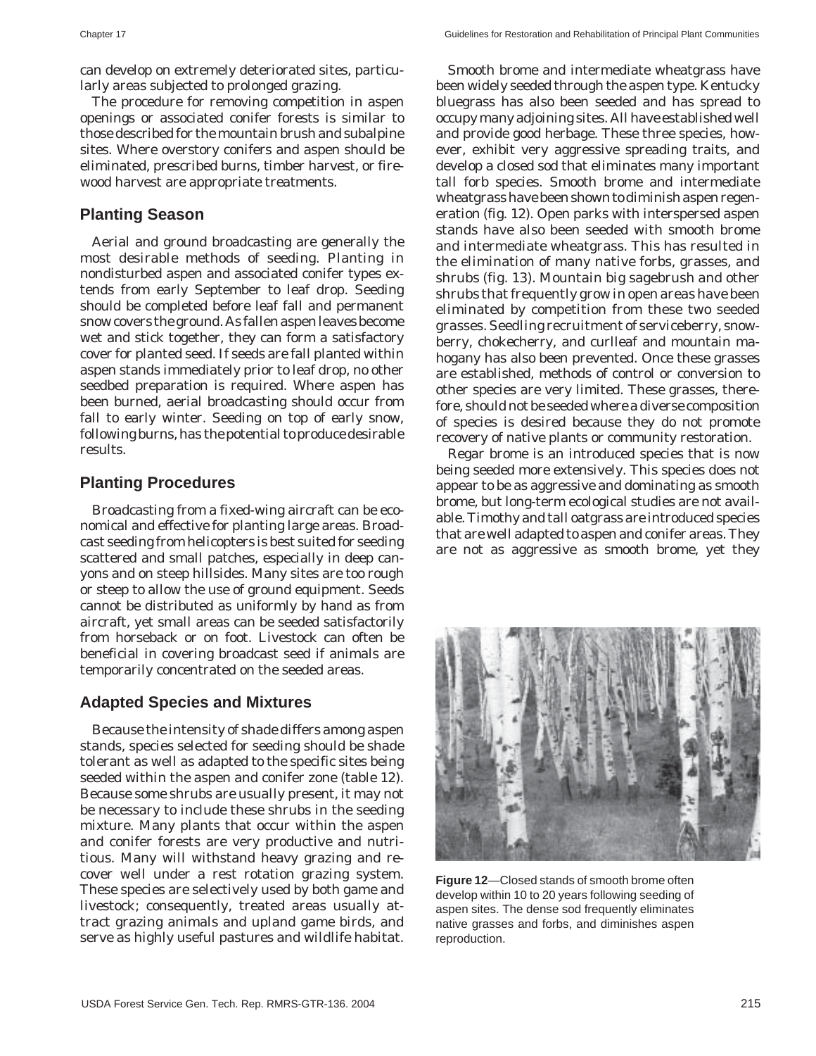can develop on extremely deteriorated sites, particularly areas subjected to prolonged grazing.

The procedure for removing competition in aspen openings or associated conifer forests is similar to those described for the mountain brush and subalpine sites. Where overstory conifers and aspen should be eliminated, prescribed burns, timber harvest, or firewood harvest are appropriate treatments.

## Planting Season

Aerial and ground broadcasting are generally the most desirable methods of seeding. Planting in nondisturbed aspen and associated conifer types extends from early September to leaf drop. Seeding should be completed before leaf fall and permanent snow covers the ground. As fallen aspen leaves become wet and stick together, they can form a satisfactory cover for planted seed. If seeds are fall planted within aspen stands immediately prior to leaf drop, no other seedbed preparation is required. Where aspen has been burned, aerial broadcasting should occur from fall to early winter. Seeding on top of early snow, following burns, has the potential to produce desirable results.

## Planting Procedures

Broadcasting from a fixed-wing aircraft can be economical and effective for planting large areas. Broadcast seeding from helicopters is best suited for seeding scattered and small patches, especially in deep canyons and on steep hillsides. Many sites are too rough or steep to allow the use of ground equipment. Seeds cannot be distributed as uniformly by hand as from aircraft, yet small areas can be seeded satisfactorily from horseback or on foot. Livestock can often be beneficial in covering broadcast seed if animals are temporarily concentrated on the seeded areas.

## Adapted Species and Mixtures

Because the intensity of shade differs among aspen stands, species selected for seeding should be shade tolerant as well as adapted to the specific sites being seeded within the aspen and conifer zone (table 12). Because some shrubs are usually present, it may not be necessary to include these shrubs in the seeding mixture. Many plants that occur within the aspen and conifer forests are very productive and nutritious. Many will withstand heavy grazing and recover well under a rest rotation grazing system. These species are selectively used by both game and livestock; consequently, treated areas usually attract grazing animals and upland game birds, and serve as highly useful pastures and wildlife habitat.

Smooth brome and intermediate wheatgrass have been widely seeded through the aspen type. Kentucky bluegrass has also been seeded and has spread to occupy many adjoining sites. All have established well and provide good herbage. These three species, however, exhibit very aggressive spreading traits, and develop a closed sod that eliminates many important tall forb species. Smooth brome and intermediate wheatgrass have been shown to diminish aspen regeneration (fig. 12). Open parks with interspersed aspen stands have also been seeded with smooth brome and intermediate wheatgrass. This has resulted in the elimination of many native forbs, grasses, and shrubs (fig. 13). Mountain big sagebrush and other shrubs that frequently grow in open areas have been eliminated by competition from these two seeded grasses. Seedling recruitment of serviceberry, snowberry, chokecherry, and curlleaf and mountain mahogany has also been prevented. Once these grasses are established, methods of control or conversion to other species are very limited. These grasses, therefore, should not be seeded where a diverse composition of species is desired because they do not promote recovery of native plants or community restoration.

Regar brome is an introduced species that is now being seeded more extensively. This species does not appear to be as aggressive and dominating as smooth brome, but long-term ecological studies are not available. Timothy and tall oatgrass are introduced species that are well adapted to aspen and conifer areas. They are not as aggressive as smooth brome, yet they

**Figure 12**—Closed stands of smooth brome often develop within 10 to 20 years following seeding of aspen sites. The dense sod frequently eliminates native grasses and forbs, and diminishes aspen reproduction.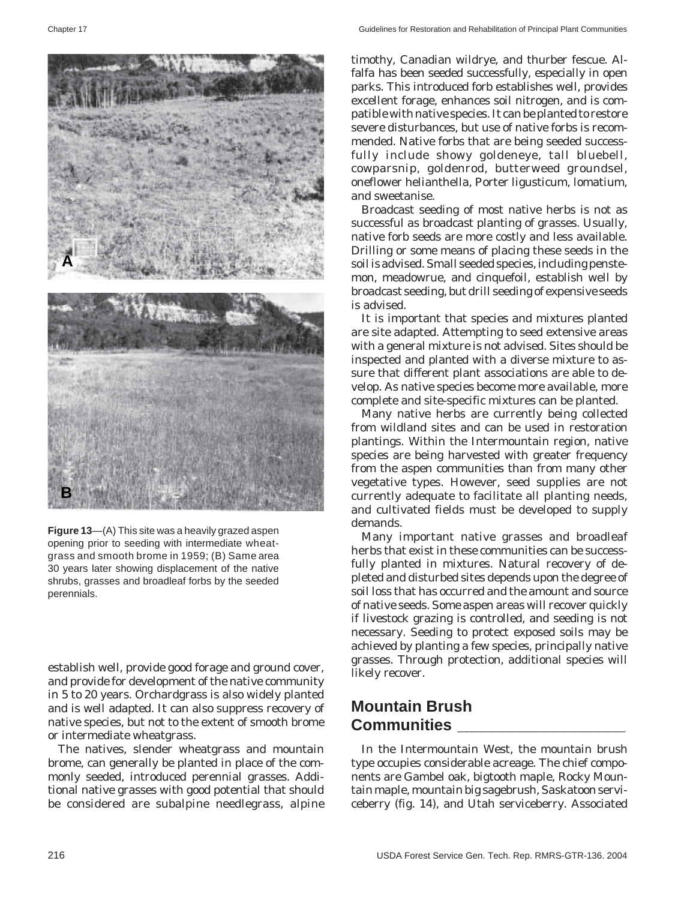Figure 13—(A) This site was a heavily grazed aspen opening prior to seeding with intermediate wheatgrass and smooth brome in 1959; (B) Same area 30 years later showing displacement of the native shrubs, grasses and broadleaf forbs by the seeded perennials.

establish well, provide good forage and ground cover, and provide for development of the native community in 5 to 20 years. Orchardgrass is also widely planted and is well adapted. It can also suppress recovery of native species, but not to the extent of smooth brome or intermediate wheatgrass.

The natives, slender wheatgrass and mountain brome, can generally be planted in place of the commonly seeded, introduced perennial grasses. Additional native grasses with good potential that should be considered are subalpine needlegrass, alpine timothy, Canadian wildrye, and thurber fescue. Alfalfa has been seeded successfully, especially in open parks. This introduced forb establishes well, provides excellent forage, enhances soil nitrogen, and is compatible with native species. It can be planted to restore severe disturbances, but use of native forbs is recommended. Native forbs that are being seeded successfully include showy goldeneye, tall bluebell, cowparsnip, goldenrod, butterweed groundsel, oneflower helianthella, Porter ligusticum, lomatium, and sweetanise.

Broadcast seeding of most native herbs is not as successful as broadcast planting of grasses. Usually, native forb seeds are more costly and less available. Drilling or some means of placing these seeds in the soil is advised. Small seeded species, including penstemon, meadowrue, and cinquefoil, establish well by broadcast seeding, but drill seeding of expensive seeds is advised.

It is important that species and mixtures planted are site adapted. Attempting to seed extensive areas with a general mixture is not advised. Sites should be inspected and planted with a diverse mixture to assure that different plant associations are able to develop. As native species become more available, more complete and site-specific mixtures can be planted.

Many native herbs are currently being collected from wildland sites and can be used in restoration plantings. Within the Intermountain region, native species are being harvested with greater frequency from the aspen communities than from many other vegetative types. However, seed supplies are not currently adequate to facilitate all planting needs, and cultivated fields must be developed to supply demands.

Many important native grasses and broadleaf herbs that exist in these communities can be successfully planted in mixtures. Natural recovery of depleted and disturbed sites depends upon the degree of soil loss that has occurred and the amount and source of native seeds. Some aspen areas will recover quickly if livestock grazing is controlled, and seeding is not necessary. Seeding to protect exposed soils may be achieved by planting a few species, principally native grasses. Through protection, additional species will likely recover.

## Mountain Brush Communities

In the Intermountain West, the mountain brush type occupies considerable acreage. The chief components are Gambel oak, bigtooth maple, Rocky Mountain maple, mountain big sagebrush, Saskatoon serviceberry (fig. 14), and Utah serviceberry. Associated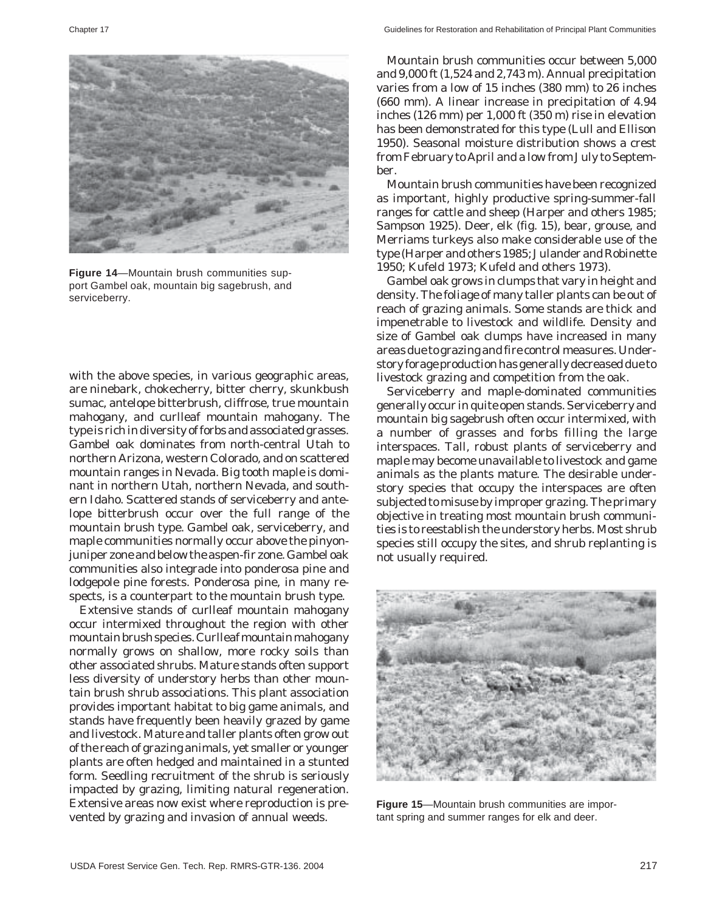**Figure 14**—Mountain brush communities support Gambel oak, mountain big sagebrush, and serviceberry.

with the above species, in various geographic areas, are ninebark, chokecherry, bitter cherry, skunkbush sumac, antelope bitterbrush, cliffrose, true mountain mahogany, and curlleaf mountain mahogany. The type is rich in diversity of forbs and associated grasses. Gambel oak dominates from north-central Utah to northern Arizona, western Colorado, and on scattered mountain ranges in Nevada. Big tooth maple is dominant in northern Utah, northern Nevada, and southern Idaho. Scattered stands of serviceberry and antelope bitterbrush occur over the full range of the mountain brush type. Gambel oak, serviceberry, and maple communities normally occur above the pinyon-juniper zone and below the aspen-fir zone. Gambel oak communities also integrade into ponderosa pine and lodgepole pine forests. Ponderosa pine, in many respects, is a counterpart to the mountain brush type.

Extensive stands of curlleaf mountain mahogany occur intermixed throughout the region with other mountain brush species. Curlleaf mountain mahogany normally grows on shallow, more rocky soils than other associated shrubs. Mature stands often support less diversity of understory herbs than other mountain brush shrub associations. This plant association provides important habitat to big game animals, and stands have frequently been heavily grazed by game and livestock. Mature and taller plants often grow out of the reach of grazing animals, yet smaller or younger plants are often hedged and maintained in a stunted form. Seedling recruitment of the shrub is seriously impacted by grazing, limiting natural regeneration. Extensive areas now exist where reproduction is prevented by grazing and invasion of annual weeds.

Mountain brush communities occur between 5,000 and 9,000 ft (1,524 and 2,743 m). Annual precipitation varies from a low of 15 inches (380 mm) to 26 inches (660 mm). A linear increase in precipitation of 4.94 inches (126 mm) per 1,000 ft (350 m) rise in elevation has been demonstrated for this type (Lull and Ellison 1950). Seasonal moisture distribution shows a crest from February to April and a low from July to September.

Mountain brush communities have been recognized as important, highly productive spring-summer-fall ranges for cattle and sheep (Harper and others 1985; Sampson 1925). Deer, elk (fig. 15), bear, grouse, and Merriams turkeys also make considerable use of the type (Harper and others 1985; Julander and Robinette 1950; Kufeld 1973; Kufeld and others 1973).

Gambel oak grows in clumps that vary in height and density. The foliage of many taller plants can be out of reach of grazing animals. Some stands are thick and impenetrable to livestock and wildlife. Density and size of Gambel oak clumps have increased in many areas due to grazing and fire control measures. Understory forage production has generally decreased due to livestock grazing and competition from the oak.

Serviceberry and maple-dominated communities generally occur in quite open stands. Serviceberry and mountain big sagebrush often occur intermixed, with a number of grasses and forbs filling the large interspaces. Tall, robust plants of serviceberry and maple may become unavailable to livestock and game animals as the plants mature. The desirable understory species that occupy the interspaces are often subjected to misuse by improper grazing. The primary objective in treating most mountain brush communities is to reestablish the understory herbs. Most shrub species still occupy the sites, and shrub replanting is not usually required.

**Figure 15**—Mountain brush communities are important spring and summer ranges for elk and deer.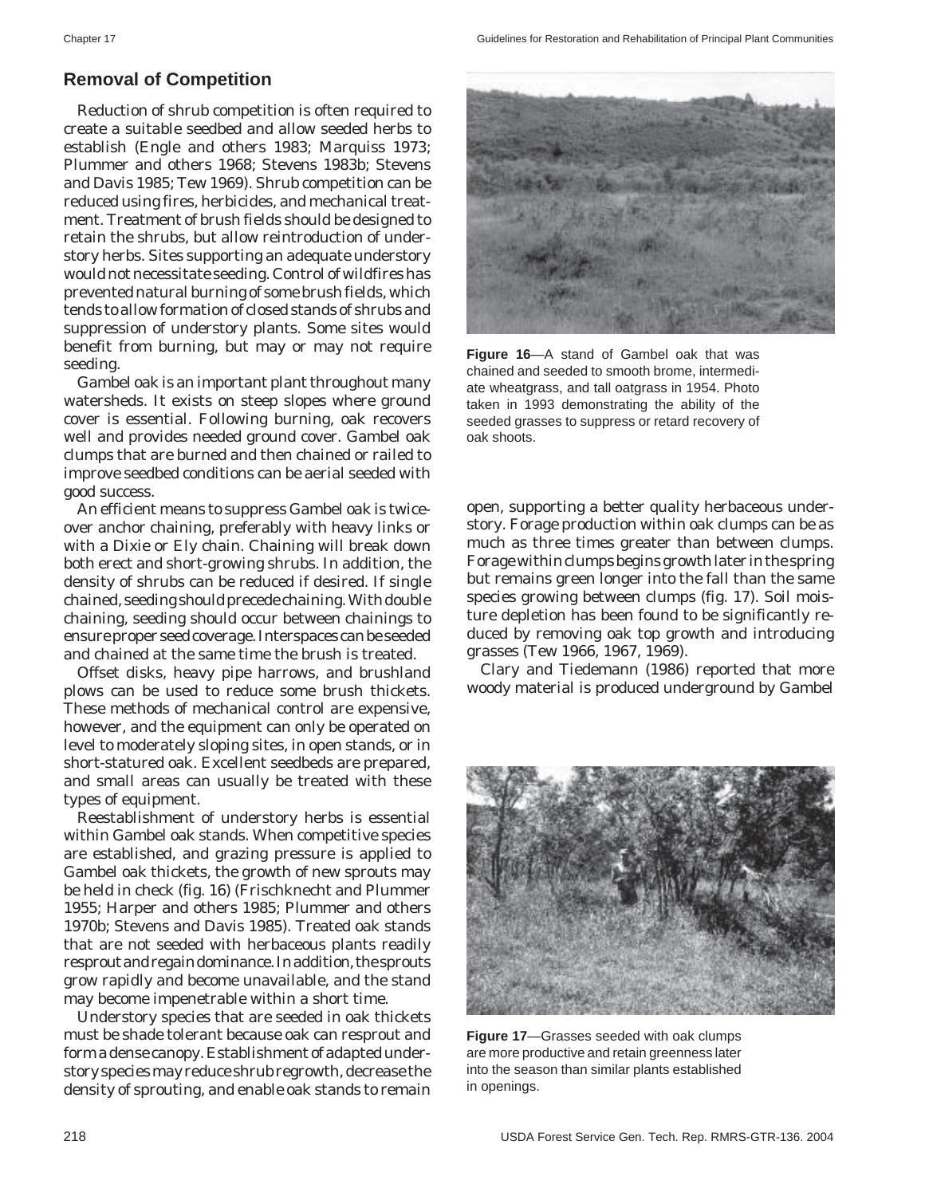## Removal of Competition

Reduction of shrub competition is often required to create a suitable seedbed and allow seeded herbs to establish (Engle and others 1983; Marquiss 1973; Plummer and others 1968; Stevens 1983b; Stevens and Davis 1985; Tew 1969). Shrub competition can be reduced using fires, herbicides, and mechanical treatment. Treatment of brush fields should be designed to retain the shrubs, but allow reintroduction of understory herbs. Sites supporting an adequate understory would not necessitate seeding. Control of wildfires has prevented natural burning of some brush fields, which tends to allow formation of closed stands of shrubs and suppression of understory plants. Some sites would benefit from burning, but may or may not require seeding.

Gambel oak is an important plant throughout many watersheds. It exists on steep slopes where ground cover is essential. Following burning, oak recovers well and provides needed ground cover. Gambel oak clumps that are burned and then chained or railed to improve seedbed conditions can be aerial seeded with good success.

An efficient means to suppress Gambel oak is twice-over anchor chaining, preferably with heavy links or with a Dixie or Ely chain. Chaining will break down both erect and short-growing shrubs. In addition, the density of shrubs can be reduced if desired. If single chained, seeding should precede chaining. With double chaining, seeding should occur between chainings to ensure proper seed coverage. Interspaces can be seeded and chained at the same time the brush is treated.

Offset disks, heavy pipe harrows, and brushland plows can be used to reduce some brush thickets. These methods of mechanical control are expensive, however, and the equipment can only be operated on level to moderately sloping sites, in open stands, or in short-statured oak. Excellent seedbeds are prepared, and small areas can usually be treated with these types of equipment.

Reestablishment of understory herbs is essential within Gambel oak stands. When competitive species are established, and grazing pressure is applied to Gambel oak thickets, the growth of new sprouts may be held in check (fig. 16) (Frischknecht and Plummer 1955; Harper and others 1985; Plummer and others 1970b; Stevens and Davis 1985). Treated oak stands that are not seeded with herbaceous plants readily resprout and regain dominance. In addition, the sprouts grow rapidly and become unavailable, and the stand may become impenetrable within a short time.

Understory species that are seeded in oak thickets must be shade tolerant because oak can resprout and form a dense canopy. Establishment of adapted understory species may reduce shrub regrowth, decrease the density of sprouting, and enable oak stands to remain open, supporting a better quality herbaceous understory. Forage production within oak clumps can be as much as three times greater than between clumps. Forage within clumps begins growth later in the spring but remains green longer into the fall than the same species growing between clumps (fig. 17). Soil moisture depletion has been found to be significantly reduced by removing oak top growth and introducing grasses (Tew 1966, 1967, 1969).

Clary and Tiedemann (1986) reported that more woody material is produced underground by Gambel

**Figure 16**—A stand of Gambel oak that was chained and seeded to smooth brome, intermediate wheatgrass, and tall oatgrass in 1954. Photo taken in 1993 demonstrating the ability of the seeded grasses to suppress or retard recovery of oak shoots.

**Figure 17**—Grasses seeded with oak clumps are more productive and retain greenness later into the season than similar plants established in openings.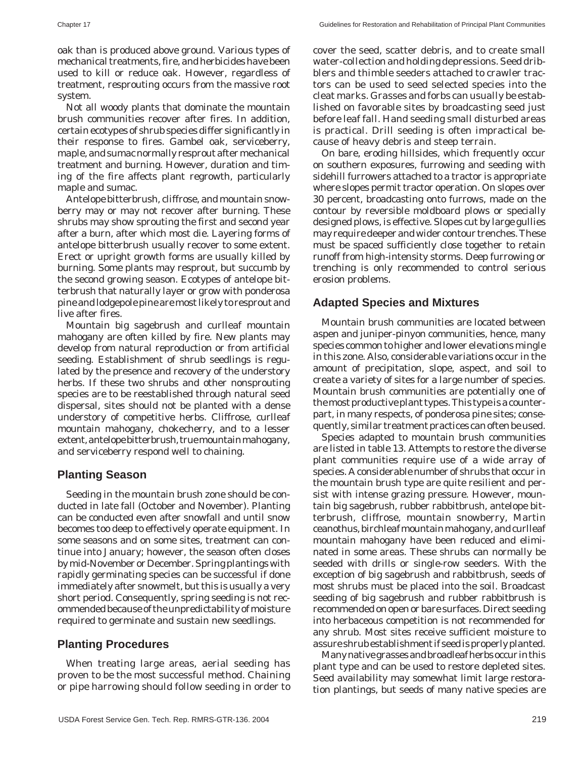oak than is produced above ground. Various types of mechanical treatments, fire, and herbicides have been used to kill or reduce oak. However, regardless of treatment, resprouting occurs from the massive root system.

Not all woody plants that dominate the mountain brush communities recover after fires. In addition, certain ecotypes of shrub species differ significantly in their response to fires. Gambel oak, serviceberry, maple, and sumac normally resprout after mechanical treatment and burning. However, duration and timing of the fire affects plant regrowth, particularly maple and sumac.

Antelope bitterbrush, cliffrose, and mountain snowberry may or may not recover after burning. These shrubs may show sprouting the first and second year after a burn, after which most die. Layering forms of antelope bitterbrush usually recover to some extent. Erect or upright growth forms are usually killed by burning. Some plants may resprout, but succumb by the second growing season. Ecotypes of antelope bitterbrush that naturally layer or grow with ponderosa pine and lodgepole pine are most likely to resprout and live after fires.

Mountain big sagebrush and curlleaf mountain mahogany are often killed by fire. New plants may develop from natural reproduction or from artificial seeding. Establishment of shrub seedlings is regulated by the presence and recovery of the understory herbs. If these two shrubs and other nonsprouting species are to be reestablished through natural seed dispersal, sites should not be planted with a dense understory of competitive herbs. Cliffrose, curlleaf mountain mahogany, chokecherry, and to a lesser extent, antelope bitterbrush, true mountain mahogany, and serviceberry respond well to chaining.

## Planting Season

Seeding in the mountain brush zone should be conducted in late fall (October and November). Planting can be conducted even after snowfall and until snow becomes too deep to effectively operate equipment. In some seasons and on some sites, treatment can continue into January; however, the season often closes by mid-November or December. Spring plantings with rapidly germinating species can be successful if done immediately after snowmelt, but this is usually a very short period. Consequently, spring seeding is not recommended because of the unpredictability of moisture required to germinate and sustain new seedlings.

## Planting Procedures

When treating large areas, aerial seeding has proven to be the most successful method. Chaining or pipe harrowing should follow seeding in order to cover the seed, scatter debris, and to create small water-collection and holding depressions. Seed dribblers and thimble seeders attached to crawler tractors can be used to seed selected species into the cleat marks. Grasses and forbs can usually be established on favorable sites by broadcasting seed just before leaf fall. Hand seeding small disturbed areas is practical. Drill seeding is often impractical because of heavy debris and steep terrain.

On bare, eroding hillsides, which frequently occur on southern exposures, furrowing and seeding with sidehill furrowers attached to a tractor is appropriate where slopes permit tractor operation. On slopes over 30 percent, broadcasting onto furrows, made on the contour by reversible moldboard plows or specially designed plows, is effective. Slopes cut by large gullies may require deeper and wider contour trenches. These must be spaced sufficiently close together to retain runoff from high-intensity storms. Deep furrowing or trenching is only recommended to control serious erosion problems.

## Adapted Species and Mixtures

Mountain brush communities are located between aspen and juniper-pinyon communities, hence, many species common to higher and lower elevations mingle in this zone. Also, considerable variations occur in the amount of precipitation, slope, aspect, and soil to create a variety of sites for a large number of species. Mountain brush communities are potentially one of the most productive plant types. This type is a counterpart, in many respects, of ponderosa pine sites; consequently, similar treatment practices can often be used.

Species adapted to mountain brush communities are listed in table 13. Attempts to restore the diverse plant communities require use of a wide array of species. A considerable number of shrubs that occur in the mountain brush type are quite resilient and persist with intense grazing pressure. However, mountain big sagebrush, rubber rabbitbrush, antelope bitterbrush, cliffrose, mountain snowberry, Martin ceanothus, birchleaf mountain mahogany, and curlleaf mountain mahogany have been reduced and eliminated in some areas. These shrubs can normally be seeded with drills or single-row seeders. With the exception of big sagebrush and rabbitbrush, seeds of most shrubs must be placed into the soil. Broadcast seeding of big sagebrush and rubber rabbitbrush is recommended on open or bare surfaces. Direct seeding into herbaceous competition is not recommended for any shrub. Most sites receive sufficient moisture to assure shrub establishment if seed is properly planted.

Many native grasses and broadleaf herbs occur in this plant type and can be used to restore depleted sites. Seed availability may somewhat limit large restoration plantings, but seeds of many native species are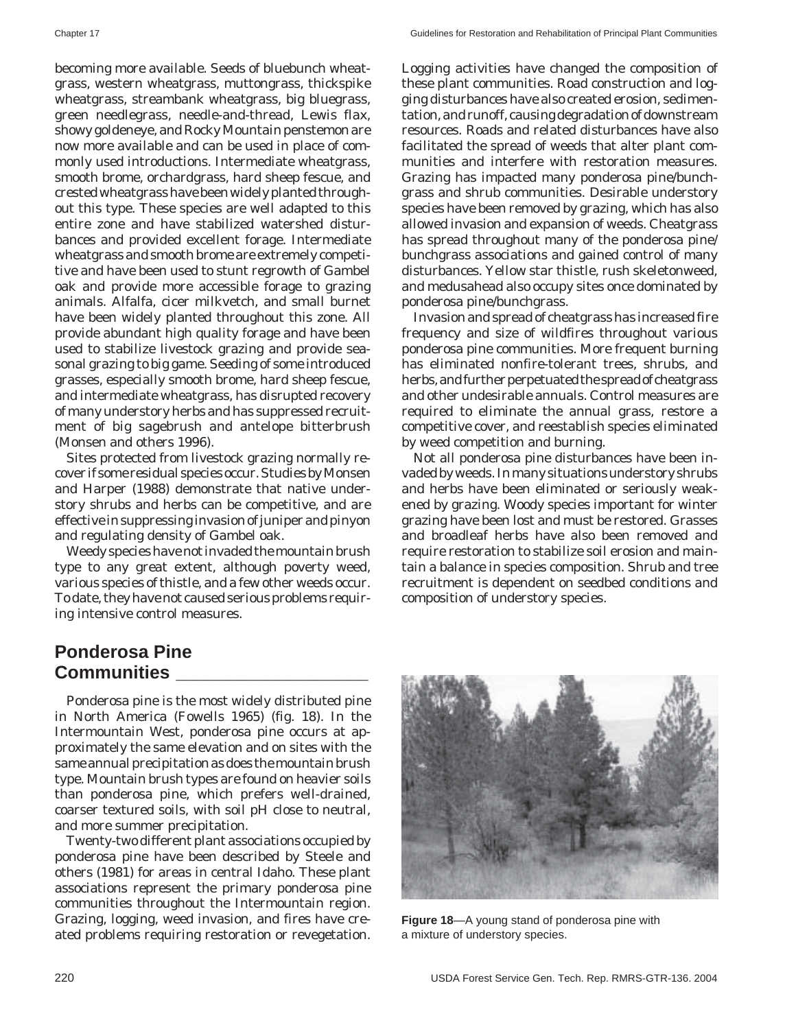becoming more available. Seeds of bluebunch wheatgrass, western wheatgrass, muttongrass, thickspike wheatgrass, streambank wheatgrass, big bluegrass, green needlegrass, needle-and-thread, Lewis flax, showy goldeneye, and Rocky Mountain penstemon are now more available and can be used in place of commonly used introductions. Intermediate wheatgrass, smooth brome, orchardgrass, hard sheep fescue, and crested wheatgrass have been widely planted throughout this type. These species are well adapted to this entire zone and have stabilized watershed disturbances and provided excellent forage. Intermediate wheatgrass and smooth brome are extremely competitive and have been used to stunt regrowth of Gambel oak and provide more accessible forage to grazing animals. Alfalfa, cicer milkvetch, and small burnet have been widely planted throughout this zone. All provide abundant high quality forage and have been used to stabilize livestock grazing and provide seasonal grazing to big game. Seeding of some introduced grasses, especially smooth brome, hard sheep fescue, and intermediate wheatgrass, has disrupted recovery of many understory herbs and has suppressed recruitment of big sagebrush and antelope bitterbrush (Monsen and others 1996).

Sites protected from livestock grazing normally recover if some residual species occur. Studies by Monsen and Harper (1988) demonstrate that native understory shrubs and herbs can be competitive, and are effective in suppressing invasion of juniper and pinyon and regulating density of Gambel oak.

Weedy species have not invaded the mountain brush type to any great extent, although poverty weed, various species of thistle, and a few other weeds occur. To date, they have not caused serious problems requiring intensive control measures.

## Ponderosa Pine Communities

Ponderosa pine is the most widely distributed pine in North America (Fowells 1965) (fig. 18). In the Intermountain West, ponderosa pine occurs at approximately the same elevation and on sites with the same annual precipitation as does the mountain brush type. Mountain brush types are found on heavier soils than ponderosa pine, which prefers well-drained, coarser textured soils, with soil pH close to neutral, and more summer precipitation.

Twenty-two different plant associations occupied by ponderosa pine have been described by Steele and others (1981) for areas in central Idaho. These plant associations represent the primary ponderosa pine communities throughout the Intermountain region. Grazing, logging, weed invasion, and fires have created problems requiring restoration or revegetation.

Logging activities have changed the composition of these plant communities. Road construction and logging disturbances have also created erosion, sedimentation, and runoff, causing degradation of downstream resources. Roads and related disturbances have also facilitated the spread of weeds that alter plant communities and interfere with restoration measures. Grazing has impacted many ponderosa pine/bunchgrass and shrub communities. Desirable understory species have been removed by grazing, which has also allowed invasion and expansion of weeds. Cheatgrass has spread throughout many of the ponderosa pine/bunchgrass associations and gained control of many disturbances. Yellow star thistle, rush skeletonweed, and medusahead also occupy sites once dominated by ponderosa pine/bunchgrass.

Invasion and spread of cheatgrass has increased fire frequency and size of wildfires throughout various ponderosa pine communities. More frequent burning has eliminated nonfire-tolerant trees, shrubs, and herbs, and further perpetuated the spread of cheatgrass and other undesirable annuals. Control measures are required to eliminate the annual grass, restore a competitive cover, and reestablish species eliminated by weed competition and burning.

Not all ponderosa pine disturbances have been invaded by weeds. In many situations understory shrubs and herbs have been eliminated or seriously weakened by grazing. Woody species important for winter grazing have been lost and must be restored. Grasses and broadleaf herbs have also been removed and require restoration to stabilize soil erosion and maintain a balance in species composition. Shrub and tree recruitment is dependent on seedbed conditions and composition of understory species.

**Figure 18**—A young stand of ponderosa pine with a mixture of understory species.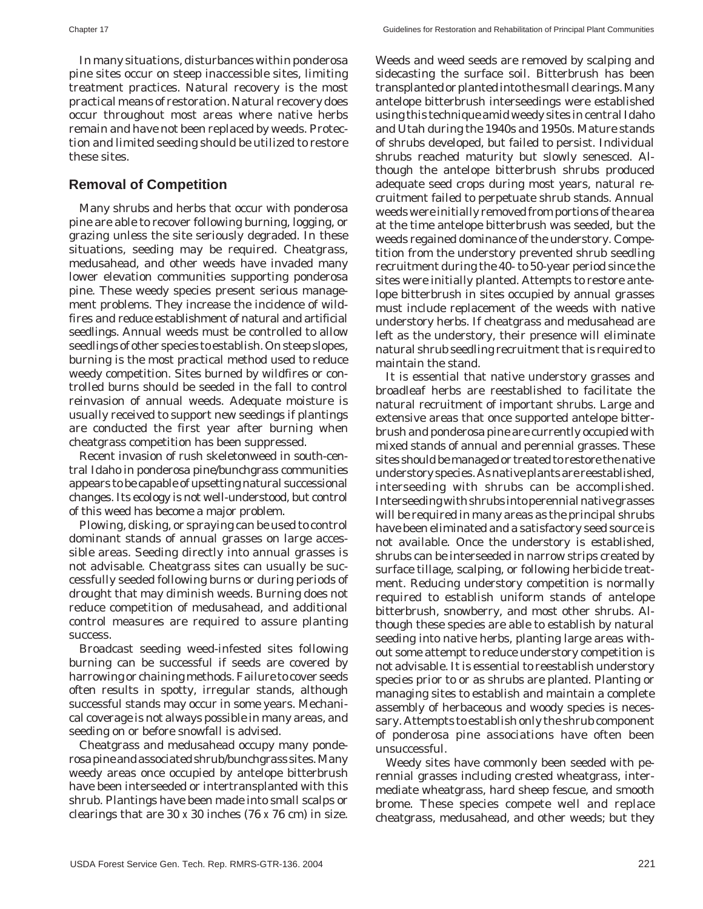In many situations, disturbances within ponderosa pine sites occur on steep inaccessible sites, limiting treatment practices. Natural recovery is the most practical means of restoration. Natural recovery does occur throughout most areas where native herbs remain and have not been replaced by weeds. Protection and limited seeding should be utilized to restore these sites.

## Removal of Competition

Many shrubs and herbs that occur with ponderosa pine are able to recover following burning, logging, or grazing unless the site seriously degraded. In these situations, seeding may be required. Cheatgrass, medusahead, and other weeds have invaded many lower elevation communities supporting ponderosa pine. These weedy species present serious management problems. They increase the incidence of wildfires and reduce establishment of natural and artificial seedlings. Annual weeds must be controlled to allow seedlings of other species to establish. On steep slopes, burning is the most practical method used to reduce weedy competition. Sites burned by wildfires or controlled burns should be seeded in the fall to control reinvasion of annual weeds. Adequate moisture is usually received to support new seedings if plantings are conducted the first year after burning when cheatgrass competition has been suppressed.

Recent invasion of rush skeletonweed in south-central Idaho in ponderosa pine/bunchgrass communities appears to be capable of upsetting natural successional changes. Its ecology is not well-understood, but control of this weed has become a major problem.

Plowing, disking, or spraying can be used to control dominant stands of annual grasses on large accessible areas. Seeding directly into annual grasses is not advisable. Cheatgrass sites can usually be successfully seeded following burns or during periods of drought that may diminish weeds. Burning does not reduce competition of medusahead, and additional control measures are required to assure planting success.

Broadcast seeding weed-infested sites following burning can be successful if seeds are covered by harrowing or chaining methods. Failure to cover seeds often results in spotty, irregular stands, although successful stands may occur in some years. Mechanical coverage is not always possible in many areas, and seeding on or before snowfall is advised.

Cheatgrass and medusahead occupy many ponderosa pine and associated shrub/bunchgrass sites. Many weedy areas once occupied by antelope bitterbrush have been interseeded or intertransplanted with this shrub. Plantings have been made into small scalps or clearings that are 30 x 30 inches (76 x 76 cm) in size. Weeds and weed seeds are removed by scalping and sidecasting the surface soil. Bitterbrush has been transplanted or planted into the small clearings. Many antelope bitterbrush interseedings were established using this technique amid weedy sites in central Idaho and Utah during the 1940s and 1950s. Mature stands of shrubs developed, but failed to persist. Individual shrubs reached maturity but slowly senesced. Although the antelope bitterbrush shrubs produced adequate seed crops during most years, natural recruitment failed to perpetuate shrub stands. Annual weeds were initially removed from portions of the area at the time antelope bitterbrush was seeded, but the weeds regained dominance of the understory. Competition from the understory prevented shrub seedling recruitment during the 40- to 50-year period since the sites were initially planted. Attempts to restore antelope bitterbrush in sites occupied by annual grasses must include replacement of the weeds with native understory herbs. If cheatgrass and medusahead are left as the understory, their presence will eliminate natural shrub seedling recruitment that is required to maintain the stand.

It is essential that native understory grasses and broadleaf herbs are reestablished to facilitate the natural recruitment of important shrubs. Large and extensive areas that once supported antelope bitterbrush and ponderosa pine are currently occupied with mixed stands of annual and perennial grasses. These sites should be managed or treated to restore the native understory species. As native plants are reestablished, interseeding with shrubs can be accomplished. Interseeding with shrubs into perennial native grasses will be required in many areas as the principal shrubs have been eliminated and a satisfactory seed source is not available. Once the understory is established, shrubs can be interseeded in narrow strips created by surface tillage, scalping, or following herbicide treatment. Reducing understory competition is normally required to establish uniform stands of antelope bitterbrush, snowberry, and most other shrubs. Although these species are able to establish by natural seeding into native herbs, planting large areas without some attempt to reduce understory competition is not advisable. It is essential to reestablish understory species prior to or as shrubs are planted. Planting or managing sites to establish and maintain a complete assembly of herbaceous and woody species is necessary. Attempts to establish only the shrub component of ponderosa pine associations have often been unsuccessful.

Weedy sites have commonly been seeded with perennial grasses including crested wheatgrass, intermediate wheatgrass, hard sheep fescue, and smooth brome. These species compete well and replace cheatgrass, medusahead, and other weeds; but they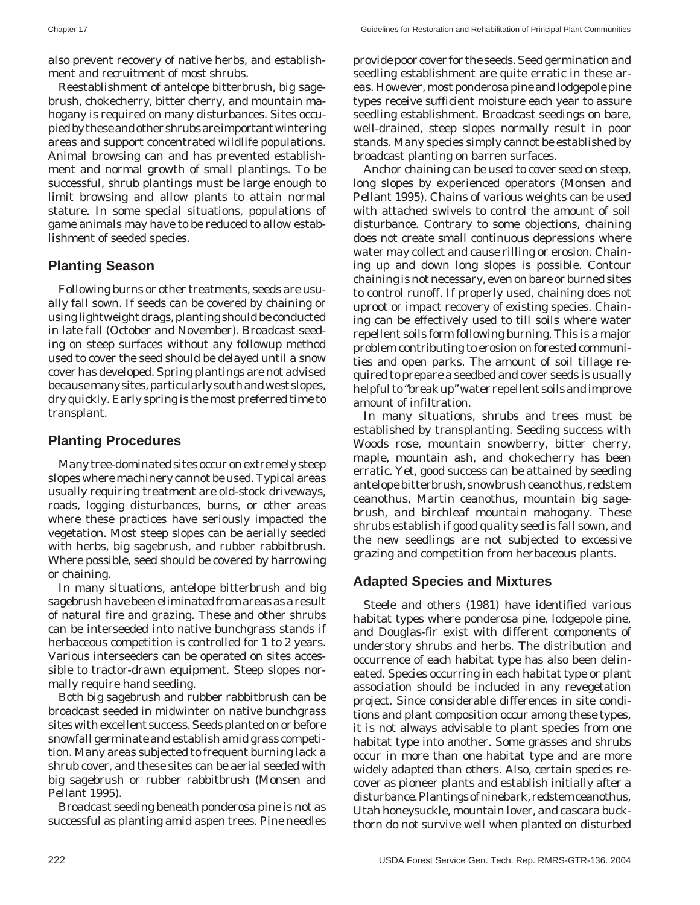also prevent recovery of native herbs, and establishment and recruitment of most shrubs.

Reestablishment of antelope bitterbrush, big sagebrush, chokecherry, bitter cherry, and mountain mahogany is required on many disturbances. Sites occupied by these and other shrubs are important wintering areas and support concentrated wildlife populations. Animal browsing can and has prevented establishment and normal growth of small plantings. To be successful, shrub plantings must be large enough to limit browsing and allow plants to attain normal stature. In some special situations, populations of game animals may have to be reduced to allow establishment of seeded species.

## Planting Season

Following burns or other treatments, seeds are usually fall sown. If seeds can be covered by chaining or using lightweight drags, planting should be conducted in late fall (October and November). Broadcast seeding on steep surfaces without any followup method used to cover the seed should be delayed until a snow cover has developed. Spring plantings are not advised because many sites, particularly south and west slopes, dry quickly. Early spring is the most preferred time to transplant.

## Planting Procedures

Many tree-dominated sites occur on extremely steep slopes where machinery cannot be used. Typical areas usually requiring treatment are old-stock driveways, roads, logging disturbances, burns, or other areas where these practices have seriously impacted the vegetation. Most steep slopes can be aerially seeded with herbs, big sagebrush, and rubber rabbitbrush. Where possible, seed should be covered by harrowing or chaining.

In many situations, antelope bitterbrush and big sagebrush have been eliminated from areas as a result of natural fire and grazing. These and other shrubs can be interseeded into native bunchgrass stands if herbaceous competition is controlled for 1 to 2 years. Various interseeders can be operated on sites accessible to tractor-drawn equipment. Steep slopes normally require hand seeding.

Both big sagebrush and rubber rabbitbrush can be broadcast seeded in midwinter on native bunchgrass sites with excellent success. Seeds planted on or before snowfall germinate and establish amid grass competition. Many areas subjected to frequent burning lack a shrub cover, and these sites can be aerial seeded with big sagebrush or rubber rabbitbrush (Monsen and Pellant 1995).

Broadcast seeding beneath ponderosa pine is not as successful as planting amid aspen trees. Pine needles provide poor cover for the seeds. Seed germination and seedling establishment are quite erratic in these areas. However, most ponderosa pine and lodgepole pine types receive sufficient moisture each year to assure seedling establishment. Broadcast seedings on bare, well-drained, steep slopes normally result in poor stands. Many species simply cannot be established by broadcast planting on barren surfaces.

Anchor chaining can be used to cover seed on steep, long slopes by experienced operators (Monsen and Pellant 1995). Chains of various weights can be used with attached swivels to control the amount of soil disturbance. Contrary to some objections, chaining does not create small continuous depressions where water may collect and cause rilling or erosion. Chaining up and down long slopes is possible. Contour chaining is not necessary, even on bare or burned sites to control runoff. If properly used, chaining does not uproot or impact recovery of existing species. Chaining can be effectively used to till soils where water repellent soils form following burning. This is a major problem contributing to erosion on forested communities and open parks. The amount of soil tillage required to prepare a seedbed and cover seeds is usually helpful to "break up" water repellent soils and improve amount of infiltration.

In many situations, shrubs and trees must be established by transplanting. Seeding success with Woods rose, mountain snowberry, bitter cherry, maple, mountain ash, and chokecherry has been erratic. Yet, good success can be attained by seeding antelope bitterbrush, snowbrush ceanothus, redstem ceanothus, Martin ceanothus, mountain big sagebrush, and birchleaf mountain mahogany. These shrubs establish if good quality seed is fall sown, and the new seedlings are not subjected to excessive grazing and competition from herbaceous plants.

## Adapted Species and Mixtures

Steele and others (1981) have identified various habitat types where ponderosa pine, lodgepole pine, and Douglas-fir exist with different components of understory shrubs and herbs. The distribution and occurrence of each habitat type has also been delineated. Species occurring in each habitat type or plant association should be included in any revegetation project. Since considerable differences in site conditions and plant composition occur among these types, it is not always advisable to plant species from one habitat type into another. Some grasses and shrubs occur in more than one habitat type and are more widely adapted than others. Also, certain species recover as pioneer plants and establish initially after a disturbance. Plantings of ninebark, redstem ceanothus, Utah honeysuckle, mountain lover, and cascara buckthorn do not survive well when planted on disturbed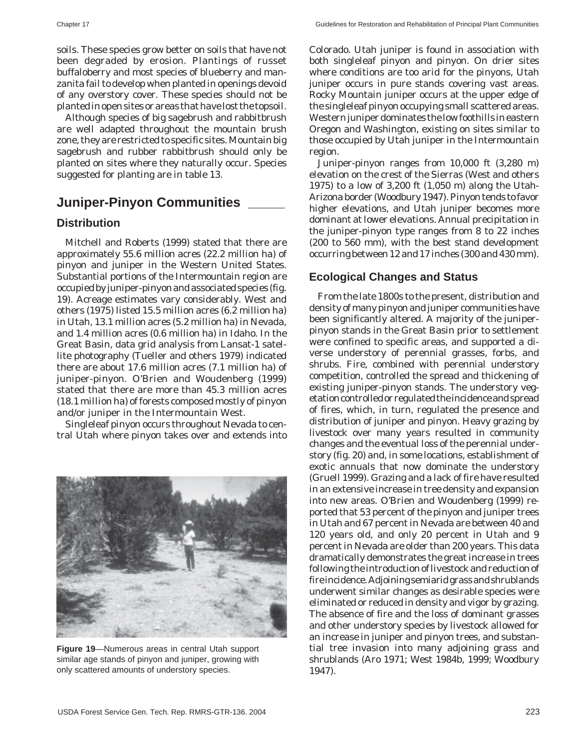soils. These species grow better on soils that have not been degraded by erosion. Plantings of russet buffaloberry and most species of blueberry and manzanita fail to develop when planted in openings devoid of any overstory cover. These species should not be planted in open sites or areas that have lost the topsoil.

Although species of big sagebrush and rabbitbrush are well adapted throughout the mountain brush zone, they are restricted to specific sites. Mountain big sagebrush and rubber rabbitbrush should only be planted on sites where they naturally occur. Species suggested for planting are in table 13.

## Juniper-Pinyon Communities

### Distribution

Mitchell and Roberts (1999) stated that there are approximately 55.6 million acres (22.2 million ha) of pinyon and juniper in the Western United States. Substantial portions of the Intermountain region are occupied by juniper-pinyon and associated species (fig. 19). Acreage estimates vary considerably. West and others (1975) listed 15.5 million acres (6.2 million ha) in Utah, 13.1 million acres (5.2 million ha) in Nevada, and 1.4 million acres (0.6 million ha) in Idaho. In the Great Basin, data grid analysis from Lansat-1 satellite photography (Tueller and others 1979) indicated there are about 17.6 million acres (7.1 million ha) of juniper-pinyon. O'Brien and Woudenberg (1999) stated that there are more than 45.3 million acres (18.1 million ha) of forests composed mostly of pinyon and/or juniper in the Intermountain West.

Singleleaf pinyon occurs throughout Nevada to central Utah where pinyon takes over and extends into Colorado. Utah juniper is found in association with both singleleaf pinyon and pinyon. On drier sites where conditions are too arid for the pinyons, Utah juniper occurs in pure stands covering vast areas. Rocky Mountain juniper occurs at the upper edge of the singleleaf pinyon occupying small scattered areas. Western juniper dominates the low foothills in eastern Oregon and Washington, existing on sites similar to those occupied by Utah juniper in the Intermountain region.

**Figure 19**—Numerous areas in central Utah support similar age stands of pinyon and juniper, growing with only scattered amounts of understory species.

Juniper-pinyon ranges from 10,000 ft (3,280 m) elevation on the crest of the Sierras (West and others 1975) to a low of 3,200 ft (1,050 m) along the Utah-Arizona border (Woodbury 1947). Pinyon tends to favor higher elevations, and Utah juniper becomes more dominant at lower elevations. Annual precipitation in the juniper-pinyon type ranges from 8 to 22 inches (200 to 560 mm), with the best stand development occurring between 12 and 17 inches (300 and 430 mm).

### Ecological Changes and Status

From the late 1800s to the present, distribution and density of many pinyon and juniper communities have been significantly altered. A majority of the juniper-pinyon stands in the Great Basin prior to settlement were confined to specific areas, and supported a diverse understory of perennial grasses, forbs, and shrubs. Fire, combined with perennial understory competition, controlled the spread and thickening of existing juniper-pinyon stands. The understory vegetation controlled or regulated the incidence and spread of fires, which, in turn, regulated the presence and distribution of juniper and pinyon. Heavy grazing by livestock over many years resulted in community changes and the eventual loss of the perennial understory (fig. 20) and, in some locations, establishment of exotic annuals that now dominate the understory (Gruell 1999). Grazing and a lack of fire have resulted in an extensive increase in tree density and expansion into new areas. O'Brien and Woudenberg (1999) reported that 53 percent of the pinyon and juniper trees in Utah and 67 percent in Nevada are between 40 and 120 years old, and only 20 percent in Utah and 9 percent in Nevada are older than 200 years. This data dramatically demonstrates the great increase in trees following the introduction of livestock and reduction of fire incidence. Adjoining semiarid grass and shrublands underwent similar changes as desirable species were eliminated or reduced in density and vigor by grazing. The absence of fire and the loss of dominant grasses and other understory species by livestock allowed for an increase in juniper and pinyon trees, and substantial tree invasion into many adjoining grass and shrublands (Aro 1971; West 1984b, 1999; Woodbury 1947).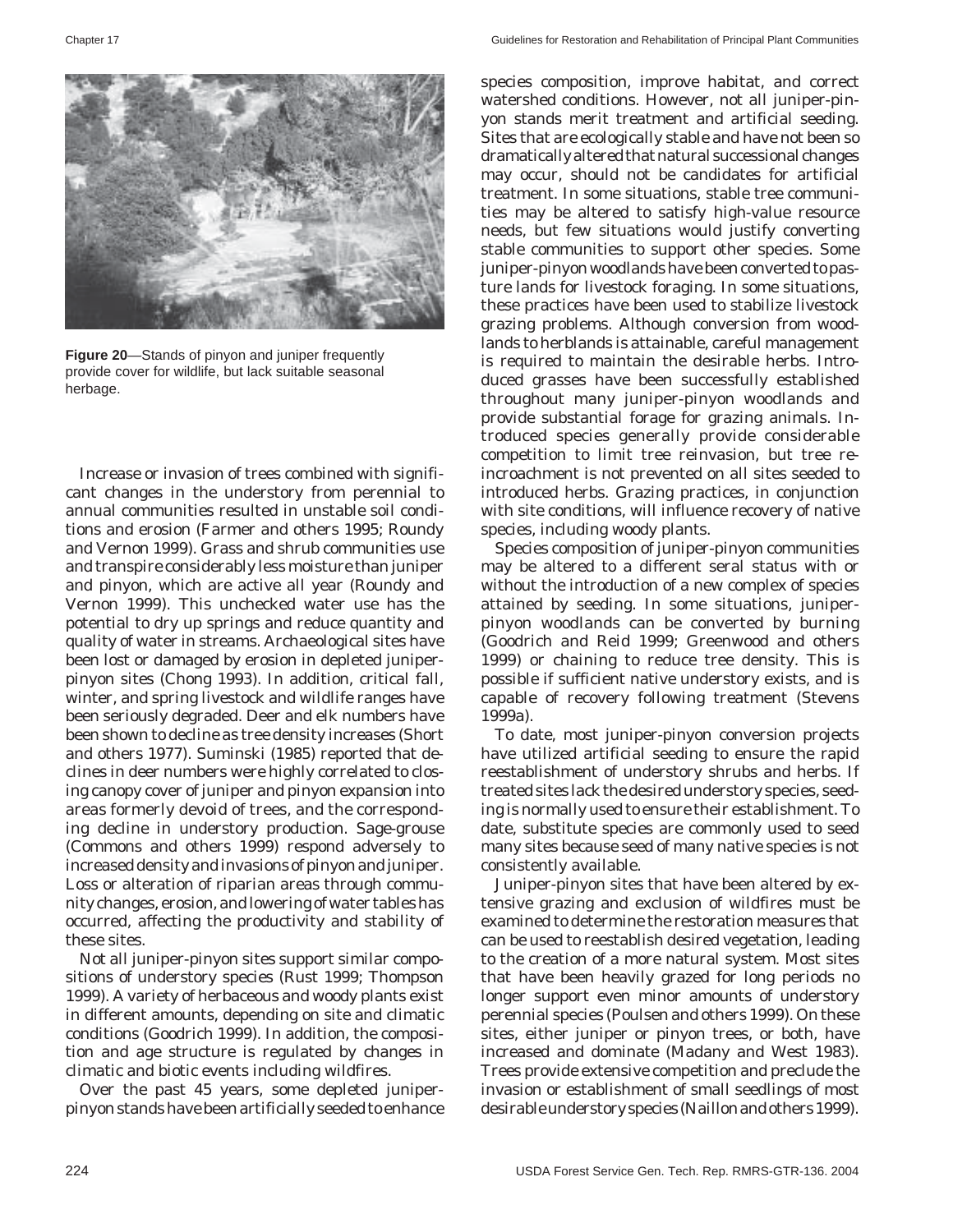**Figure 20**—Stands of pinyon and juniper frequently provide cover for wildlife, but lack suitable seasonal herbage.

Increase or invasion of trees combined with significant changes in the understory from perennial to annual communities resulted in unstable soil conditions and erosion (Farmer and others 1995; Roundy and Vernon 1999). Grass and shrub communities use and transpire considerably less moisture than juniper and pinyon, which are active all year (Roundy and Vernon 1999). This unchecked water use has the potential to dry up springs and reduce quantity and quality of water in streams. Archaeological sites have been lost or damaged by erosion in depleted juniper-pinyon sites (Chong 1993). In addition, critical fall, winter, and spring livestock and wildlife ranges have been seriously degraded. Deer and elk numbers have been shown to decline as tree density increases (Short and others 1977). Suminski (1985) reported that declines in deer numbers were highly correlated to closing canopy cover of juniper and pinyon expansion into areas formerly devoid of trees, and the corresponding decline in understory production. Sage-grouse (Commons and others 1999) respond adversely to increased density and invasions of pinyon and juniper. Loss or alteration of riparian areas through community changes, erosion, and lowering of water tables has occurred, affecting the productivity and stability of these sites.

Not all juniper-pinyon sites support similar compositions of understory species (Rust 1999; Thompson 1999). A variety of herbaceous and woody plants exist in different amounts, depending on site and climatic conditions (Goodrich 1999). In addition, the composition and age structure is regulated by changes in climatic and biotic events including wildfires.

Over the past 45 years, some depleted juniper-pinyon stands have been artificially seeded to enhance species composition, improve habitat, and correct watershed conditions. However, not all juniper-pinyon stands merit treatment and artificial seeding. Sites that are ecologically stable and have not been so dramatically altered that natural successional changes may occur, should not be candidates for artificial treatment. In some situations, stable tree communities may be altered to satisfy high-value resource needs, but few situations would justify converting stable communities to support other species. Some juniper-pinyon woodlands have been converted to pasture lands for livestock foraging. In some situations, these practices have been used to stabilize livestock grazing problems. Although conversion from woodlands to herblands is attainable, careful management is required to maintain the desirable herbs. Introduced grasses have been successfully established throughout many juniper-pinyon woodlands and provide substantial forage for grazing animals. Introduced species generally provide considerable competition to limit tree reinvasion, but tree reincroachment is not prevented on all sites seeded to introduced herbs. Grazing practices, in conjunction with site conditions, will influence recovery of native species, including woody plants.

Species composition of juniper-pinyon communities may be altered to a different seral status with or without the introduction of a new complex of species attained by seeding. In some situations, juniper-pinyon woodlands can be converted by burning (Goodrich and Reid 1999; Greenwood and others 1999) or chaining to reduce tree density. This is possible if sufficient native understory exists, and is capable of recovery following treatment (Stevens 1999a).

To date, most juniper-pinyon conversion projects have utilized artificial seeding to ensure the rapid reestablishment of understory shrubs and herbs. If treated sites lack the desired understory species, seeding is normally used to ensure their establishment. To date, substitute species are commonly used to seed many sites because seed of many native species is not consistently available.

Juniper-pinyon sites that have been altered by extensive grazing and exclusion of wildfires must be examined to determine the restoration measures that can be used to reestablish desired vegetation, leading to the creation of a more natural system. Most sites that have been heavily grazed for long periods no longer support even minor amounts of understory perennial species (Poulsen and others 1999). On these sites, either juniper or pinyon trees, or both, have increased and dominate (Madany and West 1983). Trees provide extensive competition and preclude the invasion or establishment of small seedlings of most desirable understory species (Naillon and others 1999).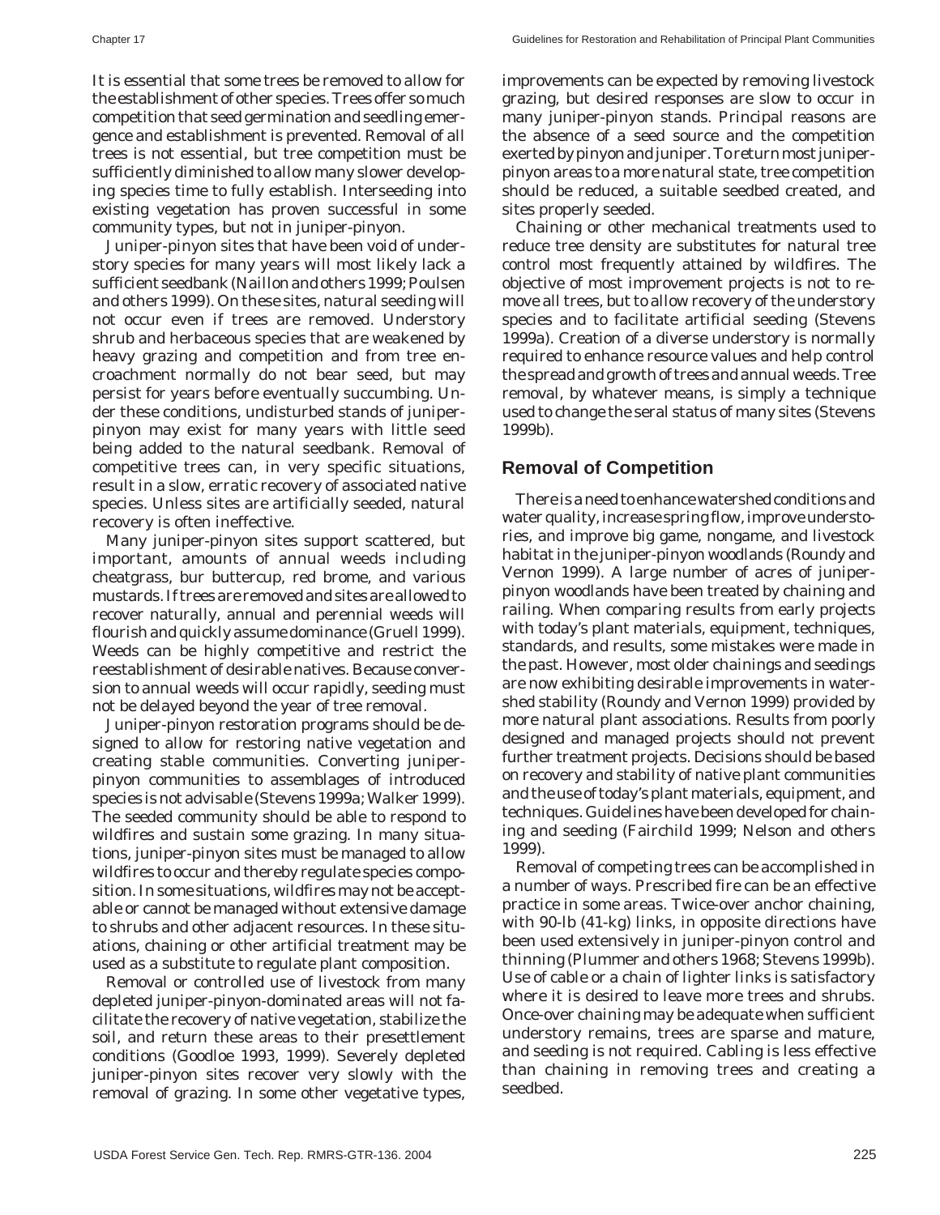It is essential that some trees be removed to allow for the establishment of other species. Trees offer so much competition that seed germination and seedling emergence and establishment is prevented. Removal of all trees is not essential, but tree competition must be sufficiently diminished to allow many slower developing species time to fully establish. Interseeding into existing vegetation has proven successful in some community types, but not in juniper-pinyon.

Juniper-pinyon sites that have been void of understory species for many years will most likely lack a sufficient seedbank (Naillon and others 1999; Poulsen and others 1999). On these sites, natural seeding will not occur even if trees are removed. Understory shrub and herbaceous species that are weakened by heavy grazing and competition and from tree encroachment normally do not bear seed, but may persist for years before eventually succumbing. Under these conditions, undisturbed stands of juniper-pinyon may exist for many years with little seed being added to the natural seedbank. Removal of competitive trees can, in very specific situations, result in a slow, erratic recovery of associated native species. Unless sites are artificially seeded, natural recovery is often ineffective.

Many juniper-pinyon sites support scattered, but important, amounts of annual weeds including cheatgrass, bur buttercup, red brome, and various mustards. If trees are removed and sites are allowed to recover naturally, annual and perennial weeds will flourish and quickly assume dominance (Gruell 1999). Weeds can be highly competitive and restrict the reestablishment of desirable natives. Because conversion to annual weeds will occur rapidly, seeding must not be delayed beyond the year of tree removal.

Juniper-pinyon restoration programs should be designed to allow for restoring native vegetation and creating stable communities. Converting juniper-pinyon communities to assemblages of introduced species is not advisable (Stevens 1999a; Walker 1999). The seeded community should be able to respond to wildfires and sustain some grazing. In many situations, juniper-pinyon sites must be managed to allow wildfires to occur and thereby regulate species composition. In some situations, wildfires may not be acceptable or cannot be managed without extensive damage to shrubs and other adjacent resources. In these situations, chaining or other artificial treatment may be used as a substitute to regulate plant composition.

Removal or controlled use of livestock from many depleted juniper-pinyon-dominated areas will not facilitate the recovery of native vegetation, stabilize the soil, and return these areas to their presettlement conditions (Goodloe 1993, 1999). Severely depleted juniper-pinyon sites recover very slowly with the removal of grazing. In some other vegetative types, improvements can be expected by removing livestock grazing, but desired responses are slow to occur in many juniper-pinyon stands. Principal reasons are the absence of a seed source and the competition exerted by pinyon and juniper. To return most juniper-pinyon areas to a more natural state, tree competition should be reduced, a suitable seedbed created, and sites properly seeded.

Chaining or other mechanical treatments used to reduce tree density are substitutes for natural tree control most frequently attained by wildfires. The objective of most improvement projects is not to remove all trees, but to allow recovery of the understory species and to facilitate artificial seeding (Stevens 1999a). Creation of a diverse understory is normally required to enhance resource values and help control the spread and growth of trees and annual weeds. Tree removal, by whatever means, is simply a technique used to change the seral status of many sites (Stevens 1999b).

## Removal of Competition

There is a need to enhance watershed conditions and water quality, increase spring flow, improve understories, and improve big game, nongame, and livestock habitat in the juniper-pinyon woodlands (Roundy and Vernon 1999). A large number of acres of juniper-pinyon woodlands have been treated by chaining and railing. When comparing results from early projects with today's plant materials, equipment, techniques, standards, and results, some mistakes were made in the past. However, most older chainings and seedings are now exhibiting desirable improvements in watershed stability (Roundy and Vernon 1999) provided by more natural plant associations. Results from poorly designed and managed projects should not prevent further treatment projects. Decisions should be based on recovery and stability of native plant communities and the use of today's plant materials, equipment, and techniques. Guidelines have been developed for chaining and seeding (Fairchild 1999; Nelson and others 1999).

Removal of competing trees can be accomplished in a number of ways. Prescribed fire can be an effective practice in some areas. Twice-over anchor chaining, with 90-lb (41-kg) links, in opposite directions have been used extensively in juniper-pinyon control and thinning (Plummer and others 1968; Stevens 1999b). Use of cable or a chain of lighter links is satisfactory where it is desired to leave more trees and shrubs. Once-over chaining may be adequate when sufficient understory remains, trees are sparse and mature, and seeding is not required. Cabling is less effective than chaining in removing trees and creating a seedbed.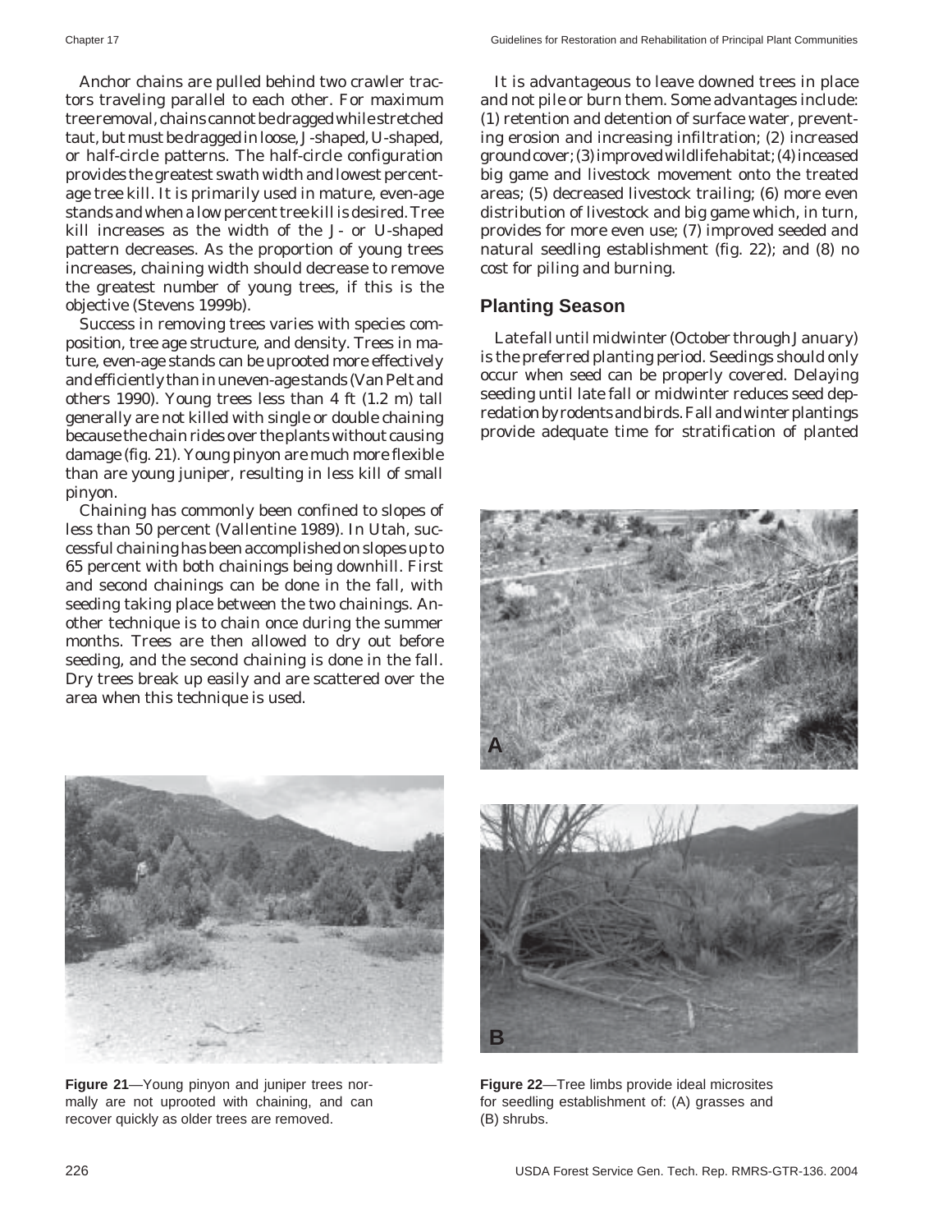Anchor chains are pulled behind two crawler tractors traveling parallel to each other. For maximum tree removal, chains cannot be dragged while stretched taut, but must be dragged in loose, J-shaped, U-shaped, or half-circle patterns. The half-circle configuration provides the greatest swath width and lowest percentage tree kill. It is primarily used in mature, even-age stands and when a low percent tree kill is desired. Tree kill increases as the width of the J- or U-shaped pattern decreases. As the proportion of young trees increases, chaining width should decrease to remove the greatest number of young trees, if this is the objective (Stevens 1999b).

Success in removing trees varies with species composition, tree age structure, and density. Trees in mature, even-age stands can be uprooted more effectively and efficiently than in uneven-age stands (Van Pelt and others 1990). Young trees less than 4 ft (1.2 m) tall generally are not killed with single or double chaining because the chain rides over the plants without causing damage (fig. 21). Young pinyon are much more flexible than are young juniper, resulting in less kill of small pinyon.

Chaining has commonly been confined to slopes of less than 50 percent (Vallentine 1989). In Utah, successful chaining has been accomplished on slopes up to 65 percent with both chainings being downhill. First and second chainings can be done in the fall, with seeding taking place between the two chainings. Another technique is to chain once during the summer months. Trees are then allowed to dry out before seeding, and the second chaining is done in the fall. Dry trees break up easily and are scattered over the area when this technique is used.

**Figure 21**—Young pinyon and juniper trees normally are not uprooted with chaining, and can recover quickly as older trees are removed.

It is advantageous to leave downed trees in place and not pile or burn them. Some advantages include: (1) retention and detention of surface water, preventing erosion and increasing infiltration; (2) increased ground cover; (3) improved wildlife habitat; (4) inceased big game and livestock movement onto the treated areas; (5) decreased livestock trailing; (6) more even distribution of livestock and big game which, in turn, provides for more even use; (7) improved seeded and natural seedling establishment (fig. 22); and (8) no cost for piling and burning.

## Planting Season

Late fall until midwinter (October through January) is the preferred planting period. Seedings should only occur when seed can be properly covered. Delaying seeding until late fall or midwinter reduces seed depredation by rodents and birds. Fall and winter plantings provide adequate time for stratification of planted

**Figure 22**—Tree limbs provide ideal microsites for seedling establishment of: (A) grasses and (B) shrubs.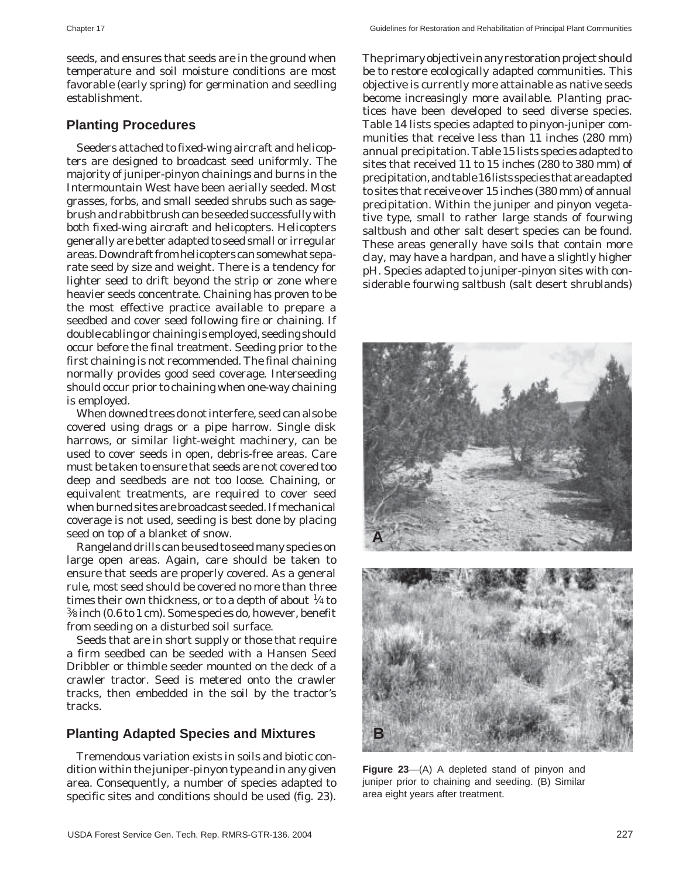seeds, and ensures that seeds are in the ground when temperature and soil moisture conditions are most favorable (early spring) for germination and seedling establishment.

## Planting Procedures

Seeders attached to fixed-wing aircraft and helicopters are designed to broadcast seed uniformly. The majority of juniper-pinyon chainings and burns in the Intermountain West have been aerially seeded. Most grasses, forbs, and small seeded shrubs such as sagebrush and rabbitbrush can be seeded successfully with both fixed-wing aircraft and helicopters. Helicopters generally are better adapted to seed small or irregular areas. Downdraft from helicopters can somewhat separate seed by size and weight. There is a tendency for lighter seed to drift beyond the strip or zone where heavier seeds concentrate. Chaining has proven to be the most effective practice available to prepare a seedbed and cover seed following fire or chaining. If double cabling or chaining is employed, seeding should occur before the final treatment. Seeding prior to the first chaining is not recommended. The final chaining normally provides good seed coverage. Interseeding should occur prior to chaining when one-way chaining is employed.

When downed trees do not interfere, seed can also be covered using drags or a pipe harrow. Single disk harrows, or similar light-weight machinery, can be used to cover seeds in open, debris-free areas. Care must be taken to ensure that seeds are not covered too deep and seedbeds are not too loose. Chaining, or equivalent treatments, are required to cover seed when burned sites are broadcast seeded. If mechanical coverage is not used, seeding is best done by placing seed on top of a blanket of snow.

Rangeland drills can be used to seed many species on large open areas. Again, care should be taken to ensure that seeds are properly covered. As a general rule, most seed should be covered no more than three times their own thickness, or to a depth of about ¼ to ⅜ inch (0.6 to 1 cm). Some species do, however, benefit from seeding on a disturbed soil surface.

Seeds that are in short supply or those that require a firm seedbed can be seeded with a Hansen Seed Dribbler or thimble seeder mounted on the deck of a crawler tractor. Seed is metered onto the crawler tracks, then embedded in the soil by the tractor's tracks.

## Planting Adapted Species and Mixtures

Tremendous variation exists in soils and biotic condition within the juniper-pinyon type and in any given area. Consequently, a number of species adapted to specific sites and conditions should be used (fig. 23). The primary objective in any restoration project should be to restore ecologically adapted communities. This objective is currently more attainable as native seeds become increasingly more available. Planting practices have been developed to seed diverse species. Table 14 lists species adapted to pinyon-juniper communities that receive less than 11 inches (280 mm) annual precipitation. Table 15 lists species adapted to sites that received 11 to 15 inches (280 to 380 mm) of precipitation, and table 16 lists species that are adapted to sites that receive over 15 inches (380 mm) of annual precipitation. Within the juniper and pinyon vegetative type, small to rather large stands of fourwing saltbush and other salt desert species can be found. These areas generally have soils that contain more clay, may have a hardpan, and have a slightly higher pH. Species adapted to juniper-pinyon sites with considerable fourwing saltbush (salt desert shrublands)

**Figure 23**—(A) A depleted stand of pinyon and juniper prior to chaining and seeding. (B) Similar area eight years after treatment.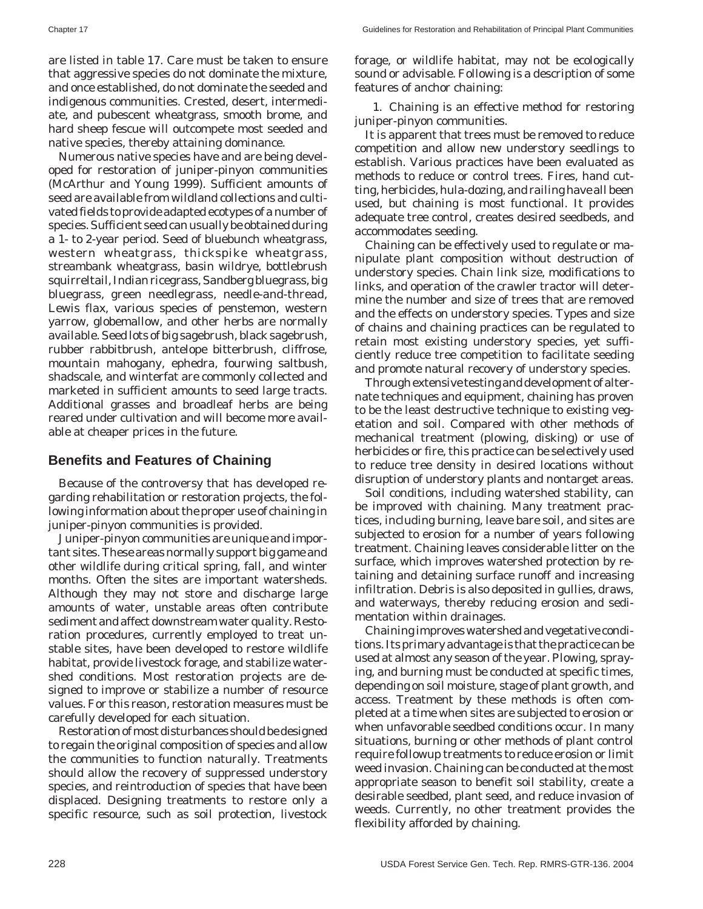are listed in table 17. Care must be taken to ensure that aggressive species do not dominate the mixture, and once established, do not dominate the seeded and indigenous communities. Crested, desert, intermediate, and pubescent wheatgrass, smooth brome, and hard sheep fescue will outcompete most seeded and native species, thereby attaining dominance.

Numerous native species have and are being developed for restoration of juniper-pinyon communities (McArthur and Young 1999). Sufficient amounts of seed are available from wildland collections and cultivated fields to provide adapted ecotypes of a number of species. Sufficient seed can usually be obtained during a 1- to 2-year period. Seed of bluebunch wheatgrass, western wheatgrass, thickspike wheatgrass, streambank wheatgrass, basin wildrye, bottlebrush squirreltail, Indian ricegrass, Sandberg bluegrass, big bluegrass, green needlegrass, needle-and-thread, Lewis flax, various species of penstemon, western yarrow, globemallow, and other herbs are normally available. Seed lots of big sagebrush, black sagebrush, rubber rabbitbrush, antelope bitterbrush, cliffrose, mountain mahogany, ephedra, fourwing saltbush, shadscale, and winterfat are commonly collected and marketed in sufficient amounts to seed large tracts. Additional grasses and broadleaf herbs are being reared under cultivation and will become more available at cheaper prices in the future.

## Benefits and Features of Chaining

Because of the controversy that has developed regarding rehabilitation or restoration projects, the following information about the proper use of chaining in juniper-pinyon communities is provided.

Juniper-pinyon communities are unique and important sites. These areas normally support big game and other wildlife during critical spring, fall, and winter months. Often the sites are important watersheds. Although they may not store and discharge large amounts of water, unstable areas often contribute sediment and affect downstream water quality. Restoration procedures, currently employed to treat unstable sites, have been developed to restore wildlife habitat, provide livestock forage, and stabilize watershed conditions. Most restoration projects are designed to improve or stabilize a number of resource values. For this reason, restoration measures must be carefully developed for each situation.

Restoration of most disturbances should be designed to regain the original composition of species and allow the communities to function naturally. Treatments should allow the recovery of suppressed understory species, and reintroduction of species that have been displaced. Designing treatments to restore only a specific resource, such as soil protection, livestock forage, or wildlife habitat, may not be ecologically sound or advisable. Following is a description of some features of anchor chaining:

1. Chaining is an effective method for restoring juniper-pinyon communities.

It is apparent that trees must be removed to reduce competition and allow new understory seedlings to establish. Various practices have been evaluated as methods to reduce or control trees. Fires, hand cutting, herbicides, hula-dozing, and railing have all been used, but chaining is most functional. It provides adequate tree control, creates desired seedbeds, and accommodates seeding.

Chaining can be effectively used to regulate or manipulate plant composition without destruction of understory species. Chain link size, modifications to links, and operation of the crawler tractor will determine the number and size of trees that are removed and the effects on understory species. Types and size of chains and chaining practices can be regulated to retain most existing understory species, yet sufficiently reduce tree competition to facilitate seeding and promote natural recovery of understory species.

Through extensive testing and development of alternate techniques and equipment, chaining has proven to be the least destructive technique to existing vegetation and soil. Compared with other methods of mechanical treatment (plowing, disking) or use of herbicides or fire, this practice can be selectively used to reduce tree density in desired locations without disruption of understory plants and nontarget areas.

Soil conditions, including watershed stability, can be improved with chaining. Many treatment practices, including burning, leave bare soil, and sites are subjected to erosion for a number of years following treatment. Chaining leaves considerable litter on the surface, which improves watershed protection by retaining and detaining surface runoff and increasing infiltration. Debris is also deposited in gullies, draws, and waterways, thereby reducing erosion and sedimentation within drainages.

Chaining improves watershed and vegetative conditions. Its primary advantage is that the practice can be used at almost any season of the year. Plowing, spraying, and burning must be conducted at specific times, depending on soil moisture, stage of plant growth, and access. Treatment by these methods is often completed at a time when sites are subjected to erosion or when unfavorable seedbed conditions occur. In many situations, burning or other methods of plant control require followup treatments to reduce erosion or limit weed invasion. Chaining can be conducted at the most appropriate season to benefit soil stability, create a desirable seedbed, plant seed, and reduce invasion of weeds. Currently, no other treatment provides the flexibility afforded by chaining.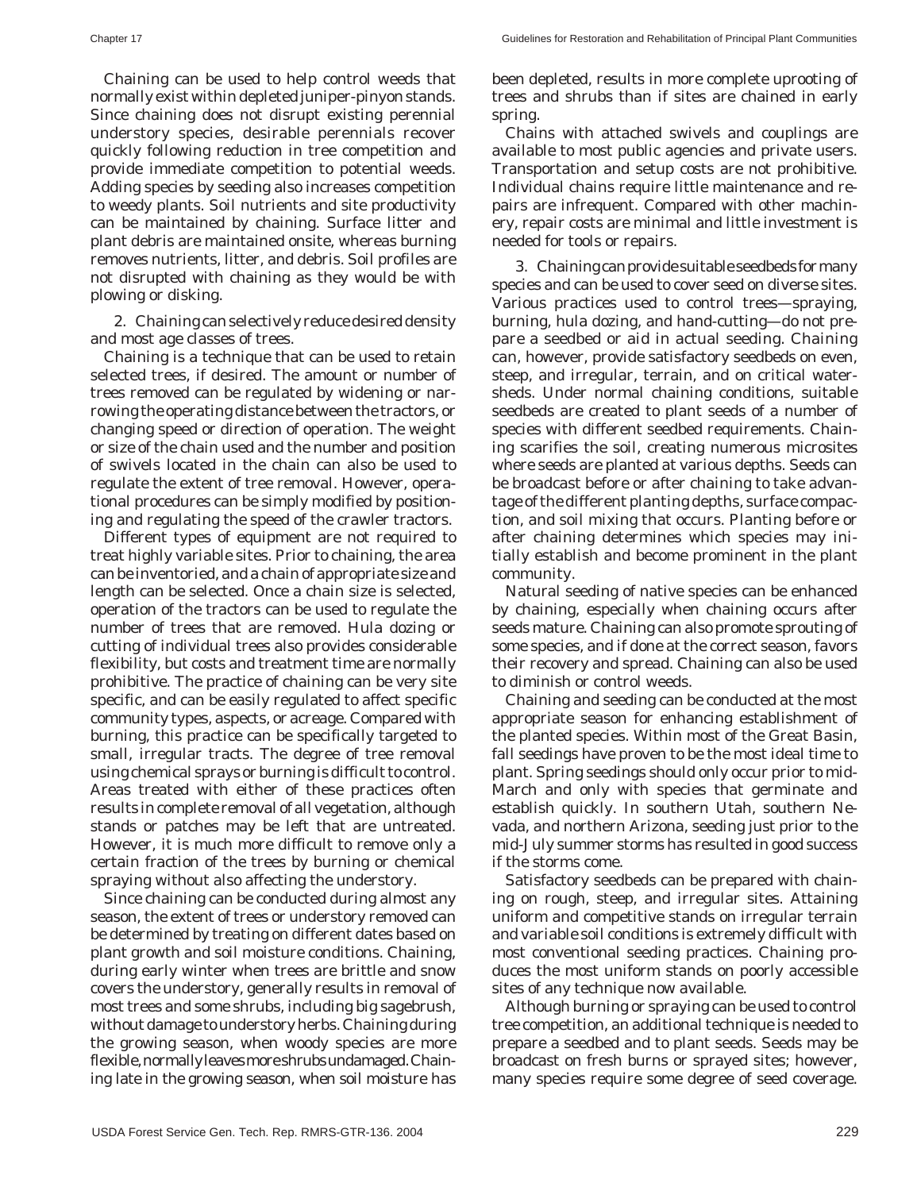Chaining can be used to help control weeds that normally exist within depleted juniper-pinyon stands. Since chaining does not disrupt existing perennial understory species, desirable perennials recover quickly following reduction in tree competition and provide immediate competition to potential weeds. Adding species by seeding also increases competition to weedy plants. Soil nutrients and site productivity can be maintained by chaining. Surface litter and plant debris are maintained onsite, whereas burning removes nutrients, litter, and debris. Soil profiles are not disrupted with chaining as they would be with plowing or disking.

2. Chaining can selectively reduce desired density and most age classes of trees.

Chaining is a technique that can be used to retain selected trees, if desired. The amount or number of trees removed can be regulated by widening or narrowing the operating distance between the tractors, or changing speed or direction of operation. The weight or size of the chain used and the number and position of swivels located in the chain can also be used to regulate the extent of tree removal. However, operational procedures can be simply modified by positioning and regulating the speed of the crawler tractors.

Different types of equipment are not required to treat highly variable sites. Prior to chaining, the area can be inventoried, and a chain of appropriate size and length can be selected. Once a chain size is selected, operation of the tractors can be used to regulate the number of trees that are removed. Hula dozing or cutting of individual trees also provides considerable flexibility, but costs and treatment time are normally prohibitive. The practice of chaining can be very site specific, and can be easily regulated to affect specific community types, aspects, or acreage. Compared with burning, this practice can be specifically targeted to small, irregular tracts. The degree of tree removal using chemical sprays or burning is difficult to control. Areas treated with either of these practices often results in complete removal of all vegetation, although stands or patches may be left that are untreated. However, it is much more difficult to remove only a certain fraction of the trees by burning or chemical spraying without also affecting the understory.

Since chaining can be conducted during almost any season, the extent of trees or understory removed can be determined by treating on different dates based on plant growth and soil moisture conditions. Chaining, during early winter when trees are brittle and snow covers the understory, generally results in removal of most trees and some shrubs, including big sagebrush, without damage to understory herbs. Chaining during the growing season, when woody species are more flexible, normally leaves more shrubs undamaged. Chaining late in the growing season, when soil moisture has been depleted, results in more complete uprooting of trees and shrubs than if sites are chained in early spring.

Chains with attached swivels and couplings are available to most public agencies and private users. Transportation and setup costs are not prohibitive. Individual chains require little maintenance and repairs are infrequent. Compared with other machinery, repair costs are minimal and little investment is needed for tools or repairs.

3. Chaining can provide suitable seedbeds for many species and can be used to cover seed on diverse sites.

Various practices used to control trees—spraying, burning, hula dozing, and hand-cutting—do not prepare a seedbed or aid in actual seeding. Chaining can, however, provide satisfactory seedbeds on even, steep, and irregular, terrain, and on critical watersheds. Under normal chaining conditions, suitable seedbeds are created to plant seeds of a number of species with different seedbed requirements. Chaining scarifies the soil, creating numerous microsites where seeds are planted at various depths. Seeds can be broadcast before or after chaining to take advantage of the different planting depths, surface compaction, and soil mixing that occurs. Planting before or after chaining determines which species may initially establish and become prominent in the plant community.

Natural seeding of native species can be enhanced by chaining, especially when chaining occurs after seeds mature. Chaining can also promote sprouting of some species, and if done at the correct season, favors their recovery and spread. Chaining can also be used to diminish or control weeds.

Chaining and seeding can be conducted at the most appropriate season for enhancing establishment of the planted species. Within most of the Great Basin, fall seedings have proven to be the most ideal time to plant. Spring seedings should only occur prior to mid-March and only with species that germinate and establish quickly. In southern Utah, southern Nevada, and northern Arizona, seeding just prior to the mid-July summer storms has resulted in good success if the storms come.

Satisfactory seedbeds can be prepared with chaining on rough, steep, and irregular sites. Attaining uniform and competitive stands on irregular terrain and variable soil conditions is extremely difficult with most conventional seeding practices. Chaining produces the most uniform stands on poorly accessible sites of any technique now available.

Although burning or spraying can be used to control tree competition, an additional technique is needed to prepare a seedbed and to plant seeds. Seeds may be broadcast on fresh burns or sprayed sites; however, many species require some degree of seed coverage.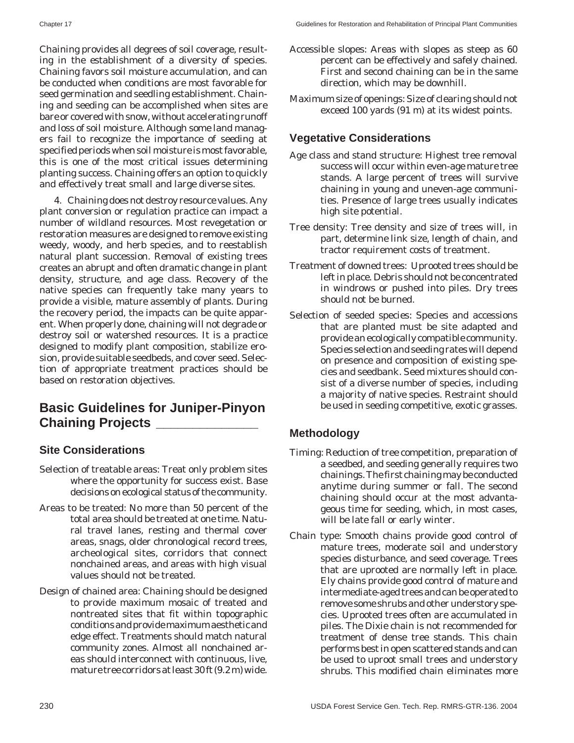Chaining provides all degrees of soil coverage, resulting in the establishment of a diversity of species. Chaining favors soil moisture accumulation, and can be conducted when conditions are most favorable for seed germination and seedling establishment. Chaining and seeding can be accomplished when sites are bare or covered with snow, without accelerating runoff and loss of soil moisture. Although some land managers fail to recognize the importance of seeding at specified periods when soil moisture is most favorable, this is one of the most critical issues determining planting success. Chaining offers an option to quickly and effectively treat small and large diverse sites.

4. Chaining does not destroy resource values. Any plant conversion or regulation practice can impact a number of wildland resources. Most revegetation or restoration measures are designed to remove existing weedy, woody, and herb species, and to reestablish natural plant succession. Removal of existing trees creates an abrupt and often dramatic change in plant density, structure, and age class. Recovery of the native species can frequently take many years to provide a visible, mature assembly of plants. During the recovery period, the impacts can be quite apparent. When properly done, chaining will not degrade or destroy soil or watershed resources. It is a practice designed to modify plant composition, stabilize erosion, provide suitable seedbeds, and cover seed. Selection of appropriate treatment practices should be based on restoration objectives.

## Basic Guidelines for Juniper-Pinyon Chaining Projects

### Site Considerations

Selection of treatable areas: Treat only problem sites where the opportunity for success exist. Base decisions on ecological status of the community.

Areas to be treated: No more than 50 percent of the total area should be treated at one time. Natural travel lanes, resting and thermal cover areas, snags, older chronological record trees, archeological sites, corridors that connect nonchained areas, and areas with high visual values should not be treated.

Design of chained area: Chaining should be designed to provide maximum mosaic of treated and nontreated sites that fit within topographic conditions and provide maximum aesthetic and edge effect. Treatments should match natural community zones. Almost all nonchained areas should interconnect with continuous, live, mature tree corridors at least 30 ft (9.2 m) wide.

Accessible slopes: Areas with slopes as steep as 60 percent can be effectively and safely chained. First and second chaining can be in the same direction, which may be downhill.

Maximum size of openings: Size of clearing should not exceed 100 yards (91 m) at its widest points.

### Vegetative Considerations

Age class and stand structure: Highest tree removal success will occur within even-age mature tree stands. A large percent of trees will survive chaining in young and uneven-age communities. Presence of large trees usually indicates high site potential.

Tree density: Tree density and size of trees will, in part, determine link size, length of chain, and tractor requirement costs of treatment.

Treatment of downed trees: Uprooted trees should be left in place. Debris should not be concentrated in windrows or pushed into piles. Dry trees should not be burned.

Selection of seeded species: Species and accessions that are planted must be site adapted and provide an ecologically compatible community. Species selection and seeding rates will depend on presence and composition of existing species and seedbank. Seed mixtures should consist of a diverse number of species, including a majority of native species. Restraint should be used in seeding competitive, exotic grasses.

### Methodology

Timing: Reduction of tree competition, preparation of a seedbed, and seeding generally requires two chainings. The first chaining may be conducted anytime during summer or fall. The second chaining should occur at the most advantageous time for seeding, which, in most cases, will be late fall or early winter.

Chain type: Smooth chains provide good control of mature trees, moderate soil and understory species disturbance, and seed coverage. Trees that are uprooted are normally left in place. Ely chains provide good control of mature and intermediate-aged trees and can be operated to remove some shrubs and other understory species. Uprooted trees often are accumulated in piles. The Dixie chain is not recommended for treatment of dense tree stands. This chain performs best in open scattered stands and can be used to uproot small trees and understory shrubs. This modified chain eliminates more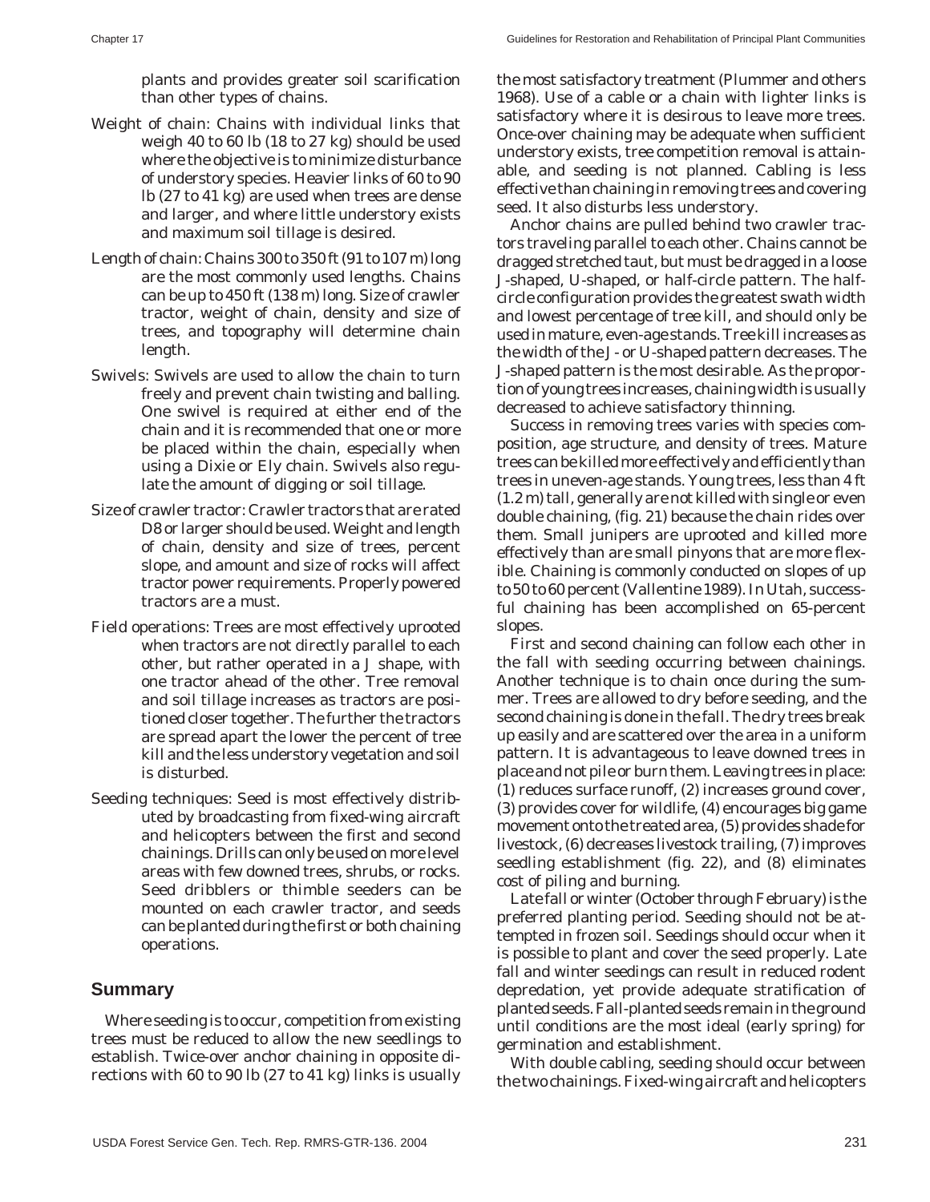plants and provides greater soil scarification than other types of chains.

Weight of chain: Chains with individual links that weigh 40 to 60 lb (18 to 27 kg) should be used where the objective is to minimize disturbance of understory species. Heavier links of 60 to 90 lb (27 to 41 kg) are used when trees are dense and larger, and where little understory exists and maximum soil tillage is desired.

Length of chain: Chains 300 to 350 ft (91 to 107 m) long are the most commonly used lengths. Chains can be up to 450 ft (138 m) long. Size of crawler tractor, weight of chain, density and size of trees, and topography will determine chain length.

Swivels: Swivels are used to allow the chain to turn freely and prevent chain twisting and balling. One swivel is required at either end of the chain and it is recommended that one or more be placed within the chain, especially when using a Dixie or Ely chain. Swivels also regulate the amount of digging or soil tillage.

Size of crawler tractor: Crawler tractors that are rated D8 or larger should be used. Weight and length of chain, density and size of trees, percent slope, and amount and size of rocks will affect tractor power requirements. Properly powered tractors are a must.

Field operations: Trees are most effectively uprooted when tractors are not directly parallel to each other, but rather operated in a J shape, with one tractor ahead of the other. Tree removal and soil tillage increases as tractors are positioned closer together. The further the tractors are spread apart the lower the percent of tree kill and the less understory vegetation and soil is disturbed.

Seeding techniques: Seed is most effectively distributed by broadcasting from fixed-wing aircraft and helicopters between the first and second chainings. Drills can only be used on more level areas with few downed trees, shrubs, or rocks. Seed dribblers or thimble seeders can be mounted on each crawler tractor, and seeds can be planted during the first or both chaining operations.

## Summary

Where seeding is to occur, competition from existing trees must be reduced to allow the new seedlings to establish. Twice-over anchor chaining in opposite directions with 60 to 90 lb (27 to 41 kg) links is usually the most satisfactory treatment (Plummer and others 1968). Use of a cable or a chain with lighter links is satisfactory where it is desirous to leave more trees. Once-over chaining may be adequate when sufficient understory exists, tree competition removal is attainable, and seeding is not planned. Cabling is less effective than chaining in removing trees and covering seed. It also disturbs less understory.

Anchor chains are pulled behind two crawler tractors traveling parallel to each other. Chains cannot be dragged stretched taut, but must be dragged in a loose J-shaped, U-shaped, or half-circle pattern. The half-circle configuration provides the greatest swath width and lowest percentage of tree kill, and should only be used in mature, even-age stands. Tree kill increases as the width of the J- or U-shaped pattern decreases. The J-shaped pattern is the most desirable. As the proportion of young trees increases, chaining width is usually decreased to achieve satisfactory thinning.

Success in removing trees varies with species composition, age structure, and density of trees. Mature trees can be killed more effectively and efficiently than trees in uneven-age stands. Young trees, less than 4 ft (1.2 m) tall, generally are not killed with single or even double chaining, (fig. 21) because the chain rides over them. Small junipers are uprooted and killed more effectively than are small pinyons that are more flexible. Chaining is commonly conducted on slopes of up to 50 to 60 percent (Vallentine 1989). In Utah, successful chaining has been accomplished on 65-percent slopes.

First and second chaining can follow each other in the fall with seeding occurring between chainings. Another technique is to chain once during the summer. Trees are allowed to dry before seeding, and the second chaining is done in the fall. The dry trees break up easily and are scattered over the area in a uniform pattern. It is advantageous to leave downed trees in place and not pile or burn them. Leaving trees in place: (1) reduces surface runoff, (2) increases ground cover, (3) provides cover for wildlife, (4) encourages big game movement onto the treated area, (5) provides shade for livestock, (6) decreases livestock trailing, (7) improves seedling establishment (fig. 22), and (8) eliminates cost of piling and burning.

Late fall or winter (October through February) is the preferred planting period. Seeding should not be attempted in frozen soil. Seedings should occur when it is possible to plant and cover the seed properly. Late fall and winter seedings can result in reduced rodent depredation, yet provide adequate stratification of planted seeds. Fall-planted seeds remain in the ground until conditions are the most ideal (early spring) for germination and establishment.

With double cabling, seeding should occur between the two chainings. Fixed-wing aircraft and helicopters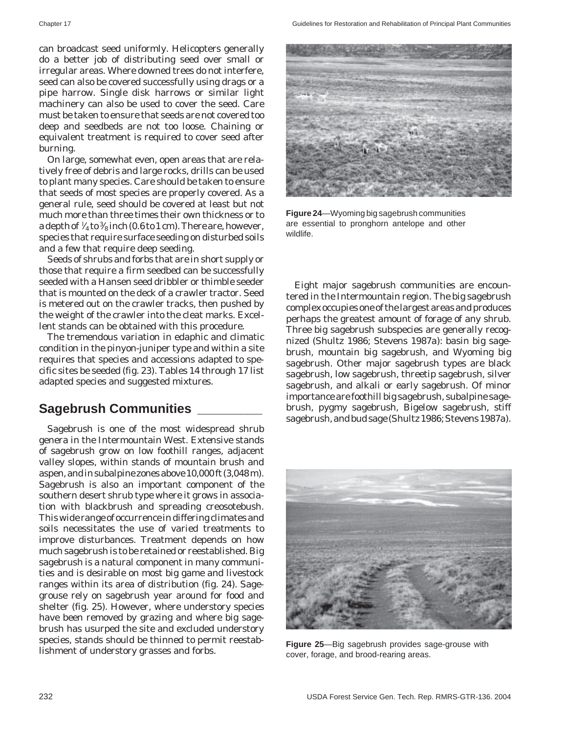can broadcast seed uniformly. Helicopters generally do a better job of distributing seed over small or irregular areas. Where downed trees do not interfere, seed can also be covered successfully using drags or a pipe harrow. Single disk harrows or similar light machinery can also be used to cover the seed. Care must be taken to ensure that seeds are not covered too deep and seedbeds are not too loose. Chaining or equivalent treatment is required to cover seed after burning.

On large, somewhat even, open areas that are relatively free of debris and large rocks, drills can be used to plant many species. Care should be taken to ensure that seeds of most species are properly covered. As a general rule, seed should be covered at least but not much more than three times their own thickness or to a depth of ¼ to ⅜ inch (0.6 to 1 cm). There are, however, species that require surface seeding on disturbed soils and a few that require deep seeding.

Seeds of shrubs and forbs that are in short supply or those that require a firm seedbed can be successfully seeded with a Hansen seed dribbler or thimble seeder that is mounted on the deck of a crawler tractor. Seed is metered out on the crawler tracks, then pushed by the weight of the crawler into the cleat marks. Excellent stands can be obtained with this procedure.

The tremendous variation in edaphic and climatic condition in the pinyon-juniper type and within a site requires that species and accessions adapted to specific sites be seeded (fig. 23). Tables 14 through 17 list adapted species and suggested mixtures.

## Sagebrush Communities

Sagebrush is one of the most widespread shrub genera in the Intermountain West. Extensive stands of sagebrush grow on low foothill ranges, adjacent valley slopes, within stands of mountain brush and aspen, and in subalpine zones above 10,000 ft (3,048 m). Sagebrush is also an important component of the southern desert shrub type where it grows in association with blackbrush and spreading creosotebush. This wide range of occurrence in differing climates and soils necessitates the use of varied treatments to improve disturbances. Treatment depends on how much sagebrush is to be retained or reestablished. Big sagebrush is a natural component in many communities and is desirable on most big game and livestock ranges within its area of distribution (fig. 24). Sage-grouse rely on sagebrush year around for food and shelter (fig. 25). However, where understory species have been removed by grazing and where big sagebrush has usurped the site and excluded understory species, stands should be thinned to permit reestablishment of understory grasses and forbs.

**Figure 24**—Wyoming big sagebrush communities are essential to pronghorn antelope and other wildlife.

Eight major sagebrush communities are encountered in the Intermountain region. The big sagebrush complex occupies one of the largest areas and produces perhaps the greatest amount of forage of any shrub. Three big sagebrush subspecies are generally recognized (Shultz 1986; Stevens 1987a): basin big sagebrush, mountain big sagebrush, and Wyoming big sagebrush. Other major sagebrush types are black sagebrush, low sagebrush, threetip sagebrush, silver sagebrush, and alkali or early sagebrush. Of minor importance are foothill big sagebrush, subalpine sagebrush, pygmy sagebrush, Bigelow sagebrush, stiff sagebrush, and bud sage (Shultz 1986; Stevens 1987a).

**Figure 25**—Big sagebrush provides sage-grouse with cover, forage, and brood-rearing areas.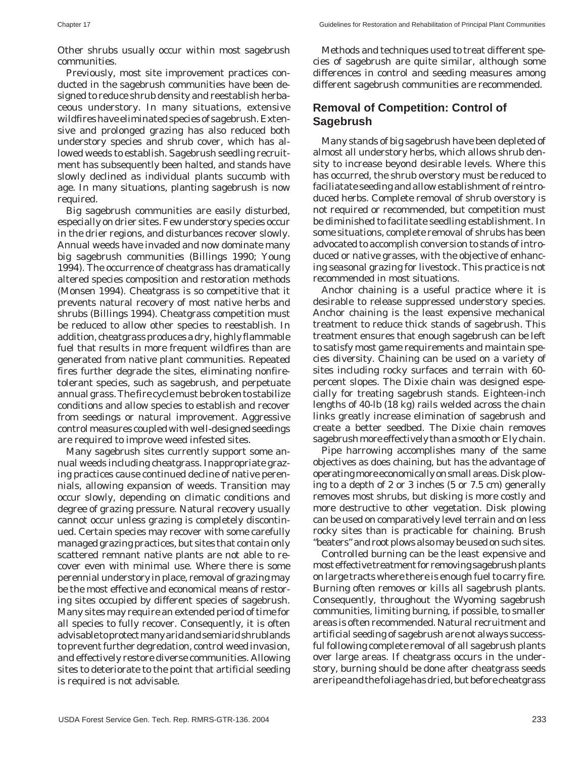Other shrubs usually occur within most sagebrush communities.

Previously, most site improvement practices conducted in the sagebrush communities have been designed to reduce shrub density and reestablish herbaceous understory. In many situations, extensive wildfires have eliminated species of sagebrush. Extensive and prolonged grazing has also reduced both understory species and shrub cover, which has allowed weeds to establish. Sagebrush seedling recruitment has subsequently been halted, and stands have slowly declined as individual plants succumb with age. In many situations, planting sagebrush is now required.

Big sagebrush communities are easily disturbed, especially on drier sites. Few understory species occur in the drier regions, and disturbances recover slowly. Annual weeds have invaded and now dominate many big sagebrush communities (Billings 1990; Young 1994). The occurrence of cheatgrass has dramatically altered species composition and restoration methods (Monsen 1994). Cheatgrass is so competitive that it prevents natural recovery of most native herbs and shrubs (Billings 1994). Cheatgrass competition must be reduced to allow other species to reestablish. In addition, cheatgrass produces a dry, highly flammable fuel that results in more frequent wildfires than are generated from native plant communities. Repeated fires further degrade the sites, eliminating nonfire-tolerant species, such as sagebrush, and perpetuate annual grass. The fire cycle must be broken to stabilize conditions and allow species to establish and recover from seedings or natural improvement. Aggressive control measures coupled with well-designed seedings are required to improve weed infested sites.

Many sagebrush sites currently support some annual weeds including cheatgrass. Inappropriate grazing practices cause continued decline of native perennials, allowing expansion of weeds. Transition may occur slowly, depending on climatic conditions and degree of grazing pressure. Natural recovery usually cannot occur unless grazing is completely discontinued. Certain species may recover with some carefully managed grazing practices, but sites that contain only scattered remnant native plants are not able to recover even with minimal use. Where there is some perennial understory in place, removal of grazing may be the most effective and economical means of restoring sites occupied by different species of sagebrush. Many sites may require an extended period of time for all species to fully recover. Consequently, it is often advisable to protect many arid and semiarid shrublands to prevent further degredation, control weed invasion, and effectively restore diverse communities. Allowing sites to deteriorate to the point that artificial seeding is required is not advisable.

Methods and techniques used to treat different species of sagebrush are quite similar, although some differences in control and seeding measures among different sagebrush communities are recommended.

## Removal of Competition: Control of Sagebrush

Many stands of big sagebrush have been depleted of almost all understory herbs, which allows shrub density to increase beyond desirable levels. Where this has occurred, the shrub overstory must be reduced to faciliatate seeding and allow establishment of reintroduced herbs. Complete removal of shrub overstory is not required or recommended, but competition must be diminished to facilitate seedling establishment. In some situations, complete removal of shrubs has been advocated to accomplish conversion to stands of introduced or native grasses, with the objective of enhancing seasonal grazing for livestock. This practice is not recommended in most situations.

Anchor chaining is a useful practice where it is desirable to release suppressed understory species. Anchor chaining is the least expensive mechanical treatment to reduce thick stands of sagebrush. This treatment ensures that enough sagebrush can be left to satisfy most game requirements and maintain species diversity. Chaining can be used on a variety of sites including rocky surfaces and terrain with 60-percent slopes. The Dixie chain was designed especially for treating sagebrush stands. Eighteen-inch lengths of 40-lb (18 kg) rails welded across the chain links greatly increase elimination of sagebrush and create a better seedbed. The Dixie chain removes sagebrush more effectively than a smooth or Ely chain.

Pipe harrowing accomplishes many of the same objectives as does chaining, but has the advantage of operating more economically on small areas. Disk plowing to a depth of 2 or 3 inches (5 or 7.5 cm) generally removes most shrubs, but disking is more costly and more destructive to other vegetation. Disk plowing can be used on comparatively level terrain and on less rocky sites than is practicable for chaining. Brush "beaters" and root plows also may be used on such sites.

Controlled burning can be the least expensive and most effective treatment for removing sagebrush plants on large tracts where there is enough fuel to carry fire. Burning often removes or kills all sagebrush plants. Consequently, throughout the Wyoming sagebrush communities, limiting burning, if possible, to smaller areas is often recommended. Natural recruitment and artificial seeding of sagebrush are not always successful following complete removal of all sagebrush plants over large areas. If cheatgrass occurs in the understory, burning should be done after cheatgrass seeds are ripe and the foliage has dried, but before cheatgrass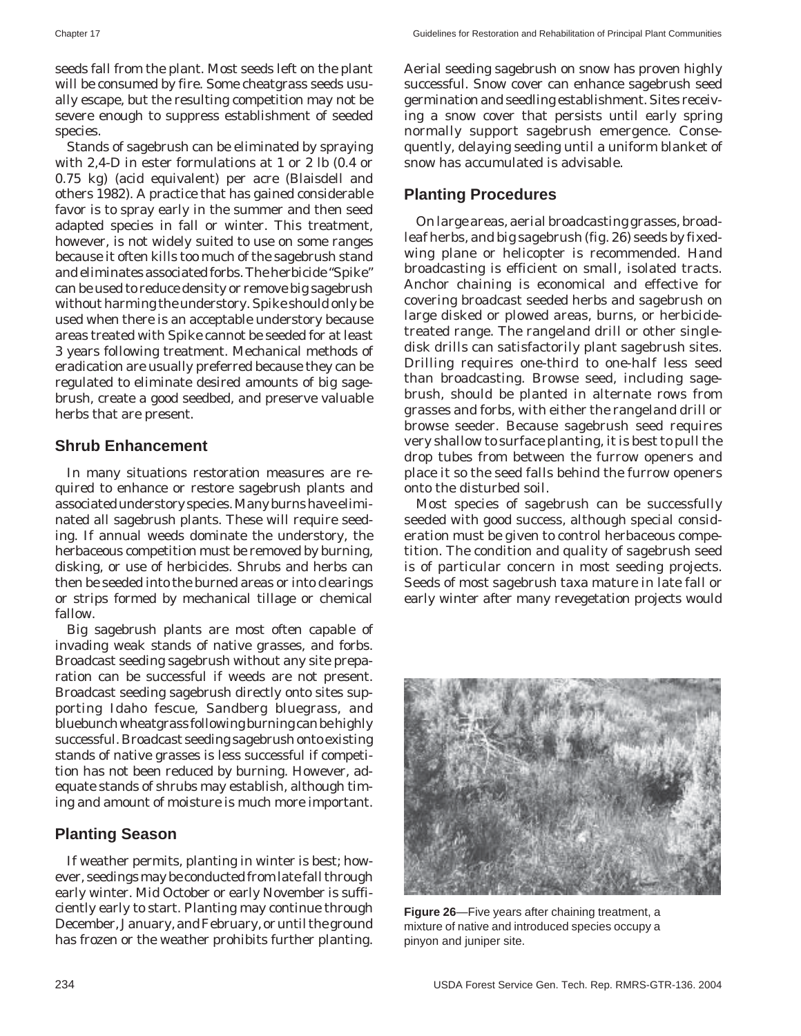seeds fall from the plant. Most seeds left on the plant will be consumed by fire. Some cheatgrass seeds usually escape, but the resulting competition may not be severe enough to suppress establishment of seeded species.

Stands of sagebrush can be eliminated by spraying with 2,4-D in ester formulations at 1 or 2 lb (0.4 or 0.75 kg) (acid equivalent) per acre (Blaisdell and others 1982). A practice that has gained considerable favor is to spray early in the summer and then seed adapted species in fall or winter. This treatment, however, is not widely suited to use on some ranges because it often kills too much of the sagebrush stand and eliminates associated forbs. The herbicide "Spike" can be used to reduce density or remove big sagebrush without harming the understory. Spike should only be used when there is an acceptable understory because areas treated with Spike cannot be seeded for at least 3 years following treatment. Mechanical methods of eradication are usually preferred because they can be regulated to eliminate desired amounts of big sagebrush, create a good seedbed, and preserve valuable herbs that are present.

## Shrub Enhancement

In many situations restoration measures are required to enhance or restore sagebrush plants and associated understory species. Many burns have eliminated all sagebrush plants. These will require seeding. If annual weeds dominate the understory, the herbaceous competition must be removed by burning, disking, or use of herbicides. Shrubs and herbs can then be seeded into the burned areas or into clearings or strips formed by mechanical tillage or chemical fallow.

Big sagebrush plants are most often capable of invading weak stands of native grasses, and forbs. Broadcast seeding sagebrush without any site preparation can be successful if weeds are not present. Broadcast seeding sagebrush directly onto sites supporting Idaho fescue, Sandberg bluegrass, and bluebunch wheatgrass following burning can be highly successful. Broadcast seeding sagebrush onto existing stands of native grasses is less successful if competition has not been reduced by burning. However, adequate stands of shrubs may establish, although timing and amount of moisture is much more important.

## Planting Season

If weather permits, planting in winter is best; however, seedings may be conducted from late fall through early winter. Mid October or early November is sufficiently early to start. Planting may continue through December, January, and February, or until the ground has frozen or the weather prohibits further planting.

Aerial seeding sagebrush on snow has proven highly successful. Snow cover can enhance sagebrush seed germination and seedling establishment. Sites receiving a snow cover that persists until early spring normally support sagebrush emergence. Consequently, delaying seeding until a uniform blanket of snow has accumulated is advisable.

## Planting Procedures

On large areas, aerial broadcasting grasses, broadleaf herbs, and big sagebrush (fig. 26) seeds by fixed-wing plane or helicopter is recommended. Hand broadcasting is efficient on small, isolated tracts. Anchor chaining is economical and effective for covering broadcast seeded herbs and sagebrush on large disked or plowed areas, burns, or herbicide-treated range. The rangeland drill or other single-disk drills can satisfactorily plant sagebrush sites. Drilling requires one-third to one-half less seed than broadcasting. Browse seed, including sagebrush, should be planted in alternate rows from grasses and forbs, with either the rangeland drill or browse seeder. Because sagebrush seed requires very shallow to surface planting, it is best to pull the drop tubes from between the furrow openers and place it so the seed falls behind the furrow openers onto the disturbed soil.

Most species of sagebrush can be successfully seeded with good success, although special consideration must be given to control herbaceous competition. The condition and quality of sagebrush seed is of particular concern in most seeding projects. Seeds of most sagebrush taxa mature in late fall or early winter after many revegetation projects would

**Figure 26**—Five years after chaining treatment, a mixture of native and introduced species occupy a pinyon and juniper site.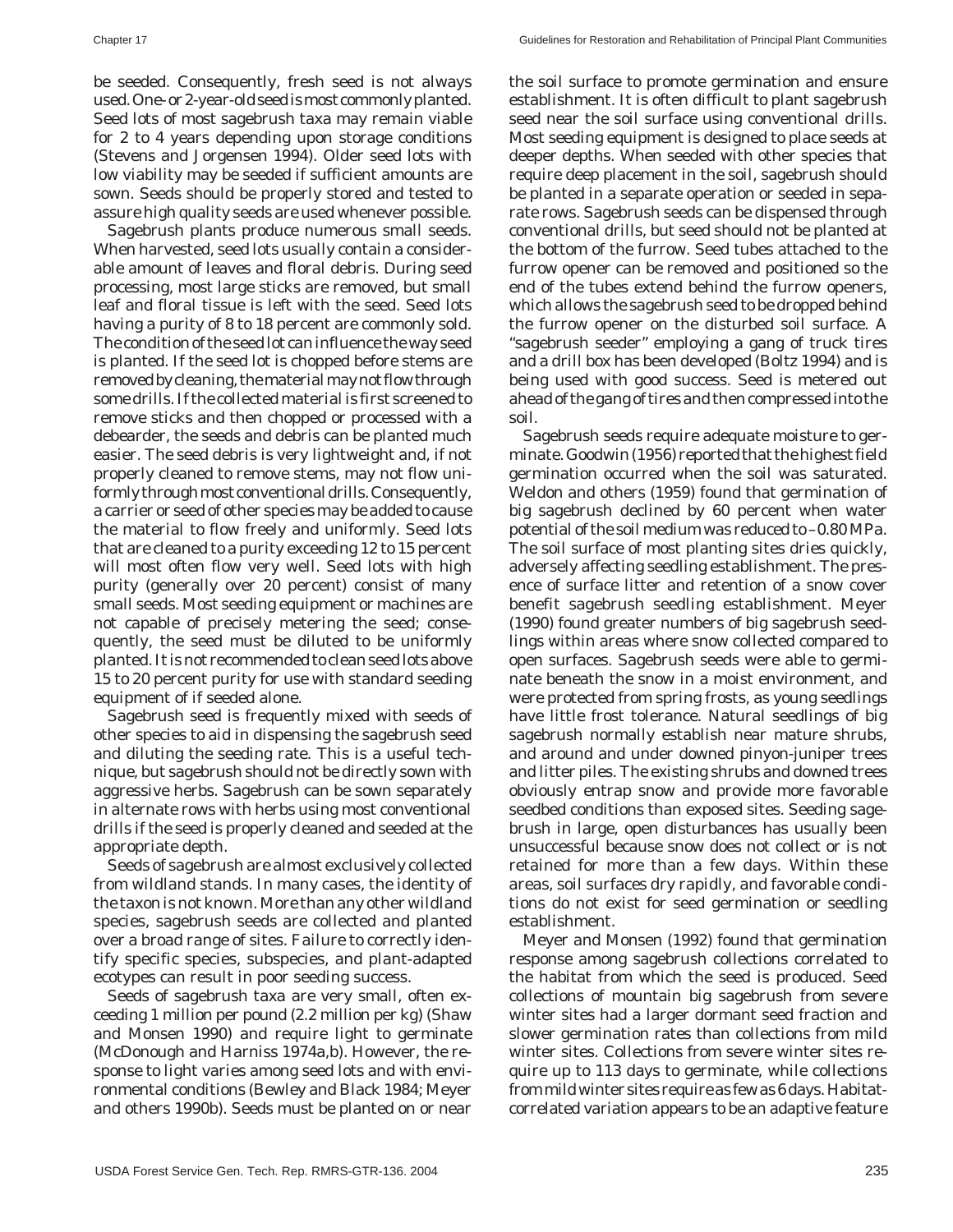be seeded. Consequently, fresh seed is not always used. One- or 2-year-old seed is most commonly planted. Seed lots of most sagebrush taxa may remain viable for 2 to 4 years depending upon storage conditions (Stevens and Jorgensen 1994). Older seed lots with low viability may be seeded if sufficient amounts are sown. Seeds should be properly stored and tested to assure high quality seeds are used whenever possible.

Sagebrush plants produce numerous small seeds. When harvested, seed lots usually contain a considerable amount of leaves and floral debris. During seed processing, most large sticks are removed, but small leaf and floral tissue is left with the seed. Seed lots having a purity of 8 to 18 percent are commonly sold. The condition of the seed lot can influence the way seed is planted. If the seed lot is chopped before stems are removed by cleaning, the material may not flow through some drills. If the collected material is first screened to remove sticks and then chopped or processed with a debearder, the seeds and debris can be planted much easier. The seed debris is very lightweight and, if not properly cleaned to remove stems, may not flow uniformly through most conventional drills. Consequently, a carrier or seed of other species may be added to cause the material to flow freely and uniformly. Seed lots that are cleaned to a purity exceeding 12 to 15 percent will most often flow very well. Seed lots with high purity (generally over 20 percent) consist of many small seeds. Most seeding equipment or machines are not capable of precisely metering the seed; consequently, the seed must be diluted to be uniformly planted. It is not recommended to clean seed lots above 15 to 20 percent purity for use with standard seeding equipment of if seeded alone.

Sagebrush seed is frequently mixed with seeds of other species to aid in dispensing the sagebrush seed and diluting the seeding rate. This is a useful technique, but sagebrush should not be directly sown with aggressive herbs. Sagebrush can be sown separately in alternate rows with herbs using most conventional drills if the seed is properly cleaned and seeded at the appropriate depth.

Seeds of sagebrush are almost exclusively collected from wildland stands. In many cases, the identity of the taxon is not known. More than any other wildland species, sagebrush seeds are collected and planted over a broad range of sites. Failure to correctly identify specific species, subspecies, and plant-adapted ecotypes can result in poor seeding success.

Seeds of sagebrush taxa are very small, often exceeding 1 million per pound (2.2 million per kg) (Shaw and Monsen 1990) and require light to germinate (McDonough and Harniss 1974a,b). However, the response to light varies among seed lots and with environmental conditions (Bewley and Black 1984; Meyer and others 1990b). Seeds must be planted on or near the soil surface to promote germination and ensure establishment. It is often difficult to plant sagebrush seed near the soil surface using conventional drills. Most seeding equipment is designed to place seeds at deeper depths. When seeded with other species that require deep placement in the soil, sagebrush should be planted in a separate operation or seeded in separate rows. Sagebrush seeds can be dispensed through conventional drills, but seed should not be planted at the bottom of the furrow. Seed tubes attached to the furrow opener can be removed and positioned so the end of the tubes extend behind the furrow openers, which allows the sagebrush seed to be dropped behind the furrow opener on the disturbed soil surface. A "sagebrush seeder" employing a gang of truck tires and a drill box has been developed (Boltz 1994) and is being used with good success. Seed is metered out ahead of the gang of tires and then compressed into the soil.

Sagebrush seeds require adequate moisture to germinate. Goodwin (1956) reported that the highest field germination occurred when the soil was saturated. Weldon and others (1959) found that germination of big sagebrush declined by 60 percent when water potential of the soil medium was reduced to –0.80 MPa. The soil surface of most planting sites dries quickly, adversely affecting seedling establishment. The presence of surface litter and retention of a snow cover benefit sagebrush seedling establishment. Meyer (1990) found greater numbers of big sagebrush seedlings within areas where snow collected compared to open surfaces. Sagebrush seeds were able to germinate beneath the snow in a moist environment, and were protected from spring frosts, as young seedlings have little frost tolerance. Natural seedlings of big sagebrush normally establish near mature shrubs, and around and under downed pinyon-juniper trees and litter piles. The existing shrubs and downed trees obviously entrap snow and provide more favorable seedbed conditions than exposed sites. Seeding sagebrush in large, open disturbances has usually been unsuccessful because snow does not collect or is not retained for more than a few days. Within these areas, soil surfaces dry rapidly, and favorable conditions do not exist for seed germination or seedling establishment.

Meyer and Monsen (1992) found that germination response among sagebrush collections correlated to the habitat from which the seed is produced. Seed collections of mountain big sagebrush from severe winter sites had a larger dormant seed fraction and slower germination rates than collections from mild winter sites. Collections from severe winter sites require up to 113 days to germinate, while collections from mild winter sites require as few as 6 days. Habitat-correlated variation appears to be an adaptive feature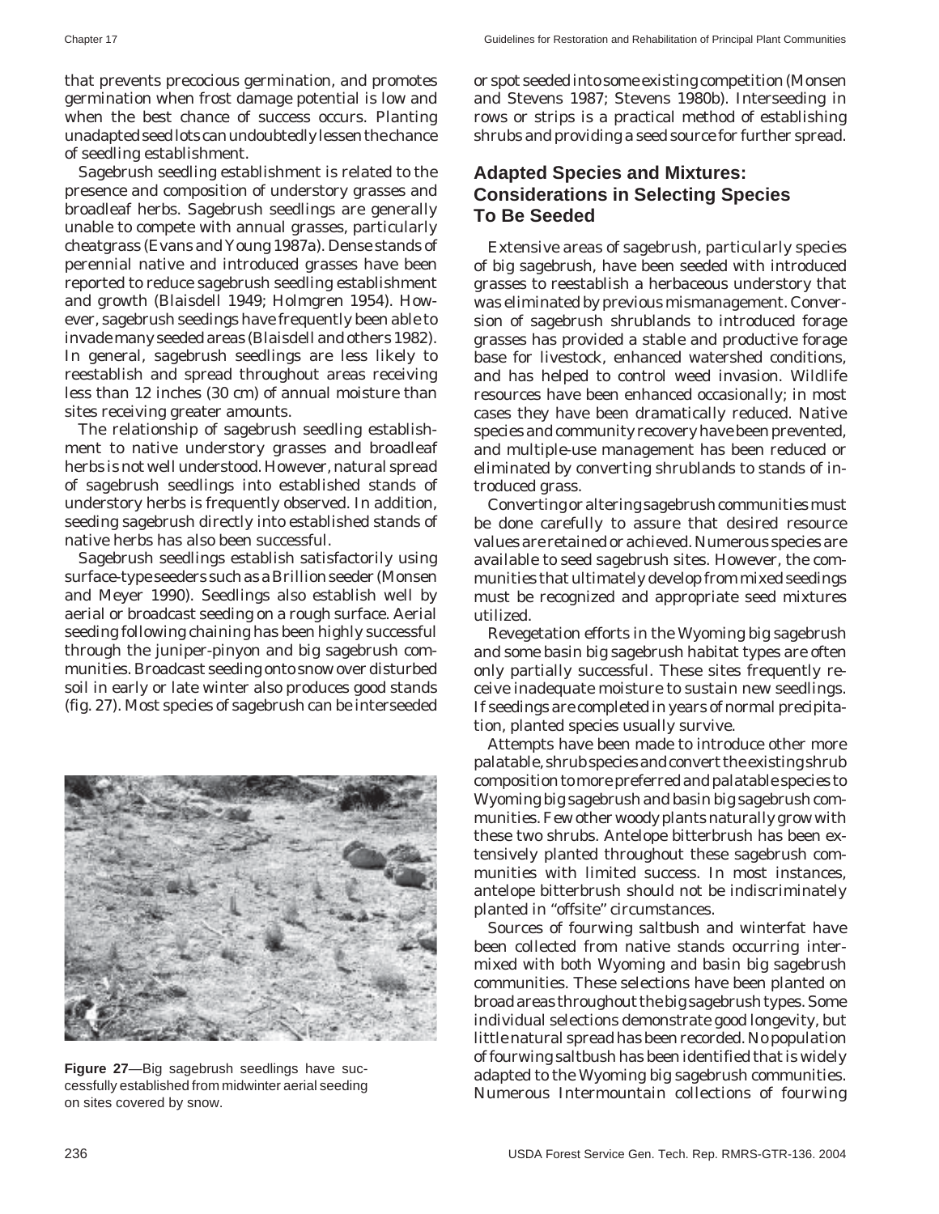that prevents precocious germination, and promotes germination when frost damage potential is low and when the best chance of success occurs. Planting unadapted seed lots can undoubtedly lessen the chance of seedling establishment.

Sagebrush seedling establishment is related to the presence and composition of understory grasses and broadleaf herbs. Sagebrush seedlings are generally unable to compete with annual grasses, particularly cheatgrass (Evans and Young 1987a). Dense stands of perennial native and introduced grasses have been reported to reduce sagebrush seedling establishment and growth (Blaisdell 1949; Holmgren 1954). However, sagebrush seedings have frequently been able to invade many seeded areas (Blaisdell and others 1982). In general, sagebrush seedlings are less likely to reestablish and spread throughout areas receiving less than 12 inches (30 cm) of annual moisture than sites receiving greater amounts.

The relationship of sagebrush seedling establishment to native understory grasses and broadleaf herbs is not well understood. However, natural spread of sagebrush seedlings into established stands of understory herbs is frequently observed. In addition, seeding sagebrush directly into established stands of native herbs has also been successful.

Sagebrush seedlings establish satisfactorily using surface-type seeders such as a Brillion seeder (Monsen and Meyer 1990). Seedlings also establish well by aerial or broadcast seeding on a rough surface. Aerial seeding following chaining has been highly successful through the juniper-pinyon and big sagebrush communities. Broadcast seeding onto snow over disturbed soil in early or late winter also produces good stands (fig. 27). Most species of sagebrush can be interseeded or spot seeded into some existing competition (Monsen and Stevens 1987; Stevens 1980b). Interseeding in rows or strips is a practical method of establishing shrubs and providing a seed source for further spread.

**Figure 27**—Big sagebrush seedlings have successfully established from midwinter aerial seeding on sites covered by snow.

## Adapted Species and Mixtures: Considerations in Selecting Species To Be Seeded

Extensive areas of sagebrush, particularly species of big sagebrush, have been seeded with introduced grasses to reestablish a herbaceous understory that was eliminated by previous mismanagement. Conversion of sagebrush shrublands to introduced forage grasses has provided a stable and productive forage base for livestock, enhanced watershed conditions, and has helped to control weed invasion. Wildlife resources have been enhanced occasionally; in most cases they have been dramatically reduced. Native species and community recovery have been prevented, and multiple-use management has been reduced or eliminated by converting shrublands to stands of introduced grass.

Converting or altering sagebrush communities must be done carefully to assure that desired resource values are retained or achieved. Numerous species are available to seed sagebrush sites. However, the communities that ultimately develop from mixed seedings must be recognized and appropriate seed mixtures utilized.

Revegetation efforts in the Wyoming big sagebrush and some basin big sagebrush habitat types are often only partially successful. These sites frequently receive inadequate moisture to sustain new seedlings. If seedings are completed in years of normal precipitation, planted species usually survive.

Attempts have been made to introduce other more palatable, shrub species and convert the existing shrub composition to more preferred and palatable species to Wyoming big sagebrush and basin big sagebrush communities. Few other woody plants naturally grow with these two shrubs. Antelope bitterbrush has been extensively planted throughout these sagebrush communities with limited success. In most instances, antelope bitterbrush should not be indiscriminately planted in "offsite" circumstances.

Sources of fourwing saltbush and winterfat have been collected from native stands occurring intermixed with both Wyoming and basin big sagebrush communities. These selections have been planted on broad areas throughout the big sagebrush types. Some individual selections demonstrate good longevity, but little natural spread has been recorded. No population of fourwing saltbush has been identified that is widely adapted to the Wyoming big sagebrush communities. Numerous Intermountain collections of fourwing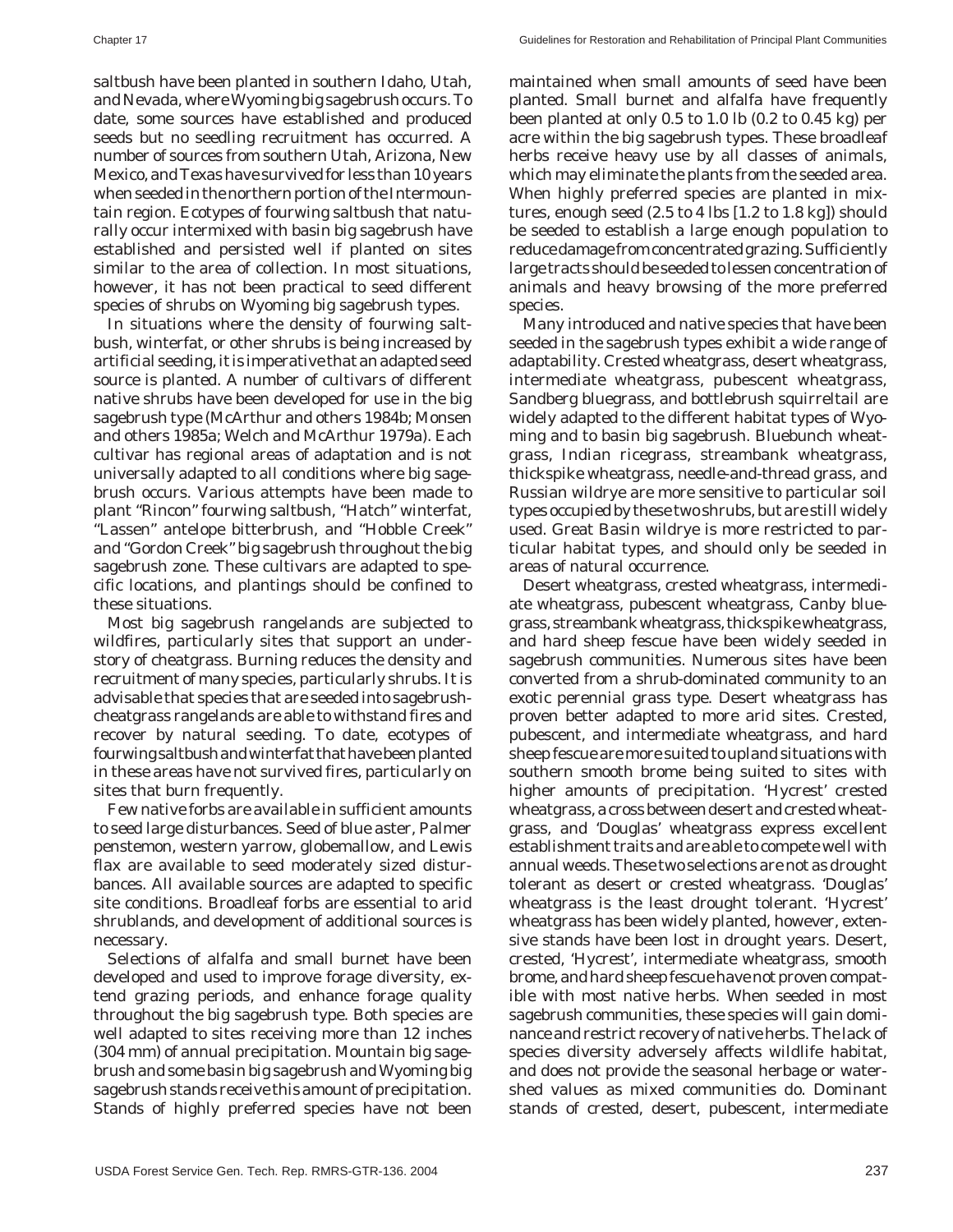saltbush have been planted in southern Idaho, Utah, and Nevada, where Wyoming big sagebrush occurs. To date, some sources have established and produced seeds but no seedling recruitment has occurred. A number of sources from southern Utah, Arizona, New Mexico, and Texas have survived for less than 10 years when seeded in the northern portion of the Intermountain region. Ecotypes of fourwing saltbush that naturally occur intermixed with basin big sagebrush have established and persisted well if planted on sites similar to the area of collection. In most situations, however, it has not been practical to seed different species of shrubs on Wyoming big sagebrush types.

In situations where the density of fourwing saltbush, winterfat, or other shrubs is being increased by artificial seeding, it is imperative that an adapted seed source is planted. A number of cultivars of different native shrubs have been developed for use in the big sagebrush type (McArthur and others 1984b; Monsen and others 1985a; Welch and McArthur 1979a). Each cultivar has regional areas of adaptation and is not universally adapted to all conditions where big sagebrush occurs. Various attempts have been made to plant "Rincon" fourwing saltbush, "Hatch" winterfat, "Lassen" antelope bitterbrush, and "Hobble Creek" and "Gordon Creek" big sagebrush throughout the big sagebrush zone. These cultivars are adapted to specific locations, and plantings should be confined to these situations.

Most big sagebrush rangelands are subjected to wildfires, particularly sites that support an understory of cheatgrass. Burning reduces the density and recruitment of many species, particularly shrubs. It is advisable that species that are seeded into sagebrush-cheatgrass rangelands are able to withstand fires and recover by natural seeding. To date, ecotypes of fourwing saltbush and winterfat that have been planted in these areas have not survived fires, particularly on sites that burn frequently.

Few native forbs are available in sufficient amounts to seed large disturbances. Seed of blue aster, Palmer penstemon, western yarrow, globemallow, and Lewis flax are available to seed moderately sized disturbances. All available sources are adapted to specific site conditions. Broadleaf forbs are essential to arid shrublands, and development of additional sources is necessary.

Selections of alfalfa and small burnet have been developed and used to improve forage diversity, extend grazing periods, and enhance forage quality throughout the big sagebrush type. Both species are well adapted to sites receiving more than 12 inches (304 mm) of annual precipitation. Mountain big sagebrush and some basin big sagebrush and Wyoming big sagebrush stands receive this amount of precipitation. Stands of highly preferred species have not been maintained when small amounts of seed have been planted. Small burnet and alfalfa have frequently been planted at only 0.5 to 1.0 lb (0.2 to 0.45 kg) per acre within the big sagebrush types. These broadleaf herbs receive heavy use by all classes of animals, which may eliminate the plants from the seeded area. When highly preferred species are planted in mixtures, enough seed (2.5 to 4 lbs [1.2 to 1.8 kg]) should be seeded to establish a large enough population to reduce damage from concentrated grazing. Sufficiently large tracts should be seeded to lessen concentration of animals and heavy browsing of the more preferred species.

Many introduced and native species that have been seeded in the sagebrush types exhibit a wide range of adaptability. Crested wheatgrass, desert wheatgrass, intermediate wheatgrass, pubescent wheatgrass, Sandberg bluegrass, and bottlebrush squirreltail are widely adapted to the different habitat types of Wyoming and to basin big sagebrush. Bluebunch wheatgrass, Indian ricegrass, streambank wheatgrass, thickspike wheatgrass, needle-and-thread grass, and Russian wildrye are more sensitive to particular soil types occupied by these two shrubs, but are still widely used. Great Basin wildrye is more restricted to particular habitat types, and should only be seeded in areas of natural occurrence.

Desert wheatgrass, crested wheatgrass, intermediate wheatgrass, pubescent wheatgrass, Canby bluegrass, streambank wheatgrass, thickspike wheatgrass, and hard sheep fescue have been widely seeded in sagebrush communities. Numerous sites have been converted from a shrub-dominated community to an exotic perennial grass type. Desert wheatgrass has proven better adapted to more arid sites. Crested, pubescent, and intermediate wheatgrass, and hard sheep fescue are more suited to upland situations with southern smooth brome being suited to sites with higher amounts of precipitation. 'Hycrest' crested wheatgrass, a cross between desert and crested wheatgrass, and 'Douglas' wheatgrass express excellent establishment traits and are able to compete well with annual weeds. These two selections are not as drought tolerant as desert or crested wheatgrass. 'Douglas' wheatgrass is the least drought tolerant. 'Hycrest' wheatgrass has been widely planted, however, extensive stands have been lost in drought years. Desert, crested, 'Hycrest', intermediate wheatgrass, smooth brome, and hard sheep fescue have not proven compatible with most native herbs. When seeded in most sagebrush communities, these species will gain dominance and restrict recovery of native herbs. The lack of species diversity adversely affects wildlife habitat, and does not provide the seasonal herbage or watershed values as mixed communities do. Dominant stands of crested, desert, pubescent, intermediate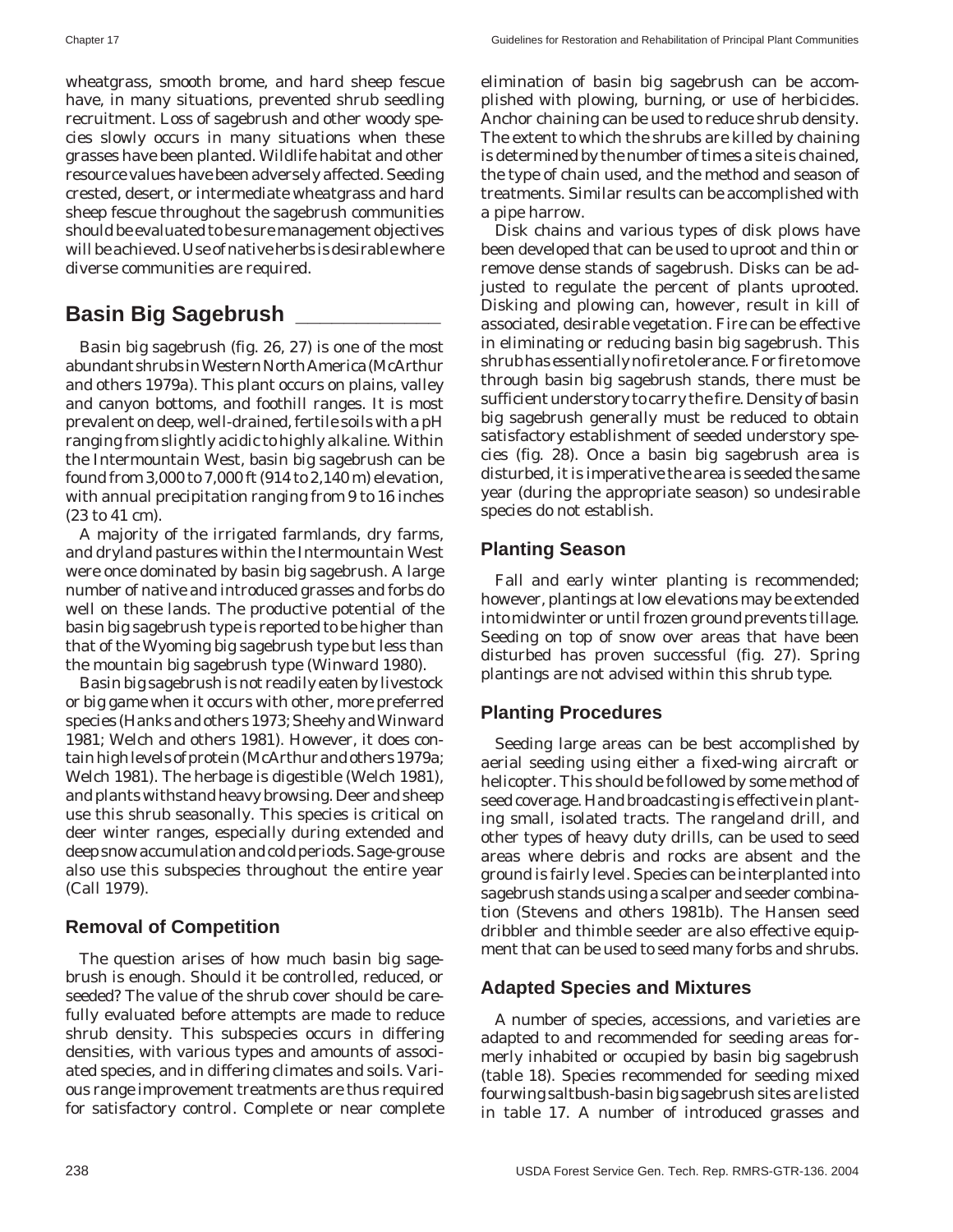wheatgrass, smooth brome, and hard sheep fescue have, in many situations, prevented shrub seedling recruitment. Loss of sagebrush and other woody species slowly occurs in many situations when these grasses have been planted. Wildlife habitat and other resource values have been adversely affected. Seeding crested, desert, or intermediate wheatgrass and hard sheep fescue throughout the sagebrush communities should be evaluated to be sure management objectives will be achieved. Use of native herbs is desirable where diverse communities are required.

## Basin Big Sagebrush

Basin big sagebrush (fig. 26, 27) is one of the most abundant shrubs in Western North America (McArthur and others 1979a). This plant occurs on plains, valley and canyon bottoms, and foothill ranges. It is most prevalent on deep, well-drained, fertile soils with a pH ranging from slightly acidic to highly alkaline. Within the Intermountain West, basin big sagebrush can be found from 3,000 to 7,000 ft (914 to 2,140 m) elevation, with annual precipitation ranging from 9 to 16 inches (23 to 41 cm).

A majority of the irrigated farmlands, dry farms, and dryland pastures within the Intermountain West were once dominated by basin big sagebrush. A large number of native and introduced grasses and forbs do well on these lands. The productive potential of the basin big sagebrush type is reported to be higher than that of the Wyoming big sagebrush type but less than the mountain big sagebrush type (Winward 1980).

Basin big sagebrush is not readily eaten by livestock or big game when it occurs with other, more preferred species (Hanks and others 1973; Sheehy and Winward 1981; Welch and others 1981). However, it does contain high levels of protein (McArthur and others 1979a; Welch 1981). The herbage is digestible (Welch 1981), and plants withstand heavy browsing. Deer and sheep use this shrub seasonally. This species is critical on deer winter ranges, especially during extended and deep snow accumulation and cold periods. Sage-grouse also use this subspecies throughout the entire year (Call 1979).

### Removal of Competition

The question arises of how much basin big sagebrush is enough. Should it be controlled, reduced, or seeded? The value of the shrub cover should be carefully evaluated before attempts are made to reduce shrub density. This subspecies occurs in differing densities, with various types and amounts of associated species, and in differing climates and soils. Various range improvement treatments are thus required for satisfactory control. Complete or near complete elimination of basin big sagebrush can be accomplished with plowing, burning, or use of herbicides. Anchor chaining can be used to reduce shrub density. The extent to which the shrubs are killed by chaining is determined by the number of times a site is chained, the type of chain used, and the method and season of treatments. Similar results can be accomplished with a pipe harrow.

Disk chains and various types of disk plows have been developed that can be used to uproot and thin or remove dense stands of sagebrush. Disks can be adjusted to regulate the percent of plants uprooted. Disking and plowing can, however, result in kill of associated, desirable vegetation. Fire can be effective in eliminating or reducing basin big sagebrush. This shrub has essentially no fire tolerance. For fire to move through basin big sagebrush stands, there must be sufficient understory to carry the fire. Density of basin big sagebrush generally must be reduced to obtain satisfactory establishment of seeded understory species (fig. 28). Once a basin big sagebrush area is disturbed, it is imperative the area is seeded the same year (during the appropriate season) so undesirable species do not establish.

### Planting Season

Fall and early winter planting is recommended; however, plantings at low elevations may be extended into midwinter or until frozen ground prevents tillage. Seeding on top of snow over areas that have been disturbed has proven successful (fig. 27). Spring plantings are not advised within this shrub type.

### Planting Procedures

Seeding large areas can be best accomplished by aerial seeding using either a fixed-wing aircraft or helicopter. This should be followed by some method of seed coverage. Hand broadcasting is effective in planting small, isolated tracts. The rangeland drill, and other types of heavy duty drills, can be used to seed areas where debris and rocks are absent and the ground is fairly level. Species can be interplanted into sagebrush stands using a scalper and seeder combination (Stevens and others 1981b). The Hansen seed dribbler and thimble seeder are also effective equipment that can be used to seed many forbs and shrubs.

### Adapted Species and Mixtures

A number of species, accessions, and varieties are adapted to and recommended for seeding areas formerly inhabited or occupied by basin big sagebrush (table 18). Species recommended for seeding mixed fourwing saltbush-basin big sagebrush sites are listed in table 17. A number of introduced grasses and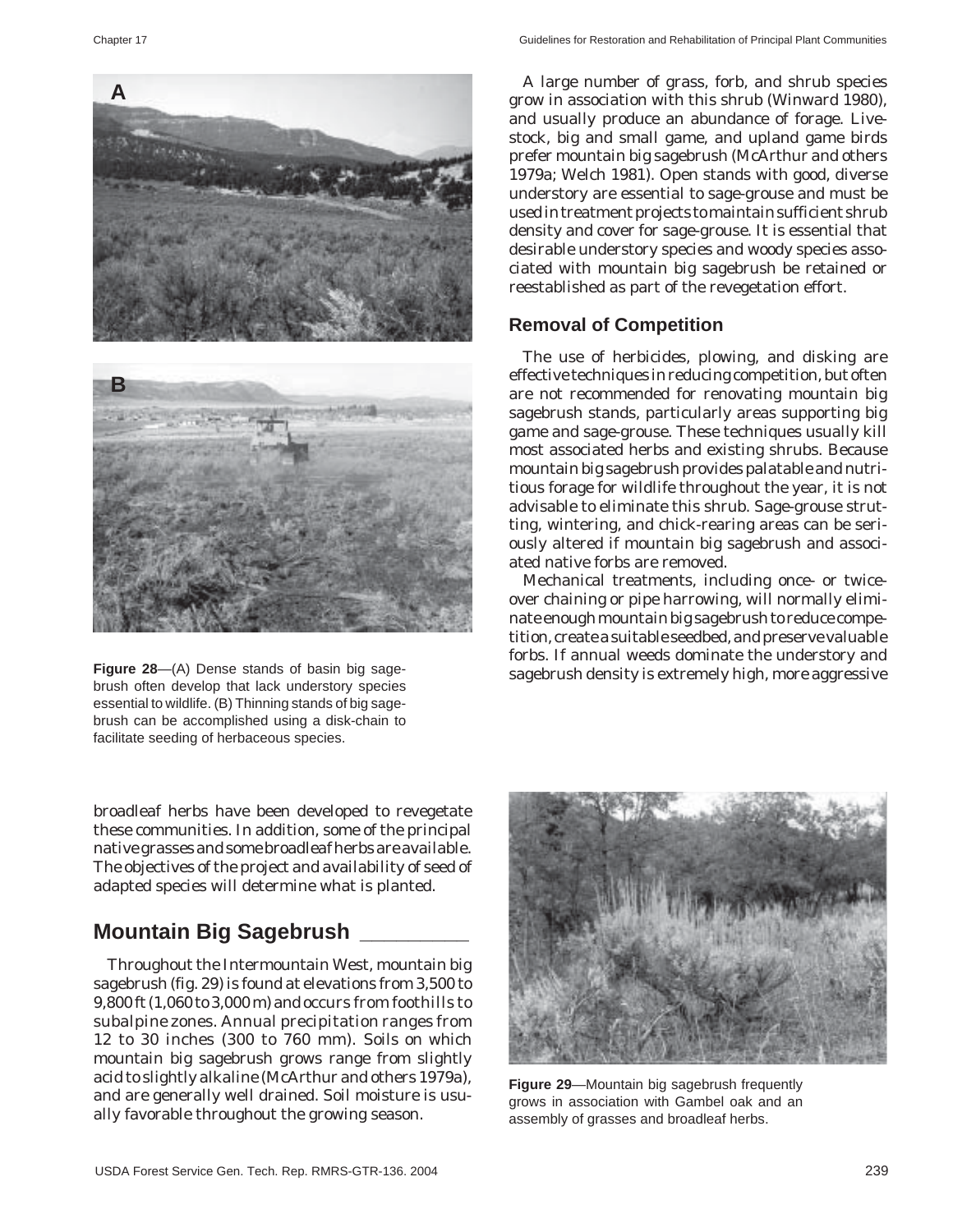Figure 28—(A) Dense stands of basin big sagebrush often develop that lack understory species essential to wildlife. (B) Thinning stands of big sagebrush can be accomplished using a disk-chain to facilitate seeding of herbaceous species.

broadleaf herbs have been developed to revegetate these communities. In addition, some of the principal native grasses and some broadleaf herbs are available. The objectives of the project and availability of seed of adapted species will determine what is planted.

## Mountain Big Sagebrush

Throughout the Intermountain West, mountain big sagebrush (fig. 29) is found at elevations from 3,500 to 9,800 ft (1,060 to 3,000 m) and occurs from foothills to subalpine zones. Annual precipitation ranges from 12 to 30 inches (300 to 760 mm). Soils on which mountain big sagebrush grows range from slightly acid to slightly alkaline (McArthur and others 1979a), and are generally well drained. Soil moisture is usually favorable throughout the growing season.

A large number of grass, forb, and shrub species grow in association with this shrub (Winward 1980), and usually produce an abundance of forage. Livestock, big and small game, and upland game birds prefer mountain big sagebrush (McArthur and others 1979a; Welch 1981). Open stands with good, diverse understory are essential to sage-grouse and must be used in treatment projects to maintain sufficient shrub density and cover for sage-grouse. It is essential that desirable understory species and woody species associated with mountain big sagebrush be retained or reestablished as part of the revegetation effort.

### Removal of Competition

The use of herbicides, plowing, and disking are effective techniques in reducing competition, but often are not recommended for renovating mountain big sagebrush stands, particularly areas supporting big game and sage-grouse. These techniques usually kill most associated herbs and existing shrubs. Because mountain big sagebrush provides palatable and nutritious forage for wildlife throughout the year, it is not advisable to eliminate this shrub. Sage-grouse strutting, wintering, and chick-rearing areas can be seriously altered if mountain big sagebrush and associated native forbs are removed.

Mechanical treatments, including once- or twice-over chaining or pipe harrowing, will normally eliminate enough mountain big sagebrush to reduce competition, create a suitable seedbed, and preserve valuable forbs. If annual weeds dominate the understory and sagebrush density is extremely high, more aggressive

Figure 29—Mountain big sagebrush frequently grows in association with Gambel oak and an assembly of grasses and broadleaf herbs.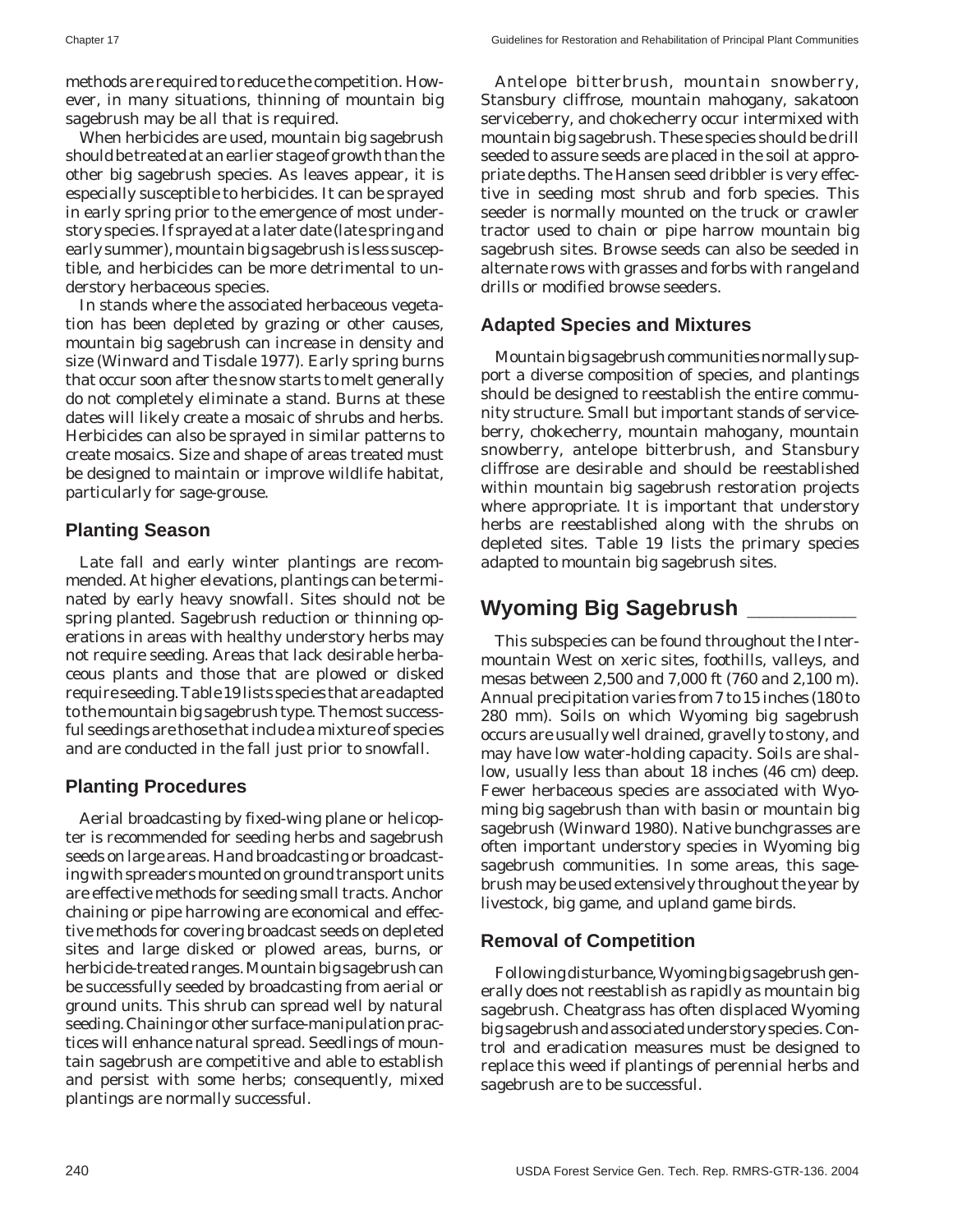methods are required to reduce the competition. However, in many situations, thinning of mountain big sagebrush may be all that is required.

When herbicides are used, mountain big sagebrush should be treated at an earlier stage of growth than the other big sagebrush species. As leaves appear, it is especially susceptible to herbicides. It can be sprayed in early spring prior to the emergence of most understory species. If sprayed at a later date (late spring and early summer), mountain big sagebrush is less susceptible, and herbicides can be more detrimental to understory herbaceous species.

In stands where the associated herbaceous vegetation has been depleted by grazing or other causes, mountain big sagebrush can increase in density and size (Winward and Tisdale 1977). Early spring burns that occur soon after the snow starts to melt generally do not completely eliminate a stand. Burns at these dates will likely create a mosaic of shrubs and herbs. Herbicides can also be sprayed in similar patterns to create mosaics. Size and shape of areas treated must be designed to maintain or improve wildlife habitat, particularly for sage-grouse.

### Planting Season

Late fall and early winter plantings are recommended. At higher elevations, plantings can be terminated by early heavy snowfall. Sites should not be spring planted. Sagebrush reduction or thinning operations in areas with healthy understory herbs may not require seeding. Areas that lack desirable herbaceous plants and those that are plowed or disked require seeding. Table 19 lists species that are adapted to the mountain big sagebrush type. The most successful seedings are those that include a mixture of species and are conducted in the fall just prior to snowfall.

### Planting Procedures

Aerial broadcasting by fixed-wing plane or helicopter is recommended for seeding herbs and sagebrush seeds on large areas. Hand broadcasting or broadcasting with spreaders mounted on ground transport units are effective methods for seeding small tracts. Anchor chaining or pipe harrowing are economical and effective methods for covering broadcast seeds on depleted sites and large disked or plowed areas, burns, or herbicide-treated ranges. Mountain big sagebrush can be successfully seeded by broadcasting from aerial or ground units. This shrub can spread well by natural seeding. Chaining or other surface-manipulation practices will enhance natural spread. Seedlings of mountain sagebrush are competitive and able to establish and persist with some herbs; consequently, mixed plantings are normally successful.

Antelope bitterbrush, mountain snowberry, Stansbury cliffrose, mountain mahogany, sakatoon serviceberry, and chokecherry occur intermixed with mountain big sagebrush. These species should be drill seeded to assure seeds are placed in the soil at appropriate depths. The Hansen seed dribbler is very effective in seeding most shrub and forb species. This seeder is normally mounted on the truck or crawler tractor used to chain or pipe harrow mountain big sagebrush sites. Browse seeds can also be seeded in alternate rows with grasses and forbs with rangeland drills or modified browse seeders.

### Adapted Species and Mixtures

Mountain big sagebrush communities normally support a diverse composition of species, and plantings should be designed to reestablish the entire community structure. Small but important stands of serviceberry, chokecherry, mountain mahogany, mountain snowberry, antelope bitterbrush, and Stansbury cliffrose are desirable and should be reestablished within mountain big sagebrush restoration projects where appropriate. It is important that understory herbs are reestablished along with the shrubs on depleted sites. Table 19 lists the primary species adapted to mountain big sagebrush sites.

## Wyoming Big Sagebrush

This subspecies can be found throughout the Intermountain West on xeric sites, foothills, valleys, and mesas between 2,500 and 7,000 ft (760 and 2,100 m). Annual precipitation varies from 7 to 15 inches (180 to 280 mm). Soils on which Wyoming big sagebrush occurs are usually well drained, gravelly to stony, and may have low water-holding capacity. Soils are shallow, usually less than about 18 inches (46 cm) deep. Fewer herbaceous species are associated with Wyoming big sagebrush than with basin or mountain big sagebrush (Winward 1980). Native bunchgrasses are often important understory species in Wyoming big sagebrush communities. In some areas, this sagebrush may be used extensively throughout the year by livestock, big game, and upland game birds.

### Removal of Competition

Following disturbance, Wyoming big sagebrush generally does not reestablish as rapidly as mountain big sagebrush. Cheatgrass has often displaced Wyoming big sagebrush and associated understory species. Control and eradication measures must be designed to replace this weed if plantings of perennial herbs and sagebrush are to be successful.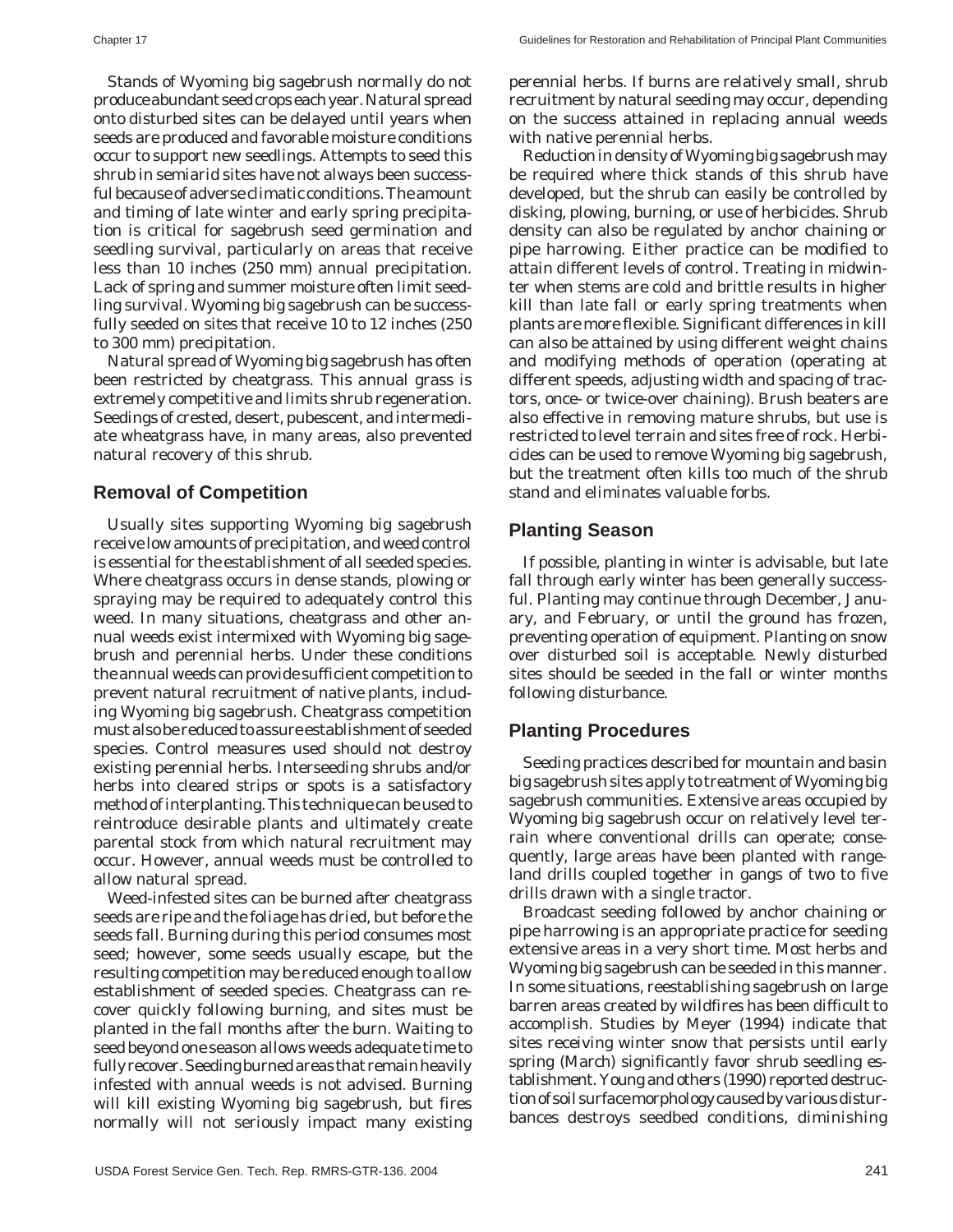Stands of Wyoming big sagebrush normally do not produce abundant seed crops each year. Natural spread onto disturbed sites can be delayed until years when seeds are produced and favorable moisture conditions occur to support new seedlings. Attempts to seed this shrub in semiarid sites have not always been successful because of adverse climatic conditions. The amount and timing of late winter and early spring precipitation is critical for sagebrush seed germination and seedling survival, particularly on areas that receive less than 10 inches (250 mm) annual precipitation. Lack of spring and summer moisture often limit seedling survival. Wyoming big sagebrush can be successfully seeded on sites that receive 10 to 12 inches (250 to 300 mm) precipitation.

Natural spread of Wyoming big sagebrush has often been restricted by cheatgrass. This annual grass is extremely competitive and limits shrub regeneration. Seedings of crested, desert, pubescent, and intermediate wheatgrass have, in many areas, also prevented natural recovery of this shrub.

## Removal of Competition

Usually sites supporting Wyoming big sagebrush receive low amounts of precipitation, and weed control is essential for the establishment of all seeded species. Where cheatgrass occurs in dense stands, plowing or spraying may be required to adequately control this weed. In many situations, cheatgrass and other annual weeds exist intermixed with Wyoming big sagebrush and perennial herbs. Under these conditions the annual weeds can provide sufficient competition to prevent natural recruitment of native plants, including Wyoming big sagebrush. Cheatgrass competition must also be reduced to assure establishment of seeded species. Control measures used should not destroy existing perennial herbs. Interseeding shrubs and/or herbs into cleared strips or spots is a satisfactory method of interplanting. This technique can be used to reintroduce desirable plants and ultimately create parental stock from which natural recruitment may occur. However, annual weeds must be controlled to allow natural spread.

Weed-infested sites can be burned after cheatgrass seeds are ripe and the foliage has dried, but before the seeds fall. Burning during this period consumes most seed; however, some seeds usually escape, but the resulting competition may be reduced enough to allow establishment of seeded species. Cheatgrass can recover quickly following burning, and sites must be planted in the fall months after the burn. Waiting to seed beyond one season allows weeds adequate time to fully recover. Seeding burned areas that remain heavily infested with annual weeds is not advised. Burning will kill existing Wyoming big sagebrush, but fires normally will not seriously impact many existing perennial herbs. If burns are relatively small, shrub recruitment by natural seeding may occur, depending on the success attained in replacing annual weeds with native perennial herbs.

Reduction in density of Wyoming big sagebrush may be required where thick stands of this shrub have developed, but the shrub can easily be controlled by disking, plowing, burning, or use of herbicides. Shrub density can also be regulated by anchor chaining or pipe harrowing. Either practice can be modified to attain different levels of control. Treating in midwinter when stems are cold and brittle results in higher kill than late fall or early spring treatments when plants are more flexible. Significant differences in kill can also be attained by using different weight chains and modifying methods of operation (operating at different speeds, adjusting width and spacing of tractors, once- or twice-over chaining). Brush beaters are also effective in removing mature shrubs, but use is restricted to level terrain and sites free of rock. Herbicides can be used to remove Wyoming big sagebrush, but the treatment often kills too much of the shrub stand and eliminates valuable forbs.

## Planting Season

If possible, planting in winter is advisable, but late fall through early winter has been generally successful. Planting may continue through December, January, and February, or until the ground has frozen, preventing operation of equipment. Planting on snow over disturbed soil is acceptable. Newly disturbed sites should be seeded in the fall or winter months following disturbance.

## Planting Procedures

Seeding practices described for mountain and basin big sagebrush sites apply to treatment of Wyoming big sagebrush communities. Extensive areas occupied by Wyoming big sagebrush occur on relatively level terrain where conventional drills can operate; consequently, large areas have been planted with rangeland drills coupled together in gangs of two to five drills drawn with a single tractor.

Broadcast seeding followed by anchor chaining or pipe harrowing is an appropriate practice for seeding extensive areas in a very short time. Most herbs and Wyoming big sagebrush can be seeded in this manner. In some situations, reestablishing sagebrush on large barren areas created by wildfires has been difficult to accomplish. Studies by Meyer (1994) indicate that sites receiving winter snow that persists until early spring (March) significantly favor shrub seedling establishment. Young and others (1990) reported destruction of soil surface morphology caused by various disturbances destroys seedbed conditions, diminishing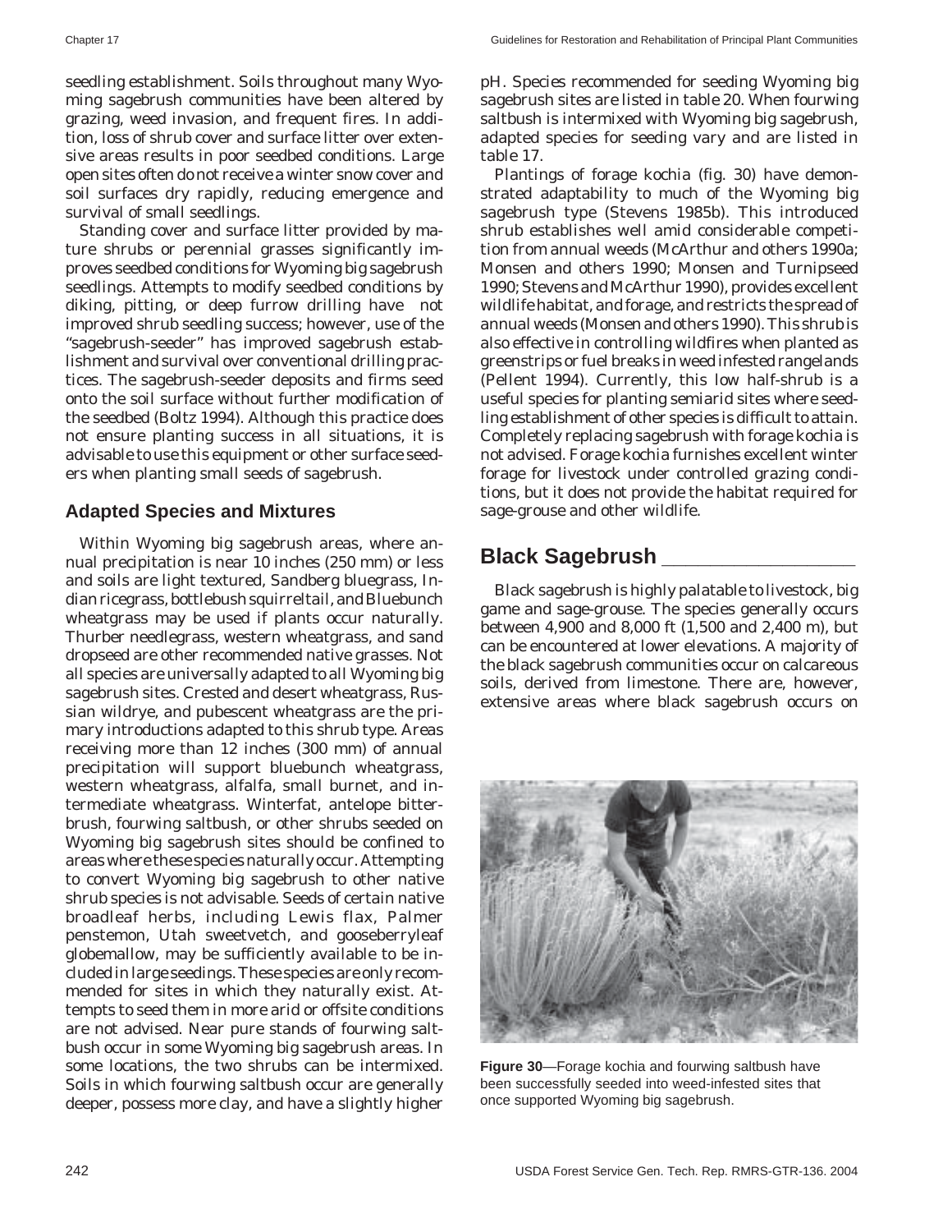seedling establishment. Soils throughout many Wyoming sagebrush communities have been altered by grazing, weed invasion, and frequent fires. In addition, loss of shrub cover and surface litter over extensive areas results in poor seedbed conditions. Large open sites often do not receive a winter snow cover and soil surfaces dry rapidly, reducing emergence and survival of small seedlings.

Standing cover and surface litter provided by mature shrubs or perennial grasses significantly improves seedbed conditions for Wyoming big sagebrush seedlings. Attempts to modify seedbed conditions by diking, pitting, or deep furrow drilling have not improved shrub seedling success; however, use of the "sagebrush-seeder" has improved sagebrush establishment and survival over conventional drilling practices. The sagebrush-seeder deposits and firms seed onto the soil surface without further modification of the seedbed (Boltz 1994). Although this practice does not ensure planting success in all situations, it is advisable to use this equipment or other surface seeders when planting small seeds of sagebrush.

### Adapted Species and Mixtures

Within Wyoming big sagebrush areas, where annual precipitation is near 10 inches (250 mm) or less and soils are light textured, Sandberg bluegrass, Indian ricegrass, bottlebush squirreltail, and Bluebunch wheatgrass may be used if plants occur naturally. Thurber needlegrass, western wheatgrass, and sand dropseed are other recommended native grasses. Not all species are universally adapted to all Wyoming big sagebrush sites. Crested and desert wheatgrass, Russian wildrye, and pubescent wheatgrass are the primary introductions adapted to this shrub type. Areas receiving more than 12 inches (300 mm) of annual precipitation will support bluebunch wheatgrass, western wheatgrass, alfalfa, small burnet, and intermediate wheatgrass. Winterfat, antelope bitterbrush, fourwing saltbush, or other shrubs seeded on Wyoming big sagebrush sites should be confined to areas where these species naturally occur. Attempting to convert Wyoming big sagebrush to other native shrub species is not advisable. Seeds of certain native broadleaf herbs, including Lewis flax, Palmer penstemon, Utah sweetvetch, and gooseberryleaf globemallow, may be sufficiently available to be included in large seedings. These species are only recommended for sites in which they naturally exist. Attempts to seed them in more arid or offsite conditions are not advised. Near pure stands of fourwing saltbush occur in some Wyoming big sagebrush areas. In some locations, the two shrubs can be intermixed. Soils in which fourwing saltbush occur are generally deeper, possess more clay, and have a slightly higher pH. Species recommended for seeding Wyoming big sagebrush sites are listed in table 20. When fourwing saltbush is intermixed with Wyoming big sagebrush, adapted species for seeding vary and are listed in table 17.

Plantings of forage kochia (fig. 30) have demonstrated adaptability to much of the Wyoming big sagebrush type (Stevens 1985b). This introduced shrub establishes well amid considerable competition from annual weeds (McArthur and others 1990a; Monsen and others 1990; Monsen and Turnipseed 1990; Stevens and McArthur 1990), provides excellent wildlife habitat, and forage, and restricts the spread of annual weeds (Monsen and others 1990). This shrub is also effective in controlling wildfires when planted as greenstrips or fuel breaks in weed infested rangelands (Pellent 1994). Currently, this low half-shrub is a useful species for planting semiarid sites where seedling establishment of other species is difficult to attain. Completely replacing sagebrush with forage kochia is not advised. Forage kochia furnishes excellent winter forage for livestock under controlled grazing conditions, but it does not provide the habitat required for sage-grouse and other wildlife.

## Black Sagebrush

Black sagebrush is highly palatable to livestock, big game and sage-grouse. The species generally occurs between 4,900 and 8,000 ft (1,500 and 2,400 m), but can be encountered at lower elevations. A majority of the black sagebrush communities occur on calcareous soils, derived from limestone. There are, however, extensive areas where black sagebrush occurs on

**Figure 30**—Forage kochia and fourwing saltbush have been successfully seeded into weed-infested sites that once supported Wyoming big sagebrush.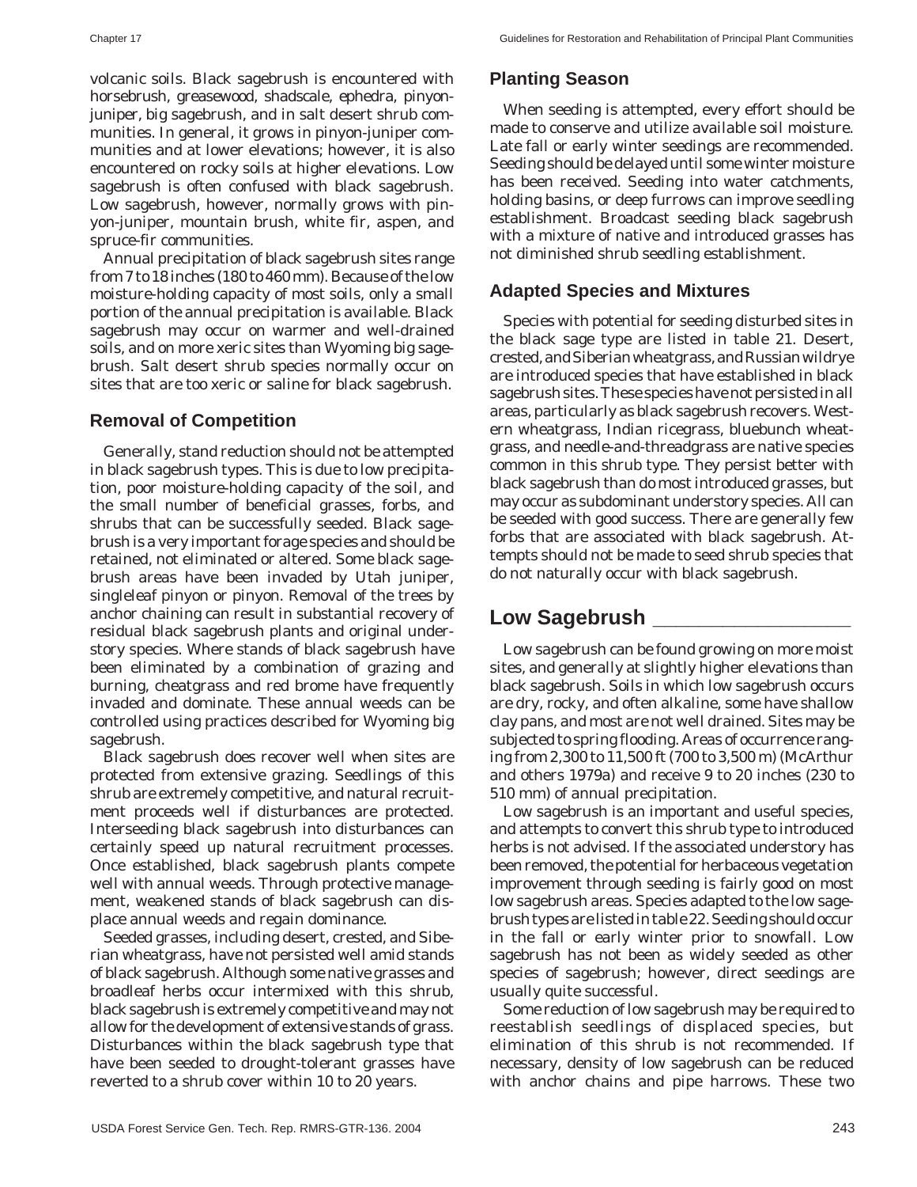volcanic soils. Black sagebrush is encountered with horsebrush, greasewood, shadscale, ephedra, pinyon-juniper, big sagebrush, and in salt desert shrub communities. In general, it grows in pinyon-juniper communities and at lower elevations; however, it is also encountered on rocky soils at higher elevations. Low sagebrush is often confused with black sagebrush. Low sagebrush, however, normally grows with pinyon-juniper, mountain brush, white fir, aspen, and spruce-fir communities.

Annual precipitation of black sagebrush sites range from 7 to 18 inches (180 to 460 mm). Because of the low moisture-holding capacity of most soils, only a small portion of the annual precipitation is available. Black sagebrush may occur on warmer and well-drained soils, and on more xeric sites than Wyoming big sagebrush. Salt desert shrub species normally occur on sites that are too xeric or saline for black sagebrush.

### Removal of Competition

Generally, stand reduction should not be attempted in black sagebrush types. This is due to low precipitation, poor moisture-holding capacity of the soil, and the small number of beneficial grasses, forbs, and shrubs that can be successfully seeded. Black sagebrush is a very important forage species and should be retained, not eliminated or altered. Some black sagebrush areas have been invaded by Utah juniper, singleleaf pinyon or pinyon. Removal of the trees by anchor chaining can result in substantial recovery of residual black sagebrush plants and original understory species. Where stands of black sagebrush have been eliminated by a combination of grazing and burning, cheatgrass and red brome have frequently invaded and dominate. These annual weeds can be controlled using practices described for Wyoming big sagebrush.

Black sagebrush does recover well when sites are protected from extensive grazing. Seedlings of this shrub are extremely competitive, and natural recruitment proceeds well if disturbances are protected. Interseeding black sagebrush into disturbances can certainly speed up natural recruitment processes. Once established, black sagebrush plants compete well with annual weeds. Through protective management, weakened stands of black sagebrush can displace annual weeds and regain dominance.

Seeded grasses, including desert, crested, and Siberian wheatgrass, have not persisted well amid stands of black sagebrush. Although some native grasses and broadleaf herbs occur intermixed with this shrub, black sagebrush is extremely competitive and may not allow for the development of extensive stands of grass. Disturbances within the black sagebrush type that have been seeded to drought-tolerant grasses have reverted to a shrub cover within 10 to 20 years.

### Planting Season

When seeding is attempted, every effort should be made to conserve and utilize available soil moisture. Late fall or early winter seedings are recommended. Seeding should be delayed until some winter moisture has been received. Seeding into water catchments, holding basins, or deep furrows can improve seedling establishment. Broadcast seeding black sagebrush with a mixture of native and introduced grasses has not diminished shrub seedling establishment.

### Adapted Species and Mixtures

Species with potential for seeding disturbed sites in the black sage type are listed in table 21. Desert, crested, and Siberian wheatgrass, and Russian wildrye are introduced species that have established in black sagebrush sites. These species have not persisted in all areas, particularly as black sagebrush recovers. Western wheatgrass, Indian ricegrass, bluebunch wheatgrass, and needle-and-threadgrass are native species common in this shrub type. They persist better with black sagebrush than do most introduced grasses, but may occur as subdominant understory species. All can be seeded with good success. There are generally few forbs that are associated with black sagebrush. Attempts should not be made to seed shrub species that do not naturally occur with black sagebrush.

## Low Sagebrush

Low sagebrush can be found growing on more moist sites, and generally at slightly higher elevations than black sagebrush. Soils in which low sagebrush occurs are dry, rocky, and often alkaline, some have shallow clay pans, and most are not well drained. Sites may be subjected to spring flooding. Areas of occurrence ranging from 2,300 to 11,500 ft (700 to 3,500 m) (McArthur and others 1979a) and receive 9 to 20 inches (230 to 510 mm) of annual precipitation.

Low sagebrush is an important and useful species, and attempts to convert this shrub type to introduced herbs is not advised. If the associated understory has been removed, the potential for herbaceous vegetation improvement through seeding is fairly good on most low sagebrush areas. Species adapted to the low sagebrush types are listed in table 22. Seeding should occur in the fall or early winter prior to snowfall. Low sagebrush has not been as widely seeded as other species of sagebrush; however, direct seedings are usually quite successful.

Some reduction of low sagebrush may be required to reestablish seedlings of displaced species, but elimination of this shrub is not recommended. If necessary, density of low sagebrush can be reduced with anchor chains and pipe harrows. These two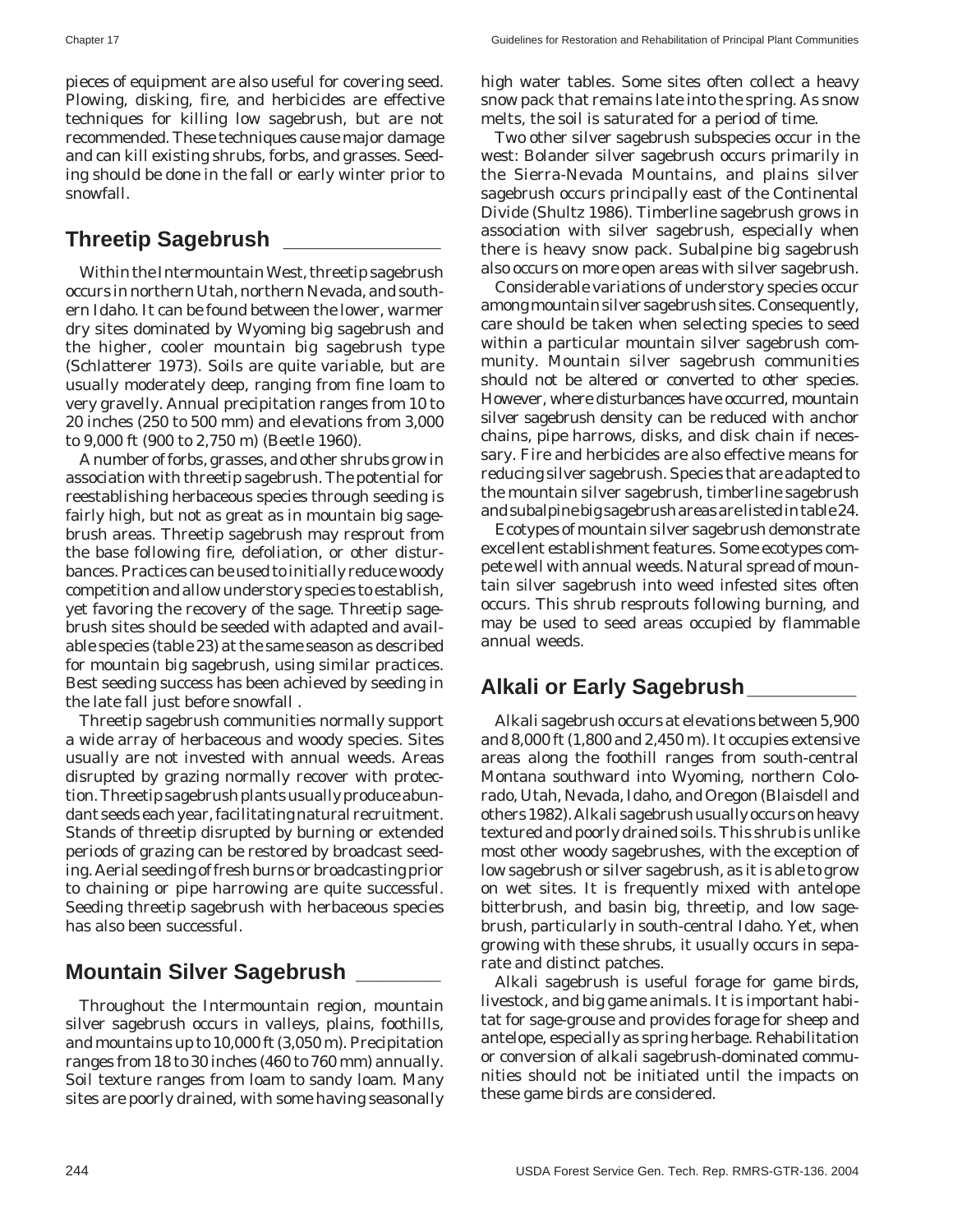pieces of equipment are also useful for covering seed. Plowing, disking, fire, and herbicides are effective techniques for killing low sagebrush, but are not recommended. These techniques cause major damage and can kill existing shrubs, forbs, and grasses. Seeding should be done in the fall or early winter prior to snowfall.

## Threetip Sagebrush

Within the Intermountain West, threetip sagebrush occurs in northern Utah, northern Nevada, and southern Idaho. It can be found between the lower, warmer dry sites dominated by Wyoming big sagebrush and the higher, cooler mountain big sagebrush type (Schlatterer 1973). Soils are quite variable, but are usually moderately deep, ranging from fine loam to very gravelly. Annual precipitation ranges from 10 to 20 inches (250 to 500 mm) and elevations from 3,000 to 9,000 ft (900 to 2,750 m) (Beetle 1960).

A number of forbs, grasses, and other shrubs grow in association with threetip sagebrush. The potential for reestablishing herbaceous species through seeding is fairly high, but not as great as in mountain big sagebrush areas. Threetip sagebrush may resprout from the base following fire, defoliation, or other disturbances. Practices can be used to initially reduce woody competition and allow understory species to establish, yet favoring the recovery of the sage. Threetip sagebrush sites should be seeded with adapted and available species (table 23) at the same season as described for mountain big sagebrush, using similar practices. Best seeding success has been achieved by seeding in the late fall just before snowfall .

Threetip sagebrush communities normally support a wide array of herbaceous and woody species. Sites usually are not invested with annual weeds. Areas disrupted by grazing normally recover with protection. Threetip sagebrush plants usually produce abundant seeds each year, facilitating natural recruitment. Stands of threetip disrupted by burning or extended periods of grazing can be restored by broadcast seeding. Aerial seeding of fresh burns or broadcasting prior to chaining or pipe harrowing are quite successful. Seeding threetip sagebrush with herbaceous species has also been successful.

## Mountain Silver Sagebrush

Throughout the Intermountain region, mountain silver sagebrush occurs in valleys, plains, foothills, and mountains up to 10,000 ft (3,050 m). Precipitation ranges from 18 to 30 inches (460 to 760 mm) annually. Soil texture ranges from loam to sandy loam. Many sites are poorly drained, with some having seasonally high water tables. Some sites often collect a heavy snow pack that remains late into the spring. As snow melts, the soil is saturated for a period of time.

Two other silver sagebrush subspecies occur in the west: Bolander silver sagebrush occurs primarily in the Sierra-Nevada Mountains, and plains silver sagebrush occurs principally east of the Continental Divide (Shultz 1986). Timberline sagebrush grows in association with silver sagebrush, especially when there is heavy snow pack. Subalpine big sagebrush also occurs on more open areas with silver sagebrush.

Considerable variations of understory species occur among mountain silver sagebrush sites. Consequently, care should be taken when selecting species to seed within a particular mountain silver sagebrush community. Mountain silver sagebrush communities should not be altered or converted to other species. However, where disturbances have occurred, mountain silver sagebrush density can be reduced with anchor chains, pipe harrows, disks, and disk chain if necessary. Fire and herbicides are also effective means for reducing silver sagebrush. Species that are adapted to the mountain silver sagebrush, timberline sagebrush and subalpine big sagebrush areas are listed in table 24.

Ecotypes of mountain silver sagebrush demonstrate excellent establishment features. Some ecotypes compete well with annual weeds. Natural spread of mountain silver sagebrush into weed infested sites often occurs. This shrub resprouts following burning, and may be used to seed areas occupied by flammable annual weeds.

## Alkali or Early Sagebrush

Alkali sagebrush occurs at elevations between 5,900 and 8,000 ft (1,800 and 2,450 m). It occupies extensive areas along the foothill ranges from south-central Montana southward into Wyoming, northern Colorado, Utah, Nevada, Idaho, and Oregon (Blaisdell and others 1982). Alkali sagebrush usually occurs on heavy textured and poorly drained soils. This shrub is unlike most other woody sagebrushes, with the exception of low sagebrush or silver sagebrush, as it is able to grow on wet sites. It is frequently mixed with antelope bitterbrush, and basin big, threetip, and low sagebrush, particularly in south-central Idaho. Yet, when growing with these shrubs, it usually occurs in separate and distinct patches.

Alkali sagebrush is useful forage for game birds, livestock, and big game animals. It is important habitat for sage-grouse and provides forage for sheep and antelope, especially as spring herbage. Rehabilitation or conversion of alkali sagebrush-dominated communities should not be initiated until the impacts on these game birds are considered.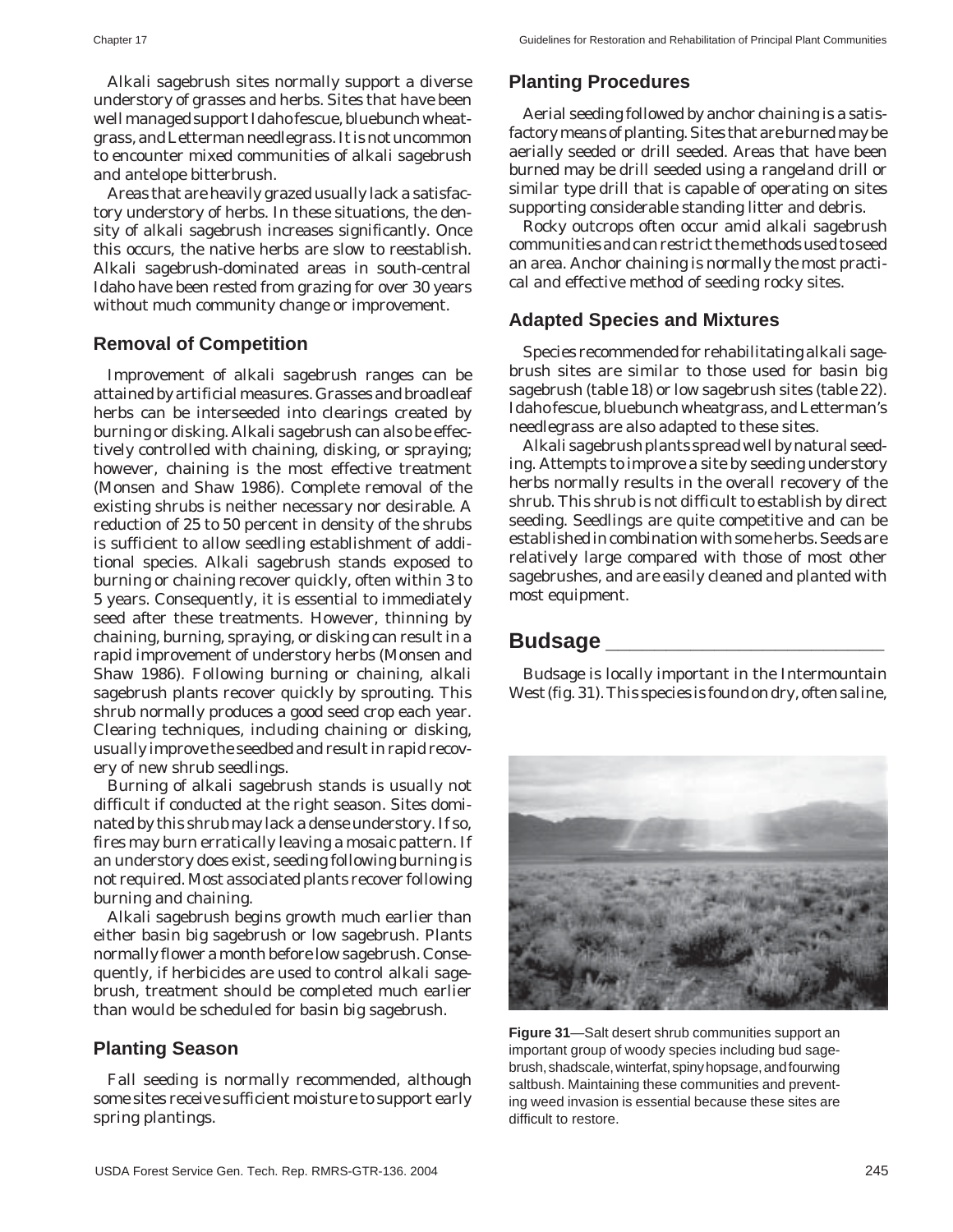Alkali sagebrush sites normally support a diverse understory of grasses and herbs. Sites that have been well managed support Idaho fescue, bluebunch wheatgrass, and Letterman needlegrass. It is not uncommon to encounter mixed communities of alkali sagebrush and antelope bitterbrush.

Areas that are heavily grazed usually lack a satisfactory understory of herbs. In these situations, the density of alkali sagebrush increases significantly. Once this occurs, the native herbs are slow to reestablish. Alkali sagebrush-dominated areas in south-central Idaho have been rested from grazing for over 30 years without much community change or improvement.

### Removal of Competition

Improvement of alkali sagebrush ranges can be attained by artificial measures. Grasses and broadleaf herbs can be interseeded into clearings created by burning or disking. Alkali sagebrush can also be effectively controlled with chaining, disking, or spraying; however, chaining is the most effective treatment (Monsen and Shaw 1986). Complete removal of the existing shrubs is neither necessary nor desirable. A reduction of 25 to 50 percent in density of the shrubs is sufficient to allow seedling establishment of additional species. Alkali sagebrush stands exposed to burning or chaining recover quickly, often within 3 to 5 years. Consequently, it is essential to immediately seed after these treatments. However, thinning by chaining, burning, spraying, or disking can result in a rapid improvement of understory herbs (Monsen and Shaw 1986). Following burning or chaining, alkali sagebrush plants recover quickly by sprouting. This shrub normally produces a good seed crop each year. Clearing techniques, including chaining or disking, usually improve the seedbed and result in rapid recovery of new shrub seedlings.

Burning of alkali sagebrush stands is usually not difficult if conducted at the right season. Sites dominated by this shrub may lack a dense understory. If so, fires may burn erratically leaving a mosaic pattern. If an understory does exist, seeding following burning is not required. Most associated plants recover following burning and chaining.

Alkali sagebrush begins growth much earlier than either basin big sagebrush or low sagebrush. Plants normally flower a month before low sagebrush. Consequently, if herbicides are used to control alkali sagebrush, treatment should be completed much earlier than would be scheduled for basin big sagebrush.

### Planting Season

Fall seeding is normally recommended, although some sites receive sufficient moisture to support early spring plantings.

### Planting Procedures

Aerial seeding followed by anchor chaining is a satisfactory means of planting. Sites that are burned may be aerially seeded or drill seeded. Areas that have been burned may be drill seeded using a rangeland drill or similar type drill that is capable of operating on sites supporting considerable standing litter and debris.

Rocky outcrops often occur amid alkali sagebrush communities and can restrict the methods used to seed an area. Anchor chaining is normally the most practical and effective method of seeding rocky sites.

### Adapted Species and Mixtures

Species recommended for rehabilitating alkali sagebrush sites are similar to those used for basin big sagebrush (table 18) or low sagebrush sites (table 22). Idaho fescue, bluebunch wheatgrass, and Letterman's needlegrass are also adapted to these sites.

Alkali sagebrush plants spread well by natural seeding. Attempts to improve a site by seeding understory herbs normally results in the overall recovery of the shrub. This shrub is not difficult to establish by direct seeding. Seedlings are quite competitive and can be established in combination with some herbs. Seeds are relatively large compared with those of most other sagebrushes, and are easily cleaned and planted with most equipment.

## Budsage

Budsage is locally important in the Intermountain West (fig. 31). This species is found on dry, often saline,

**Figure 31**—Salt desert shrub communities support an important group of woody species including bud sagebrush, shadscale, winterfat, spiny hopsage, and fourwing saltbush. Maintaining these communities and preventing weed invasion is essential because these sites are difficult to restore.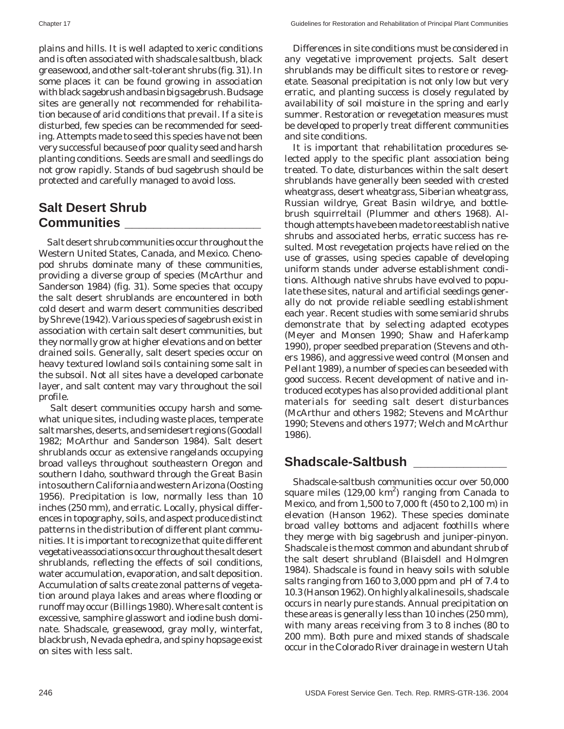plains and hills. It is well adapted to xeric conditions and is often associated with shadscale saltbush, black greasewood, and other salt-tolerant shrubs (fig. 31). In some places it can be found growing in association with black sagebrush and basin big sagebrush. Budsage sites are generally not recommended for rehabilitation because of arid conditions that prevail. If a site is disturbed, few species can be recommended for seeding. Attempts made to seed this species have not been very successful because of poor quality seed and harsh planting conditions. Seeds are small and seedlings do not grow rapidly. Stands of bud sagebrush should be protected and carefully managed to avoid loss.

## Salt Desert Shrub Communities

Salt desert shrub communities occur throughout the Western United States, Canada, and Mexico. Chenopod shrubs dominate many of these communities, providing a diverse group of species (McArthur and Sanderson 1984) (fig. 31). Some species that occupy the salt desert shrublands are encountered in both cold desert and warm desert communities described by Shreve (1942). Various species of sagebrush exist in association with certain salt desert communities, but they normally grow at higher elevations and on better drained soils. Generally, salt desert species occur on heavy textured lowland soils containing some salt in the subsoil. Not all sites have a developed carbonate layer, and salt content may vary throughout the soil profile.

Salt desert communities occupy harsh and somewhat unique sites, including waste places, temperate salt marshes, deserts, and semidesert regions (Goodall 1982; McArthur and Sanderson 1984). Salt desert shrublands occur as extensive rangelands occupying broad valleys throughout southeastern Oregon and southern Idaho, southward through the Great Basin into southern California and western Arizona (Oosting 1956). Precipitation is low, normally less than 10 inches (250 mm), and erratic. Locally, physical differences in topography, soils, and aspect produce distinct patterns in the distribution of different plant communities. It is important to recognize that quite different vegetative associations occur throughout the salt desert shrublands, reflecting the effects of soil conditions, water accumulation, evaporation, and salt deposition. Accumulation of salts create zonal patterns of vegetation around playa lakes and areas where flooding or runoff may occur (Billings 1980). Where salt content is excessive, samphire glasswort and iodine bush dominate. Shadscale, greasewood, gray molly, winterfat, blackbrush, Nevada ephedra, and spiny hopsage exist on sites with less salt.

Differences in site conditions must be considered in any vegetative improvement projects. Salt desert shrublands may be difficult sites to restore or revegetate. Seasonal precipitation is not only low but very erratic, and planting success is closely regulated by availability of soil moisture in the spring and early summer. Restoration or revegetation measures must be developed to properly treat different communities and site conditions.

It is important that rehabilitation procedures selected apply to the specific plant association being treated. To date, disturbances within the salt desert shrublands have generally been seeded with crested wheatgrass, desert wheatgrass, Siberian wheatgrass, Russian wildrye, Great Basin wildrye, and bottlebrush squirreltail (Plummer and others 1968). Although attempts have been made to reestablish native shrubs and associated herbs, erratic success has resulted. Most revegetation projects have relied on the use of grasses, using species capable of developing uniform stands under adverse establishment conditions. Although native shrubs have evolved to populate these sites, natural and artificial seedings generally do not provide reliable seedling establishment each year. Recent studies with some semiarid shrubs demonstrate that by selecting adapted ecotypes (Meyer and Monsen 1990; Shaw and Haferkamp 1990), proper seedbed preparation (Stevens and others 1986), and aggressive weed control (Monsen and Pellant 1989), a number of species can be seeded with good success. Recent development of native and introduced ecotypes has also provided additional plant materials for seeding salt desert disturbances (McArthur and others 1982; Stevens and McArthur 1990; Stevens and others 1977; Welch and McArthur 1986).

## Shadscale-Saltbush

Shadscale-saltbush communities occur over 50,000 square miles (129,00 $km^2$) ranging from Canada to Mexico, and from 1,500 to 7,000 ft (450 to 2,100 m) in elevation (Hanson 1962). These species dominate broad valley bottoms and adjacent foothills where they merge with big sagebrush and juniper-pinyon. Shadscale is the most common and abundant shrub of the salt desert shrubland (Blaisdell and Holmgren 1984). Shadscale is found in heavy soils with soluble salts ranging from 160 to 3,000 ppm and pH of 7.4 to 10.3 (Hanson 1962). On highly alkaline soils, shadscale occurs in nearly pure stands. Annual precipitation on these areas is generally less than 10 inches (250 mm), with many areas receiving from 3 to 8 inches (80 to 200 mm). Both pure and mixed stands of shadscale occur in the Colorado River drainage in western Utah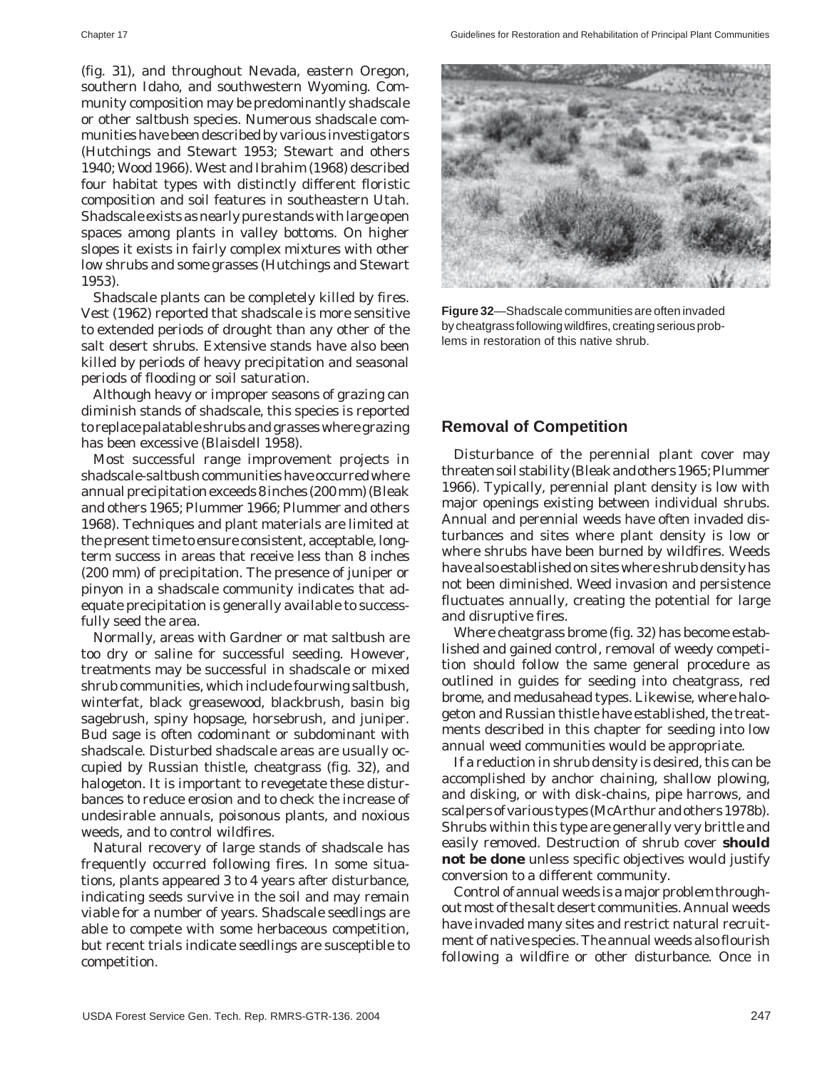(fig. 31), and throughout Nevada, eastern Oregon, southern Idaho, and southwestern Wyoming. Community composition may be predominantly shadscale or other saltbush species. Numerous shadscale communities have been described by various investigators (Hutchings and Stewart 1953; Stewart and others 1940; Wood 1966). West and Ibrahim (1968) described four habitat types with distinctly different floristic composition and soil features in southeastern Utah. Shadscale exists as nearly pure stands with large open spaces among plants in valley bottoms. On higher slopes it exists in fairly complex mixtures with other low shrubs and some grasses (Hutchings and Stewart 1953).

Shadscale plants can be completely killed by fires. Vest (1962) reported that shadscale is more sensitive to extended periods of drought than any other of the salt desert shrubs. Extensive stands have also been killed by periods of heavy precipitation and seasonal periods of flooding or soil saturation.

Although heavy or improper seasons of grazing can diminish stands of shadscale, this species is reported to replace palatable shrubs and grasses where grazing has been excessive (Blaisdell 1958).

Most successful range improvement projects in shadscale-saltbush communities have occurred where annual precipitation exceeds 8 inches (200 mm) (Bleak and others 1965; Plummer 1966; Plummer and others 1968). Techniques and plant materials are limited at the present time to ensure consistent, acceptable, long-term success in areas that receive less than 8 inches (200 mm) of precipitation. The presence of juniper or pinyon in a shadscale community indicates that adequate precipitation is generally available to successfully seed the area.

Normally, areas with Gardner or mat saltbush are too dry or saline for successful seeding. However, treatments may be successful in shadscale or mixed shrub communities, which include fourwing saltbush, winterfat, black greasewood, blackbrush, basin big sagebrush, spiny hopsage, horsebrush, and juniper. Bud sage is often codominant or subdominant with shadscale. Disturbed shadscale areas are usually occupied by Russian thistle, cheatgrass (fig. 32), and halogeton. It is important to revegetate these disturbances to reduce erosion and to check the increase of undesirable annuals, poisonous plants, and noxious weeds, and to control wildfires.

Natural recovery of large stands of shadscale has frequently occurred following fires. In some situations, plants appeared 3 to 4 years after disturbance, indicating seeds survive in the soil and may remain viable for a number of years. Shadscale seedlings are able to compete with some herbaceous competition, but recent trials indicate seedlings are susceptible to competition.

**Figure 32**—Shadscale communities are often invaded by cheatgrass following wildfires, creating serious problems in restoration of this native shrub.

## Removal of Competition

Disturbance of the perennial plant cover may threaten soil stability (Bleak and others 1965; Plummer 1966). Typically, perennial plant density is low with major openings existing between individual shrubs. Annual and perennial weeds have often invaded disturbances and sites where plant density is low or where shrubs have been burned by wildfires. Weeds have also established on sites where shrub density has not been diminished. Weed invasion and persistence fluctuates annually, creating the potential for large and disruptive fires.

Where cheatgrass brome (fig. 32) has become established and gained control, removal of weedy competition should follow the same general procedure as outlined in guides for seeding into cheatgrass, red brome, and medusahead types. Likewise, where halogeton and Russian thistle have established, the treatments described in this chapter for seeding into low annual weed communities would be appropriate.

If a reduction in shrub density is desired, this can be accomplished by anchor chaining, shallow plowing, and disking, or with disk-chains, pipe harrows, and scalpers of various types (McArthur and others 1978b). Shrubs within this type are generally very brittle and easily removed. Destruction of shrub cover **should not be done** unless specific objectives would justify conversion to a different community.

Control of annual weeds is a major problem throughout most of the salt desert communities. Annual weeds have invaded many sites and restrict natural recruitment of native species. The annual weeds also flourish following a wildfire or other disturbance. Once in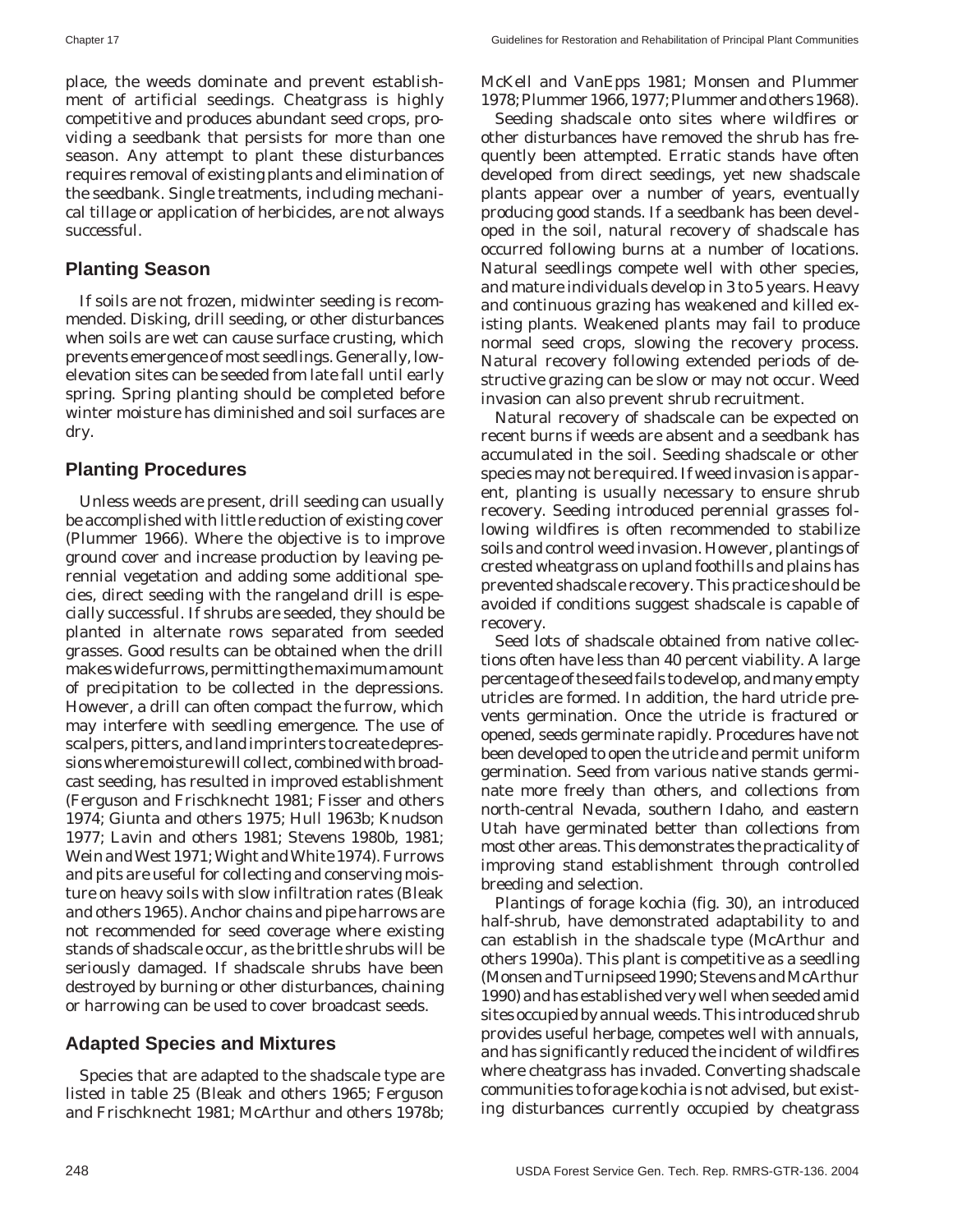place, the weeds dominate and prevent establishment of artificial seedings. Cheatgrass is highly competitive and produces abundant seed crops, providing a seedbank that persists for more than one season. Any attempt to plant these disturbances requires removal of existing plants and elimination of the seedbank. Single treatments, including mechanical tillage or application of herbicides, are not always successful.

## Planting Season

If soils are not frozen, midwinter seeding is recommended. Disking, drill seeding, or other disturbances when soils are wet can cause surface crusting, which prevents emergence of most seedlings. Generally, low-elevation sites can be seeded from late fall until early spring. Spring planting should be completed before winter moisture has diminished and soil surfaces are dry.

## Planting Procedures

Unless weeds are present, drill seeding can usually be accomplished with little reduction of existing cover (Plummer 1966). Where the objective is to improve ground cover and increase production by leaving perennial vegetation and adding some additional species, direct seeding with the rangeland drill is especially successful. If shrubs are seeded, they should be planted in alternate rows separated from seeded grasses. Good results can be obtained when the drill makes wide furrows, permitting the maximum amount of precipitation to be collected in the depressions. However, a drill can often compact the furrow, which may interfere with seedling emergence. The use of scalpers, pitters, and land imprinters to create depressions where moisture will collect, combined with broadcast seeding, has resulted in improved establishment (Ferguson and Frischknecht 1981; Fisser and others 1974; Giunta and others 1975; Hull 1963b; Knudson 1977; Lavin and others 1981; Stevens 1980b, 1981; Wein and West 1971; Wight and White 1974). Furrows and pits are useful for collecting and conserving moisture on heavy soils with slow infiltration rates (Bleak and others 1965). Anchor chains and pipe harrows are not recommended for seed coverage where existing stands of shadscale occur, as the brittle shrubs will be seriously damaged. If shadscale shrubs have been destroyed by burning or other disturbances, chaining or harrowing can be used to cover broadcast seeds.

## Adapted Species and Mixtures

Species that are adapted to the shadscale type are listed in table 25 (Bleak and others 1965; Ferguson and Frischknecht 1981; McArthur and others 1978b; McKell and VanEpps 1981; Monsen and Plummer 1978; Plummer 1966, 1977; Plummer and others 1968).

Seeding shadscale onto sites where wildfires or other disturbances have removed the shrub has frequently been attempted. Erratic stands have often developed from direct seedings, yet new shadscale plants appear over a number of years, eventually producing good stands. If a seedbank has been developed in the soil, natural recovery of shadscale has occurred following burns at a number of locations. Natural seedlings compete well with other species, and mature individuals develop in 3 to 5 years. Heavy and continuous grazing has weakened and killed existing plants. Weakened plants may fail to produce normal seed crops, slowing the recovery process. Natural recovery following extended periods of destructive grazing can be slow or may not occur. Weed invasion can also prevent shrub recruitment.

Natural recovery of shadscale can be expected on recent burns if weeds are absent and a seedbank has accumulated in the soil. Seeding shadscale or other species may not be required. If weed invasion is apparent, planting is usually necessary to ensure shrub recovery. Seeding introduced perennial grasses following wildfires is often recommended to stabilize soils and control weed invasion. However, plantings of crested wheatgrass on upland foothills and plains has prevented shadscale recovery. This practice should be avoided if conditions suggest shadscale is capable of recovery.

Seed lots of shadscale obtained from native collections often have less than 40 percent viability. A large percentage of the seed fails to develop, and many empty utricles are formed. In addition, the hard utricle prevents germination. Once the utricle is fractured or opened, seeds germinate rapidly. Procedures have not been developed to open the utricle and permit uniform germination. Seed from various native stands germinate more freely than others, and collections from north-central Nevada, southern Idaho, and eastern Utah have germinated better than collections from most other areas. This demonstrates the practicality of improving stand establishment through controlled breeding and selection.

Plantings of forage kochia (fig. 30), an introduced half-shrub, have demonstrated adaptability to and can establish in the shadscale type (McArthur and others 1990a). This plant is competitive as a seedling (Monsen and Turnipseed 1990; Stevens and McArthur 1990) and has established very well when seeded amid sites occupied by annual weeds. This introduced shrub provides useful herbage, competes well with annuals, and has significantly reduced the incident of wildfires where cheatgrass has invaded. Converting shadscale communities to forage kochia is not advised, but existing disturbances currently occupied by cheatgrass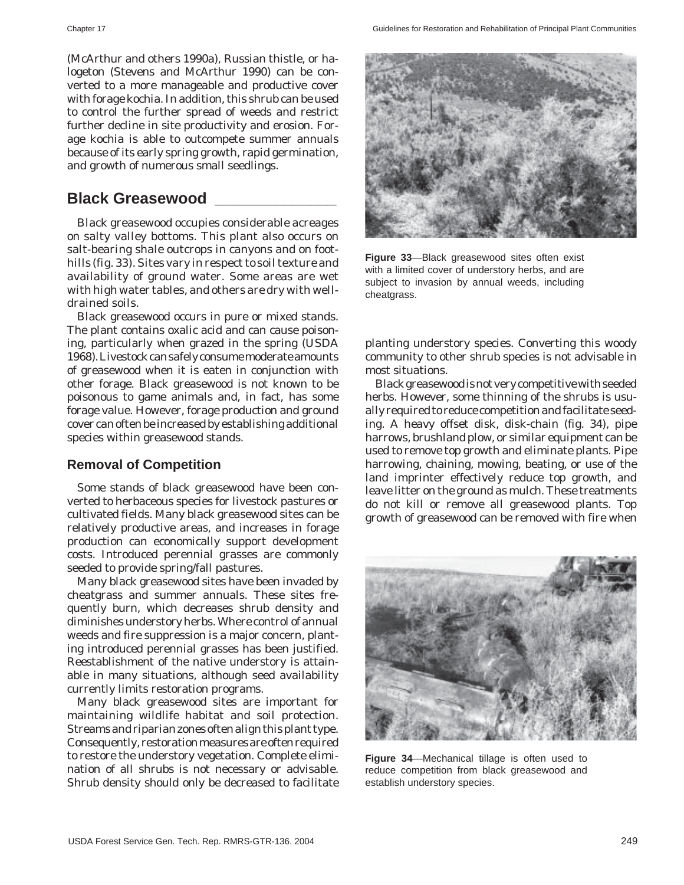(McArthur and others 1990a), Russian thistle, or halogeton (Stevens and McArthur 1990) can be converted to a more manageable and productive cover with forage kochia. In addition, this shrub can be used to control the further spread of weeds and restrict further decline in site productivity and erosion. Forage kochia is able to outcompete summer annuals because of its early spring growth, rapid germination, and growth of numerous small seedlings.

## Black Greasewood

Black greasewood occupies considerable acreages on salty valley bottoms. This plant also occurs on salt-bearing shale outcrops in canyons and on foothills (fig. 33). Sites vary in respect to soil texture and availability of ground water. Some areas are wet with high water tables, and others are dry with well-drained soils.

Black greasewood occurs in pure or mixed stands. The plant contains oxalic acid and can cause poisoning, particularly when grazed in the spring (USDA 1968). Livestock can safely consume moderate amounts of greasewood when it is eaten in conjunction with other forage. Black greasewood is not known to be poisonous to game animals and, in fact, has some forage value. However, forage production and ground cover can often be increased by establishing additional species within greasewood stands.

Figure 33—Black greasewood sites often exist with a limited cover of understory herbs, and are subject to invasion by annual weeds, including cheatgrass.

### Removal of Competition

Some stands of black greasewood have been converted to herbaceous species for livestock pastures or cultivated fields. Many black greasewood sites can be relatively productive areas, and increases in forage production can economically support development costs. Introduced perennial grasses are commonly seeded to provide spring/fall pastures.

Many black greasewood sites have been invaded by cheatgrass and summer annuals. These sites frequently burn, which decreases shrub density and diminishes understory herbs. Where control of annual weeds and fire suppression is a major concern, planting introduced perennial grasses has been justified. Reestablishment of the native understory is attainable in many situations, although seed availability currently limits restoration programs.

Many black greasewood sites are important for maintaining wildlife habitat and soil protection. Streams and riparian zones often align this plant type. Consequently, restoration measures are often required to restore the understory vegetation. Complete elimination of all shrubs is not necessary or advisable. Shrub density should only be decreased to facilitate planting understory species. Converting this woody community to other shrub species is not advisable in most situations.

Black greasewood is not very competitive with seeded herbs. However, some thinning of the shrubs is usually required to reduce competition and facilitate seeding. A heavy offset disk, disk-chain (fig. 34), pipe harrows, brushland plow, or similar equipment can be used to remove top growth and eliminate plants. Pipe harrowing, chaining, mowing, beating, or use of the land imprinter effectively reduce top growth, and leave litter on the ground as mulch. These treatments do not kill or remove all greasewood plants. Top growth of greasewood can be removed with fire when

Figure 34—Mechanical tillage is often used to reduce competition from black greasewood and establish understory species.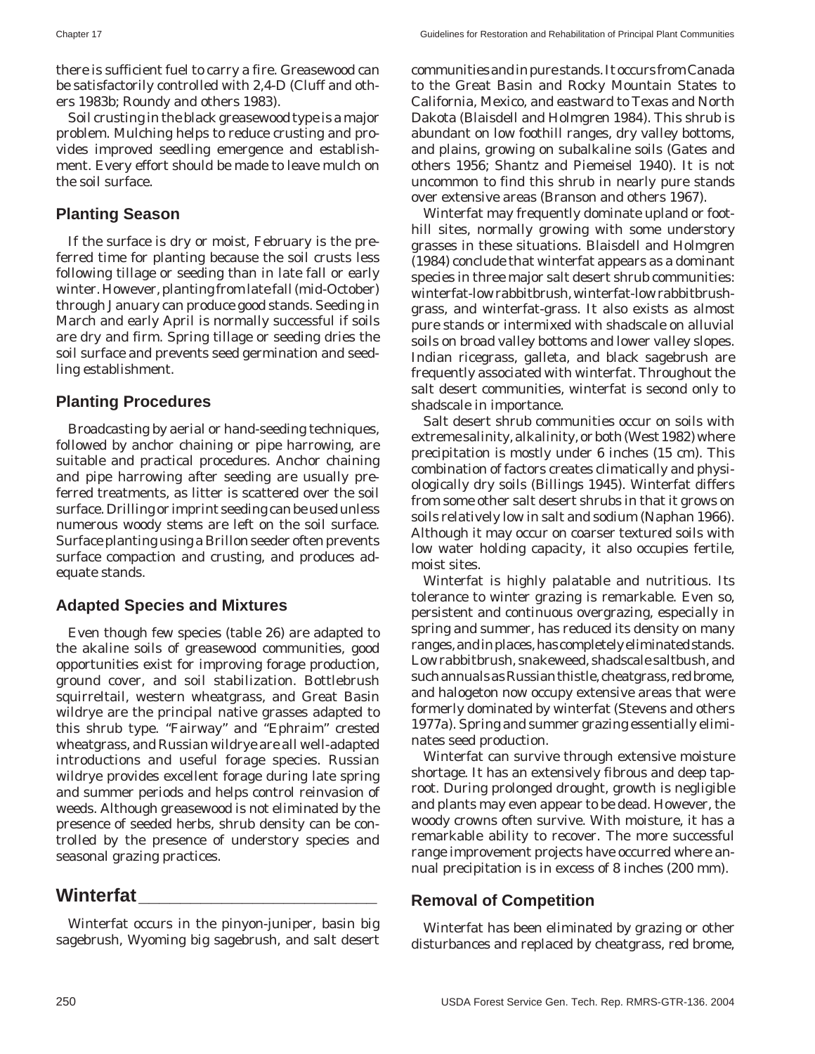there is sufficient fuel to carry a fire. Greasewood can be satisfactorily controlled with 2,4-D (Cluff and others 1983b; Roundy and others 1983).

Soil crusting in the black greasewood type is a major problem. Mulching helps to reduce crusting and provides improved seedling emergence and establishment. Every effort should be made to leave mulch on the soil surface.

### Planting Season

If the surface is dry or moist, February is the preferred time for planting because the soil crusts less following tillage or seeding than in late fall or early winter. However, planting from late fall (mid-October) through January can produce good stands. Seeding in March and early April is normally successful if soils are dry and firm. Spring tillage or seeding dries the soil surface and prevents seed germination and seedling establishment.

### Planting Procedures

Broadcasting by aerial or hand-seeding techniques, followed by anchor chaining or pipe harrowing, are suitable and practical procedures. Anchor chaining and pipe harrowing after seeding are usually preferred treatments, as litter is scattered over the soil surface. Drilling or imprint seeding can be used unless numerous woody stems are left on the soil surface. Surface planting using a Brillon seeder often prevents surface compaction and crusting, and produces adequate stands.

### Adapted Species and Mixtures

Even though few species (table 26) are adapted to the akaline soils of greasewood communities, good opportunities exist for improving forage production, ground cover, and soil stabilization. Bottlebrush squirreltail, western wheatgrass, and Great Basin wildrye are the principal native grasses adapted to this shrub type. "Fairway" and "Ephraim" crested wheatgrass, and Russian wildrye are all well-adapted introductions and useful forage species. Russian wildrye provides excellent forage during late spring and summer periods and helps control reinvasion of weeds. Although greasewood is not eliminated by the presence of seeded herbs, shrub density can be controlled by the presence of understory species and seasonal grazing practices.

## Winterfat

Winterfat occurs in the pinyon-juniper, basin big sagebrush, Wyoming big sagebrush, and salt desert communities and in pure stands. It occurs from Canada to the Great Basin and Rocky Mountain States to California, Mexico, and eastward to Texas and North Dakota (Blaisdell and Holmgren 1984). This shrub is abundant on low foothill ranges, dry valley bottoms, and plains, growing on subalkaline soils (Gates and others 1956; Shantz and Piemeisel 1940). It is not uncommon to find this shrub in nearly pure stands over extensive areas (Branson and others 1967).

Winterfat may frequently dominate upland or foothill sites, normally growing with some understory grasses in these situations. Blaisdell and Holmgren (1984) conclude that winterfat appears as a dominant species in three major salt desert shrub communities: winterfat-low rabbitbrush, winterfat-low rabbitbrush-grass, and winterfat-grass. It also exists as almost pure stands or intermixed with shadscale on alluvial soils on broad valley bottoms and lower valley slopes. Indian ricegrass, galleta, and black sagebrush are frequently associated with winterfat. Throughout the salt desert communities, winterfat is second only to shadscale in importance.

Salt desert shrub communities occur on soils with extreme salinity, alkalinity, or both (West 1982) where precipitation is mostly under 6 inches (15 cm). This combination of factors creates climatically and physiologically dry soils (Billings 1945). Winterfat differs from some other salt desert shrubs in that it grows on soils relatively low in salt and sodium (Naphan 1966). Although it may occur on coarser textured soils with low water holding capacity, it also occupies fertile, moist sites.

Winterfat is highly palatable and nutritious. Its tolerance to winter grazing is remarkable. Even so, persistent and continuous overgrazing, especially in spring and summer, has reduced its density on many ranges, and in places, has completely eliminated stands. Low rabbitbrush, snakeweed, shadscale saltbush, and such annuals as Russian thistle, cheatgrass, red brome, and halogeton now occupy extensive areas that were formerly dominated by winterfat (Stevens and others 1977a). Spring and summer grazing essentially eliminates seed production.

Winterfat can survive through extensive moisture shortage. It has an extensively fibrous and deep taproot. During prolonged drought, growth is negligible and plants may even appear to be dead. However, the woody crowns often survive. With moisture, it has a remarkable ability to recover. The more successful range improvement projects have occurred where annual precipitation is in excess of 8 inches (200 mm).

### Removal of Competition

Winterfat has been eliminated by grazing or other disturbances and replaced by cheatgrass, red brome,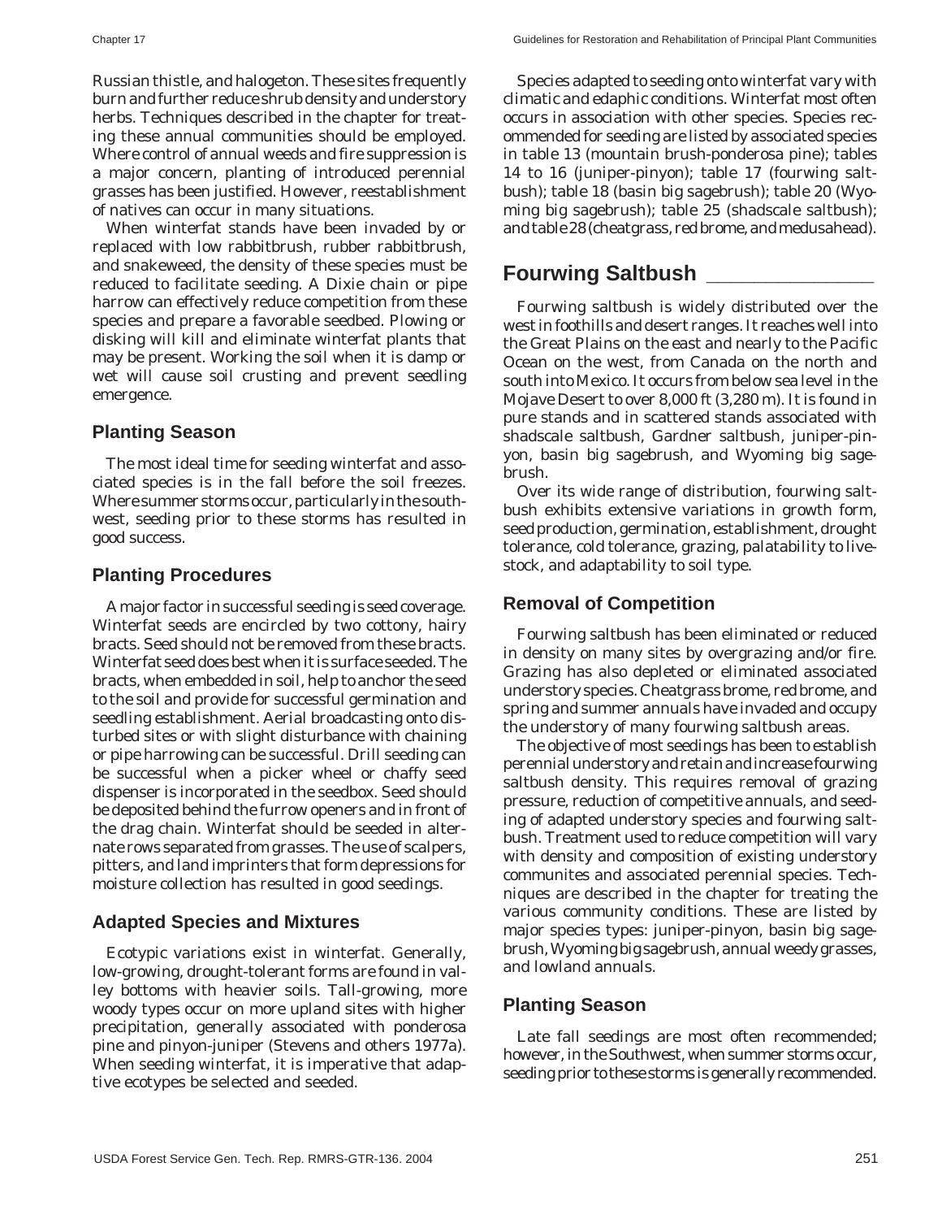Russian thistle, and halogeton. These sites frequently burn and further reduce shrub density and understory herbs. Techniques described in the chapter for treating these annual communities should be employed. Where control of annual weeds and fire suppression is a major concern, planting of introduced perennial grasses has been justified. However, reestablishment of natives can occur in many situations.

When winterfat stands have been invaded by or replaced with low rabbitbrush, rubber rabbitbrush, and snakeweed, the density of these species must be reduced to facilitate seeding. A Dixie chain or pipe harrow can effectively reduce competition from these species and prepare a favorable seedbed. Plowing or disking will kill and eliminate winterfat plants that may be present. Working the soil when it is damp or wet will cause soil crusting and prevent seedling emergence.

### Planting Season

The most ideal time for seeding winterfat and associated species is in the fall before the soil freezes. Where summer storms occur, particularly in the southwest, seeding prior to these storms has resulted in good success.

### Planting Procedures

A major factor in successful seeding is seed coverage. Winterfat seeds are encircled by two cottony, hairy bracts. Seed should not be removed from these bracts. Winterfat seed does best when it is surface seeded. The bracts, when embedded in soil, help to anchor the seed to the soil and provide for successful germination and seedling establishment. Aerial broadcasting onto disturbed sites or with slight disturbance with chaining or pipe harrowing can be successful. Drill seeding can be successful when a picker wheel or chaffy seed dispenser is incorporated in the seedbox. Seed should be deposited behind the furrow openers and in front of the drag chain. Winterfat should be seeded in alternate rows separated from grasses. The use of scalpers, pitters, and land imprinters that form depressions for moisture collection has resulted in good seedings.

### Adapted Species and Mixtures

Ecotypic variations exist in winterfat. Generally, low-growing, drought-tolerant forms are found in valley bottoms with heavier soils. Tall-growing, more woody types occur on more upland sites with higher precipitation, generally associated with ponderosa pine and pinyon-juniper (Stevens and others 1977a). When seeding winterfat, it is imperative that adaptive ecotypes be selected and seeded.

Species adapted to seeding onto winterfat vary with climatic and edaphic conditions. Winterfat most often occurs in association with other species. Species recommended for seeding are listed by associated species in table 13 (mountain brush-ponderosa pine); tables 14 to 16 (juniper-pinyon); table 17 (fourwing saltbush); table 18 (basin big sagebrush); table 20 (Wyoming big sagebrush); table 25 (shadscale saltbush); and table 28 (cheatgrass, red brome, and medusahead).

## Fourwing Saltbush

Fourwing saltbush is widely distributed over the west in foothills and desert ranges. It reaches well into the Great Plains on the east and nearly to the Pacific Ocean on the west, from Canada on the north and south into Mexico. It occurs from below sea level in the Mojave Desert to over 8,000 ft (3,280 m). It is found in pure stands and in scattered stands associated with shadscale saltbush, Gardner saltbush, juniper-pinyon, basin big sagebrush, and Wyoming big sagebrush.

Over its wide range of distribution, fourwing saltbush exhibits extensive variations in growth form, seed production, germination, establishment, drought tolerance, cold tolerance, grazing, palatability to livestock, and adaptability to soil type.

### Removal of Competition

Fourwing saltbush has been eliminated or reduced in density on many sites by overgrazing and/or fire. Grazing has also depleted or eliminated associated understory species. Cheatgrass brome, red brome, and spring and summer annuals have invaded and occupy the understory of many fourwing saltbush areas.

The objective of most seedings has been to establish perennial understory and retain and increase fourwing saltbush density. This requires removal of grazing pressure, reduction of competitive annuals, and seeding of adapted understory species and fourwing saltbush. Treatment used to reduce competition will vary with density and composition of existing understory communites and associated perennial species. Techniques are described in the chapter for treating the various community conditions. These are listed by major species types: juniper-pinyon, basin big sagebrush, Wyoming big sagebrush, annual weedy grasses, and lowland annuals.

### Planting Season

Late fall seedings are most often recommended; however, in the Southwest, when summer storms occur, seeding prior to these storms is generally recommended.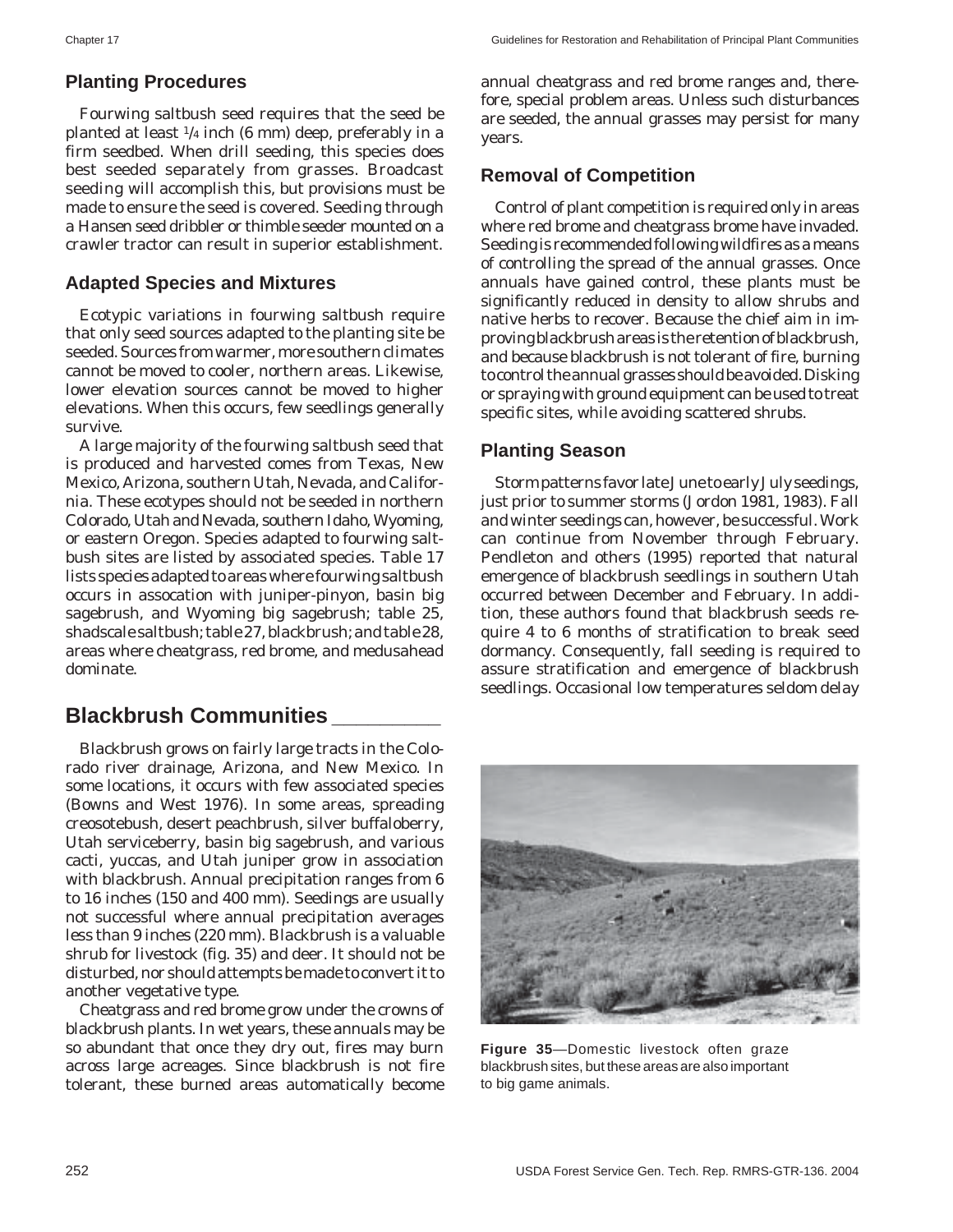### Planting Procedures

Fourwing saltbush seed requires that the seed be planted at least 1/4 inch (6 mm) deep, preferably in a firm seedbed. When drill seeding, this species does best seeded separately from grasses. Broadcast seeding will accomplish this, but provisions must be made to ensure the seed is covered. Seeding through a Hansen seed dribbler or thimble seeder mounted on a crawler tractor can result in superior establishment.

### Adapted Species and Mixtures

Ecotypic variations in fourwing saltbush require that only seed sources adapted to the planting site be seeded. Sources from warmer, more southern climates cannot be moved to cooler, northern areas. Likewise, lower elevation sources cannot be moved to higher elevations. When this occurs, few seedlings generally survive.

A large majority of the fourwing saltbush seed that is produced and harvested comes from Texas, New Mexico, Arizona, southern Utah, Nevada, and California. These ecotypes should not be seeded in northern Colorado, Utah and Nevada, southern Idaho, Wyoming, or eastern Oregon. Species adapted to fourwing saltbush sites are listed by associated species. Table 17 lists species adapted to areas where fourwing saltbush occurs in assocation with juniper-pinyon, basin big sagebrush, and Wyoming big sagebrush; table 25, shadscale saltbush; table 27, blackbrush; and table 28, areas where cheatgrass, red brome, and medusahead dominate.

## Blackbrush Communities

Blackbrush grows on fairly large tracts in the Colorado river drainage, Arizona, and New Mexico. In some locations, it occurs with few associated species (Bowns and West 1976). In some areas, spreading creosotebush, desert peachbrush, silver buffaloberry, Utah serviceberry, basin big sagebrush, and various cacti, yuccas, and Utah juniper grow in association with blackbrush. Annual precipitation ranges from 6 to 16 inches (150 and 400 mm). Seedings are usually not successful where annual precipitation averages less than 9 inches (220 mm). Blackbrush is a valuable shrub for livestock (fig. 35) and deer. It should not be disturbed, nor should attempts be made to convert it to another vegetative type.

Cheatgrass and red brome grow under the crowns of blackbrush plants. In wet years, these annuals may be so abundant that once they dry out, fires may burn across large acreages. Since blackbrush is not fire tolerant, these burned areas automatically become annual cheatgrass and red brome ranges and, therefore, special problem areas. Unless such disturbances are seeded, the annual grasses may persist for many years.

### Removal of Competition

Control of plant competition is required only in areas where red brome and cheatgrass brome have invaded. Seeding is recommended following wildfires as a means of controlling the spread of the annual grasses. Once annuals have gained control, these plants must be significantly reduced in density to allow shrubs and native herbs to recover. Because the chief aim in improving blackbrush areas is the retention of blackbrush, and because blackbrush is not tolerant of fire, burning to control the annual grasses should be avoided. Disking or spraying with ground equipment can be used to treat specific sites, while avoiding scattered shrubs.

### Planting Season

Storm patterns favor late June to early July seedings, just prior to summer storms (Jordon 1981, 1983). Fall and winter seedings can, however, be successful. Work can continue from November through February. Pendleton and others (1995) reported that natural emergence of blackbrush seedlings in southern Utah occurred between December and February. In addition, these authors found that blackbrush seeds require 4 to 6 months of stratification to break seed dormancy. Consequently, fall seeding is required to assure stratification and emergence of blackbrush seedlings. Occasional low temperatures seldom delay

**Figure 35**—Domestic livestock often graze blackbrush sites, but these areas are also important to big game animals.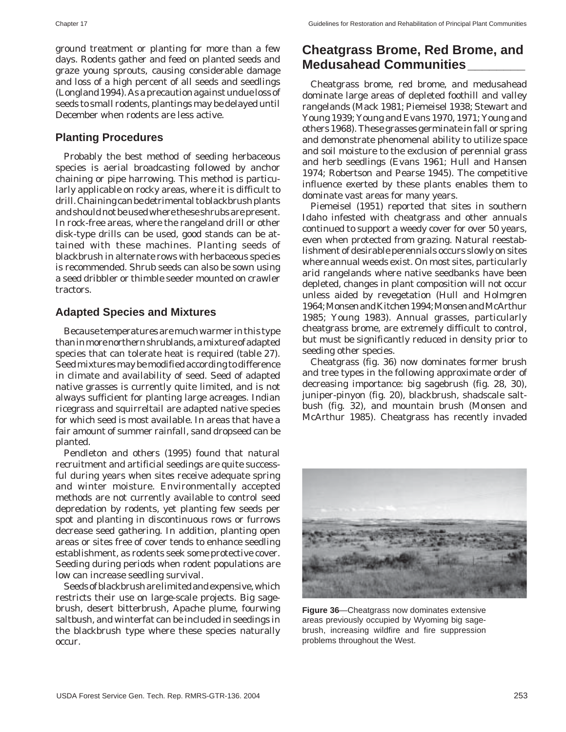ground treatment or planting for more than a few days. Rodents gather and feed on planted seeds and graze young sprouts, causing considerable damage and loss of a high percent of all seeds and seedlings (Longland 1994). As a precaution against undue loss of seeds to small rodents, plantings may be delayed until December when rodents are less active.

## Planting Procedures

Probably the best method of seeding herbaceous species is aerial broadcasting followed by anchor chaining or pipe harrowing. This method is particularly applicable on rocky areas, where it is difficult to drill. Chaining can be detrimental to blackbrush plants and should not be used where these shrubs are present. In rock-free areas, where the rangeland drill or other disk-type drills can be used, good stands can be attained with these machines. Planting seeds of blackbrush in alternate rows with herbaceous species is recommended. Shrub seeds can also be sown using a seed dribbler or thimble seeder mounted on crawler tractors.

## Adapted Species and Mixtures

Because temperatures are much warmer in this type than in more northern shrublands, a mixture of adapted species that can tolerate heat is required (table 27). Seed mixtures may be modified according to difference in climate and availability of seed. Seed of adapted native grasses is currently quite limited, and is not always sufficient for planting large acreages. Indian ricegrass and squirreltail are adapted native species for which seed is most available. In areas that have a fair amount of summer rainfall, sand dropseed can be planted.

Pendleton and others (1995) found that natural recruitment and artificial seedings are quite successful during years when sites receive adequate spring and winter moisture. Environmentally accepted methods are not currently available to control seed depredation by rodents, yet planting few seeds per spot and planting in discontinuous rows or furrows decrease seed gathering. In addition, planting open areas or sites free of cover tends to enhance seedling establishment, as rodents seek some protective cover. Seeding during periods when rodent populations are low can increase seedling survival.

Seeds of blackbrush are limited and expensive, which restricts their use on large-scale projects. Big sagebrush, desert bitterbrush, Apache plume, fourwing saltbush, and winterfat can be included in seedings in the blackbrush type where these species naturally occur.

## Cheatgrass Brome, Red Brome, and Medusahead Communities

Cheatgrass brome, red brome, and medusahead dominate large areas of depleted foothill and valley rangelands (Mack 1981; Piemeisel 1938; Stewart and Young 1939; Young and Evans 1970, 1971; Young and others 1968). These grasses germinate in fall or spring and demonstrate phenomenal ability to utilize space and soil moisture to the exclusion of perennial grass and herb seedlings (Evans 1961; Hull and Hansen 1974; Robertson and Pearse 1945). The competitive influence exerted by these plants enables them to dominate vast areas for many years.

Piemeisel (1951) reported that sites in southern Idaho infested with cheatgrass and other annuals continued to support a weedy cover for over 50 years, even when protected from grazing. Natural reestablishment of desirable perennials occurs slowly on sites where annual weeds exist. On most sites, particularly arid rangelands where native seedbanks have been depleted, changes in plant composition will not occur unless aided by revegetation (Hull and Holmgren 1964; Monsen and Kitchen 1994; Monsen and McArthur 1985; Young 1983). Annual grasses, particularly cheatgrass brome, are extremely difficult to control, but must be significantly reduced in density prior to seeding other species.

Cheatgrass (fig. 36) now dominates former brush and tree types in the following approximate order of decreasing importance: big sagebrush (fig. 28, 30), juniper-pinyon (fig. 20), blackbrush, shadscale saltbush (fig. 32), and mountain brush (Monsen and McArthur 1985). Cheatgrass has recently invaded

**Figure 36**—Cheatgrass now dominates extensive areas previously occupied by Wyoming big sagebrush, increasing wildfire and fire suppression problems throughout the West.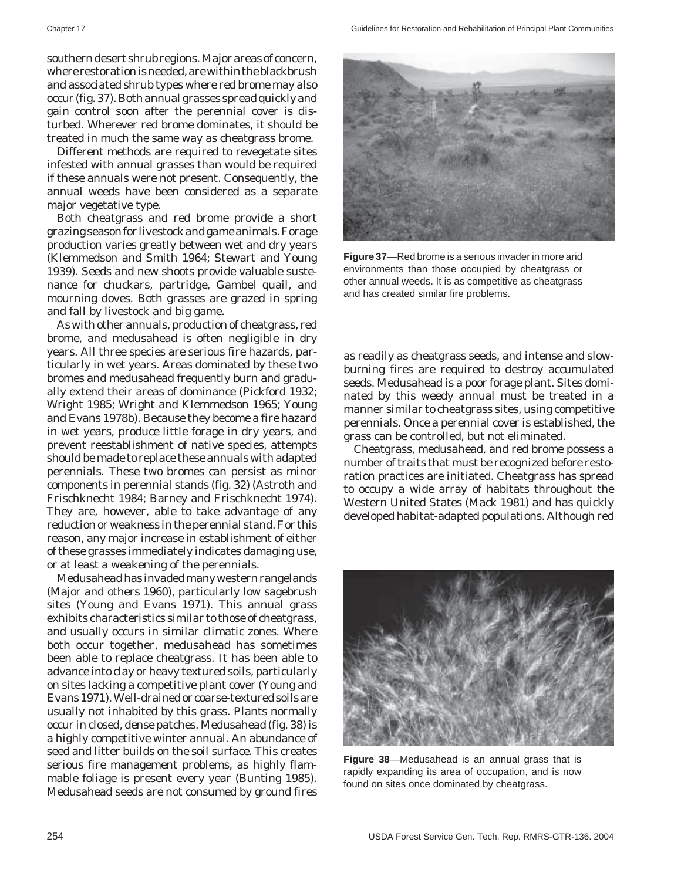southern desert shrub regions. Major areas of concern, where restoration is needed, are within the blackbrush and associated shrub types where red brome may also occur (fig. 37). Both annual grasses spread quickly and gain control soon after the perennial cover is disturbed. Wherever red brome dominates, it should be treated in much the same way as cheatgrass brome.

Different methods are required to revegetate sites infested with annual grasses than would be required if these annuals were not present. Consequently, the annual weeds have been considered as a separate major vegetative type.

Both cheatgrass and red brome provide a short grazing season for livestock and game animals. Forage production varies greatly between wet and dry years (Klemmedson and Smith 1964; Stewart and Young 1939). Seeds and new shoots provide valuable sustenance for chuckars, partridge, Gambel quail, and mourning doves. Both grasses are grazed in spring and fall by livestock and big game.

As with other annuals, production of cheatgrass, red brome, and medusahead is often negligible in dry years. All three species are serious fire hazards, particularly in wet years. Areas dominated by these two bromes and medusahead frequently burn and gradually extend their areas of dominance (Pickford 1932; Wright 1985; Wright and Klemmedson 1965; Young and Evans 1978b). Because they become a fire hazard in wet years, produce little forage in dry years, and prevent reestablishment of native species, attempts should be made to replace these annuals with adapted perennials. These two bromes can persist as minor components in perennial stands (fig. 32) (Astroth and Frischknecht 1984; Barney and Frischknecht 1974). They are, however, able to take advantage of any reduction or weakness in the perennial stand. For this reason, any major increase in establishment of either of these grasses immediately indicates damaging use, or at least a weakening of the perennials.

Medusahead has invaded many western rangelands (Major and others 1960), particularly low sagebrush sites (Young and Evans 1971). This annual grass exhibits characteristics similar to those of cheatgrass, and usually occurs in similar climatic zones. Where both occur together, medusahead has sometimes been able to replace cheatgrass. It has been able to advance into clay or heavy textured soils, particularly on sites lacking a competitive plant cover (Young and Evans 1971). Well-drained or coarse-textured soils are usually not inhabited by this grass. Plants normally occur in closed, dense patches. Medusahead (fig. 38) is a highly competitive winter annual. An abundance of seed and litter builds on the soil surface. This creates serious fire management problems, as highly flammable foliage is present every year (Bunting 1985). Medusahead seeds are not consumed by ground fires as readily as cheatgrass seeds, and intense and slow-burning fires are required to destroy accumulated seeds. Medusahead is a poor forage plant. Sites dominated by this weedy annual must be treated in a manner similar to cheatgrass sites, using competitive perennials. Once a perennial cover is established, the grass can be controlled, but not eliminated.

**Figure 37**—Red brome is a serious invader in more arid environments than those occupied by cheatgrass or other annual weeds. It is as competitive as cheatgrass and has created similar fire problems.

Cheatgrass, medusahead, and red brome possess a number of traits that must be recognized before restoration practices are initiated. Cheatgrass has spread to occupy a wide array of habitats throughout the Western United States (Mack 1981) and has quickly developed habitat-adapted populations. Although red

**Figure 38**—Medusahead is an annual grass that is rapidly expanding its area of occupation, and is now found on sites once dominated by cheatgrass.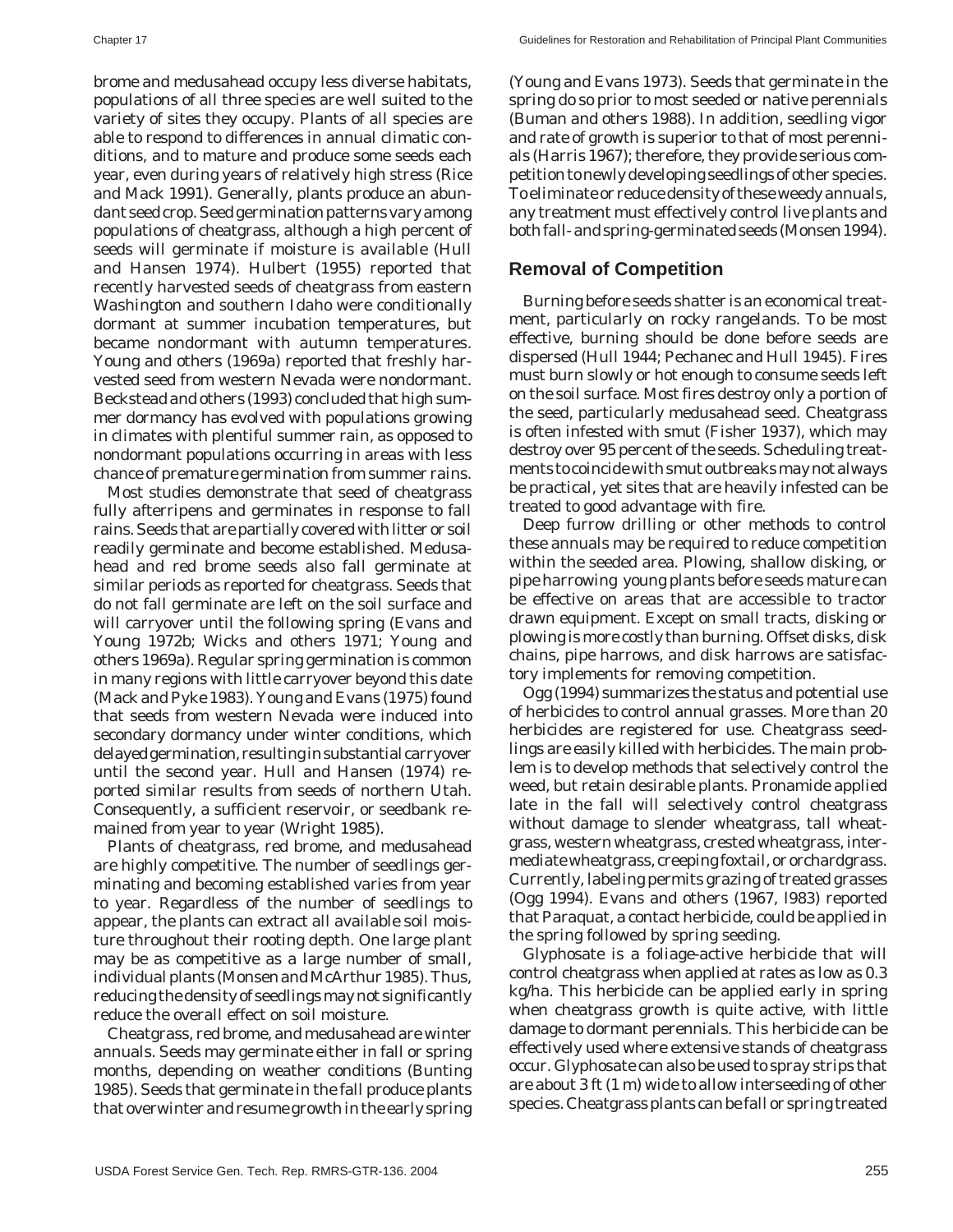brome and medusahead occupy less diverse habitats, populations of all three species are well suited to the variety of sites they occupy. Plants of all species are able to respond to differences in annual climatic conditions, and to mature and produce some seeds each year, even during years of relatively high stress (Rice and Mack 1991). Generally, plants produce an abundant seed crop. Seed germination patterns vary among populations of cheatgrass, although a high percent of seeds will germinate if moisture is available (Hull and Hansen 1974). Hulbert (1955) reported that recently harvested seeds of cheatgrass from eastern Washington and southern Idaho were conditionally dormant at summer incubation temperatures, but became nondormant with autumn temperatures. Young and others (1969a) reported that freshly harvested seed from western Nevada were nondormant. Beckstead and others (1993) concluded that high summer dormancy has evolved with populations growing in climates with plentiful summer rain, as opposed to nondormant populations occurring in areas with less chance of premature germination from summer rains.

Most studies demonstrate that seed of cheatgrass fully afterripens and germinates in response to fall rains. Seeds that are partially covered with litter or soil readily germinate and become established. Medusahead and red brome seeds also fall germinate at similar periods as reported for cheatgrass. Seeds that do not fall germinate are left on the soil surface and will carryover until the following spring (Evans and Young 1972b; Wicks and others 1971; Young and others 1969a). Regular spring germination is common in many regions with little carryover beyond this date (Mack and Pyke 1983). Young and Evans (1975) found that seeds from western Nevada were induced into secondary dormancy under winter conditions, which delayed germination, resulting in substantial carryover until the second year. Hull and Hansen (1974) reported similar results from seeds of northern Utah. Consequently, a sufficient reservoir, or seedbank remained from year to year (Wright 1985).

Plants of cheatgrass, red brome, and medusahead are highly competitive. The number of seedlings germinating and becoming established varies from year to year. Regardless of the number of seedlings to appear, the plants can extract all available soil moisture throughout their rooting depth. One large plant may be as competitive as a large number of small, individual plants (Monsen and McArthur 1985). Thus, reducing the density of seedlings may not significantly reduce the overall effect on soil moisture.

Cheatgrass, red brome, and medusahead are winter annuals. Seeds may germinate either in fall or spring months, depending on weather conditions (Bunting 1985). Seeds that germinate in the fall produce plants that overwinter and resume growth in the early spring (Young and Evans 1973). Seeds that germinate in the spring do so prior to most seeded or native perennials (Buman and others 1988). In addition, seedling vigor and rate of growth is superior to that of most perennials (Harris 1967); therefore, they provide serious competition to newly developing seedlings of other species. To eliminate or reduce density of these weedy annuals, any treatment must effectively control live plants and both fall- and spring-germinated seeds (Monsen 1994).

## Removal of Competition

Burning before seeds shatter is an economical treatment, particularly on rocky rangelands. To be most effective, burning should be done before seeds are dispersed (Hull 1944; Pechanec and Hull 1945). Fires must burn slowly or hot enough to consume seeds left on the soil surface. Most fires destroy only a portion of the seed, particularly medusahead seed. Cheatgrass is often infested with smut (Fisher 1937), which may destroy over 95 percent of the seeds. Scheduling treatments to coincide with smut outbreaks may not always be practical, yet sites that are heavily infested can be treated to good advantage with fire.

Deep furrow drilling or other methods to control these annuals may be required to reduce competition within the seeded area. Plowing, shallow disking, or pipe harrowing young plants before seeds mature can be effective on areas that are accessible to tractor drawn equipment. Except on small tracts, disking or plowing is more costly than burning. Offset disks, disk chains, pipe harrows, and disk harrows are satisfactory implements for removing competition.

Ogg (1994) summarizes the status and potential use of herbicides to control annual grasses. More than 20 herbicides are registered for use. Cheatgrass seedlings are easily killed with herbicides. The main problem is to develop methods that selectively control the weed, but retain desirable plants. Pronamide applied late in the fall will selectively control cheatgrass without damage to slender wheatgrass, tall wheatgrass, western wheatgrass, crested wheatgrass, intermediate wheatgrass, creeping foxtail, or orchardgrass. Currently, labeling permits grazing of treated grasses (Ogg 1994). Evans and others (1967, l983) reported that Paraquat, a contact herbicide, could be applied in the spring followed by spring seeding.

Glyphosate is a foliage-active herbicide that will control cheatgrass when applied at rates as low as 0.3 kg/ha. This herbicide can be applied early in spring when cheatgrass growth is quite active, with little damage to dormant perennials. This herbicide can be effectively used where extensive stands of cheatgrass occur. Glyphosate can also be used to spray strips that are about 3 ft (1 m) wide to allow interseeding of other species. Cheatgrass plants can be fall or spring treated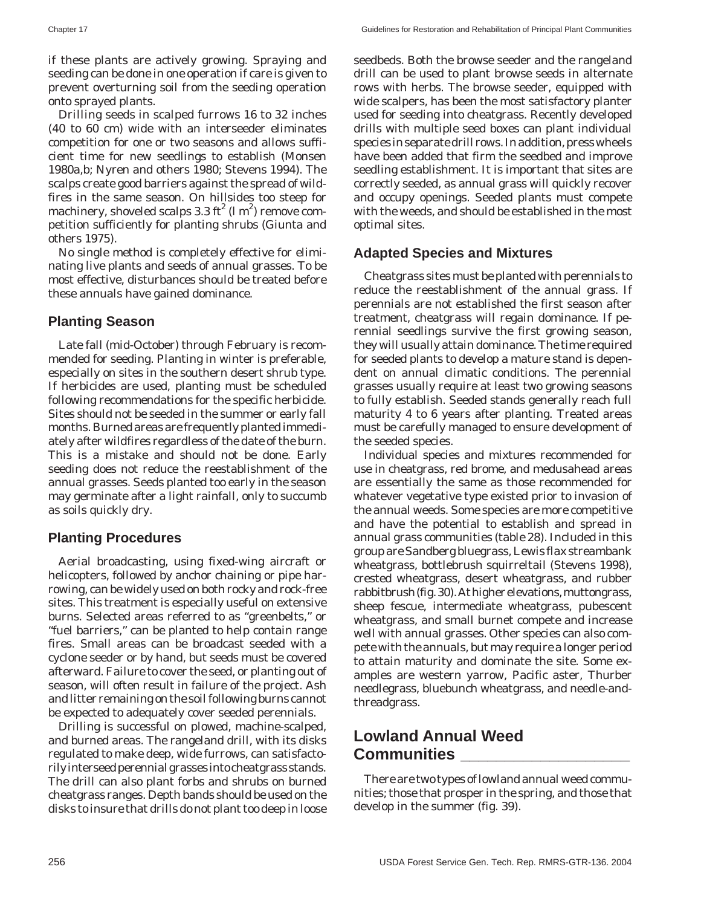if these plants are actively growing. Spraying and seeding can be done in one operation if care is given to prevent overturning soil from the seeding operation onto sprayed plants.

Drilling seeds in scalped furrows 16 to 32 inches (40 to 60 cm) wide with an interseeder eliminates competition for one or two seasons and allows sufficient time for new seedlings to establish (Monsen 1980a,b; Nyren and others 1980; Stevens 1994). The scalps create good barriers against the spread of wildfires in the same season. On hillsides too steep for machinery, shoveled scalps 3.3 ft$^2$ (l m$^2$) remove competition sufficiently for planting shrubs (Giunta and others 1975).

No single method is completely effective for eliminating live plants and seeds of annual grasses. To be most effective, disturbances should be treated before these annuals have gained dominance.

## Planting Season

Late fall (mid-October) through February is recommended for seeding. Planting in winter is preferable, especially on sites in the southern desert shrub type. If herbicides are used, planting must be scheduled following recommendations for the specific herbicide. Sites should not be seeded in the summer or early fall months. Burned areas are frequently planted immediately after wildfires regardless of the date of the burn. This is a mistake and should not be done. Early seeding does not reduce the reestablishment of the annual grasses. Seeds planted too early in the season may germinate after a light rainfall, only to succumb as soils quickly dry.

## Planting Procedures

Aerial broadcasting, using fixed-wing aircraft or helicopters, followed by anchor chaining or pipe harrowing, can be widely used on both rocky and rock-free sites. This treatment is especially useful on extensive burns. Selected areas referred to as "greenbelts," or "fuel barriers," can be planted to help contain range fires. Small areas can be broadcast seeded with a cyclone seeder or by hand, but seeds must be covered afterward. Failure to cover the seed, or planting out of season, will often result in failure of the project. Ash and litter remaining on the soil following burns cannot be expected to adequately cover seeded perennials.

Drilling is successful on plowed, machine-scalped, and burned areas. The rangeland drill, with its disks regulated to make deep, wide furrows, can satisfactorily interseed perennial grasses into cheatgrass stands. The drill can also plant forbs and shrubs on burned cheatgrass ranges. Depth bands should be used on the disks to insure that drills do not plant too deep in loose seedbeds. Both the browse seeder and the rangeland drill can be used to plant browse seeds in alternate rows with herbs. The browse seeder, equipped with wide scalpers, has been the most satisfactory planter used for seeding into cheatgrass. Recently developed drills with multiple seed boxes can plant individual species in separate drill rows. In addition, press wheels have been added that firm the seedbed and improve seedling establishment. It is important that sites are correctly seeded, as annual grass will quickly recover and occupy openings. Seeded plants must compete with the weeds, and should be established in the most optimal sites.

## Adapted Species and Mixtures

Cheatgrass sites must be planted with perennials to reduce the reestablishment of the annual grass. If perennials are not established the first season after treatment, cheatgrass will regain dominance. If perennial seedlings survive the first growing season, they will usually attain dominance. The time required for seeded plants to develop a mature stand is dependent on annual climatic conditions. The perennial grasses usually require at least two growing seasons to fully establish. Seeded stands generally reach full maturity 4 to 6 years after planting. Treated areas must be carefully managed to ensure development of the seeded species.

Individual species and mixtures recommended for use in cheatgrass, red brome, and medusahead areas are essentially the same as those recommended for whatever vegetative type existed prior to invasion of the annual weeds. Some species are more competitive and have the potential to establish and spread in annual grass communities (table 28). Included in this group are Sandberg bluegrass, Lewis flax streambank wheatgrass, bottlebrush squirreltail (Stevens 1998), crested wheatgrass, desert wheatgrass, and rubber rabbitbrush (fig. 30). At higher elevations, muttongrass, sheep fescue, intermediate wheatgrass, pubescent wheatgrass, and small burnet compete and increase well with annual grasses. Other species can also compete with the annuals, but may require a longer period to attain maturity and dominate the site. Some examples are western yarrow, Pacific aster, Thurber needlegrass, bluebunch wheatgrass, and needle-and-threadgrass.

# Lowland Annual Weed Communities

There are two types of lowland annual weed communities; those that prosper in the spring, and those that develop in the summer (fig. 39).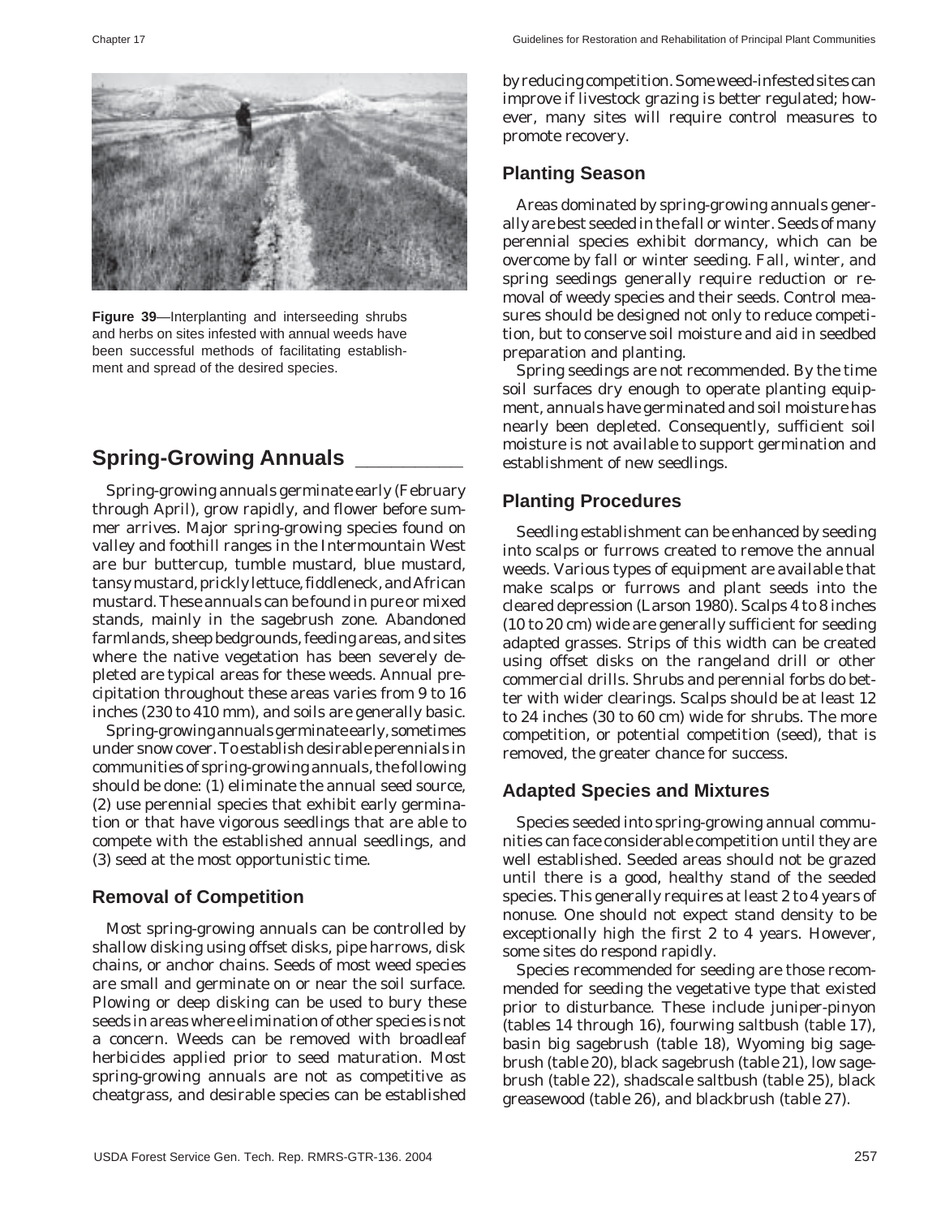**Figure 39**—Interplanting and interseeding shrubs and herbs on sites infested with annual weeds have been successful methods of facilitating establishment and spread of the desired species.

## Spring-Growing Annuals

Spring-growing annuals germinate early (February through April), grow rapidly, and flower before summer arrives. Major spring-growing species found on valley and foothill ranges in the Intermountain West are bur buttercup, tumble mustard, blue mustard, tansy mustard, prickly lettuce, fiddleneck, and African mustard. These annuals can be found in pure or mixed stands, mainly in the sagebrush zone. Abandoned farmlands, sheep bedgrounds, feeding areas, and sites where the native vegetation has been severely depleted are typical areas for these weeds. Annual precipitation throughout these areas varies from 9 to 16 inches (230 to 410 mm), and soils are generally basic.

Spring-growing annuals germinate early, sometimes under snow cover. To establish desirable perennials in communities of spring-growing annuals, the following should be done: (1) eliminate the annual seed source, (2) use perennial species that exhibit early germination or that have vigorous seedlings that are able to compete with the established annual seedlings, and (3) seed at the most opportunistic time.

### Removal of Competition

Most spring-growing annuals can be controlled by shallow disking using offset disks, pipe harrows, disk chains, or anchor chains. Seeds of most weed species are small and germinate on or near the soil surface. Plowing or deep disking can be used to bury these seeds in areas where elimination of other species is not a concern. Weeds can be removed with broadleaf herbicides applied prior to seed maturation. Most spring-growing annuals are not as competitive as cheatgrass, and desirable species can be established by reducing competition. Some weed-infested sites can improve if livestock grazing is better regulated; however, many sites will require control measures to promote recovery.

### Planting Season

Areas dominated by spring-growing annuals generally are best seeded in the fall or winter. Seeds of many perennial species exhibit dormancy, which can be overcome by fall or winter seeding. Fall, winter, and spring seedings generally require reduction or removal of weedy species and their seeds. Control measures should be designed not only to reduce competition, but to conserve soil moisture and aid in seedbed preparation and planting.

Spring seedings are not recommended. By the time soil surfaces dry enough to operate planting equipment, annuals have germinated and soil moisture has nearly been depleted. Consequently, sufficient soil moisture is not available to support germination and establishment of new seedlings.

### Planting Procedures

Seedling establishment can be enhanced by seeding into scalps or furrows created to remove the annual weeds. Various types of equipment are available that make scalps or furrows and plant seeds into the cleared depression (Larson 1980). Scalps 4 to 8 inches (10 to 20 cm) wide are generally sufficient for seeding adapted grasses. Strips of this width can be created using offset disks on the rangeland drill or other commercial drills. Shrubs and perennial forbs do better with wider clearings. Scalps should be at least 12 to 24 inches (30 to 60 cm) wide for shrubs. The more competition, or potential competition (seed), that is removed, the greater chance for success.

### Adapted Species and Mixtures

Species seeded into spring-growing annual communities can face considerable competition until they are well established. Seeded areas should not be grazed until there is a good, healthy stand of the seeded species. This generally requires at least 2 to 4 years of nonuse. One should not expect stand density to be exceptionally high the first 2 to 4 years. However, some sites do respond rapidly.

Species recommended for seeding are those recommended for seeding the vegetative type that existed prior to disturbance. These include juniper-pinyon (tables 14 through 16), fourwing saltbush (table 17), basin big sagebrush (table 18), Wyoming big sagebrush (table 20), black sagebrush (table 21), low sagebrush (table 22), shadscale saltbush (table 25), black greasewood (table 26), and blackbrush (table 27).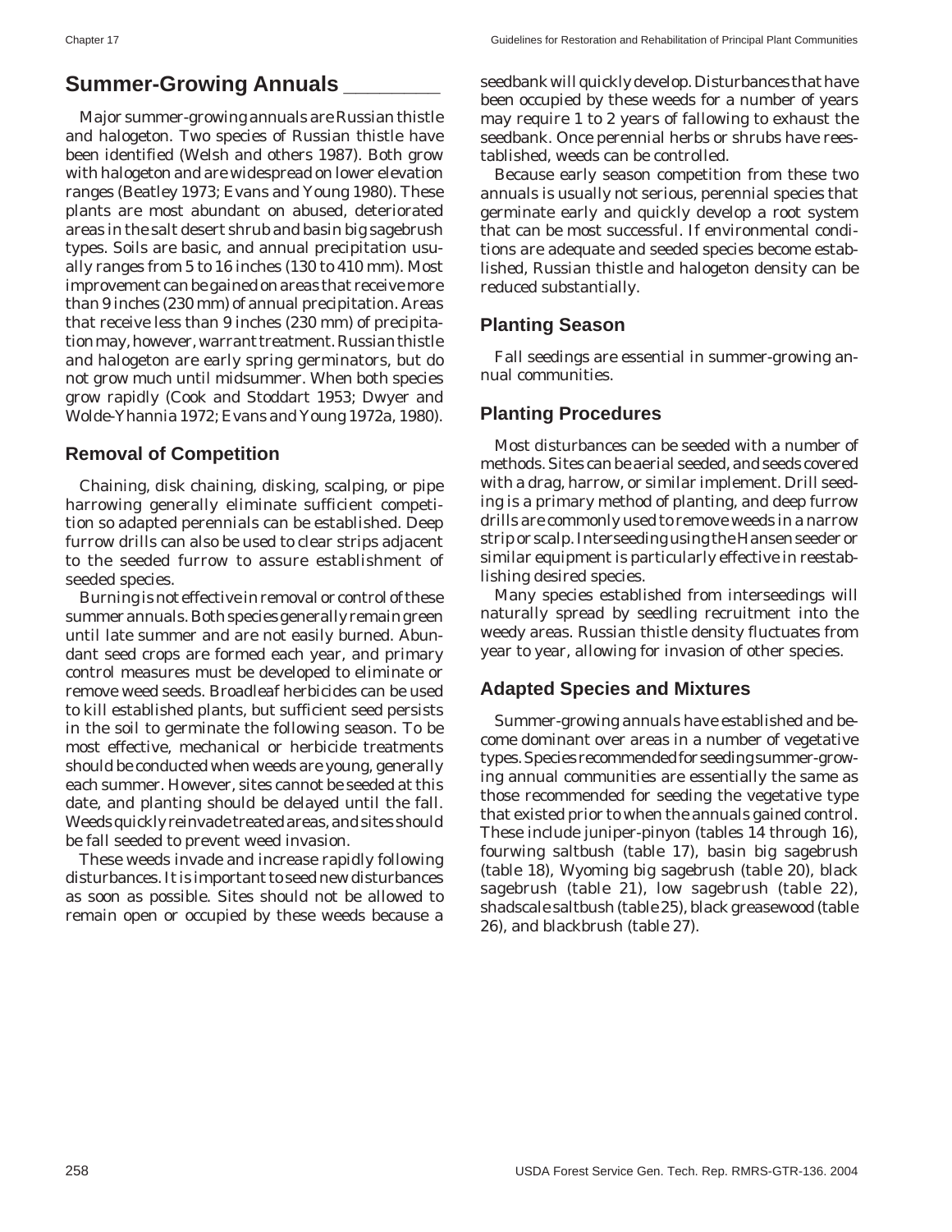## Summer-Growing Annuals

Major summer-growing annuals are Russian thistle and halogeton. Two species of Russian thistle have been identified (Welsh and others 1987). Both grow with halogeton and are widespread on lower elevation ranges (Beatley 1973; Evans and Young 1980). These plants are most abundant on abused, deteriorated areas in the salt desert shrub and basin big sagebrush types. Soils are basic, and annual precipitation usually ranges from 5 to 16 inches (130 to 410 mm). Most improvement can be gained on areas that receive more than 9 inches (230 mm) of annual precipitation. Areas that receive less than 9 inches (230 mm) of precipitation may, however, warrant treatment. Russian thistle and halogeton are early spring germinators, but do not grow much until midsummer. When both species grow rapidly (Cook and Stoddart 1953; Dwyer and Wolde-Yhannia 1972; Evans and Young 1972a, 1980).

### Removal of Competition

Chaining, disk chaining, disking, scalping, or pipe harrowing generally eliminate sufficient competition so adapted perennials can be established. Deep furrow drills can also be used to clear strips adjacent to the seeded furrow to assure establishment of seeded species.

Burning is not effective in removal or control of these summer annuals. Both species generally remain green until late summer and are not easily burned. Abundant seed crops are formed each year, and primary control measures must be developed to eliminate or remove weed seeds. Broadleaf herbicides can be used to kill established plants, but sufficient seed persists in the soil to germinate the following season. To be most effective, mechanical or herbicide treatments should be conducted when weeds are young, generally each summer. However, sites cannot be seeded at this date, and planting should be delayed until the fall. Weeds quickly reinvade treated areas, and sites should be fall seeded to prevent weed invasion.

These weeds invade and increase rapidly following disturbances. It is important to seed new disturbances as soon as possible. Sites should not be allowed to remain open or occupied by these weeds because a seedbank will quickly develop. Disturbances that have been occupied by these weeds for a number of years may require 1 to 2 years of fallowing to exhaust the seedbank. Once perennial herbs or shrubs have reestablished, weeds can be controlled.

Because early season competition from these two annuals is usually not serious, perennial species that germinate early and quickly develop a root system that can be most successful. If environmental conditions are adequate and seeded species become established, Russian thistle and halogeton density can be reduced substantially.

### Planting Season

Fall seedings are essential in summer-growing annual communities.

### Planting Procedures

Most disturbances can be seeded with a number of methods. Sites can be aerial seeded, and seeds covered with a drag, harrow, or similar implement. Drill seeding is a primary method of planting, and deep furrow drills are commonly used to remove weeds in a narrow strip or scalp. Interseeding using the Hansen seeder or similar equipment is particularly effective in reestablishing desired species.

Many species established from interseedings will naturally spread by seedling recruitment into the weedy areas. Russian thistle density fluctuates from year to year, allowing for invasion of other species.

### Adapted Species and Mixtures

Summer-growing annuals have established and become dominant over areas in a number of vegetative types. Species recommended for seeding summer-growing annual communities are essentially the same as those recommended for seeding the vegetative type that existed prior to when the annuals gained control. These include juniper-pinyon (tables 14 through 16), fourwing saltbush (table 17), basin big sagebrush (table 18), Wyoming big sagebrush (table 20), black sagebrush (table 21), low sagebrush (table 22), shadscale saltbush (table 25), black greasewood (table 26), and blackbrush (table 27).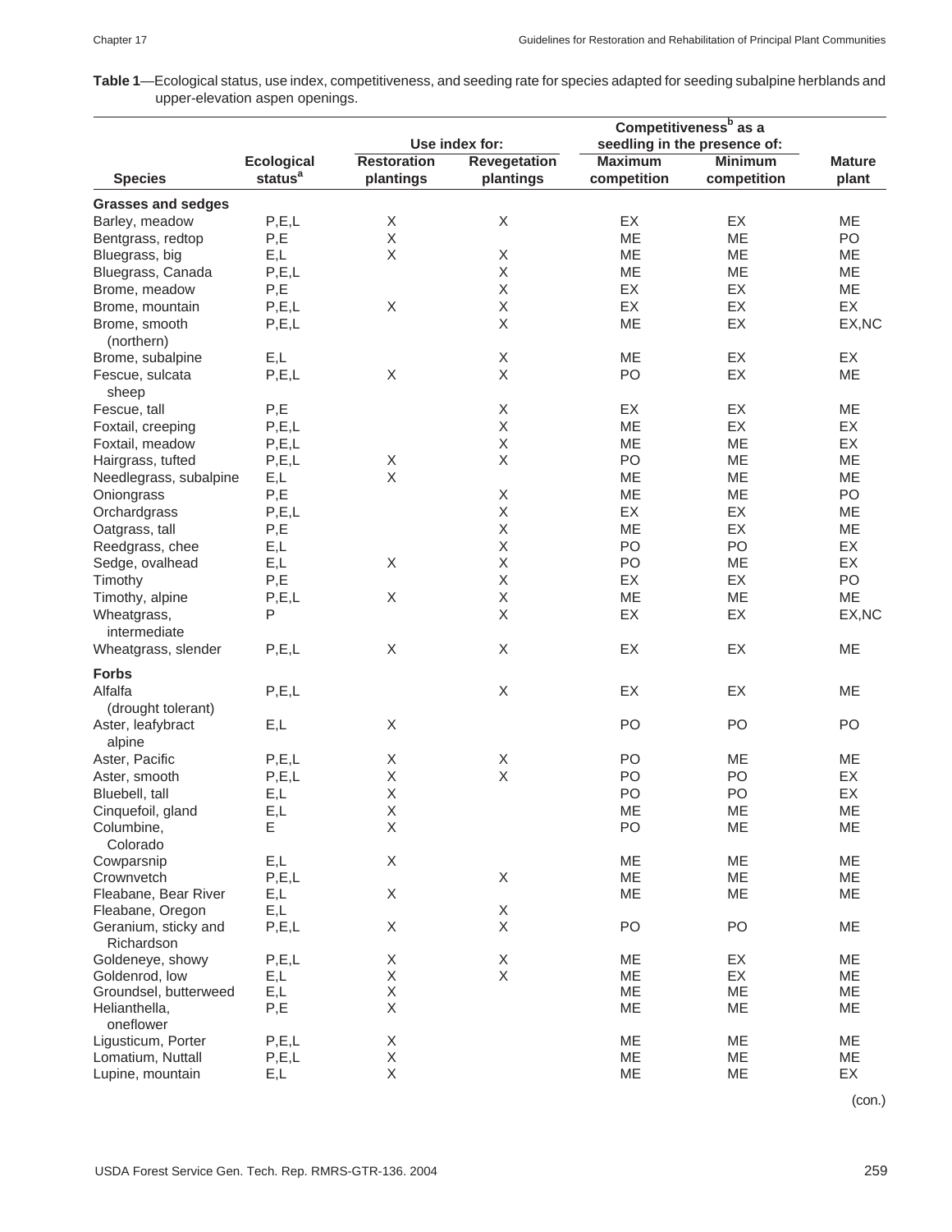**Table 1**—Ecological status, use index, competitiveness, and seeding rate for species adapted for seeding subalpine herblands and upper-elevation aspen openings.

| Species | Ecological status[a] | Use index for: Restoration plantings | Use index for: Revegetation plantings | Competitiveness[b] as a seedling in the presence of: Maximum competition | Competitiveness[b] as a seedling in the presence of: Minimum competition | Mature plant |
|---|---|---|---|---|---|---|
| **Grasses and sedges** | | | | | | |
| Barley, meadow | P,E,L | X | X | EX | EX | ME |
| Bentgrass, redtop | P,E | X | | ME | ME | PO |
| Bluegrass, big | E,L | X | X | ME | ME | ME |
| Bluegrass, Canada | P,E,L | | X | ME | ME | ME |
| Brome, meadow | P,E | | X | EX | EX | ME |
| Brome, mountain | P,E,L | X | X | EX | EX | EX |
| Brome, smooth (northern) | P,E,L | | X | ME | EX | EX,NC |
| Brome, subalpine | E,L | | X | ME | EX | EX |
| Fescue, sulcata sheep | P,E,L | X | X | PO | EX | ME |
| Fescue, tall | P,E | | X | EX | EX | ME |
| Foxtail, creeping | P,E,L | | X | ME | EX | EX |
| Foxtail, meadow | P,E,L | | X | ME | ME | EX |
| Hairgrass, tufted | P,E,L | X | X | PO | ME | ME |
| Needlegrass, subalpine | E,L | X | | ME | ME | ME |
| Oniongrass | P,E | | X | ME | ME | PO |
| Orchardgrass | P,E,L | | X | EX | EX | ME |
| Oatgrass, tall | P,E | | X | ME | EX | ME |
| Reedgrass, chee | E,L | | X | PO | PO | EX |
| Sedge, ovalhead | E,L | X | X | PO | ME | EX |
| Timothy | P,E | | X | EX | EX | PO |
| Timothy, alpine | P,E,L | X | X | ME | ME | ME |
| Wheatgrass, intermediate | P | | X | EX | EX | EX,NC |
| Wheatgrass, slender | P,E,L | X | X | EX | EX | ME |
| **Forbs** | | | | | | |
| Alfalfa (drought tolerant) | P,E,L | | X | EX | EX | ME |
| Aster, leafybract alpine | E,L | X | | PO | PO | PO |
| Aster, Pacific | P,E,L | X | X | PO | ME | ME |
| Aster, smooth | P,E,L | X | X | PO | PO | EX |
| Bluebell, tall | E,L | X | | PO | PO | EX |
| Cinquefoil, gland | E,L | X | | ME | ME | ME |
| Columbine, Colorado | E | X | | PO | ME | ME |
| Cowparsnip | E,L | X | | ME | ME | ME |
| Crownvetch | P,E,L | | X | ME | ME | ME |
| Fleabane, Bear River | E,L | X | | ME | ME | ME |
| Fleabane, Oregon | E,L | | X | | | |
| Geranium, sticky and Richardson | P,E,L | X | X | PO | PO | ME |
| Goldeneye, showy | P,E,L | X | X | ME | EX | ME |
| Goldenrod, low | E,L | X | X | ME | EX | ME |
| Groundsel, butterweed | E,L | X | | ME | ME | ME |
| Helianthella, oneflower | P,E | X | | ME | ME | ME |
| Ligusticum, Porter | P,E,L | X | | ME | ME | ME |
| Lomatium, Nuttall | P,E,L | X | | ME | ME | ME |
| Lupine, mountain | E,L | X | | ME | ME | EX |

(con.)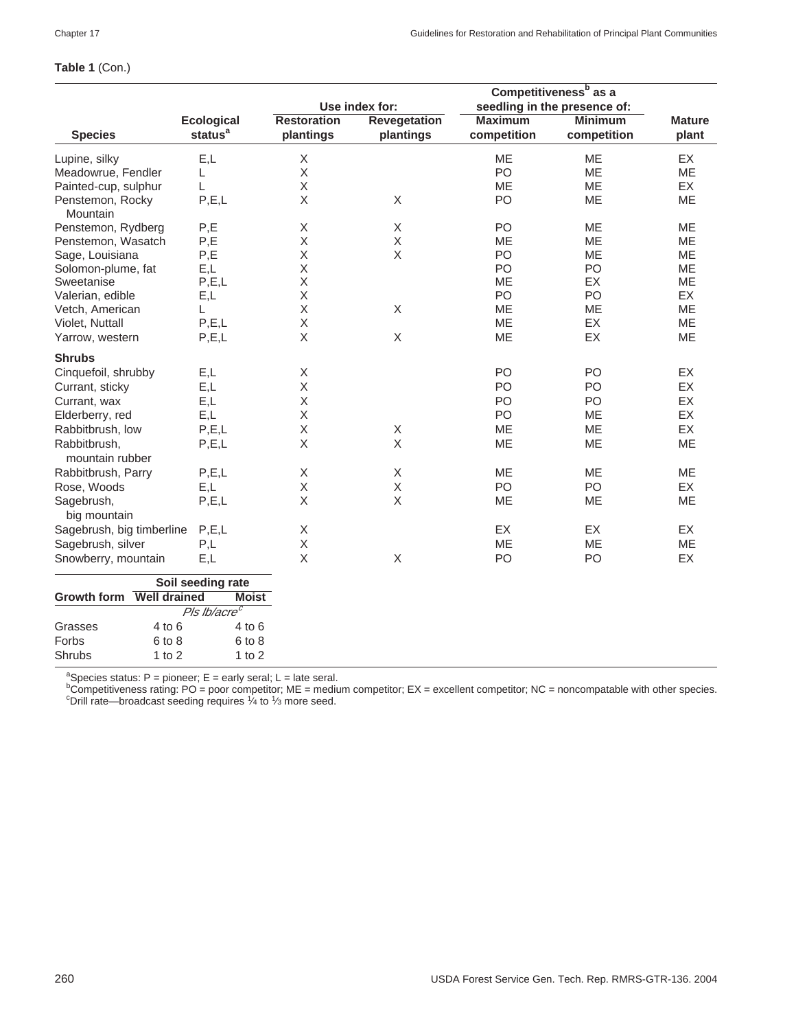**Table 1** (Con.)

| | | Use index for: | | Competitiveness[b] as a seedling in the presence of: | | |
|---|---|---|---|---|---|---|
| **Species** | **Ecological status[a]** | **Restoration plantings** | **Revegetation plantings** | **Maximum competition** | **Minimum competition** | **Mature plant** |
| Lupine, silky | E,L | X | | ME | ME | EX |
| Meadowrue, Fendler | L | X | | PO | ME | ME |
| Painted-cup, sulphur | L | X | | ME | ME | EX |
| Penstemon, Rocky Mountain | P,E,L | X | X | PO | ME | ME |
| Penstemon, Rydberg | P,E | X | X | PO | ME | ME |
| Penstemon, Wasatch | P,E | X | X | ME | ME | ME |
| Sage, Louisiana | P,E | X | X | PO | ME | ME |
| Solomon-plume, fat | E,L | X | | PO | PO | ME |
| Sweetanise | P,E,L | X | | ME | EX | ME |
| Valerian, edible | E,L | X | | PO | PO | EX |
| Vetch, American | L | X | X | ME | ME | ME |
| Violet, Nuttall | P,E,L | X | | ME | EX | ME |
| Yarrow, western | P,E,L | X | X | ME | EX | ME |
| **Shrubs** | | | | | | |
| Cinquefoil, shrubby | E,L | X | | PO | PO | EX |
| Currant, sticky | E,L | X | | PO | PO | EX |
| Currant, wax | E,L | X | | PO | PO | EX |
| Elderberry, red | E,L | X | | PO | ME | EX |
| Rabbitbrush, low | P,E,L | X | X | ME | ME | EX |
| Rabbitbrush, mountain rubber | P,E,L | X | X | ME | ME | ME |
| Rabbitbrush, Parry | P,E,L | X | X | ME | ME | ME |
| Rose, Woods | E,L | X | X | PO | PO | EX |
| Sagebrush, big mountain | P,E,L | X | X | ME | ME | ME |
| Sagebrush, big timberline | P,E,L | X | | EX | EX | EX |
| Sagebrush, silver | P,L | X | | ME | ME | ME |
| Snowberry, mountain | E,L | X | X | PO | PO | EX |

| | Soil seeding rate | |
|---|---|---|
| **Growth form** | **Well drained** | **Moist** |
| | *Pls lb/acre[c]* | |
| Grasses | 4 to 6 | 4 to 6 |
| Forbs | 6 to 8 | 6 to 8 |
| Shrubs | 1 to 2 | 1 to 2 |

[a]Species status: P = pioneer; E = early seral; L = late seral.
[b]Competitiveness rating: PO = poor competitor; ME = medium competitor; EX = excellent competitor; NC = noncompatable with other species.
[c]Drill rate—broadcast seeding requires ¼ to ⅓ more seed.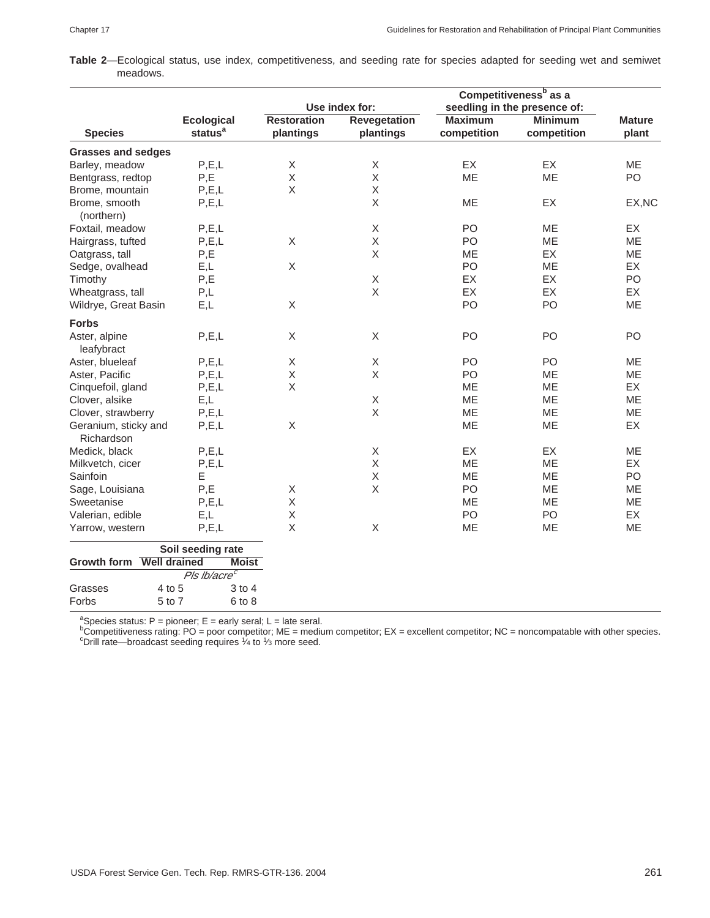**Table 2**—Ecological status, use index, competitiveness, and seeding rate for species adapted for seeding wet and semiwet meadows.

| Species | Ecological status[a] | Use index for: Restoration plantings | Use index for: Revegetation plantings | Competitiveness[b] as a seedling in the presence of: Maximum competition | Competitiveness[b] as a seedling in the presence of: Minimum competition | Mature plant |
|---|---|---|---|---|---|---|
| **Grasses and sedges** | | | | | | |
| Barley, meadow | P,E,L | X | X | EX | EX | ME |
| Bentgrass, redtop | P,E | X | X | ME | ME | PO |
| Brome, mountain | P,E,L | X | X | | | |
| Brome, smooth (northern) | P,E,L | | X | ME | EX | EX,NC |
| Foxtail, meadow | P,E,L | | X | PO | ME | EX |
| Hairgrass, tufted | P,E,L | X | X | PO | ME | ME |
| Oatgrass, tall | P,E | | X | ME | EX | ME |
| Sedge, ovalhead | E,L | X | | PO | ME | EX |
| Timothy | P,E | | X | EX | EX | PO |
| Wheatgrass, tall | P,L | | X | EX | EX | EX |
| Wildrye, Great Basin | E,L | X | | PO | PO | ME |
| **Forbs** | | | | | | |
| Aster, alpine leafybract | P,E,L | X | X | PO | PO | PO |
| Aster, blueleaf | P,E,L | X | X | PO | PO | ME |
| Aster, Pacific | P,E,L | X | X | PO | ME | ME |
| Cinquefoil, gland | P,E,L | X | | ME | ME | EX |
| Clover, alsike | E,L | | X | ME | ME | ME |
| Clover, strawberry | P,E,L | | X | ME | ME | ME |
| Geranium, sticky and Richardson | P,E,L | X | | ME | ME | EX |
| Medick, black | P,E,L | | X | EX | EX | ME |
| Milkvetch, cicer | P,E,L | | X | ME | ME | EX |
| Sainfoin | E | | X | ME | ME | PO |
| Sage, Louisiana | P,E | X | X | PO | ME | ME |
| Sweetanise | P,E,L | X | | ME | ME | ME |
| Valerian, edible | E,L | X | | PO | PO | EX |
| Yarrow, western | P,E,L | X | X | ME | ME | ME |

| Growth form | Soil seeding rate: Well drained | Soil seeding rate: Moist |
|---|---|---|
| | *Pls lb/acre*[c] | |
| Grasses | 4 to 5 | 3 to 4 |
| Forbs | 5 to 7 | 6 to 8 |

[a]Species status: P = pioneer; E = early seral; L = late seral.
[b]Competitiveness rating: PO = poor competitor; ME = medium competitor; EX = excellent competitor; NC = noncompatable with other species.
[c]Drill rate—broadcast seeding requires ¼ to ⅓ more seed.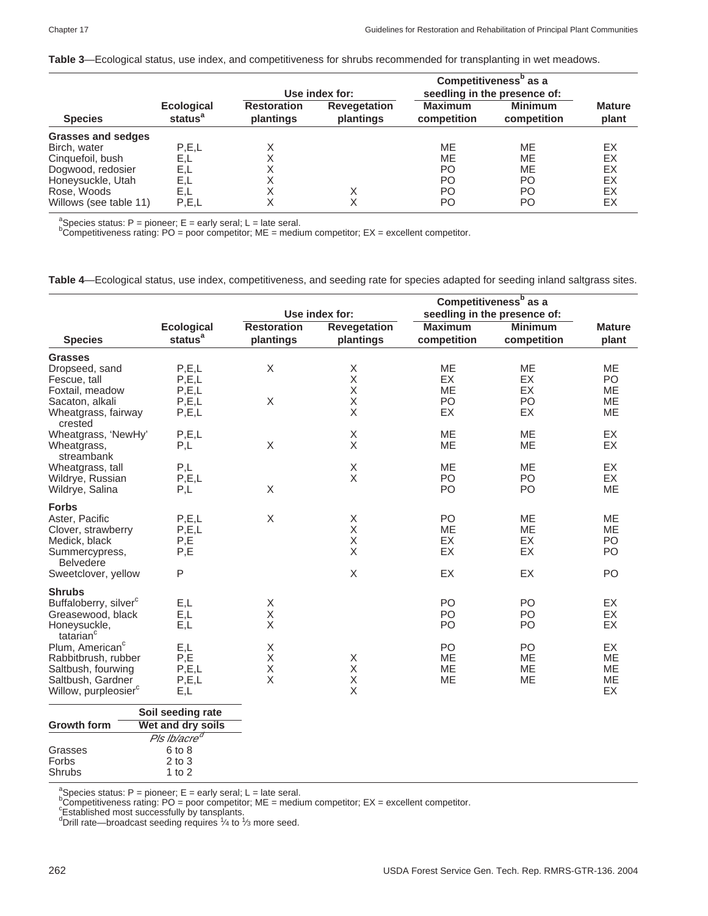**Table 3**—Ecological status, use index, and competitiveness for shrubs recommended for transplanting in wet meadows.

| Species | Ecological status[a] | Use index for: | | Competitiveness[b] as a seedling in the presence of: | | Mature plant |
|---|---|---|---|---|---|---|
| | | Restoration plantings | Revegetation plantings | Maximum competition | Minimum competition | |
| **Grasses and sedges** | | | | | | |
| Birch, water | P,E,L | X | | ME | ME | EX |
| Cinquefoil, bush | E,L | X | | ME | ME | EX |
| Dogwood, redosier | E,L | X | | PO | ME | EX |
| Honeysuckle, Utah | E,L | X | | PO | PO | EX |
| Rose, Woods | E,L | X | X | PO | PO | EX |
| Willows (see table 11) | P,E,L | X | X | PO | PO | EX |

[a]Species status: P = pioneer; E = early seral; L = late seral.
[b]Competitiveness rating: PO = poor competitor; ME = medium competitor; EX = excellent competitor.

**Table 4**—Ecological status, use index, competitiveness, and seeding rate for species adapted for seeding inland saltgrass sites.

| Species | Ecological status[a] | Use index for: | | Competitiveness[b] as a seedling in the presence of: | | Mature plant |
|---|---|---|---|---|---|---|
| | | Restoration plantings | Revegetation plantings | Maximum competition | Minimum competition | |
| **Grasses** | | | | | | |
| Dropseed, sand | P,E,L | X | X | ME | ME | ME |
| Fescue, tall | P,E,L | | X | EX | EX | PO |
| Foxtail, meadow | P,E,L | | X | ME | EX | ME |
| Sacaton, alkali | P,E,L | X | X | PO | PO | ME |
| Wheatgrass, fairway crested | P,E,L | | X | EX | EX | ME |
| Wheatgrass, 'NewHy' | P,E,L | | X | ME | ME | EX |
| Wheatgrass, streambank | P,L | X | X | ME | ME | EX |
| Wheatgrass, tall | P,L | | X | ME | ME | EX |
| Wildrye, Russian | P,E,L | | X | PO | PO | EX |
| Wildrye, Salina | P,L | X | | PO | PO | ME |
| **Forbs** | | | | | | |
| Aster, Pacific | P,E,L | X | X | PO | ME | ME |
| Clover, strawberry | P,E,L | | X | ME | ME | ME |
| Medick, black | P,E | | X | EX | EX | PO |
| Summercypress, Belvedere | P,E | | X | EX | EX | PO |
| Sweetclover, yellow | P | | X | EX | EX | PO |
| **Shrubs** | | | | | | |
| Buffaloberry, silver[c] | E,L | X | | PO | PO | EX |
| Greasewood, black | E,L | X | | PO | PO | EX |
| Honeysuckle, tatarian[c] | E,L | X | | PO | PO | EX |
| Plum, American[c] | E,L | X | | PO | PO | EX |
| Rabbitbrush, rubber | P,E | X | X | ME | ME | ME |
| Saltbush, fourwing | P,E,L | X | X | ME | ME | ME |
| Saltbush, Gardner | P,E,L | X | X | ME | ME | ME |
| Willow, purpleosier[c] | E,L | | X | | | EX |

| Growth form | Soil seeding rate: Wet and dry soils |
|---|---|
| | *Pls lb/acre*[d] |
| Grasses | 6 to 8 |
| Forbs | 2 to 3 |
| Shrubs | 1 to 2 |

[a]Species status: P = pioneer; E = early seral; L = late seral.
[b]Competitiveness rating: PO = poor competitor; ME = medium competitor; EX = excellent competitor.
[c]Established most successfully by transplants.
[d]Drill rate—broadcast seeding requires ¼ to ⅓ more seed.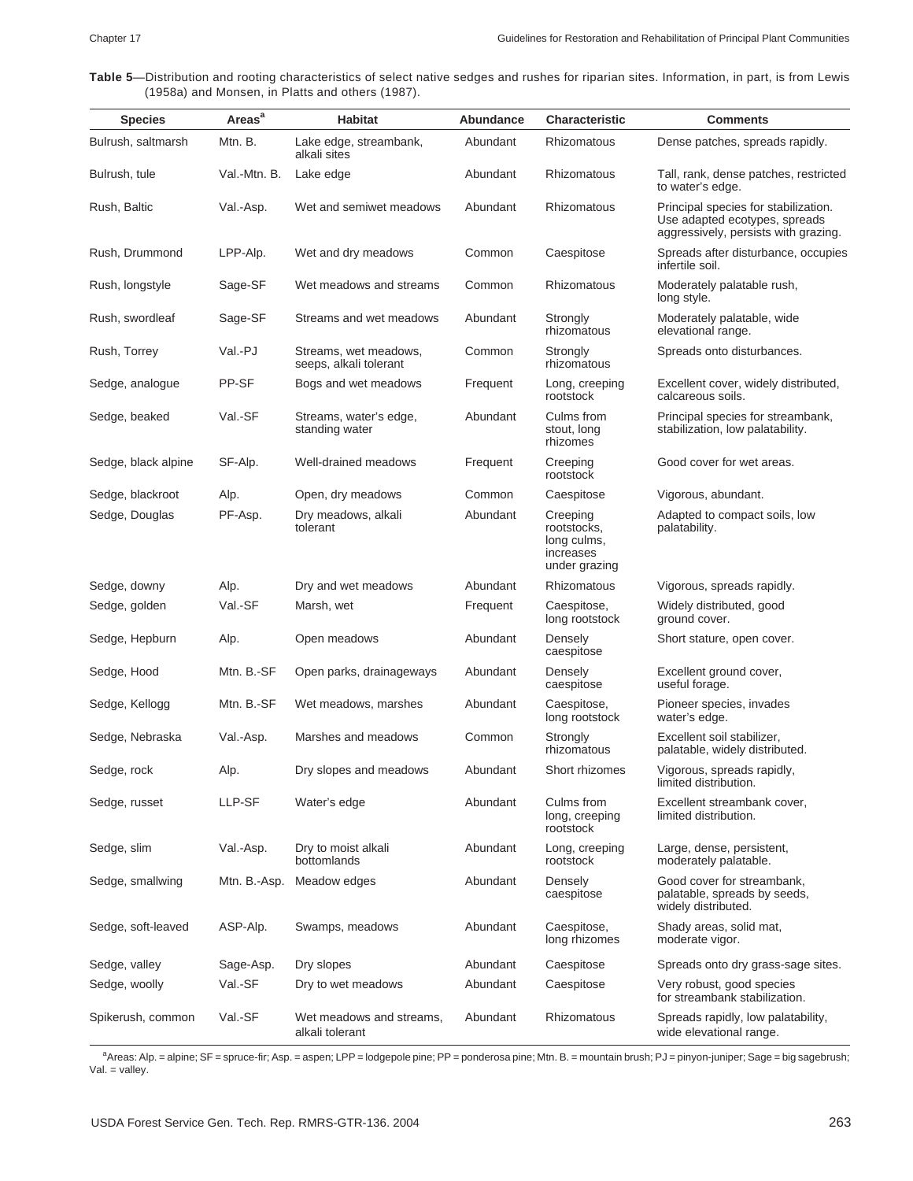**Table 5**—Distribution and rooting characteristics of select native sedges and rushes for riparian sites. Information, in part, is from Lewis (1958a) and Monsen, in Platts and others (1987).

| Species | Areas[a] | Habitat | Abundance | Characteristic | Comments |
|---|---|---|---|---|---|
| Bulrush, saltmarsh | Mtn. B. | Lake edge, streambank, alkali sites | Abundant | Rhizomatous | Dense patches, spreads rapidly. |
| Bulrush, tule | Val.-Mtn. B. | Lake edge | Abundant | Rhizomatous | Tall, rank, dense patches, restricted to water's edge. |
| Rush, Baltic | Val.-Asp. | Wet and semiwet meadows | Abundant | Rhizomatous | Principal species for stabilization. Use adapted ecotypes, spreads aggressively, persists with grazing. |
| Rush, Drummond | LPP-Alp. | Wet and dry meadows | Common | Caespitose | Spreads after disturbance, occupies infertile soil. |
| Rush, longstyle | Sage-SF | Wet meadows and streams | Common | Rhizomatous | Moderately palatable rush, long style. |
| Rush, swordleaf | Sage-SF | Streams and wet meadows | Abundant | Strongly rhizomatous | Moderately palatable, wide elevational range. |
| Rush, Torrey | Val.-PJ | Streams, wet meadows, seeps, alkali tolerant | Common | Strongly rhizomatous | Spreads onto disturbances. |
| Sedge, analogue | PP-SF | Bogs and wet meadows | Frequent | Long, creeping rootstock | Excellent cover, widely distributed, calcareous soils. |
| Sedge, beaked | Val.-SF | Streams, water's edge, standing water | Abundant | Culms from stout, long rhizomes | Principal species for streambank, stabilization, low palatability. |
| Sedge, black alpine | SF-Alp. | Well-drained meadows | Frequent | Creeping rootstock | Good cover for wet areas. |
| Sedge, blackroot | Alp. | Open, dry meadows | Common | Caespitose | Vigorous, abundant. |
| Sedge, Douglas | PF-Asp. | Dry meadows, alkali tolerant | Abundant | Creeping rootstocks, long culms, increases under grazing | Adapted to compact soils, low palatability. |
| Sedge, downy | Alp. | Dry and wet meadows | Abundant | Rhizomatous | Vigorous, spreads rapidly. |
| Sedge, golden | Val.-SF | Marsh, wet | Frequent | Caespitose, long rootstock | Widely distributed, good ground cover. |
| Sedge, Hepburn | Alp. | Open meadows | Abundant | Densely caespitose | Short stature, open cover. |
| Sedge, Hood | Mtn. B.-SF | Open parks, drainageways | Abundant | Densely caespitose | Excellent ground cover, useful forage. |
| Sedge, Kellogg | Mtn. B.-SF | Wet meadows, marshes | Abundant | Caespitose, long rootstock | Pioneer species, invades water's edge. |
| Sedge, Nebraska | Val.-Asp. | Marshes and meadows | Common | Strongly rhizomatous | Excellent soil stabilizer, palatable, widely distributed. |
| Sedge, rock | Alp. | Dry slopes and meadows | Abundant | Short rhizomes | Vigorous, spreads rapidly, limited distribution. |
| Sedge, russet | LLP-SF | Water's edge | Abundant | Culms from long, creeping rootstock | Excellent streambank cover, limited distribution. |
| Sedge, slim | Val.-Asp. | Dry to moist alkali bottomlands | Abundant | Long, creeping rootstock | Large, dense, persistent, moderately palatable. |
| Sedge, smallwing | Mtn. B.-Asp. | Meadow edges | Abundant | Densely caespitose | Good cover for streambank, palatable, spreads by seeds, widely distributed. |
| Sedge, soft-leaved | ASP-Alp. | Swamps, meadows | Abundant | Caespitose, long rhizomes | Shady areas, solid mat, moderate vigor. |
| Sedge, valley | Sage-Asp. | Dry slopes | Abundant | Caespitose | Spreads onto dry grass-sage sites. |
| Sedge, woolly | Val.-SF | Dry to wet meadows | Abundant | Caespitose | Very robust, good species for streambank stabilization. |
| Spikerush, common | Val.-SF | Wet meadows and streams, alkali tolerant | Abundant | Rhizomatous | Spreads rapidly, low palatability, wide elevational range. |

[a]Areas: Alp. = alpine; SF = spruce-fir; Asp. = aspen; LPP = lodgepole pine; PP = ponderosa pine; Mtn. B. = mountain brush; PJ = pinyon-juniper; Sage = big sagebrush; Val. = valley.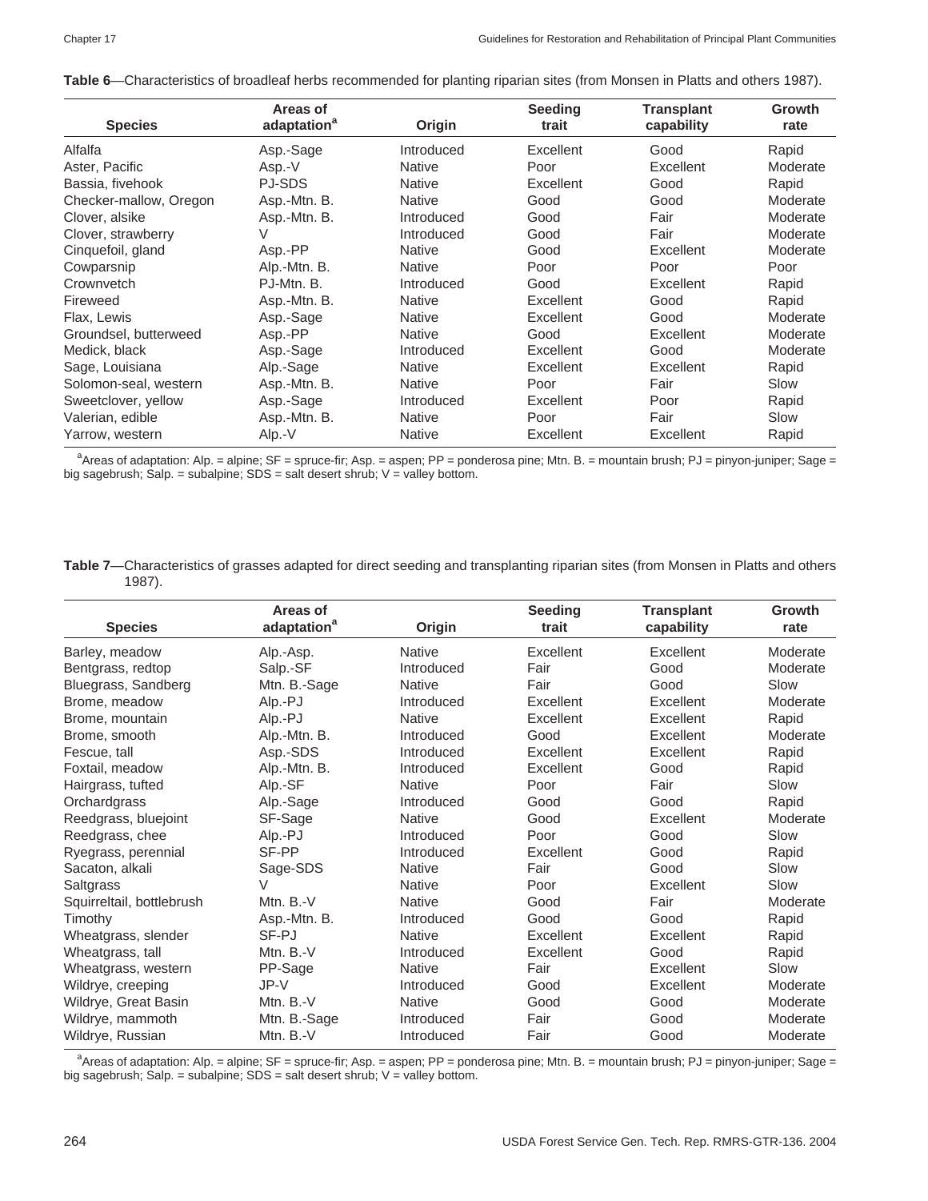**Table 6**—Characteristics of broadleaf herbs recommended for planting riparian sites (from Monsen in Platts and others 1987).

| Species | Areas of adaptation[a] | Origin | Seeding trait | Transplant capability | Growth rate |
|---|---|---|---|---|---|
| Alfalfa | Asp.-Sage | Introduced | Excellent | Good | Rapid |
| Aster, Pacific | Asp.-V | Native | Poor | Excellent | Moderate |
| Bassia, fivehook | PJ-SDS | Native | Excellent | Good | Rapid |
| Checker-mallow, Oregon | Asp.-Mtn. B. | Native | Good | Good | Moderate |
| Clover, alsike | Asp.-Mtn. B. | Introduced | Good | Fair | Moderate |
| Clover, strawberry | V | Introduced | Good | Fair | Moderate |
| Cinquefoil, gland | Asp.-PP | Native | Good | Excellent | Moderate |
| Cowparsnip | Alp.-Mtn. B. | Native | Poor | Poor | Poor |
| Crownvetch | PJ-Mtn. B. | Introduced | Good | Excellent | Rapid |
| Fireweed | Asp.-Mtn. B. | Native | Excellent | Good | Rapid |
| Flax, Lewis | Asp.-Sage | Native | Excellent | Good | Moderate |
| Groundsel, butterweed | Asp.-PP | Native | Good | Excellent | Moderate |
| Medick, black | Asp.-Sage | Introduced | Excellent | Good | Moderate |
| Sage, Louisiana | Alp.-Sage | Native | Excellent | Excellent | Rapid |
| Solomon-seal, western | Asp.-Mtn. B. | Native | Poor | Fair | Slow |
| Sweetclover, yellow | Asp.-Sage | Introduced | Excellent | Poor | Rapid |
| Valerian, edible | Asp.-Mtn. B. | Native | Poor | Fair | Slow |
| Yarrow, western | Alp.-V | Native | Excellent | Excellent | Rapid |

[a]Areas of adaptation: Alp. = alpine; SF = spruce-fir; Asp. = aspen; PP = ponderosa pine; Mtn. B. = mountain brush; PJ = pinyon-juniper; Sage = big sagebrush; Salp. = subalpine; SDS = salt desert shrub; V = valley bottom.

**Table 7**—Characteristics of grasses adapted for direct seeding and transplanting riparian sites (from Monsen in Platts and others 1987).

| Species | Areas of adaptation[a] | Origin | Seeding trait | Transplant capability | Growth rate |
|---|---|---|---|---|---|
| Barley, meadow | Alp.-Asp. | Native | Excellent | Excellent | Moderate |
| Bentgrass, redtop | Salp.-SF | Introduced | Fair | Good | Moderate |
| Bluegrass, Sandberg | Mtn. B.-Sage | Native | Fair | Good | Slow |
| Brome, meadow | Alp.-PJ | Introduced | Excellent | Excellent | Moderate |
| Brome, mountain | Alp.-PJ | Native | Excellent | Excellent | Rapid |
| Brome, smooth | Alp.-Mtn. B. | Introduced | Good | Excellent | Moderate |
| Fescue, tall | Asp.-SDS | Introduced | Excellent | Excellent | Rapid |
| Foxtail, meadow | Alp.-Mtn. B. | Introduced | Excellent | Good | Rapid |
| Hairgrass, tufted | Alp.-SF | Native | Poor | Fair | Slow |
| Orchardgrass | Alp.-Sage | Introduced | Good | Good | Rapid |
| Reedgrass, bluejoint | SF-Sage | Native | Good | Excellent | Moderate |
| Reedgrass, chee | Alp.-PJ | Introduced | Poor | Good | Slow |
| Ryegrass, perennial | SF-PP | Introduced | Excellent | Good | Rapid |
| Sacaton, alkali | Sage-SDS | Native | Fair | Good | Slow |
| Saltgrass | V | Native | Poor | Excellent | Slow |
| Squirreltail, bottlebrush | Mtn. B.-V | Native | Good | Fair | Moderate |
| Timothy | Asp.-Mtn. B. | Introduced | Good | Good | Rapid |
| Wheatgrass, slender | SF-PJ | Native | Excellent | Excellent | Rapid |
| Wheatgrass, tall | Mtn. B.-V | Introduced | Excellent | Good | Rapid |
| Wheatgrass, western | PP-Sage | Native | Fair | Excellent | Slow |
| Wildrye, creeping | JP-V | Introduced | Good | Excellent | Moderate |
| Wildrye, Great Basin | Mtn. B.-V | Native | Good | Good | Moderate |
| Wildrye, mammoth | Mtn. B.-Sage | Introduced | Fair | Good | Moderate |
| Wildrye, Russian | Mtn. B.-V | Introduced | Fair | Good | Moderate |

[a]Areas of adaptation: Alp. = alpine; SF = spruce-fir; Asp. = aspen; PP = ponderosa pine; Mtn. B. = mountain brush; PJ = pinyon-juniper; Sage = big sagebrush; Salp. = subalpine; SDS = salt desert shrub; V = valley bottom.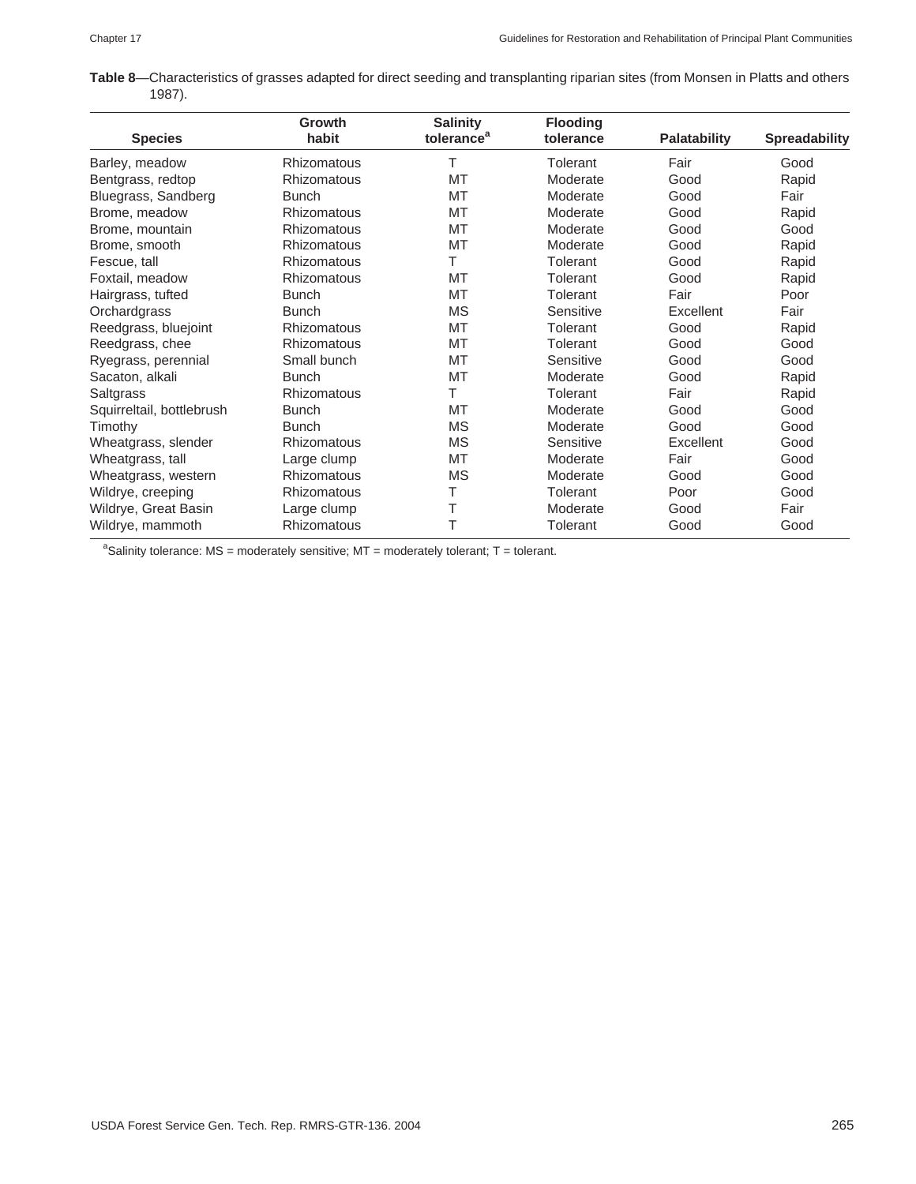**Table 8**—Characteristics of grasses adapted for direct seeding and transplanting riparian sites (from Monsen in Platts and others 1987).

| Species | Growth habit | Salinity tolerance[a] | Flooding tolerance | Palatability | Spreadability |
|---|---|---|---|---|---|
| Barley, meadow | Rhizomatous | T | Tolerant | Fair | Good |
| Bentgrass, redtop | Rhizomatous | MT | Moderate | Good | Rapid |
| Bluegrass, Sandberg | Bunch | MT | Moderate | Good | Fair |
| Brome, meadow | Rhizomatous | MT | Moderate | Good | Rapid |
| Brome, mountain | Rhizomatous | MT | Moderate | Good | Good |
| Brome, smooth | Rhizomatous | MT | Moderate | Good | Rapid |
| Fescue, tall | Rhizomatous | T | Tolerant | Good | Rapid |
| Foxtail, meadow | Rhizomatous | MT | Tolerant | Good | Rapid |
| Hairgrass, tufted | Bunch | MT | Tolerant | Fair | Poor |
| Orchardgrass | Bunch | MS | Sensitive | Excellent | Fair |
| Reedgrass, bluejoint | Rhizomatous | MT | Tolerant | Good | Rapid |
| Reedgrass, chee | Rhizomatous | MT | Tolerant | Good | Good |
| Ryegrass, perennial | Small bunch | MT | Sensitive | Good | Good |
| Sacaton, alkali | Bunch | MT | Moderate | Good | Rapid |
| Saltgrass | Rhizomatous | T | Tolerant | Fair | Rapid |
| Squirreltail, bottlebrush | Bunch | MT | Moderate | Good | Good |
| Timothy | Bunch | MS | Moderate | Good | Good |
| Wheatgrass, slender | Rhizomatous | MS | Sensitive | Excellent | Good |
| Wheatgrass, tall | Large clump | MT | Moderate | Fair | Good |
| Wheatgrass, western | Rhizomatous | MS | Moderate | Good | Good |
| Wildrye, creeping | Rhizomatous | T | Tolerant | Poor | Good |
| Wildrye, Great Basin | Large clump | T | Moderate | Good | Fair |
| Wildrye, mammoth | Rhizomatous | T | Tolerant | Good | Good |

[a]Salinity tolerance: MS = moderately sensitive; MT = moderately tolerant; T = tolerant.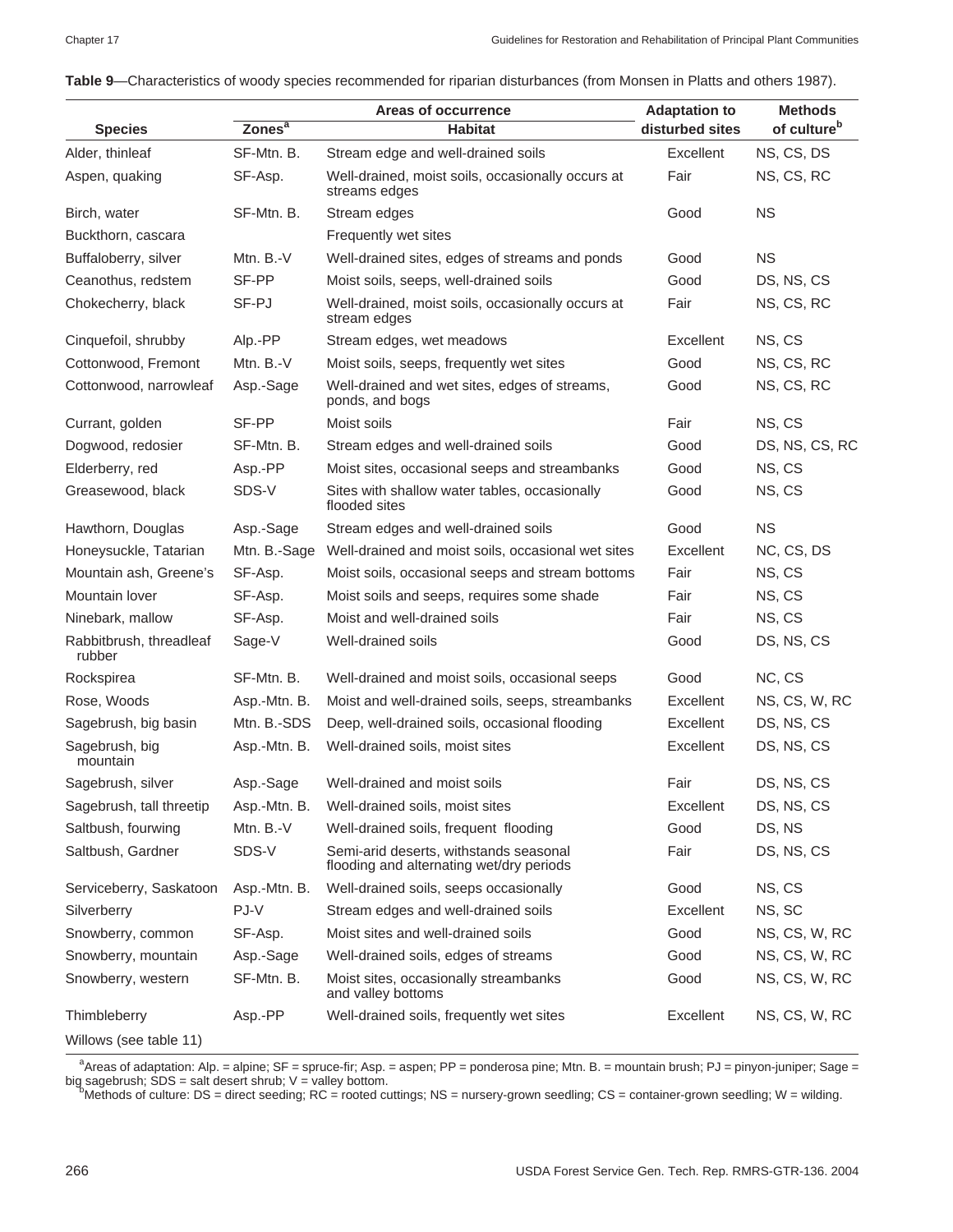**Table 9**—Characteristics of woody species recommended for riparian disturbances (from Monsen in Platts and others 1987).

| Species | Areas of occurrence | | Adaptation to disturbed sites | Methods of culture[b] |
|---|---|---|---|---|
| | Zones[a] | Habitat | | |
| Alder, thinleaf | SF-Mtn. B. | Stream edge and well-drained soils | Excellent | NS, CS, DS |
| Aspen, quaking | SF-Asp. | Well-drained, moist soils, occasionally occurs at streams edges | Fair | NS, CS, RC |
| Birch, water | SF-Mtn. B. | Stream edges | Good | NS |
| Buckthorn, cascara | | Frequently wet sites | | |
| Buffaloberry, silver | Mtn. B.-V | Well-drained sites, edges of streams and ponds | Good | NS |
| Ceanothus, redstem | SF-PP | Moist soils, seeps, well-drained soils | Good | DS, NS, CS |
| Chokecherry, black | SF-PJ | Well-drained, moist soils, occasionally occurs at stream edges | Fair | NS, CS, RC |
| Cinquefoil, shrubby | Alp.-PP | Stream edges, wet meadows | Excellent | NS, CS |
| Cottonwood, Fremont | Mtn. B.-V | Moist soils, seeps, frequently wet sites | Good | NS, CS, RC |
| Cottonwood, narrowleaf | Asp.-Sage | Well-drained and wet sites, edges of streams, ponds, and bogs | Good | NS, CS, RC |
| Currant, golden | SF-PP | Moist soils | Fair | NS, CS |
| Dogwood, redosier | SF-Mtn. B. | Stream edges and well-drained soils | Good | DS, NS, CS, RC |
| Elderberry, red | Asp.-PP | Moist sites, occasional seeps and streambanks | Good | NS, CS |
| Greasewood, black | SDS-V | Sites with shallow water tables, occasionally flooded sites | Good | NS, CS |
| Hawthorn, Douglas | Asp.-Sage | Stream edges and well-drained soils | Good | NS |
| Honeysuckle, Tatarian | Mtn. B.-Sage | Well-drained and moist soils, occasional wet sites | Excellent | NC, CS, DS |
| Mountain ash, Greene's | SF-Asp. | Moist soils, occasional seeps and stream bottoms | Fair | NS, CS |
| Mountain lover | SF-Asp. | Moist soils and seeps, requires some shade | Fair | NS, CS |
| Ninebark, mallow | SF-Asp. | Moist and well-drained soils | Fair | NS, CS |
| Rabbitbrush, threadleaf rubber | Sage-V | Well-drained soils | Good | DS, NS, CS |
| Rockspirea | SF-Mtn. B. | Well-drained and moist soils, occasional seeps | Good | NC, CS |
| Rose, Woods | Asp.-Mtn. B. | Moist and well-drained soils, seeps, streambanks | Excellent | NS, CS, W, RC |
| Sagebrush, big basin | Mtn. B.-SDS | Deep, well-drained soils, occasional flooding | Excellent | DS, NS, CS |
| Sagebrush, big mountain | Asp.-Mtn. B. | Well-drained soils, moist sites | Excellent | DS, NS, CS |
| Sagebrush, silver | Asp.-Sage | Well-drained and moist soils | Fair | DS, NS, CS |
| Sagebrush, tall threetip | Asp.-Mtn. B. | Well-drained soils, moist sites | Excellent | DS, NS, CS |
| Saltbush, fourwing | Mtn. B.-V | Well-drained soils, frequent flooding | Good | DS, NS |
| Saltbush, Gardner | SDS-V | Semi-arid deserts, withstands seasonal flooding and alternating wet/dry periods | Fair | DS, NS, CS |
| Serviceberry, Saskatoon | Asp.-Mtn. B. | Well-drained soils, seeps occasionally | Good | NS, CS |
| Silverberry | PJ-V | Stream edges and well-drained soils | Excellent | NS, SC |
| Snowberry, common | SF-Asp. | Moist sites and well-drained soils | Good | NS, CS, W, RC |
| Snowberry, mountain | Asp.-Sage | Well-drained soils, edges of streams | Good | NS, CS, W, RC |
| Snowberry, western | SF-Mtn. B. | Moist sites, occasionally streambanks and valley bottoms | Good | NS, CS, W, RC |
| Thimbleberry | Asp.-PP | Well-drained soils, frequently wet sites | Excellent | NS, CS, W, RC |
| Willows (see table 11) | | | | |

[a]Areas of adaptation: Alp. = alpine; SF = spruce-fir; Asp. = aspen; PP = ponderosa pine; Mtn. B. = mountain brush; PJ = pinyon-juniper; Sage = big sagebrush; SDS = salt desert shrub; V = valley bottom.
[b]Methods of culture: DS = direct seeding; RC = rooted cuttings; NS = nursery-grown seedling; CS = container-grown seedling; W = wilding.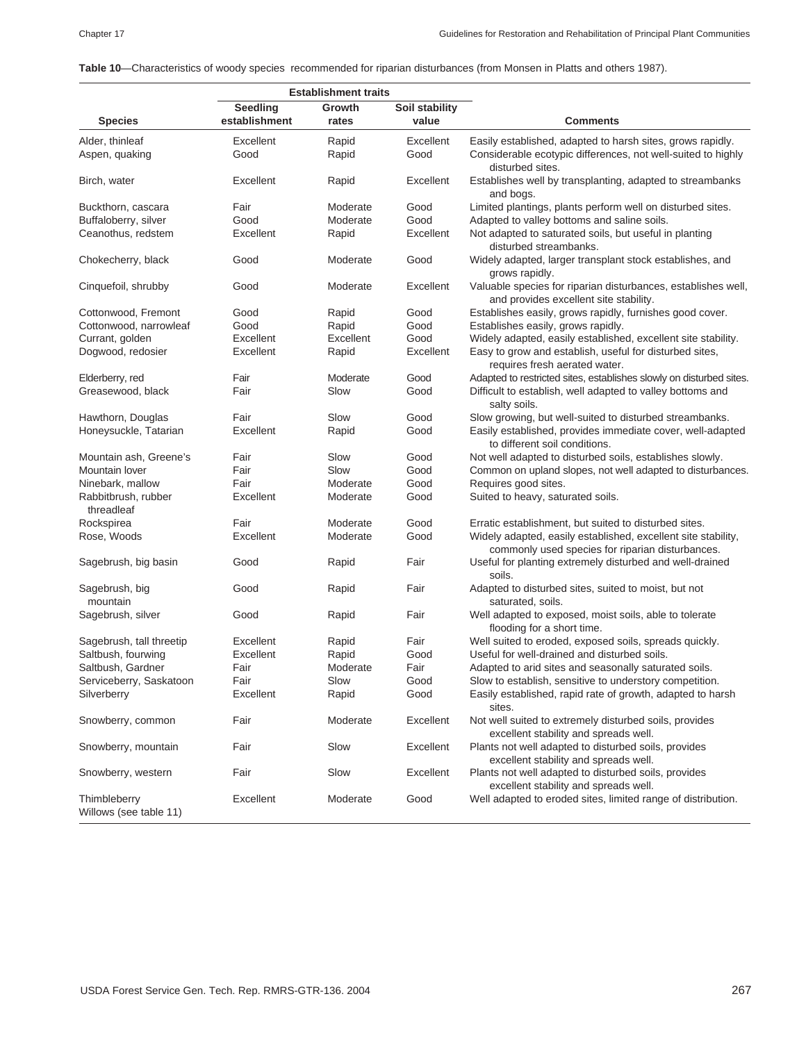**Table 10**—Characteristics of woody species recommended for riparian disturbances (from Monsen in Platts and others 1987).

| | Establishment traits | | | |
|---|---|---|---|---|
| Species | Seedling establishment | Growth rates | Soil stability value | Comments |
| Alder, thinleaf | Excellent | Rapid | Excellent | Easily established, adapted to harsh sites, grows rapidly. |
| Aspen, quaking | Good | Rapid | Good | Considerable ecotypic differences, not well-suited to highly disturbed sites. |
| Birch, water | Excellent | Rapid | Excellent | Establishes well by transplanting, adapted to streambanks and bogs. |
| Buckthorn, cascara | Fair | Moderate | Good | Limited plantings, plants perform well on disturbed sites. |
| Buffaloberry, silver | Good | Moderate | Good | Adapted to valley bottoms and saline soils. |
| Ceanothus, redstem | Excellent | Rapid | Excellent | Not adapted to saturated soils, but useful in planting disturbed streambanks. |
| Chokecherry, black | Good | Moderate | Good | Widely adapted, larger transplant stock establishes, and grows rapidly. |
| Cinquefoil, shrubby | Good | Moderate | Excellent | Valuable species for riparian disturbances, establishes well, and provides excellent site stability. |
| Cottonwood, Fremont | Good | Rapid | Good | Establishes easily, grows rapidly, furnishes good cover. |
| Cottonwood, narrowleaf | Good | Rapid | Good | Establishes easily, grows rapidly. |
| Currant, golden | Excellent | Excellent | Good | Widely adapted, easily established, excellent site stability. |
| Dogwood, redosier | Excellent | Rapid | Excellent | Easy to grow and establish, useful for disturbed sites, requires fresh aerated water. |
| Elderberry, red | Fair | Moderate | Good | Adapted to restricted sites, establishes slowly on disturbed sites. |
| Greasewood, black | Fair | Slow | Good | Difficult to establish, well adapted to valley bottoms and salty soils. |
| Hawthorn, Douglas | Fair | Slow | Good | Slow growing, but well-suited to disturbed streambanks. |
| Honeysuckle, Tatarian | Excellent | Rapid | Good | Easily established, provides immediate cover, well-adapted to different soil conditions. |
| Mountain ash, Greene's | Fair | Slow | Good | Not well adapted to disturbed soils, establishes slowly. |
| Mountain lover | Fair | Slow | Good | Common on upland slopes, not well adapted to disturbances. |
| Ninebark, mallow | Fair | Moderate | Good | Requires good sites. |
| Rabbitbrush, rubber threadleaf | Excellent | Moderate | Good | Suited to heavy, saturated soils. |
| Rockspirea | Fair | Moderate | Good | Erratic establishment, but suited to disturbed sites. |
| Rose, Woods | Excellent | Moderate | Good | Widely adapted, easily established, excellent site stability, commonly used species for riparian disturbances. |
| Sagebrush, big basin | Good | Rapid | Fair | Useful for planting extremely disturbed and well-drained soils. |
| Sagebrush, big mountain | Good | Rapid | Fair | Adapted to disturbed sites, suited to moist, but not saturated, soils. |
| Sagebrush, silver | Good | Rapid | Fair | Well adapted to exposed, moist soils, able to tolerate flooding for a short time. |
| Sagebrush, tall threetip | Excellent | Rapid | Fair | Well suited to eroded, exposed soils, spreads quickly. |
| Saltbush, fourwing | Excellent | Rapid | Good | Useful for well-drained and disturbed soils. |
| Saltbush, Gardner | Fair | Moderate | Fair | Adapted to arid sites and seasonally saturated soils. |
| Serviceberry, Saskatoon | Fair | Slow | Good | Slow to establish, sensitive to understory competition. |
| Silverberry | Excellent | Rapid | Good | Easily established, rapid rate of growth, adapted to harsh sites. |
| Snowberry, common | Fair | Moderate | Excellent | Not well suited to extremely disturbed soils, provides excellent stability and spreads well. |
| Snowberry, mountain | Fair | Slow | Excellent | Plants not well adapted to disturbed soils, provides excellent stability and spreads well. |
| Snowberry, western | Fair | Slow | Excellent | Plants not well adapted to disturbed soils, provides excellent stability and spreads well. |
| Thimbleberry | Excellent | Moderate | Good | Well adapted to eroded sites, limited range of distribution. |
| Willows (see table 11) | | | | |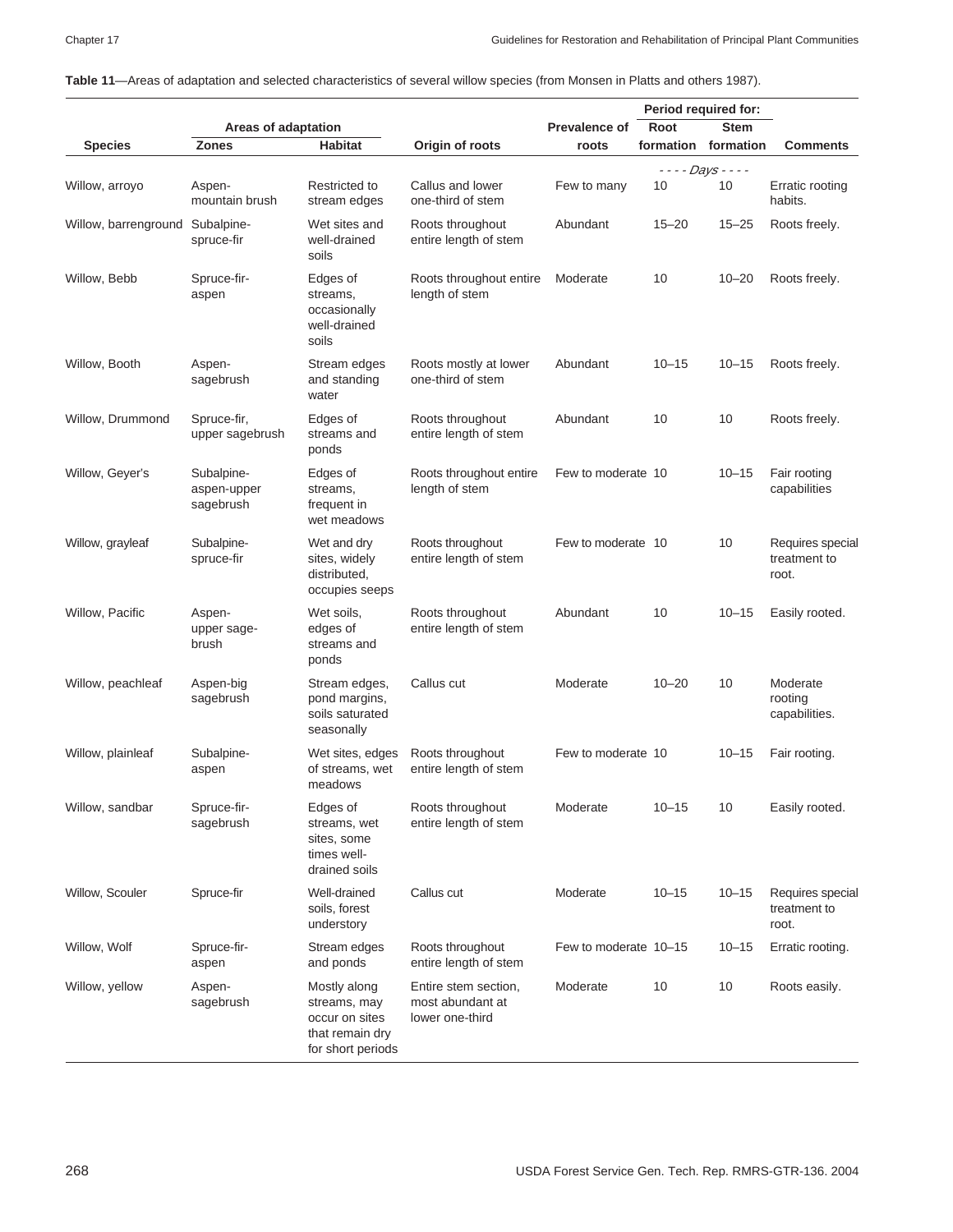**Table 11**—Areas of adaptation and selected characteristics of several willow species (from Monsen in Platts and others 1987).

| | Areas of adaptation | | | | Period required for: | | |
|---|---|---|---|---|---|---|---|
| Species | Zones | Habitat | Origin of roots | Prevalence of roots | Root formation | Stem formation | Comments |
| | | | | | - - - - *Days* - - - - | | |
| Willow, arroyo | Aspen-mountain brush | Restricted to stream edges | Callus and lower one-third of stem | Few to many | 10 | 10 | Erratic rooting habits. |
| Willow, barrenground | Subalpine-spruce-fir | Wet sites and well-drained soils | Roots throughout entire length of stem | Abundant | 15–20 | 15–25 | Roots freely. |
| Willow, Bebb | Spruce-fir-aspen | Edges of streams, occasionally well-drained soils | Roots throughout entire length of stem | Moderate | 10 | 10–20 | Roots freely. |
| Willow, Booth | Aspen-sagebrush | Stream edges and standing water | Roots mostly at lower one-third of stem | Abundant | 10–15 | 10–15 | Roots freely. |
| Willow, Drummond | Spruce-fir, upper sagebrush | Edges of streams and ponds | Roots throughout entire length of stem | Abundant | 10 | 10 | Roots freely. |
| Willow, Geyer's | Subalpine-aspen-upper sagebrush | Edges of streams, frequent in wet meadows | Roots throughout entire length of stem | Few to moderate | 10 | 10–15 | Fair rooting capabilities |
| Willow, grayleaf | Subalpine-spruce-fir | Wet and dry sites, widely distributed, occupies seeps | Roots throughout entire length of stem | Few to moderate | 10 | 10 | Requires special treatment to root. |
| Willow, Pacific | Aspen-upper sage-brush | Wet soils, edges of streams and ponds | Roots throughout entire length of stem | Abundant | 10 | 10–15 | Easily rooted. |
| Willow, peachleaf | Aspen-big sagebrush | Stream edges, pond margins, soils saturated seasonally | Callus cut | Moderate | 10–20 | 10 | Moderate rooting capabilities. |
| Willow, plainleaf | Subalpine-aspen | Wet sites, edges of streams, wet meadows | Roots throughout entire length of stem | Few to moderate | 10 | 10–15 | Fair rooting. |
| Willow, sandbar | Spruce-fir-sagebrush | Edges of streams, wet sites, some times well-drained soils | Roots throughout entire length of stem | Moderate | 10–15 | 10 | Easily rooted. |
| Willow, Scouler | Spruce-fir | Well-drained soils, forest understory | Callus cut | Moderate | 10–15 | 10–15 | Requires special treatment to root. |
| Willow, Wolf | Spruce-fir-aspen | Stream edges and ponds | Roots throughout entire length of stem | Few to moderate | 10–15 | 10–15 | Erratic rooting. |
| Willow, yellow | Aspen-sagebrush | Mostly along streams, may occur on sites that remain dry for short periods | Entire stem section, most abundant at lower one-third | Moderate | 10 | 10 | Roots easily. |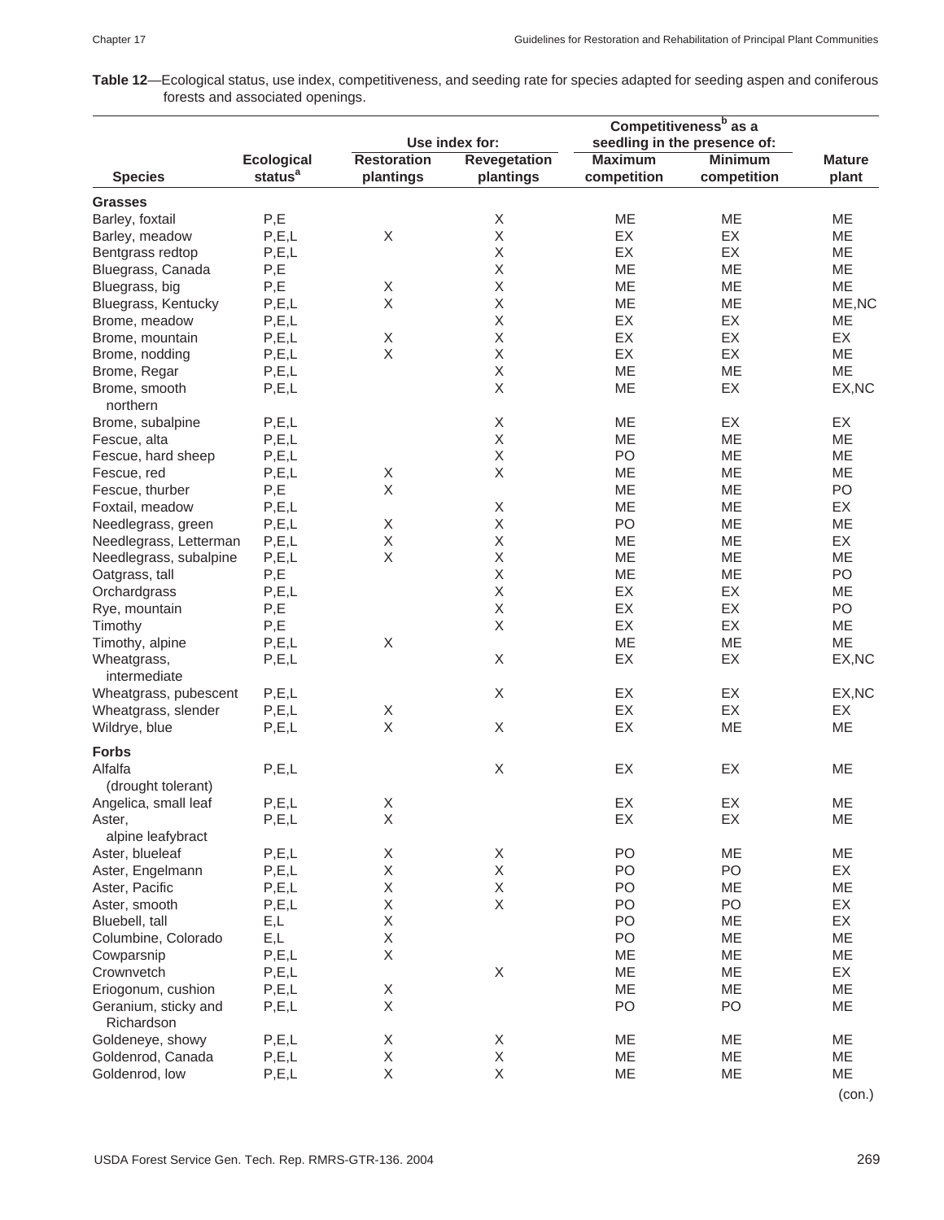**Table 12**—Ecological status, use index, competitiveness, and seeding rate for species adapted for seeding aspen and coniferous forests and associated openings.

| Species | Ecological status[a] | Use index for: Restoration plantings | Use index for: Revegetation plantings | Competitiveness[b] as a seedling in the presence of: Maximum competition | Competitiveness[b] as a seedling in the presence of: Minimum competition | Mature plant |
|---|---|---|---|---|---|---|
| **Grasses** | | | | | | |
| Barley, foxtail | P,E | | X | ME | ME | ME |
| Barley, meadow | P,E,L | X | X | EX | EX | ME |
| Bentgrass redtop | P,E,L | | X | EX | EX | ME |
| Bluegrass, Canada | P,E | | X | ME | ME | ME |
| Bluegrass, big | P,E | X | X | ME | ME | ME |
| Bluegrass, Kentucky | P,E,L | X | X | ME | ME | ME,NC |
| Brome, meadow | P,E,L | | X | EX | EX | ME |
| Brome, mountain | P,E,L | X | X | EX | EX | EX |
| Brome, nodding | P,E,L | X | X | EX | EX | ME |
| Brome, Regar | P,E,L | | X | ME | ME | ME |
| Brome, smooth northern | P,E,L | | X | ME | EX | EX,NC |
| Brome, subalpine | P,E,L | | X | ME | EX | EX |
| Fescue, alta | P,E,L | | X | ME | ME | ME |
| Fescue, hard sheep | P,E,L | | X | PO | ME | ME |
| Fescue, red | P,E,L | X | X | ME | ME | ME |
| Fescue, thurber | P,E | X | | ME | ME | PO |
| Foxtail, meadow | P,E,L | | X | ME | ME | EX |
| Needlegrass, green | P,E,L | X | X | PO | ME | ME |
| Needlegrass, Letterman | P,E,L | X | X | ME | ME | EX |
| Needlegrass, subalpine | P,E,L | X | X | ME | ME | ME |
| Oatgrass, tall | P,E | | X | ME | ME | PO |
| Orchardgrass | P,E,L | | X | EX | EX | ME |
| Rye, mountain | P,E | | X | EX | EX | PO |
| Timothy | P,E | | X | EX | EX | ME |
| Timothy, alpine | P,E,L | X | | ME | ME | ME |
| Wheatgrass, intermediate | P,E,L | | X | EX | EX | EX,NC |
| Wheatgrass, pubescent | P,E,L | | X | EX | EX | EX,NC |
| Wheatgrass, slender | P,E,L | X | | EX | EX | EX |
| Wildrye, blue | P,E,L | X | X | EX | ME | ME |
| **Forbs** | | | | | | |
| Alfalfa (drought tolerant) | P,E,L | | X | EX | EX | ME |
| Angelica, small leaf | P,E,L | X | | EX | EX | ME |
| Aster, alpine leafybract | P,E,L | X | | EX | EX | ME |
| Aster, blueleaf | P,E,L | X | X | PO | ME | ME |
| Aster, Engelmann | P,E,L | X | X | PO | PO | EX |
| Aster, Pacific | P,E,L | X | X | PO | ME | ME |
| Aster, smooth | P,E,L | X | X | PO | PO | EX |
| Bluebell, tall | E,L | X | | PO | ME | EX |
| Columbine, Colorado | E,L | X | | PO | ME | ME |
| Cowparsnip | P,E,L | X | | ME | ME | ME |
| Crownvetch | P,E,L | | X | ME | ME | EX |
| Eriogonum, cushion | P,E,L | X | | ME | ME | ME |
| Geranium, sticky and Richardson | P,E,L | X | | PO | PO | ME |
| Goldeneye, showy | P,E,L | X | X | ME | ME | ME |
| Goldenrod, Canada | P,E,L | X | X | ME | ME | ME |
| Goldenrod, low | P,E,L | X | X | ME | ME | ME |

(con.)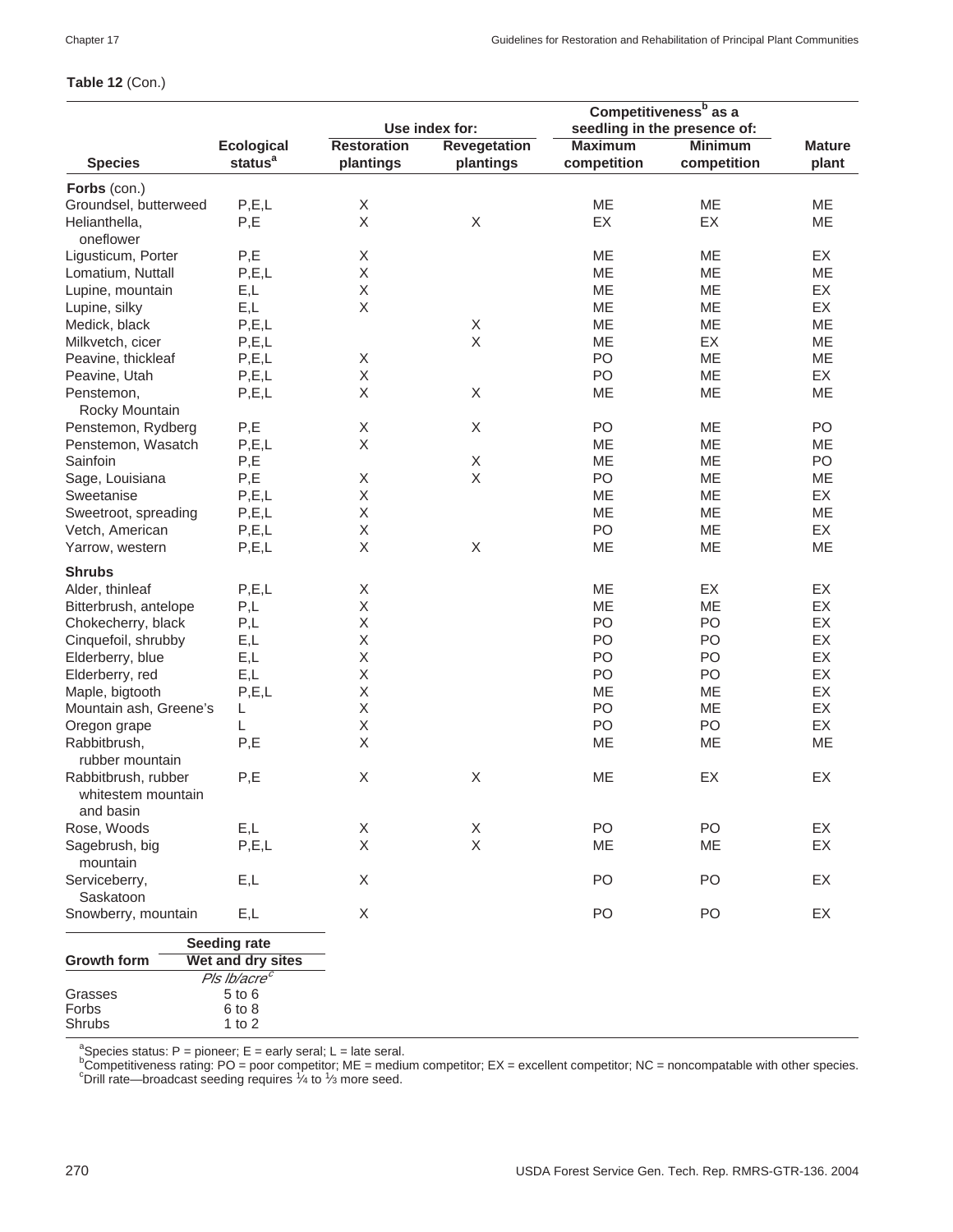**Table 12** (Con.)

| Species | Ecological status[a] | Use index for: Restoration plantings | Revegetation plantings | Competitiveness[b] as a seedling in the presence of: Maximum competition | Minimum competition | Mature plant |
|---|---|---|---|---|---|---|
| **Forbs** (con.) | | | | | | |
| Groundsel, butterweed | P,E,L | X | | ME | ME | ME |
| Helianthella, oneflower | P,E | X | X | EX | EX | ME |
| Ligusticum, Porter | P,E | X | | ME | ME | EX |
| Lomatium, Nuttall | P,E,L | X | | ME | ME | ME |
| Lupine, mountain | E,L | X | | ME | ME | EX |
| Lupine, silky | E,L | X | | ME | ME | EX |
| Medick, black | P,E,L | | X | ME | ME | ME |
| Milkvetch, cicer | P,E,L | | X | ME | EX | ME |
| Peavine, thickleaf | P,E,L | X | | PO | ME | ME |
| Peavine, Utah | P,E,L | X | | PO | ME | EX |
| Penstemon, Rocky Mountain | P,E,L | X | X | ME | ME | ME |
| Penstemon, Rydberg | P,E | X | X | PO | ME | PO |
| Penstemon, Wasatch | P,E,L | X | | ME | ME | ME |
| Sainfoin | P,E | | X | ME | ME | PO |
| Sage, Louisiana | P,E | X | X | PO | ME | ME |
| Sweetanise | P,E,L | X | | ME | ME | EX |
| Sweetroot, spreading | P,E,L | X | | ME | ME | ME |
| Vetch, American | P,E,L | X | | PO | ME | EX |
| Yarrow, western | P,E,L | X | X | ME | ME | ME |
| **Shrubs** | | | | | | |
| Alder, thinleaf | P,E,L | X | | ME | EX | EX |
| Bitterbrush, antelope | P,L | X | | ME | ME | EX |
| Chokecherry, black | P,L | X | | PO | PO | EX |
| Cinquefoil, shrubby | E,L | X | | PO | PO | EX |
| Elderberry, blue | E,L | X | | PO | PO | EX |
| Elderberry, red | E,L | X | | PO | PO | EX |
| Maple, bigtooth | P,E,L | X | | ME | ME | EX |
| Mountain ash, Greene's | L | X | | PO | ME | EX |
| Oregon grape | L | X | | PO | PO | EX |
| Rabbitbrush, rubber mountain | P,E | X | | ME | ME | ME |
| Rabbitbrush, rubber whitestem mountain and basin | P,E | X | X | ME | EX | EX |
| Rose, Woods | E,L | X | X | PO | PO | EX |
| Sagebrush, big mountain | P,E,L | X | X | ME | ME | EX |
| Serviceberry, Saskatoon | E,L | X | | PO | PO | EX |
| Snowberry, mountain | E,L | X | | PO | PO | EX |

| Growth form | Seeding rate Wet and dry sites |
|---|---|
| | *Pls lb/acre*[c] |
| Grasses | 5 to 6 |
| Forbs | 6 to 8 |
| Shrubs | 1 to 2 |

[a]Species status: P = pioneer; E = early seral; L = late seral.
[b]Competitiveness rating: PO = poor competitor; ME = medium competitor; EX = excellent competitor; NC = noncompatable with other species.
[c]Drill rate—broadcast seeding requires ¼ to ⅓ more seed.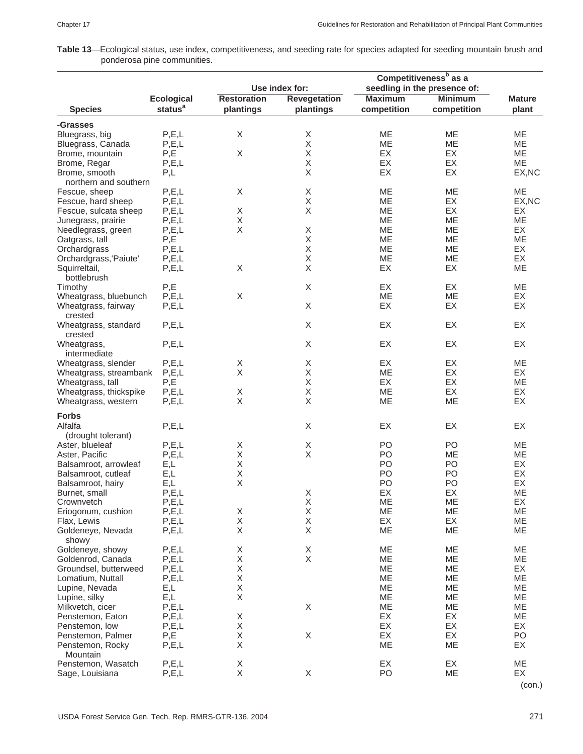**Table 13**—Ecological status, use index, competitiveness, and seeding rate for species adapted for seeding mountain brush and ponderosa pine communities.

| Species | Ecological status[a] | Use index for: Restoration plantings | Use index for: Revegetation plantings | Competitiveness[b] as a seedling in the presence of: Maximum competition | Competitiveness[b] as a seedling in the presence of: Minimum competition | Mature plant |
|---|---|---|---|---|---|---|
| **-Grasses** | | | | | | |
| Bluegrass, big | P,E,L | X | X | ME | ME | ME |
| Bluegrass, Canada | P,E,L | | X | ME | ME | ME |
| Brome, mountain | P,E | X | X | EX | EX | ME |
| Brome, Regar | P,E,L | | X | EX | EX | ME |
| Brome, smooth northern and southern | P,L | | X | EX | EX | EX,NC |
| Fescue, sheep | P,E,L | X | X | ME | ME | ME |
| Fescue, hard sheep | P,E,L | | X | ME | EX | EX,NC |
| Fescue, sulcata sheep | P,E,L | X | X | ME | EX | EX |
| Junegrass, prairie | P,E,L | X | | ME | ME | ME |
| Needlegrass, green | P,E,L | X | X | ME | ME | EX |
| Oatgrass, tall | P,E | | X | ME | ME | ME |
| Orchardgrass | P,E,L | | X | ME | ME | EX |
| Orchardgrass,'Paiute' | P,E,L | | X | ME | ME | EX |
| Squirreltail, bottlebrush | P,E,L | X | X | EX | EX | ME |
| Timothy | P,E | | X | EX | EX | ME |
| Wheatgrass, bluebunch | P,E,L | X | | ME | ME | EX |
| Wheatgrass, fairway crested | P,E,L | | X | EX | EX | EX |
| Wheatgrass, standard crested | P,E,L | | X | EX | EX | EX |
| Wheatgrass, intermediate | P,E,L | | X | EX | EX | EX |
| Wheatgrass, slender | P,E,L | X | X | EX | EX | ME |
| Wheatgrass, streambank | P,E,L | X | X | ME | EX | EX |
| Wheatgrass, tall | P,E | | X | EX | EX | ME |
| Wheatgrass, thickspike | P,E,L | X | X | ME | EX | EX |
| Wheatgrass, western | P,E,L | X | X | ME | ME | EX |
| **Forbs** | | | | | | |
| Alfalfa (drought tolerant) | P,E,L | | X | EX | EX | EX |
| Aster, blueleaf | P,E,L | X | X | PO | PO | ME |
| Aster, Pacific | P,E,L | X | X | PO | ME | ME |
| Balsamroot, arrowleaf | E,L | X | | PO | PO | EX |
| Balsamroot, cutleaf | E,L | X | | PO | PO | EX |
| Balsamroot, hairy | E,L | X | | PO | PO | EX |
| Burnet, small | P,E,L | | X | EX | EX | ME |
| Crownvetch | P,E,L | | X | ME | ME | EX |
| Eriogonum, cushion | P,E,L | X | X | ME | ME | ME |
| Flax, Lewis | P,E,L | X | X | EX | EX | ME |
| Goldeneye, Nevada showy | P,E,L | X | X | ME | ME | ME |
| Goldeneye, showy | P,E,L | X | X | ME | ME | ME |
| Goldenrod, Canada | P,E,L | X | X | ME | ME | ME |
| Groundsel, butterweed | P,E,L | X | | ME | ME | EX |
| Lomatium, Nuttall | P,E,L | X | | ME | ME | ME |
| Lupine, Nevada | E,L | X | | ME | ME | ME |
| Lupine, silky | E,L | X | | ME | ME | ME |
| Milkvetch, cicer | P,E,L | | X | ME | ME | ME |
| Penstemon, Eaton | P,E,L | X | | EX | EX | ME |
| Penstemon, low | P,E,L | X | | EX | EX | EX |
| Penstemon, Palmer | P,E | X | X | EX | EX | PO |
| Penstemon, Rocky Mountain | P,E,L | X | | ME | ME | EX |
| Penstemon, Wasatch | P,E,L | X | | EX | EX | ME |
| Sage, Louisiana | P,E,L | X | X | PO | ME | EX |

(con.)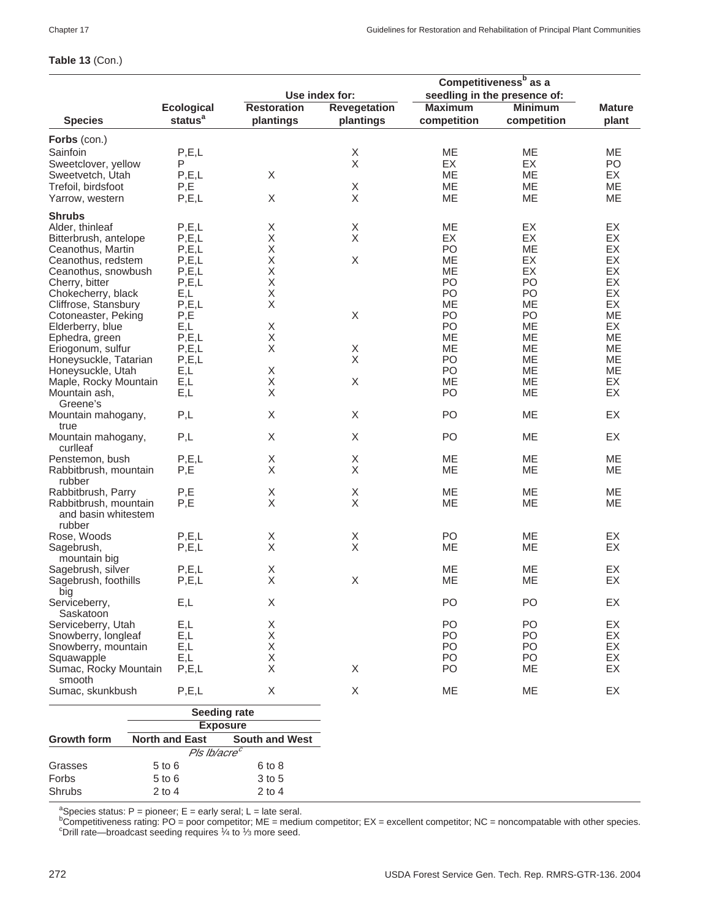**Table 13** (Con.)

| Species | Ecological status[a] | Use index for: Restoration plantings | Use index for: Revegetation plantings | Competitiveness[b] as a seedling in the presence of: Maximum competition | Competitiveness[b] as a seedling in the presence of: Minimum competition | Mature plant |
|---|---|---|---|---|---|---|
| **Forbs** (con.) | | | | | | |
| Sainfoin | P,E,L | | X | ME | ME | ME |
| Sweetclover, yellow | P | | X | EX | EX | PO |
| Sweetvetch, Utah | P,E,L | X | | ME | ME | EX |
| Trefoil, birdsfoot | P,E | | X | ME | ME | ME |
| Yarrow, western | P,E,L | X | X | ME | ME | ME |
| **Shrubs** | | | | | | |
| Alder, thinleaf | P,E,L | X | X | ME | EX | EX |
| Bitterbrush, antelope | P,E,L | X | X | EX | EX | EX |
| Ceanothus, Martin | P,E,L | X | | PO | ME | EX |
| Ceanothus, redstem | P,E,L | X | X | ME | EX | EX |
| Ceanothus, snowbush | P,E,L | X | | ME | EX | EX |
| Cherry, bitter | P,E,L | X | | PO | PO | EX |
| Chokecherry, black | E,L | X | | PO | PO | EX |
| Cliffrose, Stansbury | P,E,L | X | | ME | ME | EX |
| Cotoneaster, Peking | P,E | | X | PO | PO | ME |
| Elderberry, blue | E,L | X | | PO | ME | EX |
| Ephedra, green | P,E,L | X | | ME | ME | ME |
| Eriogonum, sulfur | P,E,L | X | X | ME | ME | ME |
| Honeysuckle, Tatarian | P,E,L | | X | PO | ME | ME |
| Honeysuckle, Utah | E,L | X | | PO | ME | ME |
| Maple, Rocky Mountain | E,L | X | X | ME | ME | EX |
| Mountain ash, Greene's | E,L | X | | PO | ME | EX |
| Mountain mahogany, true | P,L | X | X | PO | ME | EX |
| Mountain mahogany, curlleaf | P,L | X | X | PO | ME | EX |
| Penstemon, bush | P,E,L | X | X | ME | ME | ME |
| Rabbitbrush, mountain rubber | P,E | X | X | ME | ME | ME |
| Rabbitbrush, Parry | P,E | X | X | ME | ME | ME |
| Rabbitbrush, mountain and basin whitestem rubber | P,E | X | X | ME | ME | ME |
| Rose, Woods | P,E,L | X | X | PO | ME | EX |
| Sagebrush, mountain big | P,E,L | X | X | ME | ME | EX |
| Sagebrush, silver | P,E,L | X | | ME | ME | EX |
| Sagebrush, foothills big | P,E,L | X | X | ME | ME | EX |
| Serviceberry, Saskatoon | E,L | X | | PO | PO | EX |
| Serviceberry, Utah | E,L | X | | PO | PO | EX |
| Snowberry, longleaf | E,L | X | | PO | PO | EX |
| Snowberry, mountain | E,L | X | | PO | PO | EX |
| Squawapple | E,L | X | | PO | PO | EX |
| Sumac, Rocky Mountain smooth | P,E,L | X | X | PO | ME | EX |
| Sumac, skunkbush | P,E,L | X | X | ME | ME | EX |

| Growth form | Seeding rate — Exposure: North and East | Seeding rate — Exposure: South and West |
|---|---|---|
| | *Pls lb/acre*[c] | |
| Grasses | 5 to 6 | 6 to 8 |
| Forbs | 5 to 6 | 3 to 5 |
| Shrubs | 2 to 4 | 2 to 4 |

[a]Species status: P = pioneer; E = early seral; L = late seral.
[b]Competitiveness rating: PO = poor competitor; ME = medium competitor; EX = excellent competitor; NC = noncompatable with other species.
[c]Drill rate—broadcast seeding requires ¼ to ⅓ more seed.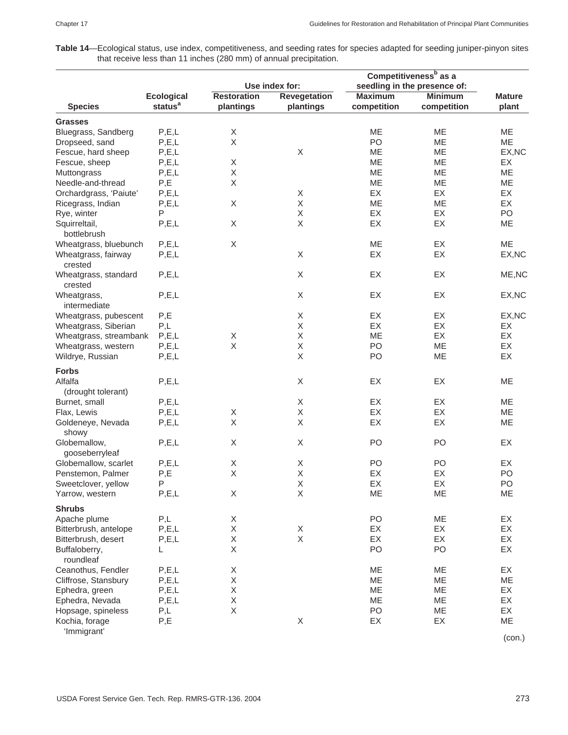**Table 14**—Ecological status, use index, competitiveness, and seeding rates for species adapted for seeding juniper-pinyon sites that receive less than 11 inches (280 mm) of annual precipitation.

| | | Use index for: | | Competitiveness[b] as a seedling in the presence of: | | |
|---|---|---|---|---|---|---|
| Species | Ecological status[a] | Restoration plantings | Revegetation plantings | Maximum competition | Minimum competition | Mature plant |
| **Grasses** | | | | | | |
| Bluegrass, Sandberg | P,E,L | X | | ME | ME | ME |
| Dropseed, sand | P,E,L | X | | PO | ME | ME |
| Fescue, hard sheep | P,E,L | | X | ME | ME | EX,NC |
| Fescue, sheep | P,E,L | X | | ME | ME | EX |
| Muttongrass | P,E,L | X | | ME | ME | ME |
| Needle-and-thread | P,E | X | | ME | ME | ME |
| Orchardgrass, 'Paiute' | P,E,L | | X | EX | EX | EX |
| Ricegrass, Indian | P,E,L | X | X | ME | ME | EX |
| Rye, winter | P | | X | EX | EX | PO |
| Squirreltail, bottlebrush | P,E,L | X | X | EX | EX | ME |
| Wheatgrass, bluebunch | P,E,L | X | | ME | EX | ME |
| Wheatgrass, fairway crested | P,E,L | | X | EX | EX | EX,NC |
| Wheatgrass, standard crested | P,E,L | | X | EX | EX | ME,NC |
| Wheatgrass, intermediate | P,E,L | | X | EX | EX | EX,NC |
| Wheatgrass, pubescent | P,E | | X | EX | EX | EX,NC |
| Wheatgrass, Siberian | P,L | | X | EX | EX | EX |
| Wheatgrass, streambank | P,E,L | X | X | ME | EX | EX |
| Wheatgrass, western | P,E,L | X | X | PO | ME | EX |
| Wildrye, Russian | P,E,L | | X | PO | ME | EX |
| **Forbs** | | | | | | |
| Alfalfa (drought tolerant) | P,E,L | | X | EX | EX | ME |
| Burnet, small | P,E,L | | X | EX | EX | ME |
| Flax, Lewis | P,E,L | X | X | EX | EX | ME |
| Goldeneye, Nevada showy | P,E,L | X | X | EX | EX | ME |
| Globemallow, gooseberryleaf | P,E,L | X | X | PO | PO | EX |
| Globemallow, scarlet | P,E,L | X | X | PO | PO | EX |
| Penstemon, Palmer | P,E | X | X | EX | EX | PO |
| Sweetclover, yellow | P | | X | EX | EX | PO |
| Yarrow, western | P,E,L | X | X | ME | ME | ME |
| **Shrubs** | | | | | | |
| Apache plume | P,L | X | | PO | ME | EX |
| Bitterbrush, antelope | P,E,L | X | X | EX | EX | EX |
| Bitterbrush, desert | P,E,L | X | X | EX | EX | EX |
| Buffaloberry, roundleaf | L | X | | PO | PO | EX |
| Ceanothus, Fendler | P,E,L | X | | ME | ME | EX |
| Cliffrose, Stansbury | P,E,L | X | | ME | ME | ME |
| Ephedra, green | P,E,L | X | | ME | ME | EX |
| Ephedra, Nevada | P,E,L | X | | ME | ME | EX |
| Hopsage, spineless | P,L | X | | PO | ME | EX |
| Kochia, forage 'Immigrant' | P,E | | X | EX | EX | ME |

(con.)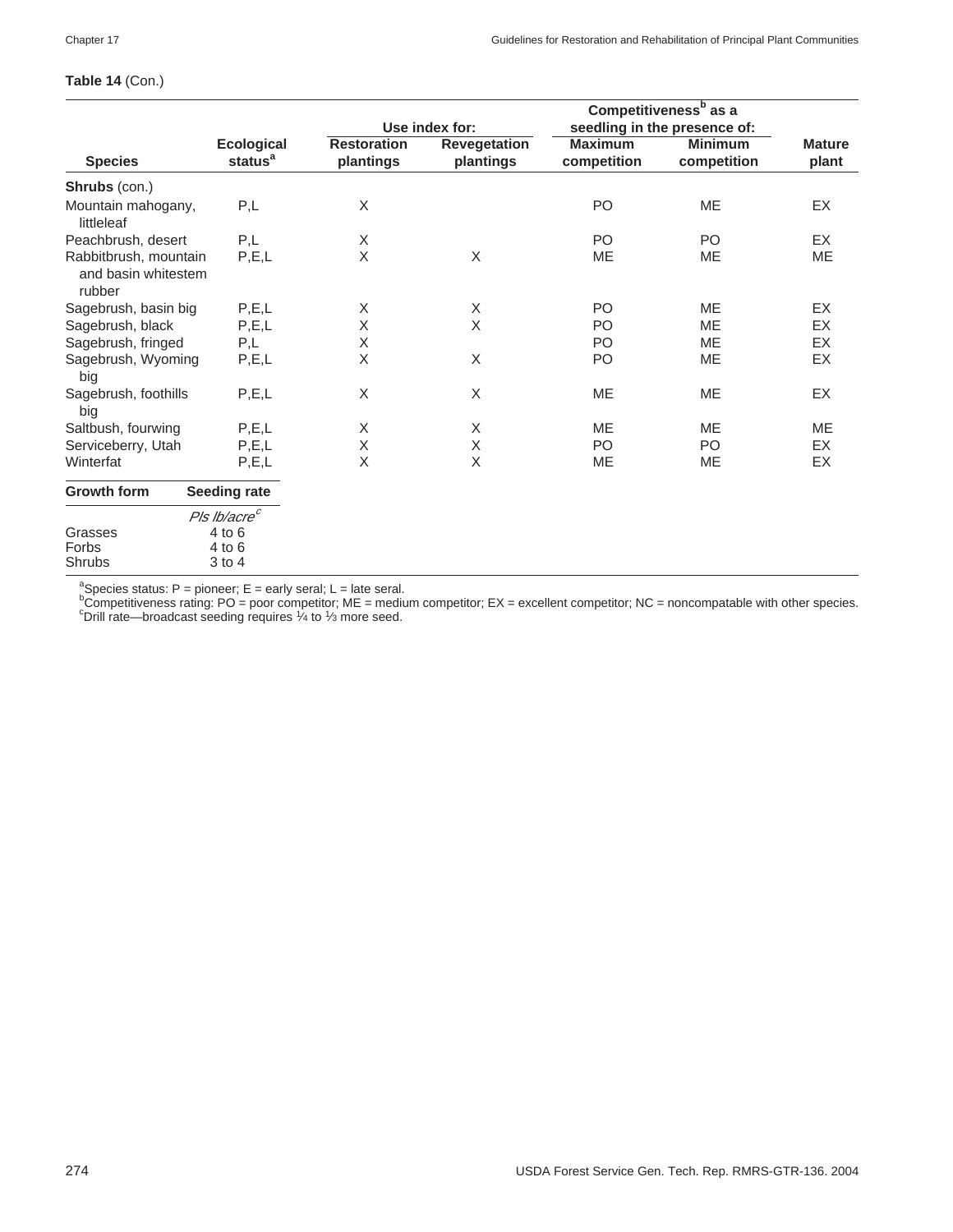**Table 14** (Con.)

| Species | Ecological status[a] | Use index for: Restoration plantings | Use index for: Revegetation plantings | Competitiveness[b] as a seedling in the presence of: Maximum competition | Competitiveness[b] as a seedling in the presence of: Minimum competition | Mature plant |
|---|---|---|---|---|---|---|
| **Shrubs** (con.) | | | | | | |
| Mountain mahogany, littleleaf | P,L | X | | PO | ME | EX |
| Peachbrush, desert | P,L | X | | PO | PO | EX |
| Rabbitbrush, mountain and basin whitestem rubber | P,E,L | X | X | ME | ME | ME |
| Sagebrush, basin big | P,E,L | X | X | PO | ME | EX |
| Sagebrush, black | P,E,L | X | X | PO | ME | EX |
| Sagebrush, fringed | P,L | X | | PO | ME | EX |
| Sagebrush, Wyoming big | P,E,L | X | X | PO | ME | EX |
| Sagebrush, foothills big | P,E,L | X | X | ME | ME | EX |
| Saltbush, fourwing | P,E,L | X | X | ME | ME | ME |
| Serviceberry, Utah | P,E,L | X | X | PO | PO | EX |
| Winterfat | P,E,L | X | X | ME | ME | EX |

| Growth form | Seeding rate |
|---|---|
| | *Pls lb/acre*[c] |
| Grasses | 4 to 6 |
| Forbs | 4 to 6 |
| Shrubs | 3 to 4 |

[a]Species status: P = pioneer; E = early seral; L = late seral.
[b]Competitiveness rating: PO = poor competitor; ME = medium competitor; EX = excellent competitor; NC = noncompatable with other species.
[c]Drill rate—broadcast seeding requires ¼ to ⅓ more seed.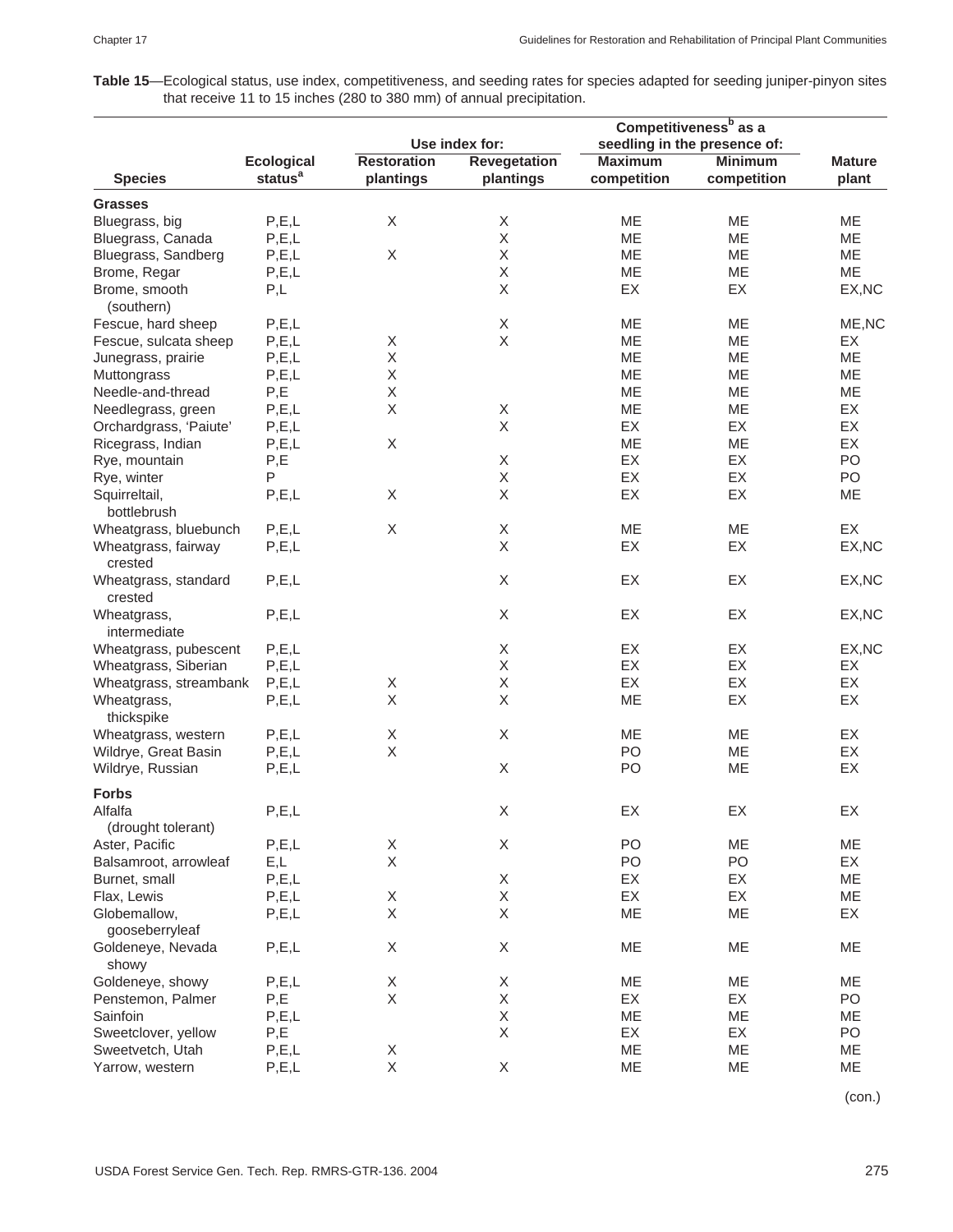**Table 15**—Ecological status, use index, competitiveness, and seeding rates for species adapted for seeding juniper-pinyon sites that receive 11 to 15 inches (280 to 380 mm) of annual precipitation.

| | | Use index for: | | Competitiveness[b] as a seedling in the presence of: | | |
|---|---|---|---|---|---|---|
| Species | Ecological status[a] | Restoration plantings | Revegetation plantings | Maximum competition | Minimum competition | Mature plant |
| **Grasses** | | | | | | |
| Bluegrass, big | P,E,L | X | X | ME | ME | ME |
| Bluegrass, Canada | P,E,L | | X | ME | ME | ME |
| Bluegrass, Sandberg | P,E,L | X | X | ME | ME | ME |
| Brome, Regar | P,E,L | | X | ME | ME | ME |
| Brome, smooth (southern) | P,L | | X | EX | EX | EX,NC |
| Fescue, hard sheep | P,E,L | | X | ME | ME | ME,NC |
| Fescue, sulcata sheep | P,E,L | X | X | ME | ME | EX |
| Junegrass, prairie | P,E,L | X | | ME | ME | ME |
| Muttongrass | P,E,L | X | | ME | ME | ME |
| Needle-and-thread | P,E | X | | ME | ME | ME |
| Needlegrass, green | P,E,L | X | X | ME | ME | EX |
| Orchardgrass, 'Paiute' | P,E,L | | X | EX | EX | EX |
| Ricegrass, Indian | P,E,L | X | | ME | ME | EX |
| Rye, mountain | P,E | | X | EX | EX | PO |
| Rye, winter | P | | X | EX | EX | PO |
| Squirreltail, bottlebrush | P,E,L | X | X | EX | EX | ME |
| Wheatgrass, bluebunch | P,E,L | X | X | ME | ME | EX |
| Wheatgrass, fairway crested | P,E,L | | X | EX | EX | EX,NC |
| Wheatgrass, standard crested | P,E,L | | X | EX | EX | EX,NC |
| Wheatgrass, intermediate | P,E,L | | X | EX | EX | EX,NC |
| Wheatgrass, pubescent | P,E,L | | X | EX | EX | EX,NC |
| Wheatgrass, Siberian | P,E,L | | X | EX | EX | EX |
| Wheatgrass, streambank | P,E,L | X | X | EX | EX | EX |
| Wheatgrass, thickspike | P,E,L | X | X | ME | EX | EX |
| Wheatgrass, western | P,E,L | X | X | ME | ME | EX |
| Wildrye, Great Basin | P,E,L | X | | PO | ME | EX |
| Wildrye, Russian | P,E,L | | X | PO | ME | EX |
| **Forbs** | | | | | | |
| Alfalfa (drought tolerant) | P,E,L | | X | EX | EX | EX |
| Aster, Pacific | P,E,L | X | X | PO | ME | ME |
| Balsamroot, arrowleaf | E,L | X | | PO | PO | EX |
| Burnet, small | P,E,L | | X | EX | EX | ME |
| Flax, Lewis | P,E,L | X | X | EX | EX | ME |
| Globemallow, gooseberryleaf | P,E,L | X | X | ME | ME | EX |
| Goldeneye, Nevada showy | P,E,L | X | X | ME | ME | ME |
| Goldeneye, showy | P,E,L | X | X | ME | ME | ME |
| Penstemon, Palmer | P,E | X | X | EX | EX | PO |
| Sainfoin | P,E,L | | X | ME | ME | ME |
| Sweetclover, yellow | P,E | | X | EX | EX | PO |
| Sweetvetch, Utah | P,E,L | X | | ME | ME | ME |
| Yarrow, western | P,E,L | X | X | ME | ME | ME |

(con.)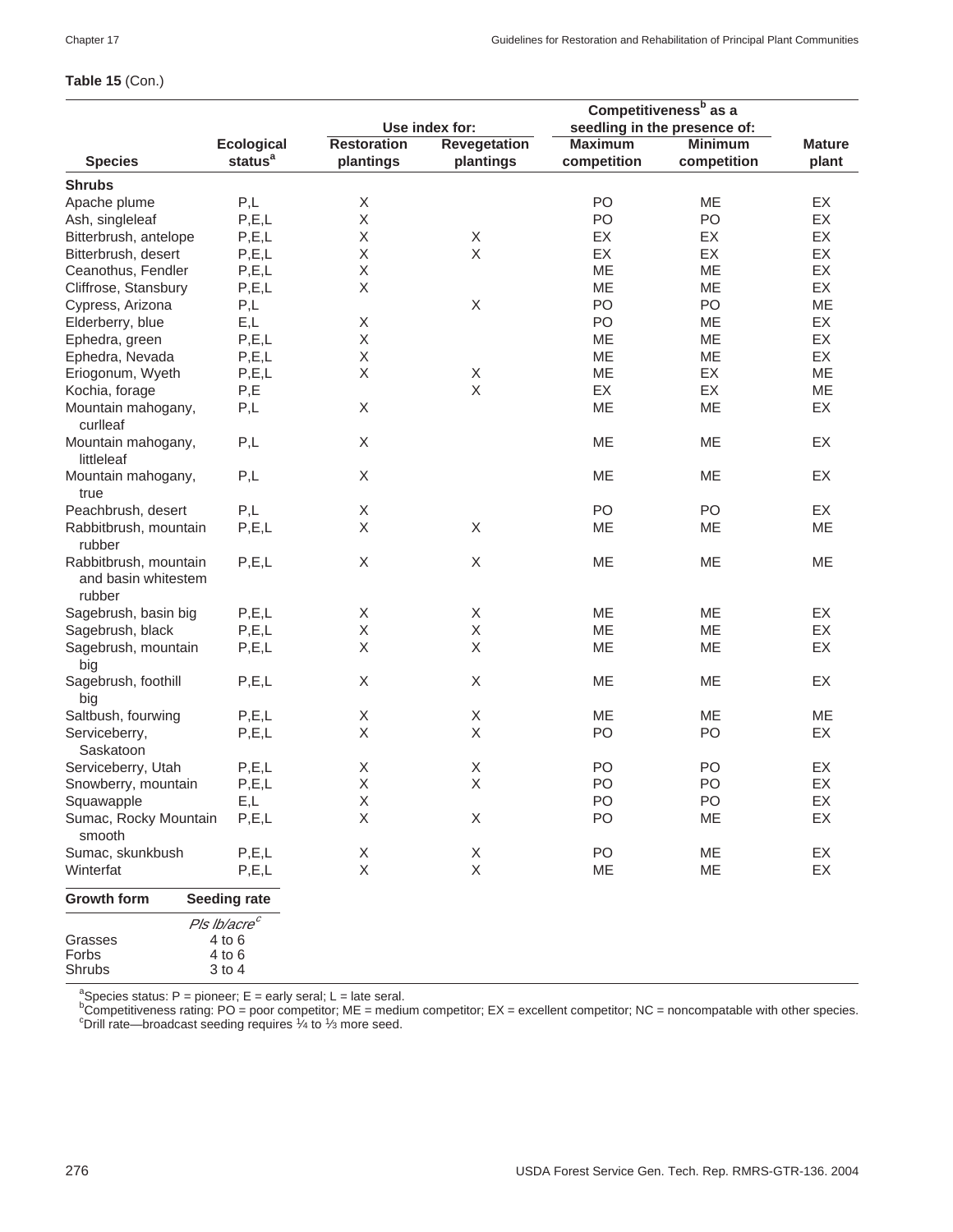**Table 15** (Con.)

| Species | Ecological status[a] | Use index for: Restoration plantings | Use index for: Revegetation plantings | Competitiveness[b] as a seedling in the presence of: Maximum competition | Competitiveness[b] as a seedling in the presence of: Minimum competition | Mature plant |
|---|---|---|---|---|---|---|
| **Shrubs** | | | | | | |
| Apache plume | P,L | X | | PO | ME | EX |
| Ash, singleleaf | P,E,L | X | | PO | PO | EX |
| Bitterbrush, antelope | P,E,L | X | X | EX | EX | EX |
| Bitterbrush, desert | P,E,L | X | X | EX | EX | EX |
| Ceanothus, Fendler | P,E,L | X | | ME | ME | EX |
| Cliffrose, Stansbury | P,E,L | X | | ME | ME | EX |
| Cypress, Arizona | P,L | | X | PO | PO | ME |
| Elderberry, blue | E,L | X | | PO | ME | EX |
| Ephedra, green | P,E,L | X | | ME | ME | EX |
| Ephedra, Nevada | P,E,L | X | | ME | ME | EX |
| Eriogonum, Wyeth | P,E,L | X | X | ME | EX | ME |
| Kochia, forage | P,E | | X | EX | EX | ME |
| Mountain mahogany, curlleaf | P,L | X | | ME | ME | EX |
| Mountain mahogany, littleleaf | P,L | X | | ME | ME | EX |
| Mountain mahogany, true | P,L | X | | ME | ME | EX |
| Peachbrush, desert | P,L | X | | PO | PO | EX |
| Rabbitbrush, mountain rubber | P,E,L | X | X | ME | ME | ME |
| Rabbitbrush, mountain and basin whitestem rubber | P,E,L | X | X | ME | ME | ME |
| Sagebrush, basin big | P,E,L | X | X | ME | ME | EX |
| Sagebrush, black | P,E,L | X | X | ME | ME | EX |
| Sagebrush, mountain big | P,E,L | X | X | ME | ME | EX |
| Sagebrush, foothill big | P,E,L | X | X | ME | ME | EX |
| Saltbush, fourwing | P,E,L | X | X | ME | ME | ME |
| Serviceberry, Saskatoon | P,E,L | X | X | PO | PO | EX |
| Serviceberry, Utah | P,E,L | X | X | PO | PO | EX |
| Snowberry, mountain | P,E,L | X | X | PO | PO | EX |
| Squawapple | E,L | X | | PO | PO | EX |
| Sumac, Rocky Mountain smooth | P,E,L | X | X | PO | ME | EX |
| Sumac, skunkbush | P,E,L | X | X | PO | ME | EX |
| Winterfat | P,E,L | X | X | ME | ME | EX |

| Growth form | Seeding rate |
|---|---|
| | *Pls lb/acre*[c] |
| Grasses | 4 to 6 |
| Forbs | 4 to 6 |
| Shrubs | 3 to 4 |

[a]Species status: P = pioneer; E = early seral; L = late seral.
[b]Competitiveness rating: PO = poor competitor; ME = medium competitor; EX = excellent competitor; NC = noncompatable with other species.
[c]Drill rate—broadcast seeding requires ¼ to ⅓ more seed.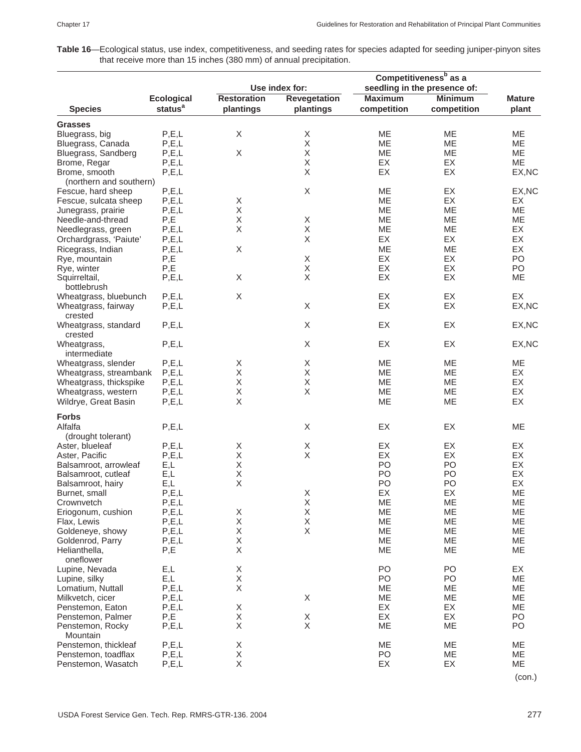**Table 16**—Ecological status, use index, competitiveness, and seeding rates for species adapted for seeding juniper-pinyon sites that receive more than 15 inches (380 mm) of annual precipitation.

| | | Use index for: | | Competitiveness[b] as a seedling in the presence of: | | |
|---|---|---|---|---|---|---|
| **Species** | **Ecological status[a]** | **Restoration plantings** | **Revegetation plantings** | **Maximum competition** | **Minimum competition** | **Mature plant** |
| **Grasses** | | | | | | |
| Bluegrass, big | P,E,L | X | X | ME | ME | ME |
| Bluegrass, Canada | P,E,L | | X | ME | ME | ME |
| Bluegrass, Sandberg | P,E,L | X | X | ME | ME | ME |
| Brome, Regar | P,E,L | | X | EX | EX | ME |
| Brome, smooth (northern and southern) | P,E,L | | X | EX | EX | EX,NC |
| Fescue, hard sheep | P,E,L | | X | ME | EX | EX,NC |
| Fescue, sulcata sheep | P,E,L | X | | ME | EX | EX |
| Junegrass, prairie | P,E,L | X | | ME | ME | ME |
| Needle-and-thread | P,E | X | X | ME | ME | ME |
| Needlegrass, green | P,E,L | X | X | ME | ME | EX |
| Orchardgrass, 'Paiute' | P,E,L | | X | EX | EX | EX |
| Ricegrass, Indian | P,E,L | X | | ME | ME | EX |
| Rye, mountain | P,E | | X | EX | EX | PO |
| Rye, winter | P,E | | X | EX | EX | PO |
| Squirreltail, bottlebrush | P,E,L | X | X | EX | EX | ME |
| Wheatgrass, bluebunch | P,E,L | X | | EX | EX | EX |
| Wheatgrass, fairway crested | P,E,L | | X | EX | EX | EX,NC |
| Wheatgrass, standard crested | P,E,L | | X | EX | EX | EX,NC |
| Wheatgrass, intermediate | P,E,L | | X | EX | EX | EX,NC |
| Wheatgrass, slender | P,E,L | X | X | ME | ME | ME |
| Wheatgrass, streambank | P,E,L | X | X | ME | ME | EX |
| Wheatgrass, thickspike | P,E,L | X | X | ME | ME | EX |
| Wheatgrass, western | P,E,L | X | X | ME | ME | EX |
| Wildrye, Great Basin | P,E,L | X | | ME | ME | EX |
| **Forbs** | | | | | | |
| Alfalfa (drought tolerant) | P,E,L | | X | EX | EX | ME |
| Aster, blueleaf | P,E,L | X | X | EX | EX | EX |
| Aster, Pacific | P,E,L | X | X | EX | EX | EX |
| Balsamroot, arrowleaf | E,L | X | | PO | PO | EX |
| Balsamroot, cutleaf | E,L | X | | PO | PO | EX |
| Balsamroot, hairy | E,L | X | | PO | PO | EX |
| Burnet, small | P,E,L | | X | EX | EX | ME |
| Crownvetch | P,E,L | | X | ME | ME | ME |
| Eriogonum, cushion | P,E,L | X | X | ME | ME | ME |
| Flax, Lewis | P,E,L | X | X | ME | ME | ME |
| Goldeneye, showy | P,E,L | X | X | ME | ME | ME |
| Goldenrod, Parry | P,E,L | X | | ME | ME | ME |
| Helianthella, oneflower | P,E | X | | ME | ME | ME |
| Lupine, Nevada | E,L | X | | PO | PO | EX |
| Lupine, silky | E,L | X | | PO | PO | ME |
| Lomatium, Nuttall | P,E,L | X | | ME | ME | ME |
| Milkvetch, cicer | P,E,L | | X | ME | ME | ME |
| Penstemon, Eaton | P,E,L | X | | EX | EX | ME |
| Penstemon, Palmer | P,E | X | X | EX | EX | PO |
| Penstemon, Rocky Mountain | P,E,L | X | X | ME | ME | PO |
| Penstemon, thickleaf | P,E,L | X | | ME | ME | ME |
| Penstemon, toadflax | P,E,L | X | | PO | ME | ME |
| Penstemon, Wasatch | P,E,L | X | | EX | EX | ME |

(con.)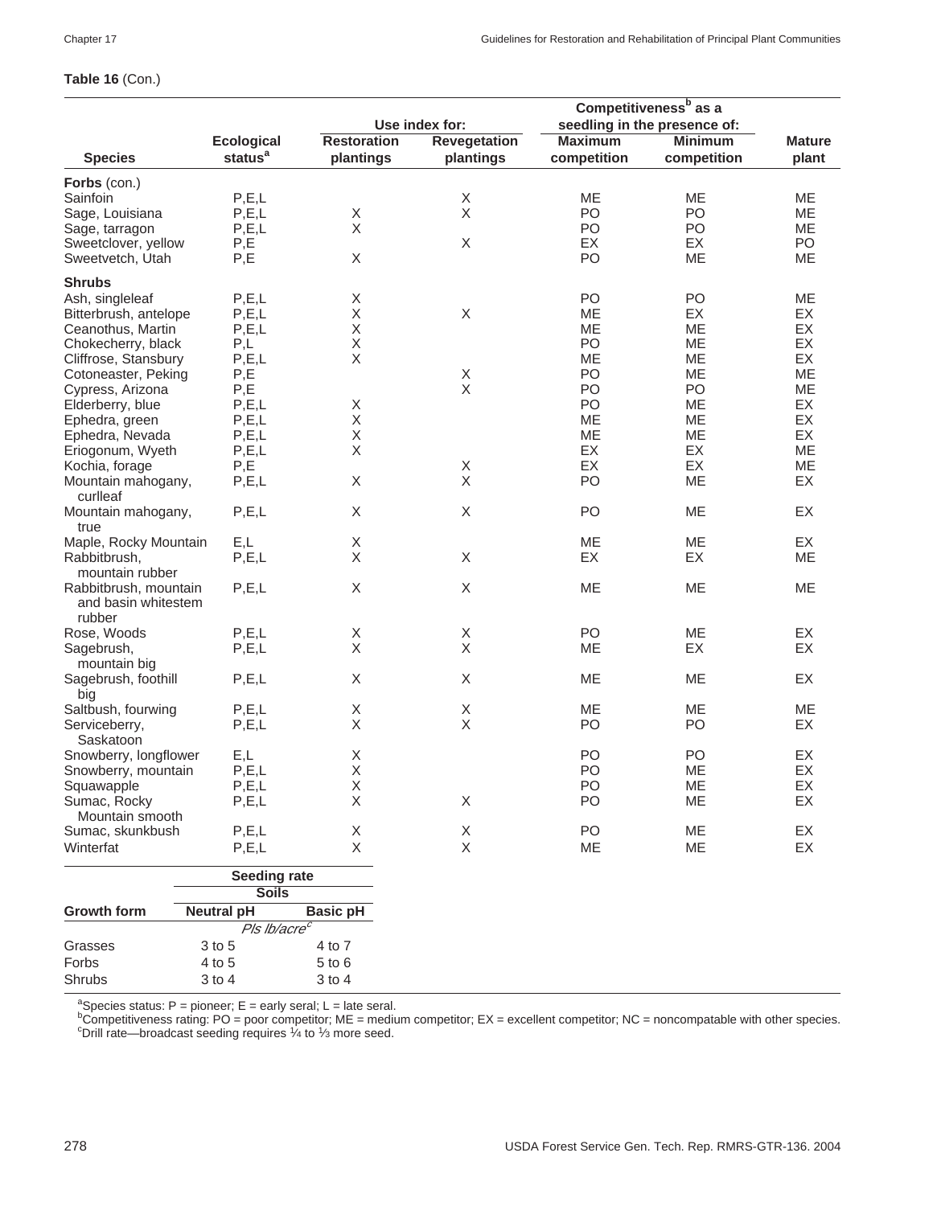**Table 16** (Con.)

| Species | Ecological status[a] | Use index for: Restoration plantings | Revegetation plantings | Competitiveness[b] as a seedling in the presence of: Maximum competition | Minimum competition | Mature plant |
|---|---|---|---|---|---|---|
| **Forbs** (con.) | | | | | | |
| Sainfoin | P,E,L | | X | ME | ME | ME |
| Sage, Louisiana | P,E,L | X | X | PO | PO | ME |
| Sage, tarragon | P,E,L | X | | PO | PO | ME |
| Sweetclover, yellow | P,E | | X | EX | EX | PO |
| Sweetvetch, Utah | P,E | X | | PO | ME | ME |
| **Shrubs** | | | | | | |
| Ash, singleleaf | P,E,L | X | | PO | PO | ME |
| Bitterbrush, antelope | P,E,L | X | X | ME | EX | EX |
| Ceanothus, Martin | P,E,L | X | | ME | ME | EX |
| Chokecherry, black | P,L | X | | PO | ME | EX |
| Cliffrose, Stansbury | P,E,L | X | | ME | ME | EX |
| Cotoneaster, Peking | P,E | | X | PO | ME | ME |
| Cypress, Arizona | P,E | | X | PO | PO | ME |
| Elderberry, blue | P,E,L | X | | PO | ME | EX |
| Ephedra, green | P,E,L | X | | ME | ME | EX |
| Ephedra, Nevada | P,E,L | X | | ME | ME | EX |
| Eriogonum, Wyeth | P,E,L | X | | EX | EX | ME |
| Kochia, forage | P,E | | X | EX | EX | ME |
| Mountain mahogany, curlleaf | P,E,L | X | X | PO | ME | EX |
| Mountain mahogany, true | P,E,L | X | X | PO | ME | EX |
| Maple, Rocky Mountain | E,L | X | | ME | ME | EX |
| Rabbitbrush, mountain rubber | P,E,L | X | X | EX | EX | ME |
| Rabbitbrush, mountain and basin whitestem rubber | P,E,L | X | X | ME | ME | ME |
| Rose, Woods | P,E,L | X | X | PO | ME | EX |
| Sagebrush, mountain big | P,E,L | X | X | ME | EX | EX |
| Sagebrush, foothill big | P,E,L | X | X | ME | ME | EX |
| Saltbush, fourwing | P,E,L | X | X | ME | ME | ME |
| Serviceberry, Saskatoon | P,E,L | X | X | PO | PO | EX |
| Snowberry, longflower | E,L | X | | PO | PO | EX |
| Snowberry, mountain | P,E,L | X | | PO | ME | EX |
| Squawapple | P,E,L | X | | PO | ME | EX |
| Sumac, Rocky Mountain smooth | P,E,L | X | X | PO | ME | EX |
| Sumac, skunkbush | P,E,L | X | X | PO | ME | EX |
| Winterfat | P,E,L | X | X | ME | ME | EX |

| Growth form | Seeding rate — Soils: Neutral pH | Basic pH |
|---|---|---|
| | *Pls lb/acre*[c] | |
| Grasses | 3 to 5 | 4 to 7 |
| Forbs | 4 to 5 | 5 to 6 |
| Shrubs | 3 to 4 | 3 to 4 |

[a]Species status: P = pioneer; E = early seral; L = late seral.
[b]Competitiveness rating: PO = poor competitor; ME = medium competitor; EX = excellent competitor; NC = noncompatable with other species.
[c]Drill rate—broadcast seeding requires ¼ to ⅓ more seed.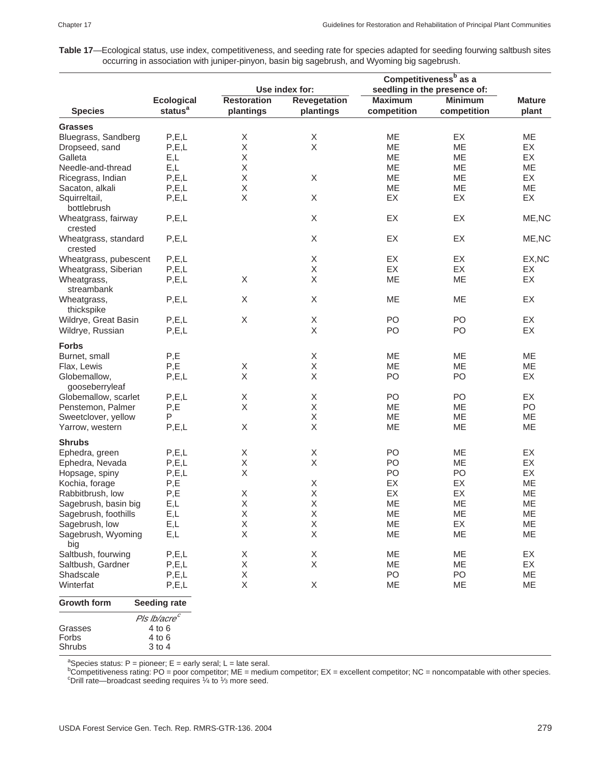**Table 17**—Ecological status, use index, competitiveness, and seeding rate for species adapted for seeding fourwing saltbush sites occurring in association with juniper-pinyon, basin big sagebrush, and Wyoming big sagebrush.

| | | Use index for: | | Competitiveness[b] as a seedling in the presence of: | | |
|---|---|---|---|---|---|---|
| **Species** | **Ecological status[a]** | **Restoration plantings** | **Revegetation plantings** | **Maximum competition** | **Minimum competition** | **Mature plant** |
| **Grasses** | | | | | | |
| Bluegrass, Sandberg | P,E,L | X | X | ME | EX | ME |
| Dropseed, sand | P,E,L | X | X | ME | ME | EX |
| Galleta | E,L | X | | ME | ME | EX |
| Needle-and-thread | E,L | X | | ME | ME | ME |
| Ricegrass, Indian | P,E,L | X | X | ME | ME | EX |
| Sacaton, alkali | P,E,L | X | | ME | ME | ME |
| Squirreltail, bottlebrush | P,E,L | X | X | EX | EX | EX |
| Wheatgrass, fairway crested | P,E,L | | X | EX | EX | ME,NC |
| Wheatgrass, standard crested | P,E,L | | X | EX | EX | ME,NC |
| Wheatgrass, pubescent | P,E,L | | X | EX | EX | EX,NC |
| Wheatgrass, Siberian | P,E,L | | X | EX | EX | EX |
| Wheatgrass, streambank | P,E,L | X | X | ME | ME | EX |
| Wheatgrass, thickspike | P,E,L | X | X | ME | ME | EX |
| Wildrye, Great Basin | P,E,L | X | X | PO | PO | EX |
| Wildrye, Russian | P,E,L | | X | PO | PO | EX |
| **Forbs** | | | | | | |
| Burnet, small | P,E | | X | ME | ME | ME |
| Flax, Lewis | P,E | X | X | ME | ME | ME |
| Globemallow, gooseberryleaf | P,E,L | X | X | PO | PO | EX |
| Globemallow, scarlet | P,E,L | X | X | PO | PO | EX |
| Penstemon, Palmer | P,E | X | X | ME | ME | PO |
| Sweetclover, yellow | P | | X | ME | ME | ME |
| Yarrow, western | P,E,L | X | X | ME | ME | ME |
| **Shrubs** | | | | | | |
| Ephedra, green | P,E,L | X | X | PO | ME | EX |
| Ephedra, Nevada | P,E,L | X | X | PO | ME | EX |
| Hopsage, spiny | P,E,L | X | | PO | PO | EX |
| Kochia, forage | P,E | | X | EX | EX | ME |
| Rabbitbrush, low | P,E | X | X | EX | EX | ME |
| Sagebrush, basin big | E,L | X | X | ME | ME | ME |
| Sagebrush, foothills | E,L | X | X | ME | ME | ME |
| Sagebrush, low | E,L | X | X | ME | EX | ME |
| Sagebrush, Wyoming big | E,L | X | X | ME | ME | ME |
| Saltbush, fourwing | P,E,L | X | X | ME | ME | EX |
| Saltbush, Gardner | P,E,L | X | X | ME | ME | EX |
| Shadscale | P,E,L | X | | PO | PO | ME |
| Winterfat | P,E,L | X | X | ME | ME | ME |

| Growth form | Seeding rate |
|---|---|
| | *Pls lb/acre[c]* |
| Grasses | 4 to 6 |
| Forbs | 4 to 6 |
| Shrubs | 3 to 4 |

[a]Species status: P = pioneer; E = early seral; L = late seral.
[b]Competitiveness rating: PO = poor competitor; ME = medium competitor; EX = excellent competitor; NC = noncompatable with other species.
[c]Drill rate—broadcast seeding requires ¼ to ⅓ more seed.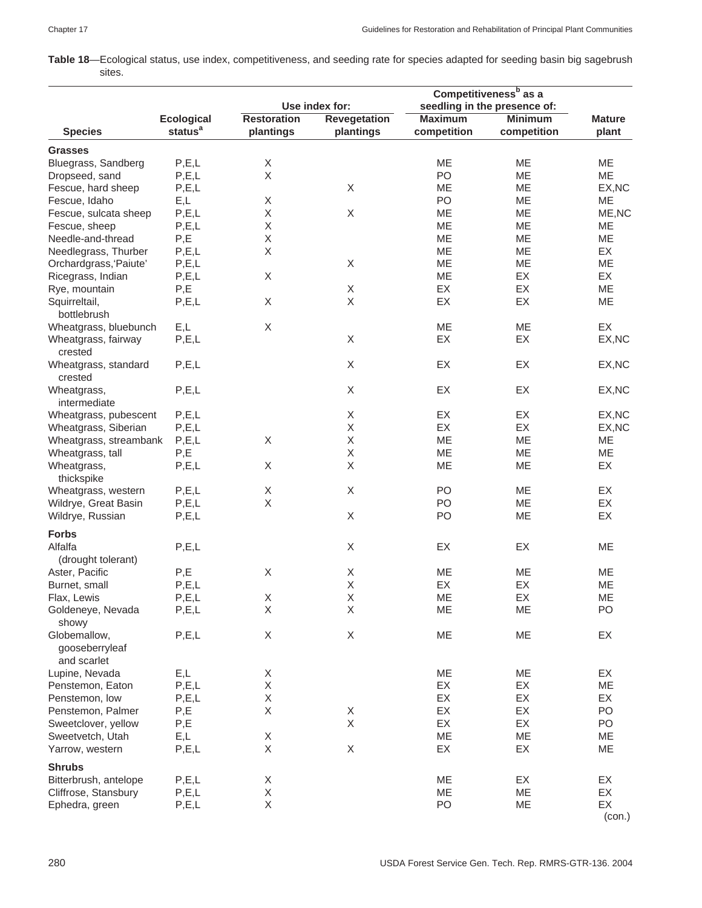**Table 18**—Ecological status, use index, competitiveness, and seeding rate for species adapted for seeding basin big sagebrush sites.

| Species | Ecological status[a] | Use index for: Restoration plantings | Use index for: Revegetation plantings | Competitiveness[b] as a seedling in the presence of: Maximum competition | Competitiveness[b] as a seedling in the presence of: Minimum competition | Mature plant |
|---|---|---|---|---|---|---|
| **Grasses** | | | | | | |
| Bluegrass, Sandberg | P,E,L | X | | ME | ME | ME |
| Dropseed, sand | P,E,L | X | | PO | ME | ME |
| Fescue, hard sheep | P,E,L | | X | ME | ME | EX,NC |
| Fescue, Idaho | E,L | X | | PO | ME | ME |
| Fescue, sulcata sheep | P,E,L | X | X | ME | ME | ME,NC |
| Fescue, sheep | P,E,L | X | | ME | ME | ME |
| Needle-and-thread | P,E | X | | ME | ME | ME |
| Needlegrass, Thurber | P,E,L | X | | ME | ME | EX |
| Orchardgrass,'Paiute' | P,E,L | | X | ME | ME | ME |
| Ricegrass, Indian | P,E,L | X | | ME | EX | EX |
| Rye, mountain | P,E | | X | EX | EX | ME |
| Squirreltail, bottlebrush | P,E,L | X | X | EX | EX | ME |
| Wheatgrass, bluebunch | E,L | X | | ME | ME | EX |
| Wheatgrass, fairway crested | P,E,L | | X | EX | EX | EX,NC |
| Wheatgrass, standard crested | P,E,L | | X | EX | EX | EX,NC |
| Wheatgrass, intermediate | P,E,L | | X | EX | EX | EX,NC |
| Wheatgrass, pubescent | P,E,L | | X | EX | EX | EX,NC |
| Wheatgrass, Siberian | P,E,L | | X | EX | EX | EX,NC |
| Wheatgrass, streambank | P,E,L | X | X | ME | ME | ME |
| Wheatgrass, tall | P,E | | X | ME | ME | ME |
| Wheatgrass, thickspike | P,E,L | X | X | ME | ME | EX |
| Wheatgrass, western | P,E,L | X | X | PO | ME | EX |
| Wildrye, Great Basin | P,E,L | X | | PO | ME | EX |
| Wildrye, Russian | P,E,L | | X | PO | ME | EX |
| **Forbs** | | | | | | |
| Alfalfa (drought tolerant) | P,E,L | | X | EX | EX | ME |
| Aster, Pacific | P,E | X | X | ME | ME | ME |
| Burnet, small | P,E,L | | X | EX | EX | ME |
| Flax, Lewis | P,E,L | X | X | ME | EX | ME |
| Goldeneye, Nevada showy | P,E,L | X | X | ME | ME | PO |
| Globemallow, gooseberryleaf and scarlet | P,E,L | X | X | ME | ME | EX |
| Lupine, Nevada | E,L | X | | ME | ME | EX |
| Penstemon, Eaton | P,E,L | X | | EX | EX | ME |
| Penstemon, low | P,E,L | X | | EX | EX | EX |
| Penstemon, Palmer | P,E | X | X | EX | EX | PO |
| Sweetclover, yellow | P,E | | X | EX | EX | PO |
| Sweetvetch, Utah | E,L | X | | ME | ME | ME |
| Yarrow, western | P,E,L | X | X | EX | EX | ME |
| **Shrubs** | | | | | | |
| Bitterbrush, antelope | P,E,L | X | | ME | EX | EX |
| Cliffrose, Stansbury | P,E,L | X | | ME | ME | EX |
| Ephedra, green | P,E,L | X | | PO | ME | EX |

(con.)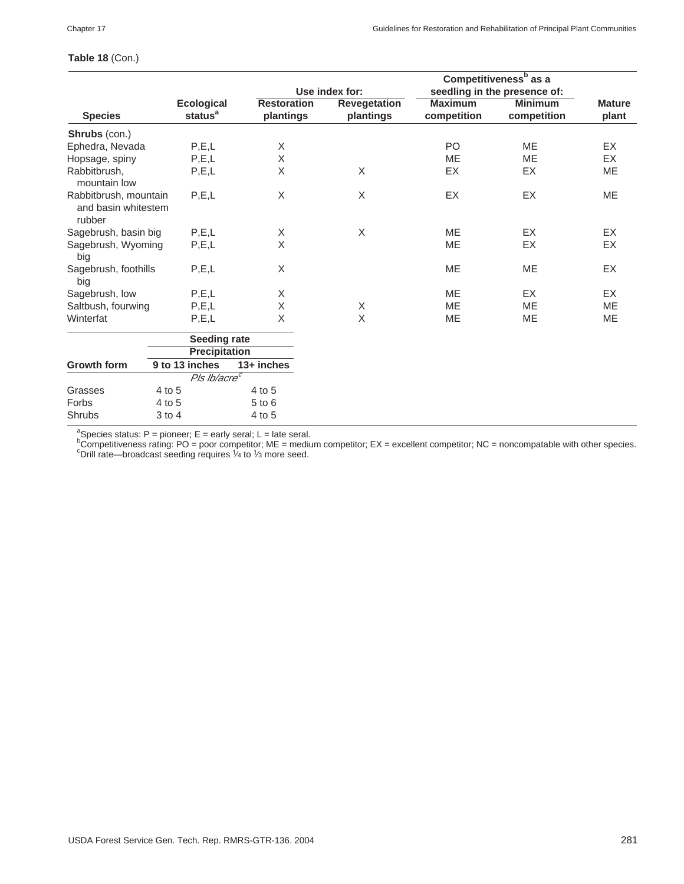**Table 18** (Con.)

| Species | Ecological status[a] | Use index for: Restoration plantings | Use index for: Revegetation plantings | Competitiveness[b] as a seedling in the presence of: Maximum competition | Competitiveness[b] as a seedling in the presence of: Minimum competition | Mature plant |
|---|---|---|---|---|---|---|
| **Shrubs** (con.) | | | | | | |
| Ephedra, Nevada | P,E,L | X | | PO | ME | EX |
| Hopsage, spiny | P,E,L | X | | ME | ME | EX |
| Rabbitbrush, mountain low | P,E,L | X | X | EX | EX | ME |
| Rabbitbrush, mountain and basin whitestem rubber | P,E,L | X | X | EX | EX | ME |
| Sagebrush, basin big | P,E,L | X | X | ME | EX | EX |
| Sagebrush, Wyoming big | P,E,L | X | | ME | EX | EX |
| Sagebrush, foothills big | P,E,L | X | | ME | ME | EX |
| Sagebrush, low | P,E,L | X | | ME | EX | EX |
| Saltbush, fourwing | P,E,L | X | X | ME | ME | ME |
| Winterfat | P,E,L | X | X | ME | ME | ME |

| Growth form | Seeding rate, Precipitation: 9 to 13 inches | Seeding rate, Precipitation: 13+ inches |
|---|---|---|
| | *Pls lb/acre*[c] | |
| Grasses | 4 to 5 | 4 to 5 |
| Forbs | 4 to 5 | 5 to 6 |
| Shrubs | 3 to 4 | 4 to 5 |

[a]Species status: P = pioneer; E = early seral; L = late seral.
[b]Competitiveness rating: PO = poor competitor; ME = medium competitor; EX = excellent competitor; NC = noncompatable with other species.
[c]Drill rate—broadcast seeding requires ¼ to ⅓ more seed.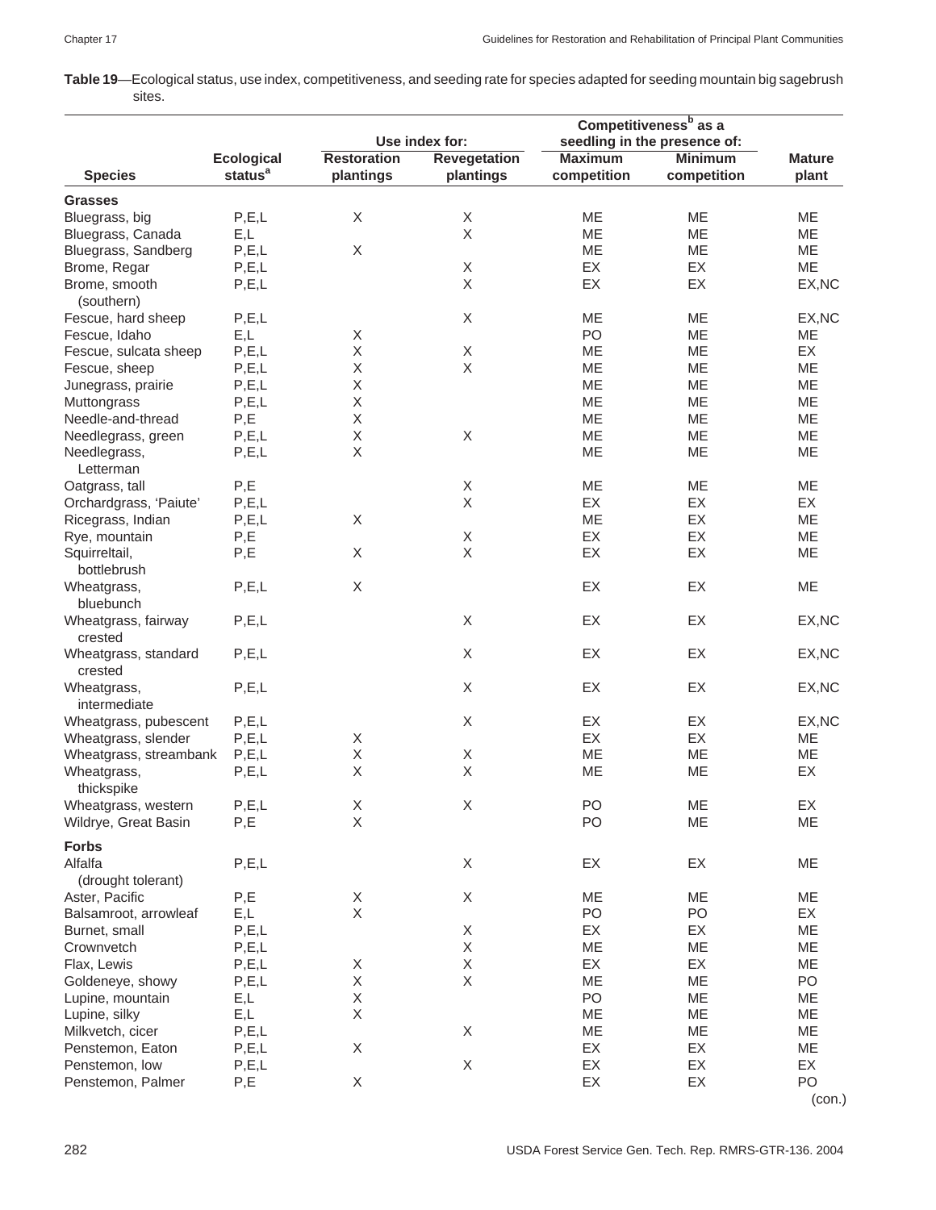**Table 19**—Ecological status, use index, competitiveness, and seeding rate for species adapted for seeding mountain big sagebrush sites.

| Species | Ecological status[a] | Use index for: Restoration plantings | Use index for: Revegetation plantings | Competitiveness[b] as a seedling in the presence of: Maximum competition | Competitiveness[b] as a seedling in the presence of: Minimum competition | Mature plant |
|---|---|---|---|---|---|---|
| **Grasses** | | | | | | |
| Bluegrass, big | P,E,L | X | X | ME | ME | ME |
| Bluegrass, Canada | E,L | | X | ME | ME | ME |
| Bluegrass, Sandberg | P,E,L | X | | ME | ME | ME |
| Brome, Regar | P,E,L | | X | EX | EX | ME |
| Brome, smooth (southern) | P,E,L | | X | EX | EX | EX,NC |
| Fescue, hard sheep | P,E,L | | X | ME | ME | EX,NC |
| Fescue, Idaho | E,L | X | | PO | ME | ME |
| Fescue, sulcata sheep | P,E,L | X | X | ME | ME | EX |
| Fescue, sheep | P,E,L | X | X | ME | ME | ME |
| Junegrass, prairie | P,E,L | X | | ME | ME | ME |
| Muttongrass | P,E,L | X | | ME | ME | ME |
| Needle-and-thread | P,E | X | | ME | ME | ME |
| Needlegrass, green | P,E,L | X | X | ME | ME | ME |
| Needlegrass, Letterman | P,E,L | X | | ME | ME | ME |
| Oatgrass, tall | P,E | | X | ME | ME | ME |
| Orchardgrass, 'Paiute' | P,E,L | | X | EX | EX | EX |
| Ricegrass, Indian | P,E,L | X | | ME | EX | ME |
| Rye, mountain | P,E | | X | EX | EX | ME |
| Squirreltail, bottlebrush | P,E | X | X | EX | EX | ME |
| Wheatgrass, bluebunch | P,E,L | X | | EX | EX | ME |
| Wheatgrass, fairway crested | P,E,L | | X | EX | EX | EX,NC |
| Wheatgrass, standard crested | P,E,L | | X | EX | EX | EX,NC |
| Wheatgrass, intermediate | P,E,L | | X | EX | EX | EX,NC |
| Wheatgrass, pubescent | P,E,L | | X | EX | EX | EX,NC |
| Wheatgrass, slender | P,E,L | X | | EX | EX | ME |
| Wheatgrass, streambank | P,E,L | X | X | ME | ME | ME |
| Wheatgrass, thickspike | P,E,L | X | X | ME | ME | EX |
| Wheatgrass, western | P,E,L | X | X | PO | ME | EX |
| Wildrye, Great Basin | P,E | X | | PO | ME | ME |
| **Forbs** | | | | | | |
| Alfalfa (drought tolerant) | P,E,L | | X | EX | EX | ME |
| Aster, Pacific | P,E | X | X | ME | ME | ME |
| Balsamroot, arrowleaf | E,L | X | | PO | PO | EX |
| Burnet, small | P,E,L | | X | EX | EX | ME |
| Crownvetch | P,E,L | | X | ME | ME | ME |
| Flax, Lewis | P,E,L | X | X | EX | EX | ME |
| Goldeneye, showy | P,E,L | X | X | ME | ME | PO |
| Lupine, mountain | E,L | X | | PO | ME | ME |
| Lupine, silky | E,L | X | | ME | ME | ME |
| Milkvetch, cicer | P,E,L | | X | ME | ME | ME |
| Penstemon, Eaton | P,E,L | X | | EX | EX | ME |
| Penstemon, low | P,E,L | | X | EX | EX | EX |
| Penstemon, Palmer | P,E | X | | EX | EX | PO |

(con.)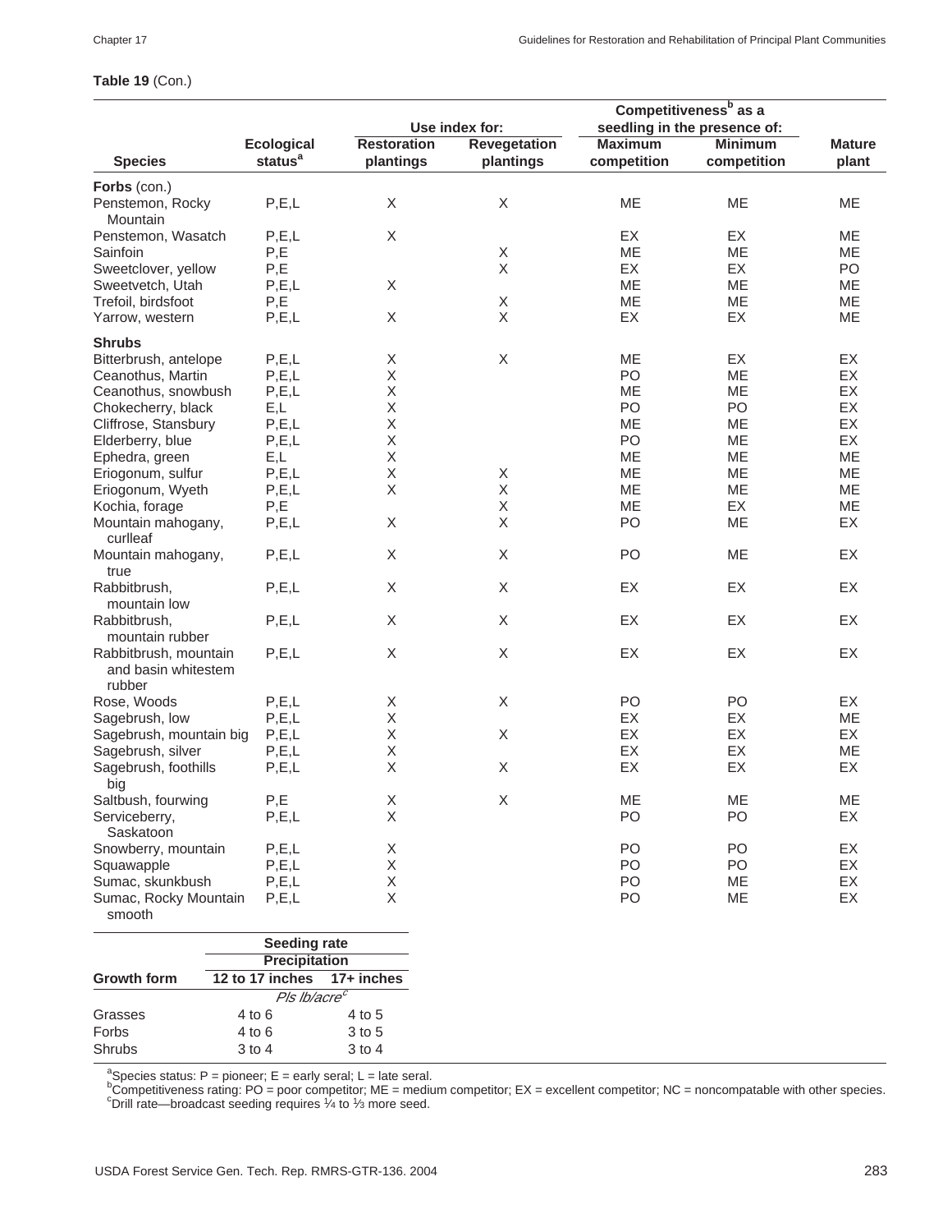**Table 19** (Con.)

| Species | Ecological status[a] | Use index for: Restoration plantings | Use index for: Revegetation plantings | Competitiveness[b] as a seedling in the presence of: Maximum competition | Competitiveness[b] as a seedling in the presence of: Minimum competition | Mature plant |
|---|---|---|---|---|---|---|
| **Forbs** (con.) | | | | | | |
| Penstemon, Rocky Mountain | P,E,L | X | X | ME | ME | ME |
| Penstemon, Wasatch | P,E,L | X | | EX | EX | ME |
| Sainfoin | P,E | | X | ME | ME | ME |
| Sweetclover, yellow | P,E | | X | EX | EX | PO |
| Sweetvetch, Utah | P,E,L | X | | ME | ME | ME |
| Trefoil, birdsfoot | P,E | | X | ME | ME | ME |
| Yarrow, western | P,E,L | X | X | EX | EX | ME |
| **Shrubs** | | | | | | |
| Bitterbrush, antelope | P,E,L | X | X | ME | EX | EX |
| Ceanothus, Martin | P,E,L | X | | PO | ME | EX |
| Ceanothus, snowbush | P,E,L | X | | ME | ME | EX |
| Chokecherry, black | E,L | X | | PO | PO | EX |
| Cliffrose, Stansbury | P,E,L | X | | ME | ME | EX |
| Elderberry, blue | P,E,L | X | | PO | ME | EX |
| Ephedra, green | E,L | X | | ME | ME | ME |
| Eriogonum, sulfur | P,E,L | X | X | ME | ME | ME |
| Eriogonum, Wyeth | P,E,L | X | X | ME | ME | ME |
| Kochia, forage | P,E | | X | ME | EX | ME |
| Mountain mahogany, curlleaf | P,E,L | X | X | PO | ME | EX |
| Mountain mahogany, true | P,E,L | X | X | PO | ME | EX |
| Rabbitbrush, mountain low | P,E,L | X | X | EX | EX | EX |
| Rabbitbrush, mountain rubber | P,E,L | X | X | EX | EX | EX |
| Rabbitbrush, mountain and basin whitestem rubber | P,E,L | X | X | EX | EX | EX |
| Rose, Woods | P,E,L | X | X | PO | PO | EX |
| Sagebrush, low | P,E,L | X | | EX | EX | ME |
| Sagebrush, mountain big | P,E,L | X | X | EX | EX | EX |
| Sagebrush, silver | P,E,L | X | | EX | EX | ME |
| Sagebrush, foothills big | P,E,L | X | X | EX | EX | EX |
| Saltbush, fourwing | P,E | X | X | ME | ME | ME |
| Serviceberry, Saskatoon | P,E,L | X | | PO | PO | EX |
| Snowberry, mountain | P,E,L | X | | PO | PO | EX |
| Squawapple | P,E,L | X | | PO | PO | EX |
| Sumac, skunkbush | P,E,L | X | | PO | ME | EX |
| Sumac, Rocky Mountain smooth | P,E,L | X | | PO | ME | EX |

| Growth form | Seeding rate — Precipitation: 12 to 17 inches | 17+ inches |
|---|---|---|
| | *Pls lb/acre*[c] | |
| Grasses | 4 to 6 | 4 to 5 |
| Forbs | 4 to 6 | 3 to 5 |
| Shrubs | 3 to 4 | 3 to 4 |

[a]Species status: P = pioneer; E = early seral; L = late seral.
[b]Competitiveness rating: PO = poor competitor; ME = medium competitor; EX = excellent competitor; NC = noncompatable with other species.
[c]Drill rate—broadcast seeding requires ¼ to ⅓ more seed.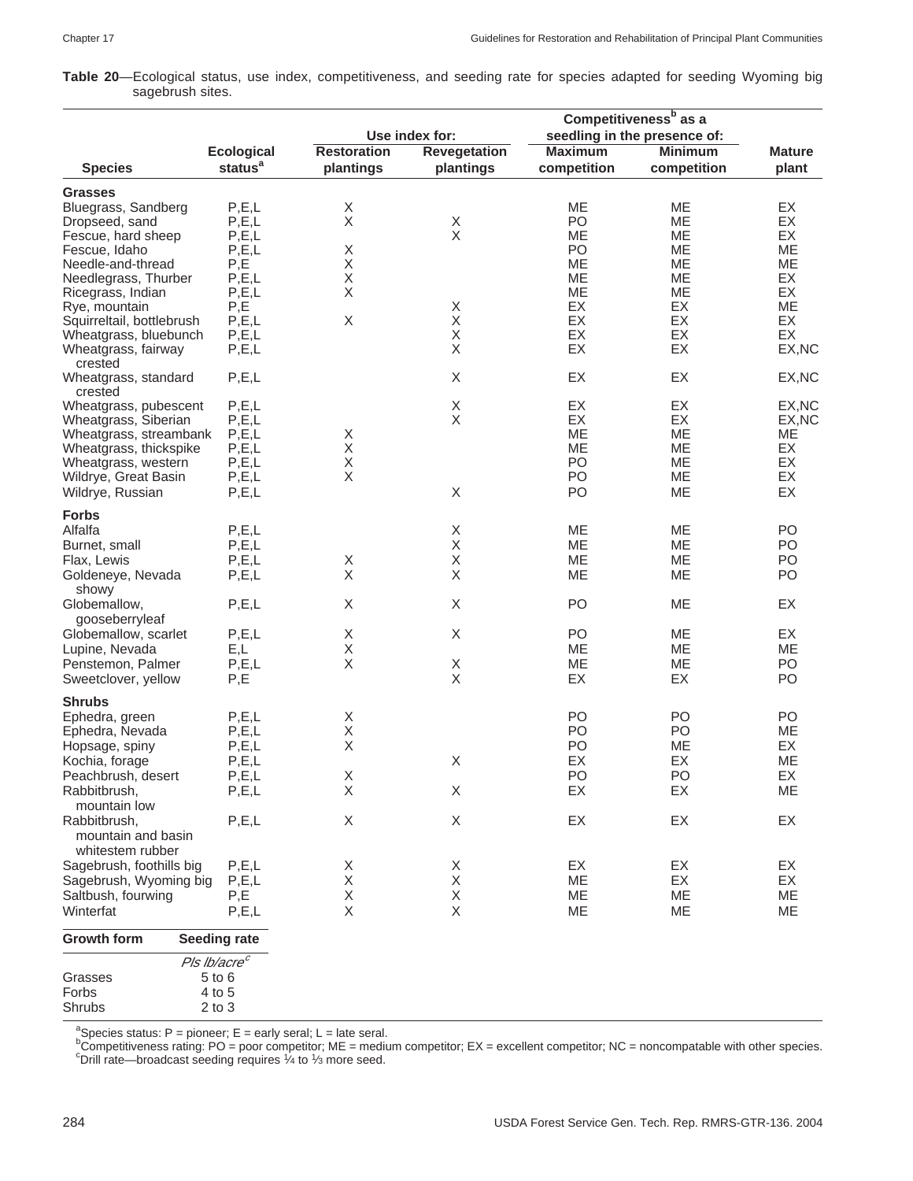**Table 20**—Ecological status, use index, competitiveness, and seeding rate for species adapted for seeding Wyoming big sagebrush sites.

| Species | Ecological status[a] | Use index for: Restoration plantings | Use index for: Revegetation plantings | Competitiveness[b] as a seedling in the presence of: Maximum competition | Competitiveness[b] as a seedling in the presence of: Minimum competition | Mature plant |
|---|---|---|---|---|---|---|
| **Grasses** | | | | | | |
| Bluegrass, Sandberg | P,E,L | X | | ME | ME | EX |
| Dropseed, sand | P,E,L | X | X | PO | ME | EX |
| Fescue, hard sheep | P,E,L | | X | ME | ME | EX |
| Fescue, Idaho | P,E,L | X | | PO | ME | ME |
| Needle-and-thread | P,E | X | | ME | ME | ME |
| Needlegrass, Thurber | P,E,L | X | | ME | ME | EX |
| Ricegrass, Indian | P,E,L | X | | ME | ME | EX |
| Rye, mountain | P,E | | X | EX | EX | ME |
| Squirreltail, bottlebrush | P,E,L | X | X | EX | EX | EX |
| Wheatgrass, bluebunch | P,E,L | | X | EX | EX | EX |
| Wheatgrass, fairway crested | P,E,L | | X | EX | EX | EX,NC |
| Wheatgrass, standard crested | P,E,L | | X | EX | EX | EX,NC |
| Wheatgrass, pubescent | P,E,L | | X | EX | EX | EX,NC |
| Wheatgrass, Siberian | P,E,L | | X | EX | EX | EX,NC |
| Wheatgrass, streambank | P,E,L | X | | ME | ME | ME |
| Wheatgrass, thickspike | P,E,L | X | | ME | ME | EX |
| Wheatgrass, western | P,E,L | X | | PO | ME | EX |
| Wildrye, Great Basin | P,E,L | X | | PO | ME | EX |
| Wildrye, Russian | P,E,L | | X | PO | ME | EX |
| **Forbs** | | | | | | |
| Alfalfa | P,E,L | | X | ME | ME | PO |
| Burnet, small | P,E,L | | X | ME | ME | PO |
| Flax, Lewis | P,E,L | X | X | ME | ME | PO |
| Goldeneye, Nevada showy | P,E,L | X | X | ME | ME | PO |
| Globemallow, gooseberryleaf | P,E,L | X | X | PO | ME | EX |
| Globemallow, scarlet | P,E,L | X | X | PO | ME | EX |
| Lupine, Nevada | E,L | X | | ME | ME | ME |
| Penstemon, Palmer | P,E,L | X | X | ME | ME | PO |
| Sweetclover, yellow | P,E | | X | EX | EX | PO |
| **Shrubs** | | | | | | |
| Ephedra, green | P,E,L | X | | PO | PO | PO |
| Ephedra, Nevada | P,E,L | X | | PO | PO | ME |
| Hopsage, spiny | P,E,L | X | | PO | ME | EX |
| Kochia, forage | P,E,L | | X | EX | EX | ME |
| Peachbrush, desert | P,E,L | X | | PO | PO | EX |
| Rabbitbrush, mountain low | P,E,L | X | X | EX | EX | ME |
| Rabbitbrush, mountain and basin whitestem rubber | P,E,L | X | X | EX | EX | EX |
| Sagebrush, foothills big | P,E,L | X | X | EX | EX | EX |
| Sagebrush, Wyoming big | P,E,L | X | X | ME | EX | EX |
| Saltbush, fourwing | P,E | X | X | ME | ME | ME |
| Winterfat | P,E,L | X | X | ME | ME | ME |

| Growth form | Seeding rate |
|---|---|
| | *Pls lb/acre*[c] |
| Grasses | 5 to 6 |
| Forbs | 4 to 5 |
| Shrubs | 2 to 3 |

[a]Species status: P = pioneer; E = early seral; L = late seral.
[b]Competitiveness rating: PO = poor competitor; ME = medium competitor; EX = excellent competitor; NC = noncompatable with other species.
[c]Drill rate—broadcast seeding requires ¼ to ⅓ more seed.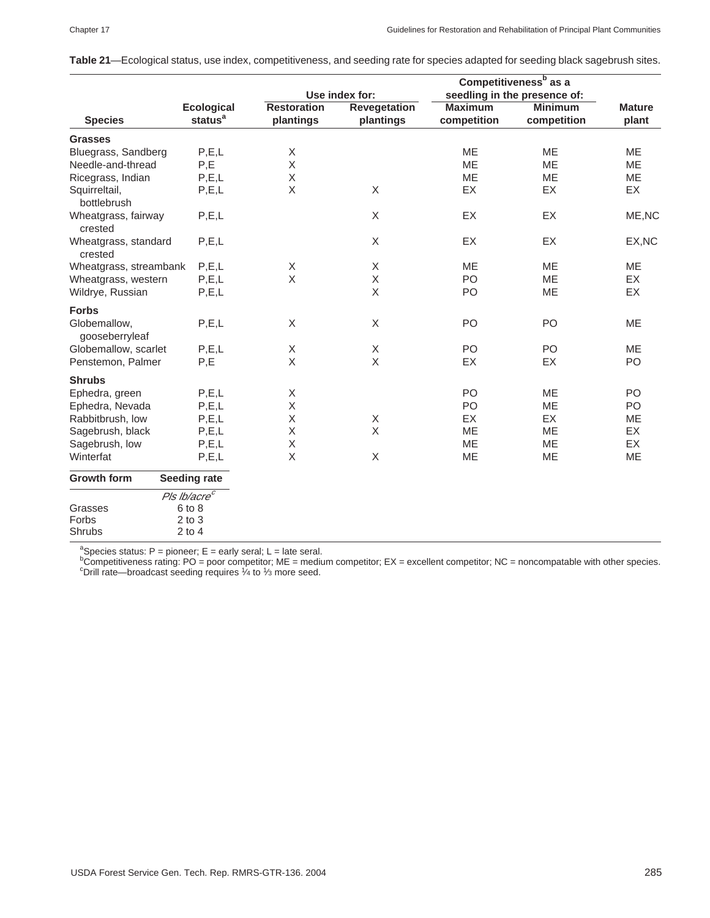**Table 21**—Ecological status, use index, competitiveness, and seeding rate for species adapted for seeding black sagebrush sites.

| Species | Ecological status[a] | Use index for: Restoration plantings | Use index for: Revegetation plantings | Competitiveness[b] as a seedling in the presence of: Maximum competition | Competitiveness[b] as a seedling in the presence of: Minimum competition | Mature plant |
|---|---|---|---|---|---|---|
| **Grasses** | | | | | | |
| Bluegrass, Sandberg | P,E,L | X | | ME | ME | ME |
| Needle-and-thread | P,E | X | | ME | ME | ME |
| Ricegrass, Indian | P,E,L | X | | ME | ME | ME |
| Squirreltail, bottlebrush | P,E,L | X | X | EX | EX | EX |
| Wheatgrass, fairway crested | P,E,L | | X | EX | EX | ME,NC |
| Wheatgrass, standard crested | P,E,L | | X | EX | EX | EX,NC |
| Wheatgrass, streambank | P,E,L | X | X | ME | ME | ME |
| Wheatgrass, western | P,E,L | X | X | PO | ME | EX |
| Wildrye, Russian | P,E,L | | X | PO | ME | EX |
| **Forbs** | | | | | | |
| Globemallow, gooseberryleaf | P,E,L | X | X | PO | PO | ME |
| Globemallow, scarlet | P,E,L | X | X | PO | PO | ME |
| Penstemon, Palmer | P,E | X | X | EX | EX | PO |
| **Shrubs** | | | | | | |
| Ephedra, green | P,E,L | X | | PO | ME | PO |
| Ephedra, Nevada | P,E,L | X | | PO | ME | PO |
| Rabbitbrush, low | P,E,L | X | X | EX | EX | ME |
| Sagebrush, black | P,E,L | X | X | ME | ME | EX |
| Sagebrush, low | P,E,L | X | | ME | ME | EX |
| Winterfat | P,E,L | X | X | ME | ME | ME |

| Growth form | Seeding rate |
|---|---|
| | *Pls lb/acre*[c] |
| Grasses | 6 to 8 |
| Forbs | 2 to 3 |
| Shrubs | 2 to 4 |

[a]Species status: P = pioneer; E = early seral; L = late seral.
[b]Competitiveness rating: PO = poor competitor; ME = medium competitor; EX = excellent competitor; NC = noncompatable with other species.
[c]Drill rate—broadcast seeding requires ¼ to ⅓ more seed.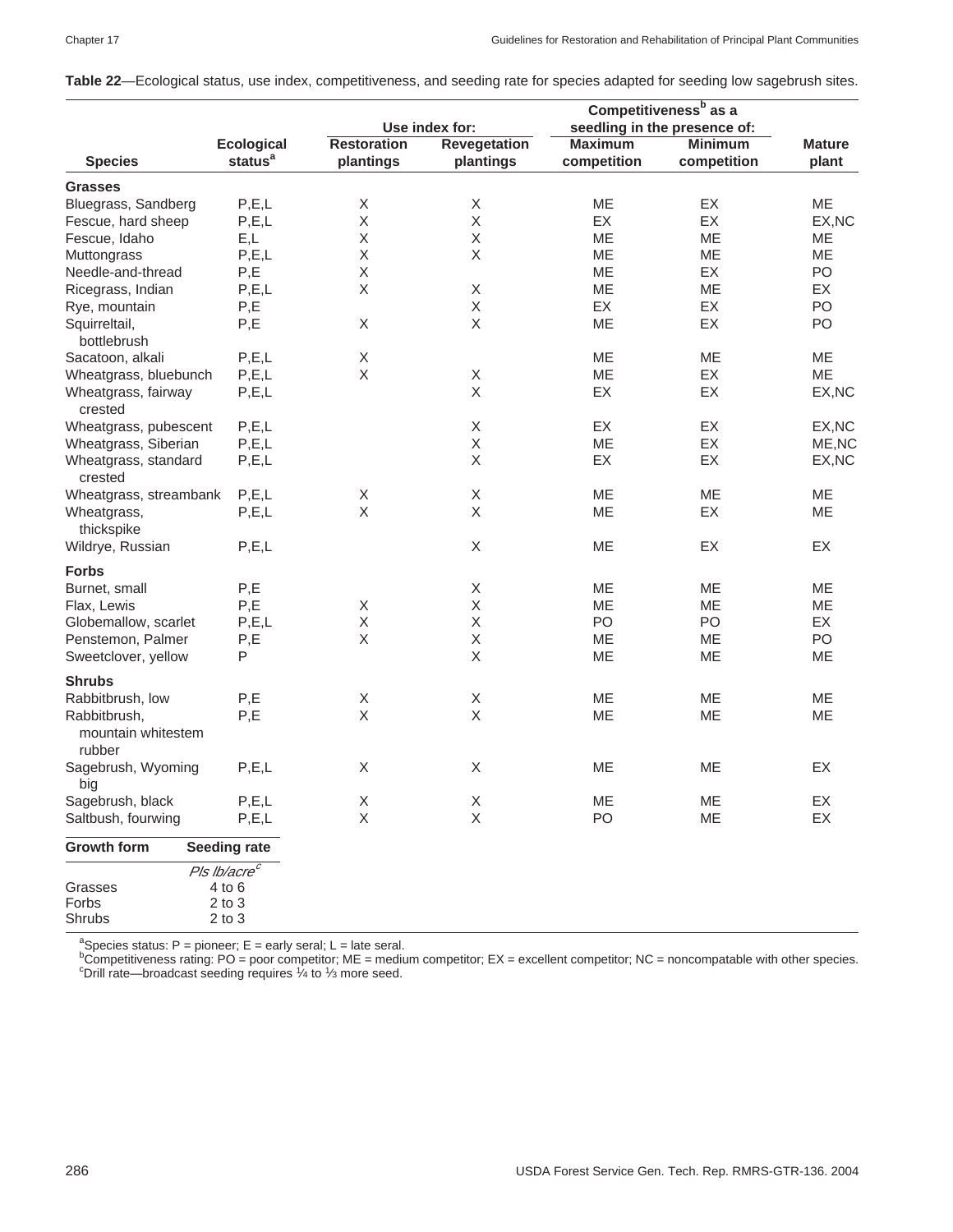**Table 22**—Ecological status, use index, competitiveness, and seeding rate for species adapted for seeding low sagebrush sites.

| Species | Ecological status[a] | Use index for: Restoration plantings | Use index for: Revegetation plantings | Competitiveness[b] as a seedling in the presence of: Maximum competition | Competitiveness[b] as a seedling in the presence of: Minimum competition | Mature plant |
|---|---|---|---|---|---|---|
| **Grasses** | | | | | | |
| Bluegrass, Sandberg | P,E,L | X | X | ME | EX | ME |
| Fescue, hard sheep | P,E,L | X | X | EX | EX | EX,NC |
| Fescue, Idaho | E,L | X | X | ME | ME | ME |
| Muttongrass | P,E,L | X | X | ME | ME | ME |
| Needle-and-thread | P,E | X | | ME | EX | PO |
| Ricegrass, Indian | P,E,L | X | X | ME | ME | EX |
| Rye, mountain | P,E | | X | EX | EX | PO |
| Squirreltail, bottlebrush | P,E | X | X | ME | EX | PO |
| Sacatoon, alkali | P,E,L | X | | ME | ME | ME |
| Wheatgrass, bluebunch | P,E,L | X | X | ME | EX | ME |
| Wheatgrass, fairway crested | P,E,L | | X | EX | EX | EX,NC |
| Wheatgrass, pubescent | P,E,L | | X | EX | EX | EX,NC |
| Wheatgrass, Siberian | P,E,L | | X | ME | EX | ME,NC |
| Wheatgrass, standard crested | P,E,L | | X | EX | EX | EX,NC |
| Wheatgrass, streambank | P,E,L | X | X | ME | ME | ME |
| Wheatgrass, thickspike | P,E,L | X | X | ME | EX | ME |
| Wildrye, Russian | P,E,L | | X | ME | EX | EX |
| **Forbs** | | | | | | |
| Burnet, small | P,E | | X | ME | ME | ME |
| Flax, Lewis | P,E | X | X | ME | ME | ME |
| Globemallow, scarlet | P,E,L | X | X | PO | PO | EX |
| Penstemon, Palmer | P,E | X | X | ME | ME | PO |
| Sweetclover, yellow | P | | X | ME | ME | ME |
| **Shrubs** | | | | | | |
| Rabbitbrush, low | P,E | X | X | ME | ME | ME |
| Rabbitbrush, mountain whitestem rubber | P,E | X | X | ME | ME | ME |
| Sagebrush, Wyoming big | P,E,L | X | X | ME | ME | EX |
| Sagebrush, black | P,E,L | X | X | ME | ME | EX |
| Saltbush, fourwing | P,E,L | X | X | PO | ME | EX |

| Growth form | Seeding rate |
|---|---|
| | *Pls lb/acre*[c] |
| Grasses | 4 to 6 |
| Forbs | 2 to 3 |
| Shrubs | 2 to 3 |

[a]Species status: P = pioneer; E = early seral; L = late seral.
[b]Competitiveness rating: PO = poor competitor; ME = medium competitor; EX = excellent competitor; NC = noncompatable with other species.
[c]Drill rate—broadcast seeding requires ¼ to ⅓ more seed.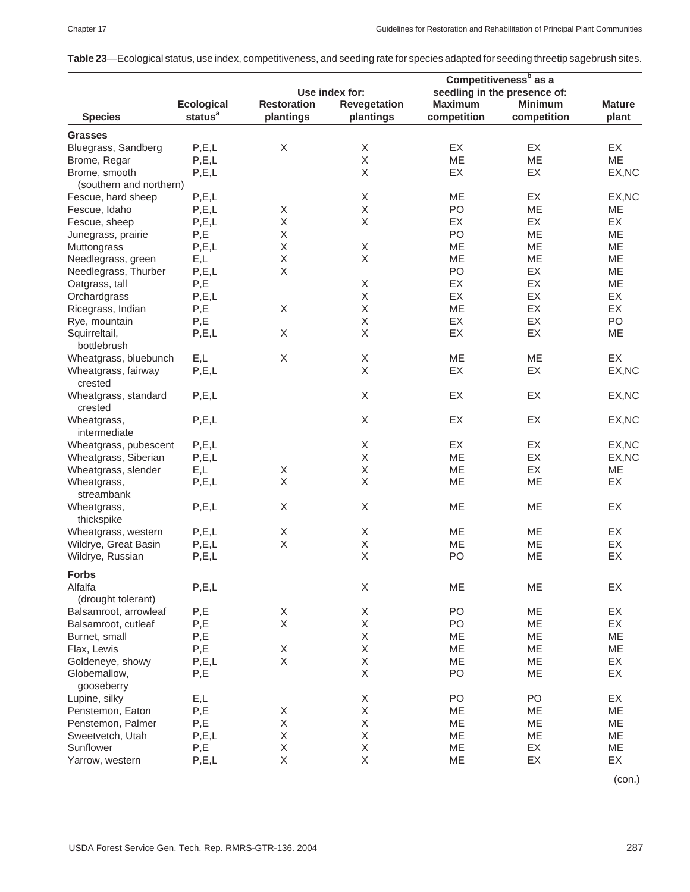**Table 23**—Ecological status, use index, competitiveness, and seeding rate for species adapted for seeding threetip sagebrush sites.

| Species | Ecological status[a] | Use index for: Restoration plantings | Use index for: Revegetation plantings | Competitiveness[b] as a seedling in the presence of: Maximum competition | Competitiveness[b] as a seedling in the presence of: Minimum competition | Mature plant |
|---|---|---|---|---|---|---|
| **Grasses** | | | | | | |
| Bluegrass, Sandberg | P,E,L | X | X | EX | EX | EX |
| Brome, Regar | P,E,L | | X | ME | ME | ME |
| Brome, smooth (southern and northern) | P,E,L | | X | EX | EX | EX,NC |
| Fescue, hard sheep | P,E,L | | X | ME | EX | EX,NC |
| Fescue, Idaho | P,E,L | X | X | PO | ME | ME |
| Fescue, sheep | P,E,L | X | X | EX | EX | EX |
| Junegrass, prairie | P,E | X | | PO | ME | ME |
| Muttongrass | P,E,L | X | X | ME | ME | ME |
| Needlegrass, green | E,L | X | X | ME | ME | ME |
| Needlegrass, Thurber | P,E,L | X | | PO | EX | ME |
| Oatgrass, tall | P,E | | X | EX | EX | ME |
| Orchardgrass | P,E,L | | X | EX | EX | EX |
| Ricegrass, Indian | P,E | X | X | ME | EX | EX |
| Rye, mountain | P,E | | X | EX | EX | PO |
| Squirreltail, bottlebrush | P,E,L | X | X | EX | EX | ME |
| Wheatgrass, bluebunch | E,L | X | X | ME | ME | EX |
| Wheatgrass, fairway crested | P,E,L | | X | EX | EX | EX,NC |
| Wheatgrass, standard crested | P,E,L | | X | EX | EX | EX,NC |
| Wheatgrass, intermediate | P,E,L | | X | EX | EX | EX,NC |
| Wheatgrass, pubescent | P,E,L | | X | EX | EX | EX,NC |
| Wheatgrass, Siberian | P,E,L | | X | ME | EX | EX,NC |
| Wheatgrass, slender | E,L | X | X | ME | EX | ME |
| Wheatgrass, streambank | P,E,L | X | X | ME | ME | EX |
| Wheatgrass, thickspike | P,E,L | X | X | ME | ME | EX |
| Wheatgrass, western | P,E,L | X | X | ME | ME | EX |
| Wildrye, Great Basin | P,E,L | X | X | ME | ME | EX |
| Wildrye, Russian | P,E,L | | X | PO | ME | EX |
| **Forbs** | | | | | | |
| Alfalfa (drought tolerant) | P,E,L | | X | ME | ME | EX |
| Balsamroot, arrowleaf | P,E | X | X | PO | ME | EX |
| Balsamroot, cutleaf | P,E | X | X | PO | ME | EX |
| Burnet, small | P,E | | X | ME | ME | ME |
| Flax, Lewis | P,E | X | X | ME | ME | ME |
| Goldeneye, showy | P,E,L | X | X | ME | ME | EX |
| Globemallow, gooseberry | P,E | | X | PO | ME | EX |
| Lupine, silky | E,L | | X | PO | PO | EX |
| Penstemon, Eaton | P,E | X | X | ME | ME | ME |
| Penstemon, Palmer | P,E | X | X | ME | ME | ME |
| Sweetvetch, Utah | P,E,L | X | X | ME | ME | ME |
| Sunflower | P,E | X | X | ME | EX | ME |
| Yarrow, western | P,E,L | X | X | ME | EX | EX |

(con.)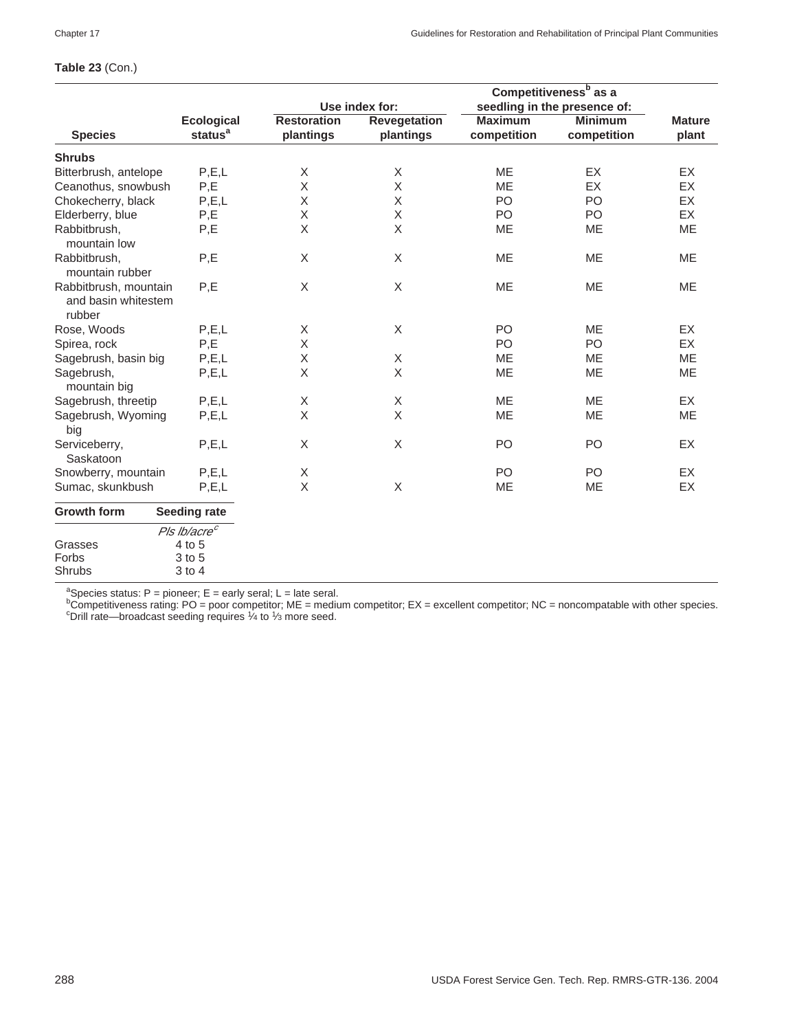**Table 23** (Con.)

| Species | Ecological status[a] | Use index for: Restoration plantings | Revegetation plantings | Competitiveness[b] as a seedling in the presence of: Maximum competition | Minimum competition | Mature plant |
|---|---|---|---|---|---|---|
| **Shrubs** | | | | | | |
| Bitterbrush, antelope | P,E,L | X | X | ME | EX | EX |
| Ceanothus, snowbush | P,E | X | X | ME | EX | EX |
| Chokecherry, black | P,E,L | X | X | PO | PO | EX |
| Elderberry, blue | P,E | X | X | PO | PO | EX |
| Rabbitbrush, mountain low | P,E | X | X | ME | ME | ME |
| Rabbitbrush, mountain rubber | P,E | X | X | ME | ME | ME |
| Rabbitbrush, mountain and basin whitestem rubber | P,E | X | X | ME | ME | ME |
| Rose, Woods | P,E,L | X | X | PO | ME | EX |
| Spirea, rock | P,E | X | | PO | PO | EX |
| Sagebrush, basin big | P,E,L | X | X | ME | ME | ME |
| Sagebrush, mountain big | P,E,L | X | X | ME | ME | ME |
| Sagebrush, threetip | P,E,L | X | X | ME | ME | EX |
| Sagebrush, Wyoming big | P,E,L | X | X | ME | ME | ME |
| Serviceberry, Saskatoon | P,E,L | X | X | PO | PO | EX |
| Snowberry, mountain | P,E,L | X | | PO | PO | EX |
| Sumac, skunkbush | P,E,L | X | X | ME | ME | EX |

| Growth form | Seeding rate |
|---|---|
| | *Pls lb/acre*[c] |
| Grasses | 4 to 5 |
| Forbs | 3 to 5 |
| Shrubs | 3 to 4 |

[a]Species status: P = pioneer; E = early seral; L = late seral.
[b]Competitiveness rating: PO = poor competitor; ME = medium competitor; EX = excellent competitor; NC = noncompatable with other species.
[c]Drill rate—broadcast seeding requires ¼ to ⅓ more seed.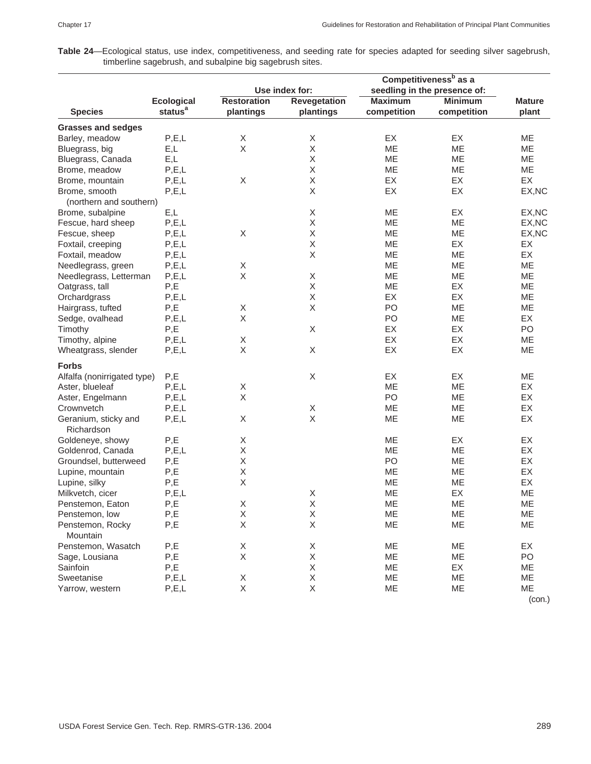**Table 24**—Ecological status, use index, competitiveness, and seeding rate for species adapted for seeding silver sagebrush, timberline sagebrush, and subalpine big sagebrush sites.

| Species | Ecological status[a] | Use index for: Restoration plantings | Use index for: Revegetation plantings | Competitiveness[b] as a seedling in the presence of: Maximum competition | Competitiveness[b] as a seedling in the presence of: Minimum competition | Mature plant |
|---|---|---|---|---|---|---|
| **Grasses and sedges** | | | | | | |
| Barley, meadow | P,E,L | X | X | EX | EX | ME |
| Bluegrass, big | E,L | X | X | ME | ME | ME |
| Bluegrass, Canada | E,L | | X | ME | ME | ME |
| Brome, meadow | P,E,L | | X | ME | ME | ME |
| Brome, mountain | P,E,L | X | X | EX | EX | EX |
| Brome, smooth (northern and southern) | P,E,L | | X | EX | EX | EX,NC |
| Brome, subalpine | E,L | | X | ME | EX | EX,NC |
| Fescue, hard sheep | P,E,L | | X | ME | ME | EX,NC |
| Fescue, sheep | P,E,L | X | X | ME | ME | EX,NC |
| Foxtail, creeping | P,E,L | | X | ME | EX | EX |
| Foxtail, meadow | P,E,L | | X | ME | ME | EX |
| Needlegrass, green | P,E,L | X | | ME | ME | ME |
| Needlegrass, Letterman | P,E,L | X | X | ME | ME | ME |
| Oatgrass, tall | P,E | | X | ME | EX | ME |
| Orchardgrass | P,E,L | | X | EX | EX | ME |
| Hairgrass, tufted | P,E | X | X | PO | ME | ME |
| Sedge, ovalhead | P,E,L | X | | PO | ME | EX |
| Timothy | P,E | | X | EX | EX | PO |
| Timothy, alpine | P,E,L | X | | EX | EX | ME |
| Wheatgrass, slender | P,E,L | X | X | EX | EX | ME |
| **Forbs** | | | | | | |
| Alfalfa (nonirrigated type) | P,E | | X | EX | EX | ME |
| Aster, blueleaf | P,E,L | X | | ME | ME | EX |
| Aster, Engelmann | P,E,L | X | | PO | ME | EX |
| Crownvetch | P,E,L | | X | ME | ME | EX |
| Geranium, sticky and Richardson | P,E,L | X | X | ME | ME | EX |
| Goldeneye, showy | P,E | X | | ME | EX | EX |
| Goldenrod, Canada | P,E,L | X | | ME | ME | EX |
| Groundsel, butterweed | P,E | X | | PO | ME | EX |
| Lupine, mountain | P,E | X | | ME | ME | EX |
| Lupine, silky | P,E | X | | ME | ME | EX |
| Milkvetch, cicer | P,E,L | | X | ME | EX | ME |
| Penstemon, Eaton | P,E | X | X | ME | ME | ME |
| Penstemon, low | P,E | X | X | ME | ME | ME |
| Penstemon, Rocky Mountain | P,E | X | X | ME | ME | ME |
| Penstemon, Wasatch | P,E | X | X | ME | ME | EX |
| Sage, Lousiana | P,E | X | X | ME | ME | PO |
| Sainfoin | P,E | | X | ME | EX | ME |
| Sweetanise | P,E,L | X | X | ME | ME | ME |
| Yarrow, western | P,E,L | X | X | ME | ME | ME |

(con.)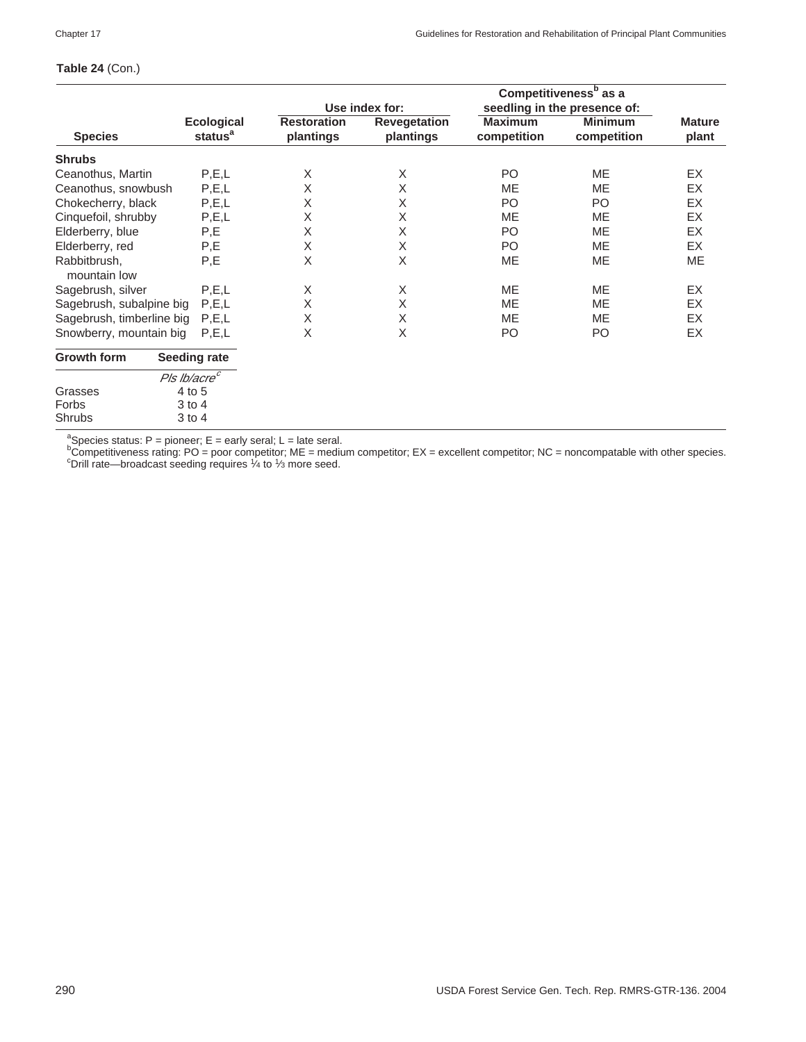**Table 24** (Con.)

| Species | Ecological status[a] | Use index for: Restoration plantings | Use index for: Revegetation plantings | Competitiveness[b] as a seedling in the presence of: Maximum competition | Competitiveness[b] as a seedling in the presence of: Minimum competition | Mature plant |
|---|---|---|---|---|---|---|
| **Shrubs** | | | | | | |
| Ceanothus, Martin | P,E,L | X | X | PO | ME | EX |
| Ceanothus, snowbush | P,E,L | X | X | ME | ME | EX |
| Chokecherry, black | P,E,L | X | X | PO | PO | EX |
| Cinquefoil, shrubby | P,E,L | X | X | ME | ME | EX |
| Elderberry, blue | P,E | X | X | PO | ME | EX |
| Elderberry, red | P,E | X | X | PO | ME | EX |
| Rabbitbrush, mountain low | P,E | X | X | ME | ME | ME |
| Sagebrush, silver | P,E,L | X | X | ME | ME | EX |
| Sagebrush, subalpine big | P,E,L | X | X | ME | ME | EX |
| Sagebrush, timberline big | P,E,L | X | X | ME | ME | EX |
| Snowberry, mountain big | P,E,L | X | X | PO | PO | EX |

| Growth form | Seeding rate |
|---|---|
| | *Pls lb/acre*[c] |
| Grasses | 4 to 5 |
| Forbs | 3 to 4 |
| Shrubs | 3 to 4 |

[a]Species status: P = pioneer; E = early seral; L = late seral.
[b]Competitiveness rating: PO = poor competitor; ME = medium competitor; EX = excellent competitor; NC = noncompatable with other species.
[c]Drill rate—broadcast seeding requires ¼ to ⅓ more seed.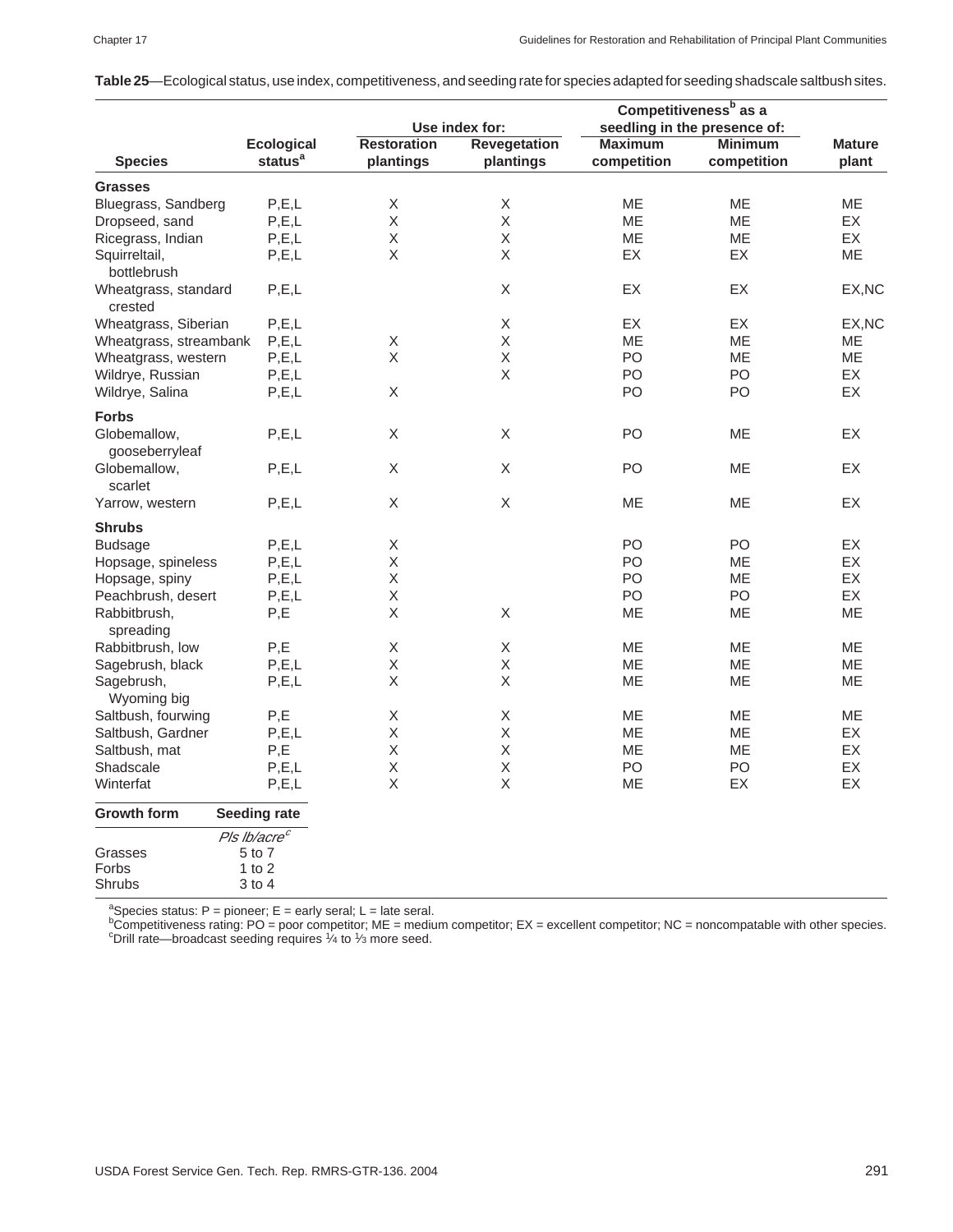**Table 25**—Ecological status, use index, competitiveness, and seeding rate for species adapted for seeding shadscale saltbush sites.

| | | Use index for: | | Competitiveness[b] as a seedling in the presence of: | | |
|---|---|---|---|---|---|---|
| **Species** | **Ecological status**[a] | **Restoration plantings** | **Revegetation plantings** | **Maximum competition** | **Minimum competition** | **Mature plant** |
| **Grasses** | | | | | | |
| Bluegrass, Sandberg | P,E,L | X | X | ME | ME | ME |
| Dropseed, sand | P,E,L | X | X | ME | ME | EX |
| Ricegrass, Indian | P,E,L | X | X | ME | ME | EX |
| Squirreltail, bottlebrush | P,E,L | X | X | EX | EX | ME |
| Wheatgrass, standard crested | P,E,L | | X | EX | EX | EX,NC |
| Wheatgrass, Siberian | P,E,L | | X | EX | EX | EX,NC |
| Wheatgrass, streambank | P,E,L | X | X | ME | ME | ME |
| Wheatgrass, western | P,E,L | X | X | PO | ME | ME |
| Wildrye, Russian | P,E,L | | X | PO | PO | EX |
| Wildrye, Salina | P,E,L | X | | PO | PO | EX |
| **Forbs** | | | | | | |
| Globemallow, gooseberryleaf | P,E,L | X | X | PO | ME | EX |
| Globemallow, scarlet | P,E,L | X | X | PO | ME | EX |
| Yarrow, western | P,E,L | X | X | ME | ME | EX |
| **Shrubs** | | | | | | |
| Budsage | P,E,L | X | | PO | PO | EX |
| Hopsage, spineless | P,E,L | X | | PO | ME | EX |
| Hopsage, spiny | P,E,L | X | | PO | ME | EX |
| Peachbrush, desert | P,E,L | X | | PO | PO | EX |
| Rabbitbrush, spreading | P,E | X | X | ME | ME | ME |
| Rabbitbrush, low | P,E | X | X | ME | ME | ME |
| Sagebrush, black | P,E,L | X | X | ME | ME | ME |
| Sagebrush, Wyoming big | P,E,L | X | X | ME | ME | ME |
| Saltbush, fourwing | P,E | X | X | ME | ME | ME |
| Saltbush, Gardner | P,E,L | X | X | ME | ME | EX |
| Saltbush, mat | P,E | X | X | ME | ME | EX |
| Shadscale | P,E,L | X | X | PO | PO | EX |
| Winterfat | P,E,L | X | X | ME | EX | EX |

| **Growth form** | **Seeding rate** |
|---|---|
| | *Pls lb/acre*[c] |
| Grasses | 5 to 7 |
| Forbs | 1 to 2 |
| Shrubs | 3 to 4 |

[a]Species status: P = pioneer; E = early seral; L = late seral.
[b]Competitiveness rating: PO = poor competitor; ME = medium competitor; EX = excellent competitor; NC = noncompatable with other species.
[c]Drill rate—broadcast seeding requires ¼ to ⅓ more seed.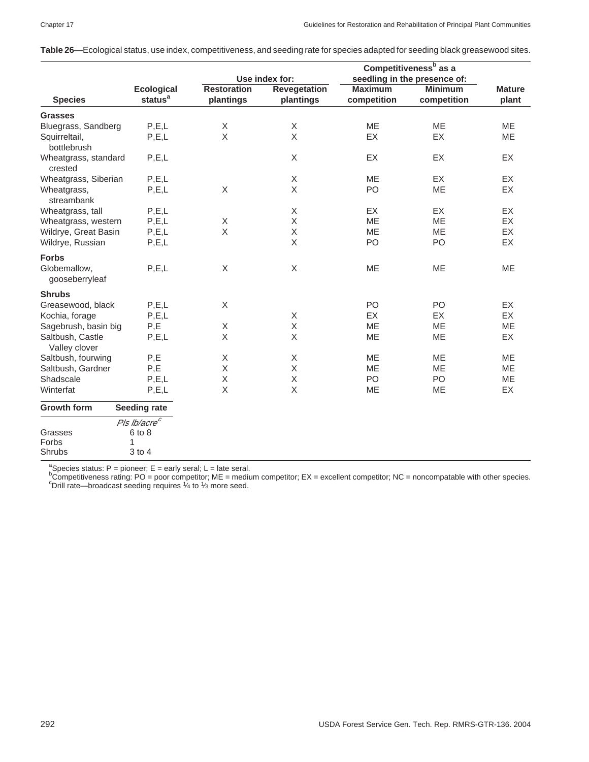**Table 26**—Ecological status, use index, competitiveness, and seeding rate for species adapted for seeding black greasewood sites.

| Species | Ecological status[a] | Use index for: | | Competitiveness[b] as a seedling in the presence of: | | Mature plant |
|---|---|---|---|---|---|---|
| | | Restoration plantings | Revegetation plantings | Maximum competition | Minimum competition | |
| **Grasses** | | | | | | |
| Bluegrass, Sandberg | P,E,L | X | X | ME | ME | ME |
| Squirreltail, bottlebrush | P,E,L | X | X | EX | EX | ME |
| Wheatgrass, standard crested | P,E,L | | X | EX | EX | EX |
| Wheatgrass, Siberian | P,E,L | | X | ME | EX | EX |
| Wheatgrass, streambank | P,E,L | X | X | PO | ME | EX |
| Wheatgrass, tall | P,E,L | | X | EX | EX | EX |
| Wheatgrass, western | P,E,L | X | X | ME | ME | EX |
| Wildrye, Great Basin | P,E,L | X | X | ME | ME | EX |
| Wildrye, Russian | P,E,L | | X | PO | PO | EX |
| **Forbs** | | | | | | |
| Globemallow, gooseberryleaf | P,E,L | X | X | ME | ME | ME |
| **Shrubs** | | | | | | |
| Greasewood, black | P,E,L | X | | PO | PO | EX |
| Kochia, forage | P,E,L | | X | EX | EX | EX |
| Sagebrush, basin big | P,E | X | X | ME | ME | ME |
| Saltbush, Castle Valley clover | P,E,L | X | X | ME | ME | EX |
| Saltbush, fourwing | P,E | X | X | ME | ME | ME |
| Saltbush, Gardner | P,E | X | X | ME | ME | ME |
| Shadscale | P,E,L | X | X | PO | PO | ME |
| Winterfat | P,E,L | X | X | ME | ME | EX |

| Growth form | Seeding rate |
|---|---|
| | *Pls lb/acre*[c] |
| Grasses | 6 to 8 |
| Forbs | 1 |
| Shrubs | 3 to 4 |

[a]Species status: P = pioneer; E = early seral; L = late seral.
[b]Competitiveness rating: PO = poor competitor; ME = medium competitor; EX = excellent competitor; NC = noncompatable with other species.
[c]Drill rate—broadcast seeding requires ¼ to ⅓ more seed.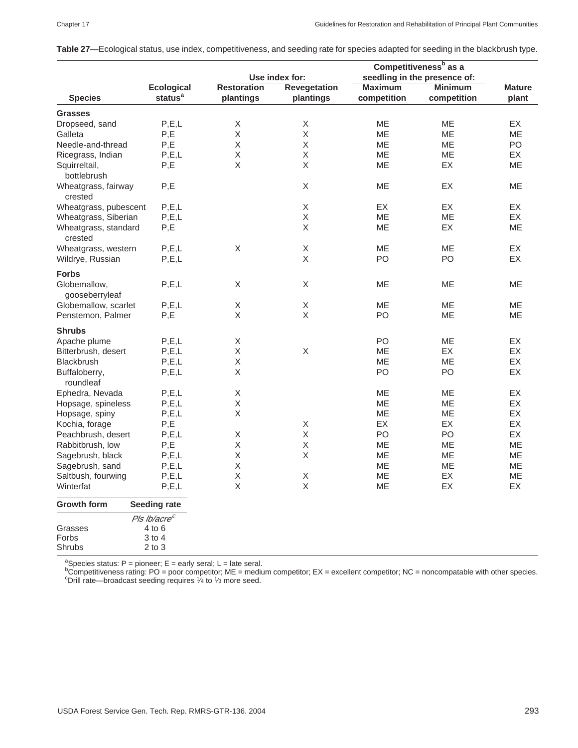**Table 27**—Ecological status, use index, competitiveness, and seeding rate for species adapted for seeding in the blackbrush type.

| Species | Ecological status[a] | Use index for: Restoration plantings | Use index for: Revegetation plantings | Competitiveness[b] as a seedling in the presence of: Maximum competition | Competitiveness[b] as a seedling in the presence of: Minimum competition | Mature plant |
|---|---|---|---|---|---|---|
| **Grasses** | | | | | | |
| Dropseed, sand | P,E,L | X | X | ME | ME | EX |
| Galleta | P,E | X | X | ME | ME | ME |
| Needle-and-thread | P,E | X | X | ME | ME | PO |
| Ricegrass, Indian | P,E,L | X | X | ME | ME | EX |
| Squirreltail, bottlebrush | P,E | X | X | ME | EX | ME |
| Wheatgrass, fairway crested | P,E | | X | ME | EX | ME |
| Wheatgrass, pubescent | P,E,L | | X | EX | EX | EX |
| Wheatgrass, Siberian | P,E,L | | X | ME | ME | EX |
| Wheatgrass, standard crested | P,E | | X | ME | EX | ME |
| Wheatgrass, western | P,E,L | X | X | ME | ME | EX |
| Wildrye, Russian | P,E,L | | X | PO | PO | EX |
| **Forbs** | | | | | | |
| Globemallow, gooseberryleaf | P,E,L | X | X | ME | ME | ME |
| Globemallow, scarlet | P,E,L | X | X | ME | ME | ME |
| Penstemon, Palmer | P,E | X | X | PO | ME | ME |
| **Shrubs** | | | | | | |
| Apache plume | P,E,L | X | | PO | ME | EX |
| Bitterbrush, desert | P,E,L | X | X | ME | EX | EX |
| Blackbrush | P,E,L | X | | ME | ME | EX |
| Buffaloberry, roundleaf | P,E,L | X | | PO | PO | EX |
| Ephedra, Nevada | P,E,L | X | | ME | ME | EX |
| Hopsage, spineless | P,E,L | X | | ME | ME | EX |
| Hopsage, spiny | P,E,L | X | | ME | ME | EX |
| Kochia, forage | P,E | | X | EX | EX | EX |
| Peachbrush, desert | P,E,L | X | X | PO | PO | EX |
| Rabbitbrush, low | P,E | X | X | ME | ME | ME |
| Sagebrush, black | P,E,L | X | X | ME | ME | ME |
| Sagebrush, sand | P,E,L | X | | ME | ME | ME |
| Saltbush, fourwing | P,E,L | X | X | ME | EX | ME |
| Winterfat | P,E,L | X | X | ME | EX | EX |

| Growth form | Seeding rate |
|---|---|
| | *Pls lb/acre*[c] |
| Grasses | 4 to 6 |
| Forbs | 3 to 4 |
| Shrubs | 2 to 3 |

[a]Species status: P = pioneer; E = early seral; L = late seral.
[b]Competitiveness rating: PO = poor competitor; ME = medium competitor; EX = excellent competitor; NC = noncompatable with other species.
[c]Drill rate—broadcast seeding requires ¼ to ⅓ more seed.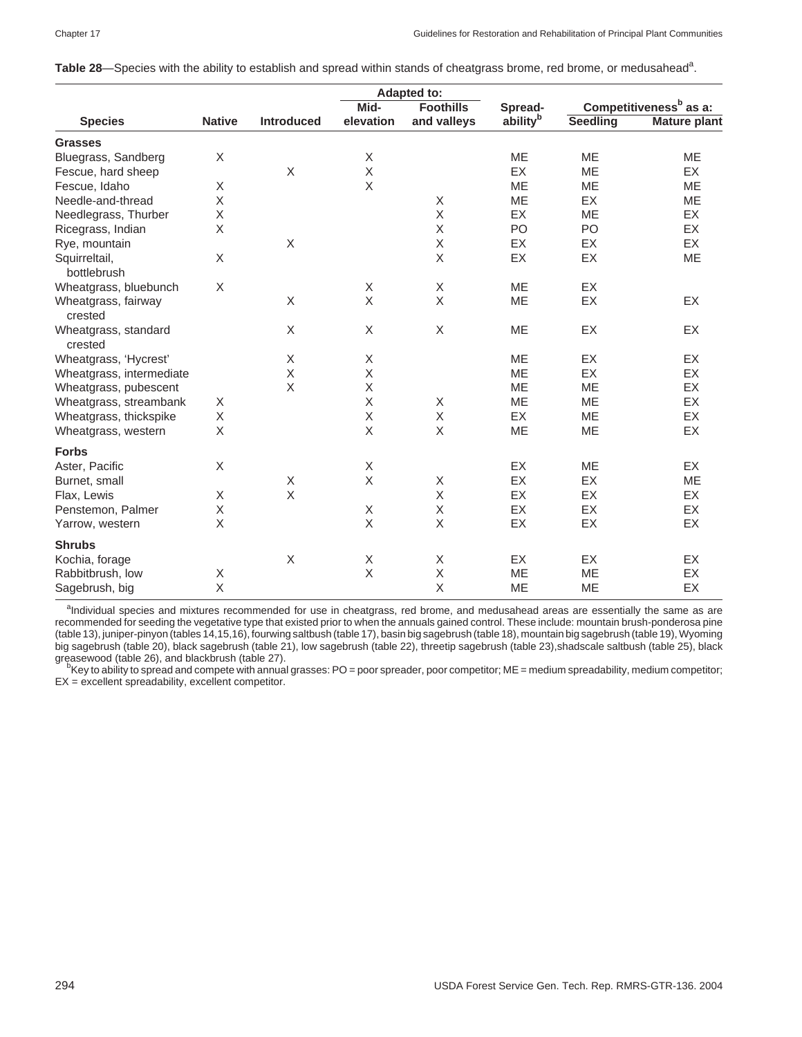**Table 28**—Species with the ability to establish and spread within stands of cheatgrass brome, red brome, or medusahead[a].

| Species | Native | Introduced | Adapted to: Mid-elevation | Adapted to: Foothills and valleys | Spread-ability[b] | Competitiveness[b] as a: Seedling | Competitiveness[b] as a: Mature plant |
|---|---|---|---|---|---|---|---|
| **Grasses** | | | | | | | |
| Bluegrass, Sandberg | X | | X | | ME | ME | ME |
| Fescue, hard sheep | | X | X | | EX | ME | EX |
| Fescue, Idaho | X | | X | | ME | ME | ME |
| Needle-and-thread | X | | | X | ME | EX | ME |
| Needlegrass, Thurber | X | | | X | EX | ME | EX |
| Ricegrass, Indian | X | | | X | PO | PO | EX |
| Rye, mountain | | X | | X | EX | EX | EX |
| Squirreltail, bottlebrush | X | | | X | EX | EX | ME |
| Wheatgrass, bluebunch | X | | X | X | ME | EX | |
| Wheatgrass, fairway crested | | X | X | X | ME | EX | EX |
| Wheatgrass, standard crested | | X | X | X | ME | EX | EX |
| Wheatgrass, 'Hycrest' | | X | X | | ME | EX | EX |
| Wheatgrass, intermediate | | X | X | | ME | EX | EX |
| Wheatgrass, pubescent | | X | X | | ME | ME | EX |
| Wheatgrass, streambank | X | | X | X | ME | ME | EX |
| Wheatgrass, thickspike | X | | X | X | EX | ME | EX |
| Wheatgrass, western | X | | X | X | ME | ME | EX |
| **Forbs** | | | | | | | |
| Aster, Pacific | X | | X | | EX | ME | EX |
| Burnet, small | | X | X | X | EX | EX | ME |
| Flax, Lewis | X | X | | X | EX | EX | EX |
| Penstemon, Palmer | X | | X | X | EX | EX | EX |
| Yarrow, western | X | | X | X | EX | EX | EX |
| **Shrubs** | | | | | | | |
| Kochia, forage | | X | X | X | EX | EX | EX |
| Rabbitbrush, low | X | | X | X | ME | ME | EX |
| Sagebrush, big | X | | | X | ME | ME | EX |

[a]Individual species and mixtures recommended for use in cheatgrass, red brome, and medusahead areas are essentially the same as are recommended for seeding the vegetative type that existed prior to when the annuals gained control. These include: mountain brush-ponderosa pine (table 13), juniper-pinyon (tables 14,15,16), fourwing saltbush (table 17), basin big sagebrush (table 18), mountain big sagebrush (table 19), Wyoming big sagebrush (table 20), black sagebrush (table 21), low sagebrush (table 22), threetip sagebrush (table 23), shadscale saltbush (table 25), black greasewood (table 26), and blackbrush (table 27).

[b]Key to ability to spread and compete with annual grasses: PO = poor spreader, poor competitor; ME = medium spreadability, medium competitor; EX = excellent spreadability, excellent competitor.